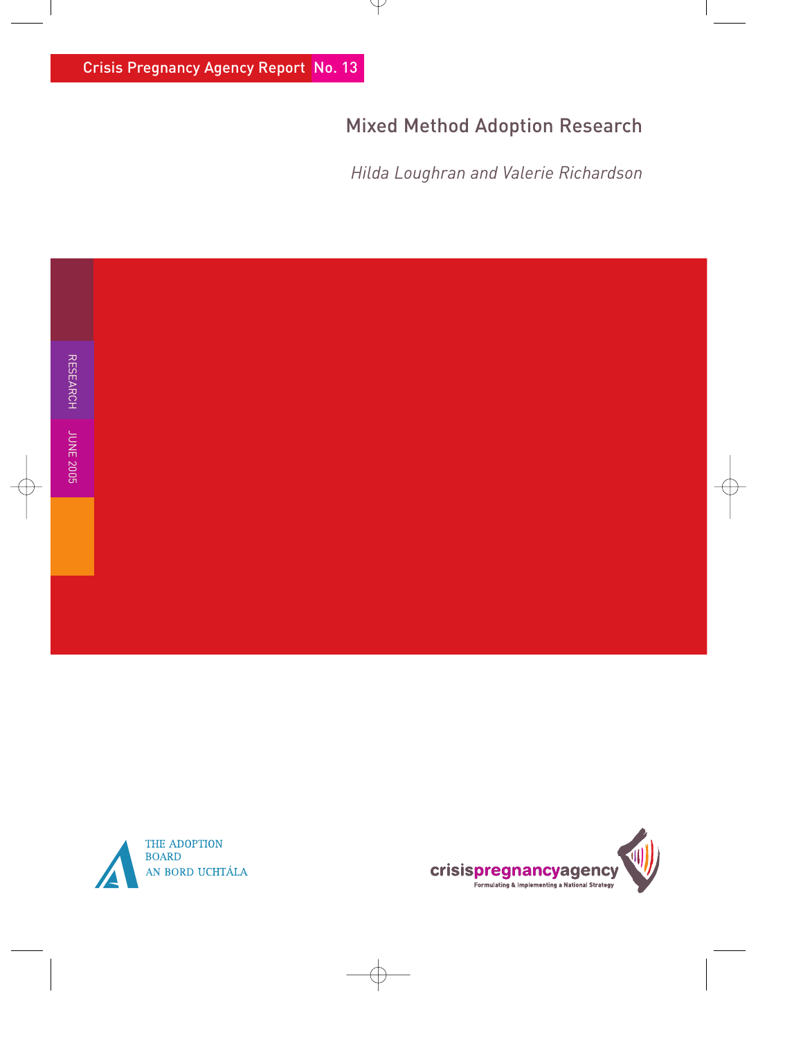Crisis Pregnancy Agency Report No. 13

# Mixed Method Adoption Research

*Hilda Loughran and Valerie Richardson*

RESEARCH

JUNE 2005

THE ADOPTION BOARD
AN BORD UCHTÁLA

crisispregnancyagency
Formulating & Implementing a National Strategy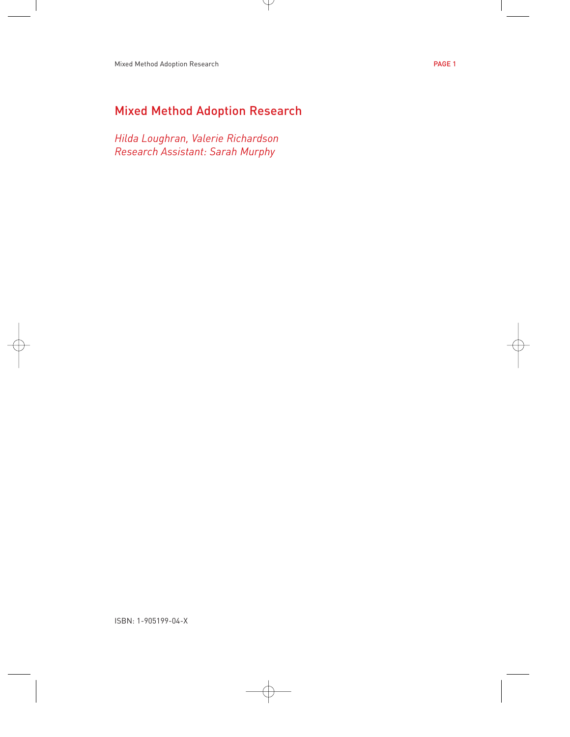# Mixed Method Adoption Research

*Hilda Loughran, Valerie Richardson*
*Research Assistant: Sarah Murphy*

ISBN: 1-905199-04-X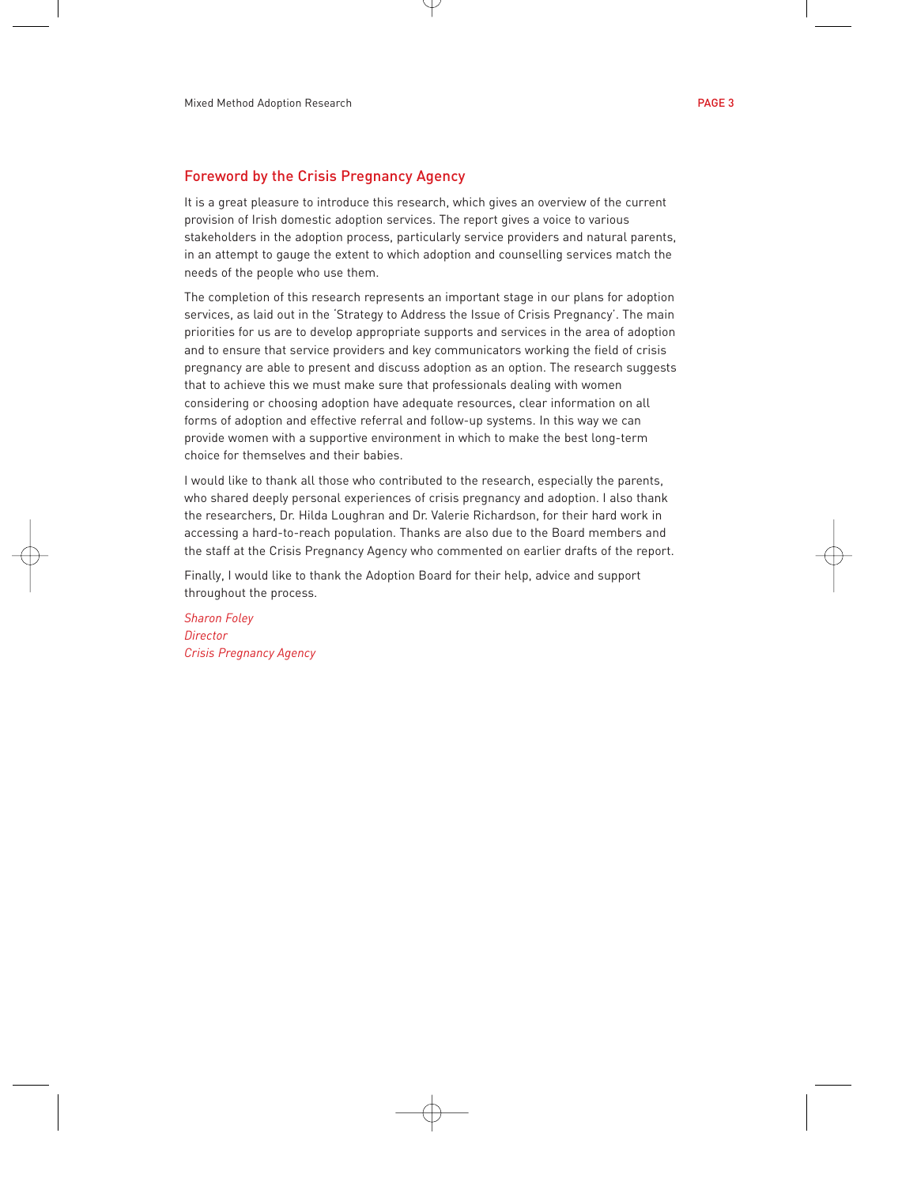## Foreword by the Crisis Pregnancy Agency

It is a great pleasure to introduce this research, which gives an overview of the current provision of Irish domestic adoption services. The report gives a voice to various stakeholders in the adoption process, particularly service providers and natural parents, in an attempt to gauge the extent to which adoption and counselling services match the needs of the people who use them.

The completion of this research represents an important stage in our plans for adoption services, as laid out in the 'Strategy to Address the Issue of Crisis Pregnancy'. The main priorities for us are to develop appropriate supports and services in the area of adoption and to ensure that service providers and key communicators working the field of crisis pregnancy are able to present and discuss adoption as an option. The research suggests that to achieve this we must make sure that professionals dealing with women considering or choosing adoption have adequate resources, clear information on all forms of adoption and effective referral and follow-up systems. In this way we can provide women with a supportive environment in which to make the best long-term choice for themselves and their babies.

I would like to thank all those who contributed to the research, especially the parents, who shared deeply personal experiences of crisis pregnancy and adoption. I also thank the researchers, Dr. Hilda Loughran and Dr. Valerie Richardson, for their hard work in accessing a hard-to-reach population. Thanks are also due to the Board members and the staff at the Crisis Pregnancy Agency who commented on earlier drafts of the report.

Finally, I would like to thank the Adoption Board for their help, advice and support throughout the process.

*Sharon Foley*
*Director*
*Crisis Pregnancy Agency*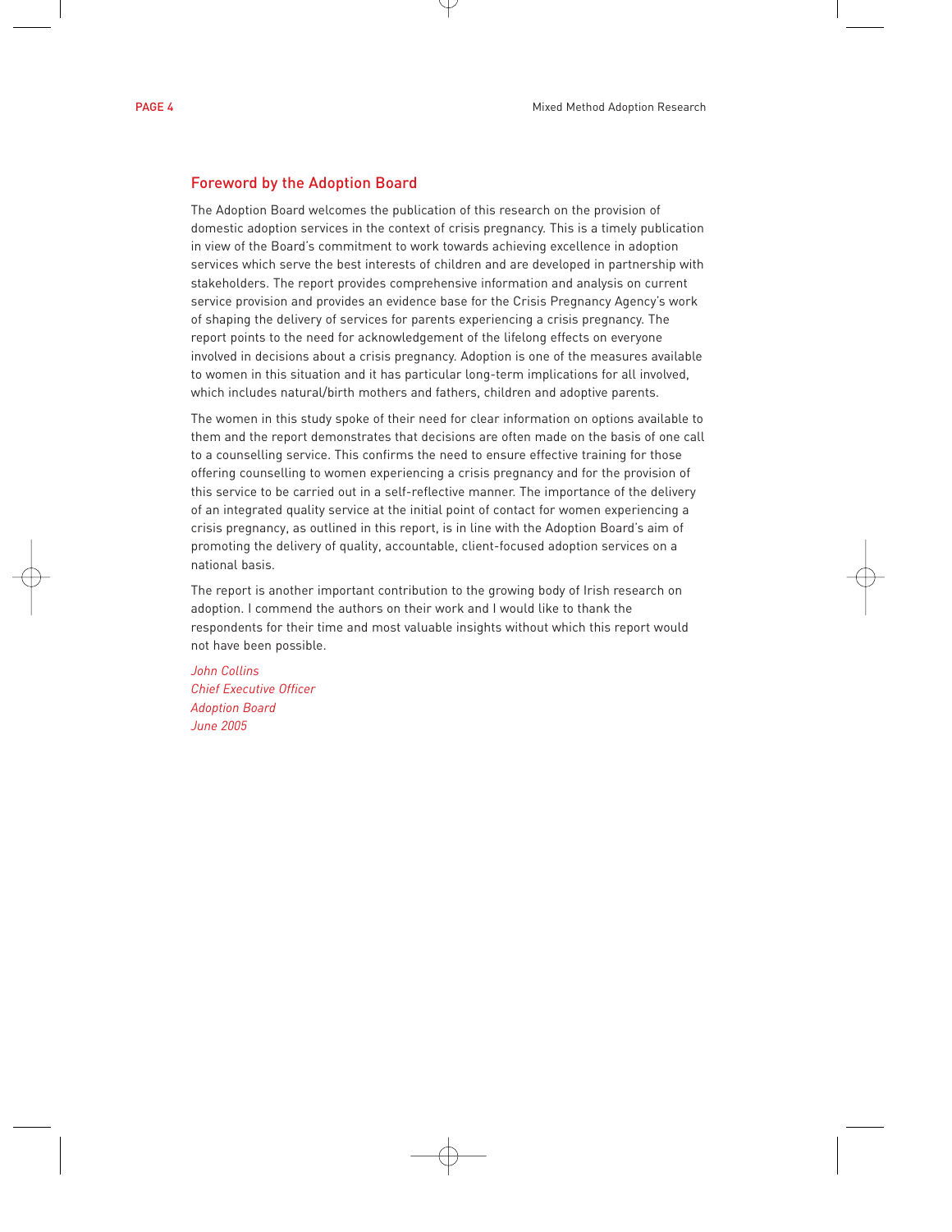## Foreword by the Adoption Board

The Adoption Board welcomes the publication of this research on the provision of domestic adoption services in the context of crisis pregnancy. This is a timely publication in view of the Board's commitment to work towards achieving excellence in adoption services which serve the best interests of children and are developed in partnership with stakeholders. The report provides comprehensive information and analysis on current service provision and provides an evidence base for the Crisis Pregnancy Agency's work of shaping the delivery of services for parents experiencing a crisis pregnancy. The report points to the need for acknowledgement of the lifelong effects on everyone involved in decisions about a crisis pregnancy. Adoption is one of the measures available to women in this situation and it has particular long-term implications for all involved, which includes natural/birth mothers and fathers, children and adoptive parents.

The women in this study spoke of their need for clear information on options available to them and the report demonstrates that decisions are often made on the basis of one call to a counselling service. This confirms the need to ensure effective training for those offering counselling to women experiencing a crisis pregnancy and for the provision of this service to be carried out in a self-reflective manner. The importance of the delivery of an integrated quality service at the initial point of contact for women experiencing a crisis pregnancy, as outlined in this report, is in line with the Adoption Board's aim of promoting the delivery of quality, accountable, client-focused adoption services on a national basis.

The report is another important contribution to the growing body of Irish research on adoption. I commend the authors on their work and I would like to thank the respondents for their time and most valuable insights without which this report would not have been possible.

*John Collins*
*Chief Executive Officer*
*Adoption Board*
*June 2005*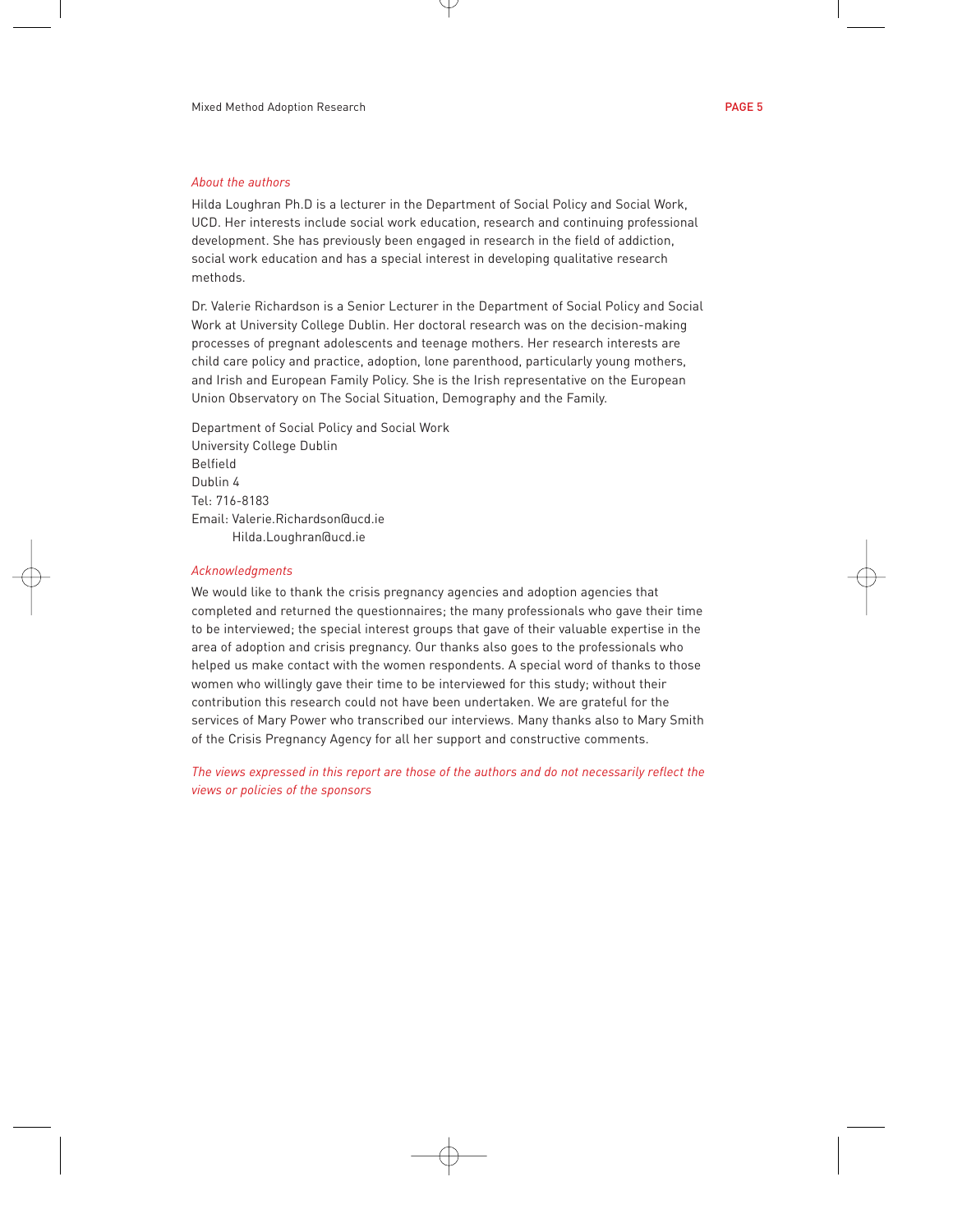*About the authors*

Hilda Loughran Ph.D is a lecturer in the Department of Social Policy and Social Work, UCD. Her interests include social work education, research and continuing professional development. She has previously been engaged in research in the field of addiction, social work education and has a special interest in developing qualitative research methods.

Dr. Valerie Richardson is a Senior Lecturer in the Department of Social Policy and Social Work at University College Dublin. Her doctoral research was on the decision-making processes of pregnant adolescents and teenage mothers. Her research interests are child care policy and practice, adoption, lone parenthood, particularly young mothers, and Irish and European Family Policy. She is the Irish representative on the European Union Observatory on The Social Situation, Demography and the Family.

Department of Social Policy and Social Work
University College Dublin
Belfield
Dublin 4
Tel: 716-8183
Email: Valerie.Richardson@ucd.ie
Hilda.Loughran@ucd.ie

*Acknowledgments*

We would like to thank the crisis pregnancy agencies and adoption agencies that completed and returned the questionnaires; the many professionals who gave their time to be interviewed; the special interest groups that gave of their valuable expertise in the area of adoption and crisis pregnancy. Our thanks also goes to the professionals who helped us make contact with the women respondents. A special word of thanks to those women who willingly gave their time to be interviewed for this study; without their contribution this research could not have been undertaken. We are grateful for the services of Mary Power who transcribed our interviews. Many thanks also to Mary Smith of the Crisis Pregnancy Agency for all her support and constructive comments.

*The views expressed in this report are those of the authors and do not necessarily reflect the views or policies of the sponsors*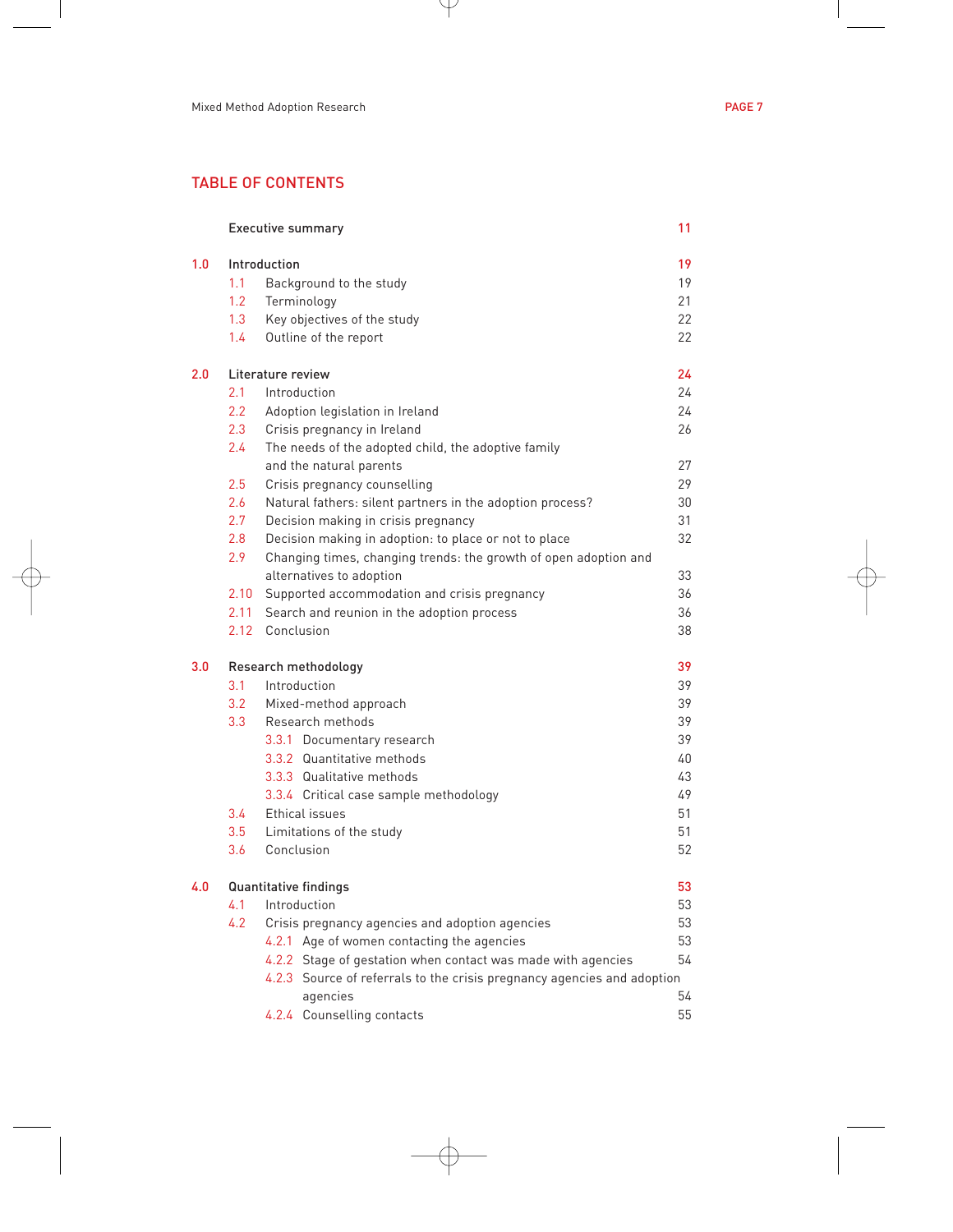## TABLE OF CONTENTS

| | | | |
|---|---|---|---|
| | **Executive summary** | | **11** |
| **1.0** | **Introduction** | | **19** |
| | 1.1 | Background to the study | 19 |
| | 1.2 | Terminology | 21 |
| | 1.3 | Key objectives of the study | 22 |
| | 1.4 | Outline of the report | 22 |
| **2.0** | **Literature review** | | **24** |
| | 2.1 | Introduction | 24 |
| | 2.2 | Adoption legislation in Ireland | 24 |
| | 2.3 | Crisis pregnancy in Ireland | 26 |
| | 2.4 | The needs of the adopted child, the adoptive family and the natural parents | 27 |
| | 2.5 | Crisis pregnancy counselling | 29 |
| | 2.6 | Natural fathers: silent partners in the adoption process? | 30 |
| | 2.7 | Decision making in crisis pregnancy | 31 |
| | 2.8 | Decision making in adoption: to place or not to place | 32 |
| | 2.9 | Changing times, changing trends: the growth of open adoption and alternatives to adoption | 33 |
| | 2.10 | Supported accommodation and crisis pregnancy | 36 |
| | 2.11 | Search and reunion in the adoption process | 36 |
| | 2.12 | Conclusion | 38 |
| **3.0** | **Research methodology** | | **39** |
| | 3.1 | Introduction | 39 |
| | 3.2 | Mixed-method approach | 39 |
| | 3.3 | Research methods | 39 |
| | | 3.3.1 Documentary research | 39 |
| | | 3.3.2 Quantitative methods | 40 |
| | | 3.3.3 Qualitative methods | 43 |
| | | 3.3.4 Critical case sample methodology | 49 |
| | 3.4 | Ethical issues | 51 |
| | 3.5 | Limitations of the study | 51 |
| | 3.6 | Conclusion | 52 |
| **4.0** | **Quantitative findings** | | **53** |
| | 4.1 | Introduction | 53 |
| | 4.2 | Crisis pregnancy agencies and adoption agencies | 53 |
| | | 4.2.1 Age of women contacting the agencies | 53 |
| | | 4.2.2 Stage of gestation when contact was made with agencies | 54 |
| | | 4.2.3 Source of referrals to the crisis pregnancy agencies and adoption agencies | 54 |
| | | 4.2.4 Counselling contacts | 55 |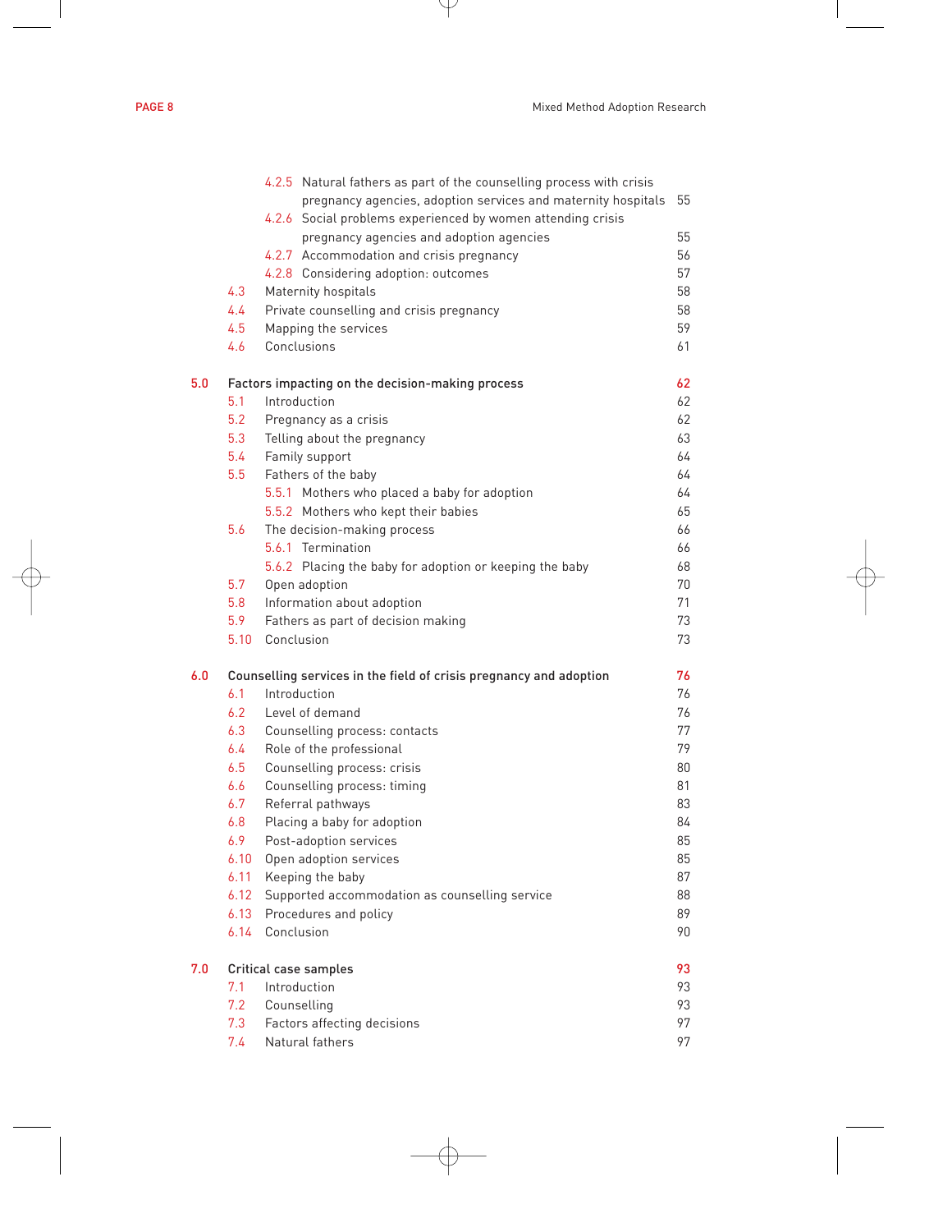| | | |
|---|---|---|
| | 4.2.5 Natural fathers as part of the counselling process with crisis pregnancy agencies, adoption services and maternity hospitals | 55 |
| | 4.2.6 Social problems experienced by women attending crisis pregnancy agencies and adoption agencies | 55 |
| | 4.2.7 Accommodation and crisis pregnancy | 56 |
| | 4.2.8 Considering adoption: outcomes | 57 |
| 4.3 | Maternity hospitals | 58 |
| 4.4 | Private counselling and crisis pregnancy | 58 |
| 4.5 | Mapping the services | 59 |
| 4.6 | Conclusions | 61 |
| **5.0** | **Factors impacting on the decision-making process** | **62** |
| 5.1 | Introduction | 62 |
| 5.2 | Pregnancy as a crisis | 62 |
| 5.3 | Telling about the pregnancy | 63 |
| 5.4 | Family support | 64 |
| 5.5 | Fathers of the baby | 64 |
| | 5.5.1 Mothers who placed a baby for adoption | 64 |
| | 5.5.2 Mothers who kept their babies | 65 |
| 5.6 | The decision-making process | 66 |
| | 5.6.1 Termination | 66 |
| | 5.6.2 Placing the baby for adoption or keeping the baby | 68 |
| 5.7 | Open adoption | 70 |
| 5.8 | Information about adoption | 71 |
| 5.9 | Fathers as part of decision making | 73 |
| 5.10 | Conclusion | 73 |
| **6.0** | **Counselling services in the field of crisis pregnancy and adoption** | **76** |
| 6.1 | Introduction | 76 |
| 6.2 | Level of demand | 76 |
| 6.3 | Counselling process: contacts | 77 |
| 6.4 | Role of the professional | 79 |
| 6.5 | Counselling process: crisis | 80 |
| 6.6 | Counselling process: timing | 81 |
| 6.7 | Referral pathways | 83 |
| 6.8 | Placing a baby for adoption | 84 |
| 6.9 | Post-adoption services | 85 |
| 6.10 | Open adoption services | 85 |
| 6.11 | Keeping the baby | 87 |
| 6.12 | Supported accommodation as counselling service | 88 |
| 6.13 | Procedures and policy | 89 |
| 6.14 | Conclusion | 90 |
| **7.0** | **Critical case samples** | **93** |
| 7.1 | Introduction | 93 |
| 7.2 | Counselling | 93 |
| 7.3 | Factors affecting decisions | 97 |
| 7.4 | Natural fathers | 97 |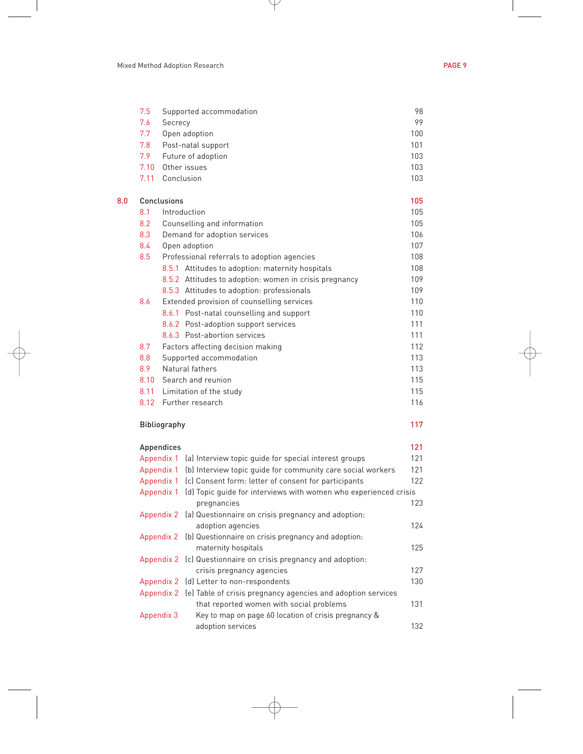| | | |
|---|---|---|
| 7.5 | Supported accommodation | 98 |
| 7.6 | Secrecy | 99 |
| 7.7 | Open adoption | 100 |
| 7.8 | Post-natal support | 101 |
| 7.9 | Future of adoption | 103 |
| 7.10 | Other issues | 103 |
| 7.11 | Conclusion | 103 |
| **8.0** | **Conclusions** | **105** |
| 8.1 | Introduction | 105 |
| 8.2 | Counselling and information | 105 |
| 8.3 | Demand for adoption services | 106 |
| 8.4 | Open adoption | 107 |
| 8.5 | Professional referrals to adoption agencies | 108 |
| 8.5.1 | Attitudes to adoption: maternity hospitals | 108 |
| 8.5.2 | Attitudes to adoption: women in crisis pregnancy | 109 |
| 8.5.3 | Attitudes to adoption: professionals | 109 |
| 8.6 | Extended provision of counselling services | 110 |
| 8.6.1 | Post-natal counselling and support | 110 |
| 8.6.2 | Post-adoption support services | 111 |
| 8.6.3 | Post-abortion services | 111 |
| 8.7 | Factors affecting decision making | 112 |
| 8.8 | Supported accommodation | 113 |
| 8.9 | Natural fathers | 113 |
| 8.10 | Search and reunion | 115 |
| 8.11 | Limitation of the study | 115 |
| 8.12 | Further research | 116 |
| | **Bibliography** | **117** |
| | **Appendices** | **121** |
| Appendix 1 | (a) Interview topic guide for special interest groups | 121 |
| Appendix 1 | (b) Interview topic guide for community care social workers | 121 |
| Appendix 1 | (c) Consent form: letter of consent for participants | 122 |
| Appendix 1 | (d) Topic guide for interviews with women who experienced crisis pregnancies | 123 |
| Appendix 2 | (a) Questionnaire on crisis pregnancy and adoption: adoption agencies | 124 |
| Appendix 2 | (b) Questionnaire on crisis pregnancy and adoption: maternity hospitals | 125 |
| Appendix 2 | (c) Questionnaire on crisis pregnancy and adoption: crisis pregnancy agencies | 127 |
| Appendix 2 | (d) Letter to non-respondents | 130 |
| Appendix 2 | (e) Table of crisis pregnancy agencies and adoption services that reported women with social problems | 131 |
| Appendix 3 | Key to map on page 60 location of crisis pregnancy & adoption services | 132 |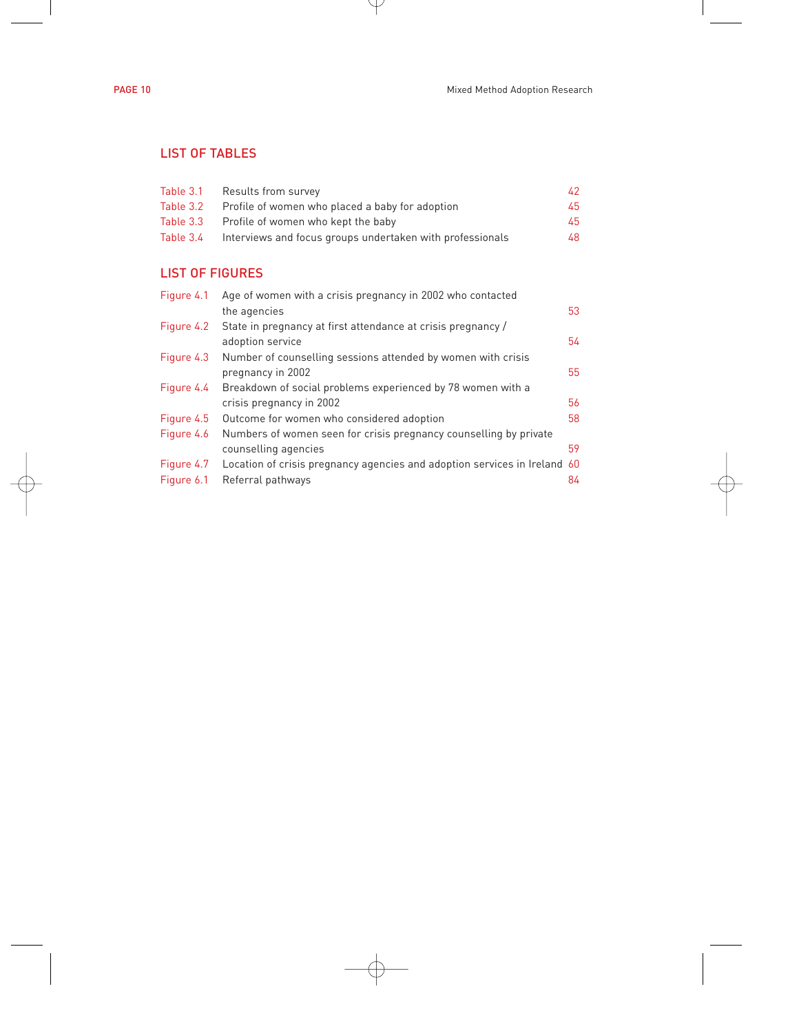## LIST OF TABLES

| | | |
|---|---|---|
| Table 3.1 | Results from survey | 42 |
| Table 3.2 | Profile of women who placed a baby for adoption | 45 |
| Table 3.3 | Profile of women who kept the baby | 45 |
| Table 3.4 | Interviews and focus groups undertaken with professionals | 48 |

## LIST OF FIGURES

| | | |
|---|---|---|
| Figure 4.1 | Age of women with a crisis pregnancy in 2002 who contacted the agencies | 53 |
| Figure 4.2 | State in pregnancy at first attendance at crisis pregnancy / adoption service | 54 |
| Figure 4.3 | Number of counselling sessions attended by women with crisis pregnancy in 2002 | 55 |
| Figure 4.4 | Breakdown of social problems experienced by 78 women with a crisis pregnancy in 2002 | 56 |
| Figure 4.5 | Outcome for women who considered adoption | 58 |
| Figure 4.6 | Numbers of women seen for crisis pregnancy counselling by private counselling agencies | 59 |
| Figure 4.7 | Location of crisis pregnancy agencies and adoption services in Ireland | 60 |
| Figure 6.1 | Referral pathways | 84 |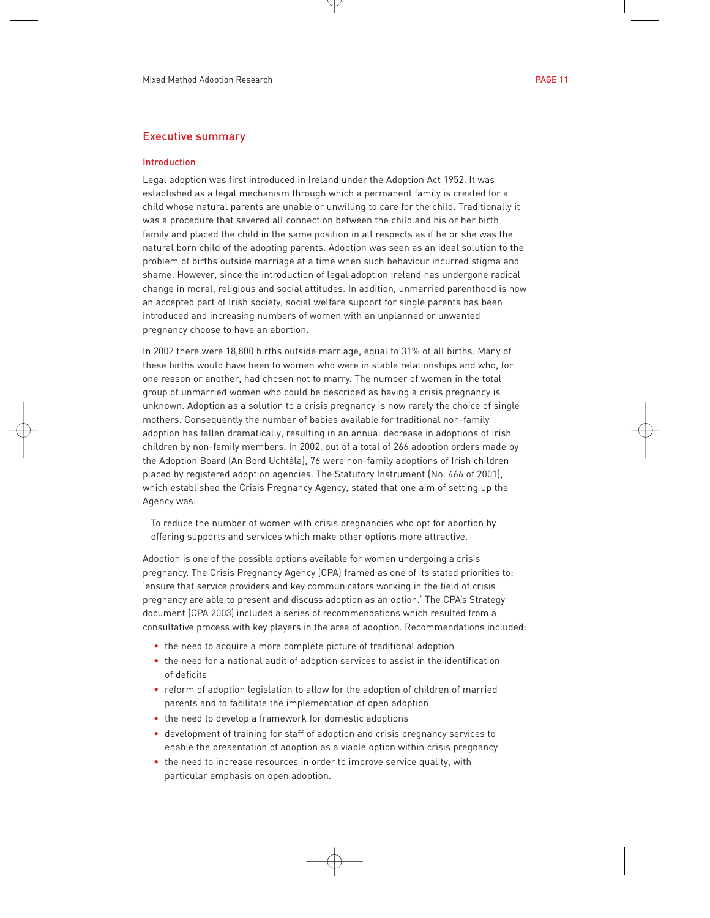## Executive summary

### Introduction

Legal adoption was first introduced in Ireland under the Adoption Act 1952. It was established as a legal mechanism through which a permanent family is created for a child whose natural parents are unable or unwilling to care for the child. Traditionally it was a procedure that severed all connection between the child and his or her birth family and placed the child in the same position in all respects as if he or she was the natural born child of the adopting parents. Adoption was seen as an ideal solution to the problem of births outside marriage at a time when such behaviour incurred stigma and shame. However, since the introduction of legal adoption Ireland has undergone radical change in moral, religious and social attitudes. In addition, unmarried parenthood is now an accepted part of Irish society, social welfare support for single parents has been introduced and increasing numbers of women with an unplanned or unwanted pregnancy choose to have an abortion.

In 2002 there were 18,800 births outside marriage, equal to 31% of all births. Many of these births would have been to women who were in stable relationships and who, for one reason or another, had chosen not to marry. The number of women in the total group of unmarried women who could be described as having a crisis pregnancy is unknown. Adoption as a solution to a crisis pregnancy is now rarely the choice of single mothers. Consequently the number of babies available for traditional non-family adoption has fallen dramatically, resulting in an annual decrease in adoptions of Irish children by non-family members. In 2002, out of a total of 266 adoption orders made by the Adoption Board (An Bord Uchtála), 76 were non-family adoptions of Irish children placed by registered adoption agencies. The Statutory Instrument (No. 466 of 2001), which established the Crisis Pregnancy Agency, stated that one aim of setting up the Agency was:

> To reduce the number of women with crisis pregnancies who opt for abortion by offering supports and services which make other options more attractive.

Adoption is one of the possible options available for women undergoing a crisis pregnancy. The Crisis Pregnancy Agency (CPA) framed as one of its stated priorities to: 'ensure that service providers and key communicators working in the field of crisis pregnancy are able to present and discuss adoption as an option.' The CPA's Strategy document (CPA 2003) included a series of recommendations which resulted from a consultative process with key players in the area of adoption. Recommendations included:

- the need to acquire a more complete picture of traditional adoption
- the need for a national audit of adoption services to assist in the identification of deficits
- reform of adoption legislation to allow for the adoption of children of married parents and to facilitate the implementation of open adoption
- the need to develop a framework for domestic adoptions
- development of training for staff of adoption and crisis pregnancy services to enable the presentation of adoption as a viable option within crisis pregnancy
- the need to increase resources in order to improve service quality, with particular emphasis on open adoption.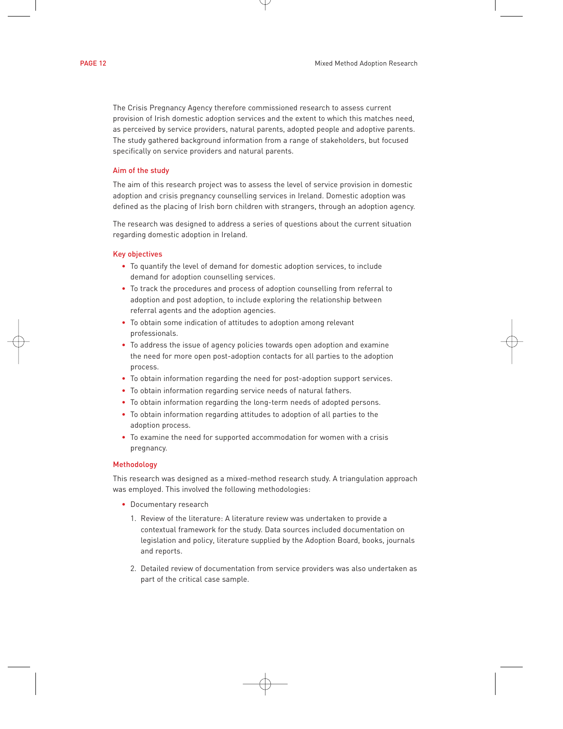The Crisis Pregnancy Agency therefore commissioned research to assess current provision of Irish domestic adoption services and the extent to which this matches need, as perceived by service providers, natural parents, adopted people and adoptive parents. The study gathered background information from a range of stakeholders, but focused specifically on service providers and natural parents.

### Aim of the study

The aim of this research project was to assess the level of service provision in domestic adoption and crisis pregnancy counselling services in Ireland. Domestic adoption was defined as the placing of Irish born children with strangers, through an adoption agency.

The research was designed to address a series of questions about the current situation regarding domestic adoption in Ireland.

### Key objectives

- To quantify the level of demand for domestic adoption services, to include demand for adoption counselling services.
- To track the procedures and process of adoption counselling from referral to adoption and post adoption, to include exploring the relationship between referral agents and the adoption agencies.
- To obtain some indication of attitudes to adoption among relevant professionals.
- To address the issue of agency policies towards open adoption and examine the need for more open post-adoption contacts for all parties to the adoption process.
- To obtain information regarding the need for post-adoption support services.
- To obtain information regarding service needs of natural fathers.
- To obtain information regarding the long-term needs of adopted persons.
- To obtain information regarding attitudes to adoption of all parties to the adoption process.
- To examine the need for supported accommodation for women with a crisis pregnancy.

### Methodology

This research was designed as a mixed-method research study. A triangulation approach was employed. This involved the following methodologies:

- Documentary research
  1. Review of the literature: A literature review was undertaken to provide a contextual framework for the study. Data sources included documentation on legislation and policy, literature supplied by the Adoption Board, books, journals and reports.
  2. Detailed review of documentation from service providers was also undertaken as part of the critical case sample.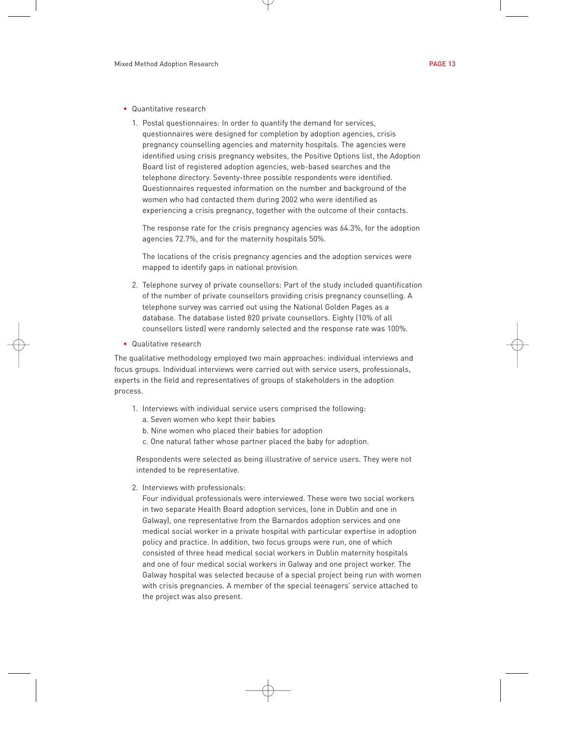- Quantitative research

  1. Postal questionnaires: In order to quantify the demand for services, questionnaires were designed for completion by adoption agencies, crisis pregnancy counselling agencies and maternity hospitals. The agencies were identified using crisis pregnancy websites, the Positive Options list, the Adoption Board list of registered adoption agencies, web-based searches and the telephone directory. Seventy-three possible respondents were identified. Questionnaires requested information on the number and background of the women who had contacted them during 2002 who were identified as experiencing a crisis pregnancy, together with the outcome of their contacts.

     The response rate for the crisis pregnancy agencies was 64.3%, for the adoption agencies 72.7%, and for the maternity hospitals 50%.

     The locations of the crisis pregnancy agencies and the adoption services were mapped to identify gaps in national provision.

  2. Telephone survey of private counsellors: Part of the study included quantification of the number of private counsellors providing crisis pregnancy counselling. A telephone survey was carried out using the National Golden Pages as a database. The database listed 820 private counsellors. Eighty (10% of all counsellors listed) were randomly selected and the response rate was 100%.

- Qualitative research

The qualitative methodology employed two main approaches: individual interviews and focus groups. Individual interviews were carried out with service users, professionals, experts in the field and representatives of groups of stakeholders in the adoption process.

1. Interviews with individual service users comprised the following:
   a. Seven women who kept their babies
   b. Nine women who placed their babies for adoption
   c. One natural father whose partner placed the baby for adoption.

   Respondents were selected as being illustrative of service users. They were not intended to be representative.

2. Interviews with professionals:
   Four individual professionals were interviewed. These were two social workers in two separate Health Board adoption services, (one in Dublin and one in Galway), one representative from the Barnardos adoption services and one medical social worker in a private hospital with particular expertise in adoption policy and practice. In addition, two focus groups were run, one of which consisted of three head medical social workers in Dublin maternity hospitals and one of four medical social workers in Galway and one project worker. The Galway hospital was selected because of a special project being run with women with crisis pregnancies. A member of the special teenagers' service attached to the project was also present.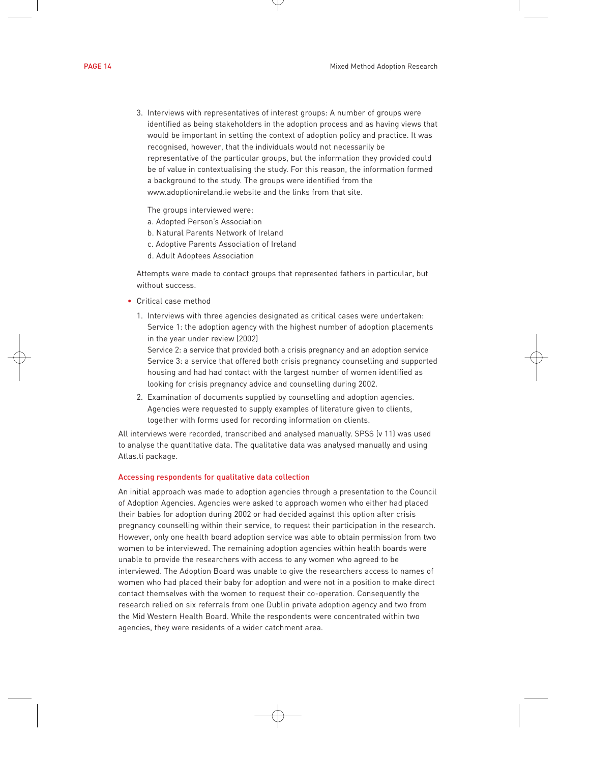3. Interviews with representatives of interest groups: A number of groups were identified as being stakeholders in the adoption process and as having views that would be important in setting the context of adoption policy and practice. It was recognised, however, that the individuals would not necessarily be representative of the particular groups, but the information they provided could be of value in contextualising the study. For this reason, the information formed a background to the study. The groups were identified from the www.adoptionireland.ie website and the links from that site.

   The groups interviewed were:
   a. Adopted Person's Association
   b. Natural Parents Network of Ireland
   c. Adoptive Parents Association of Ireland
   d. Adult Adoptees Association

   Attempts were made to contact groups that represented fathers in particular, but without success.

- Critical case method

  1. Interviews with three agencies designated as critical cases were undertaken:
     Service 1: the adoption agency with the highest number of adoption placements in the year under review (2002)
     Service 2: a service that provided both a crisis pregnancy and an adoption service
     Service 3: a service that offered both crisis pregnancy counselling and supported housing and had had contact with the largest number of women identified as looking for crisis pregnancy advice and counselling during 2002.
  2. Examination of documents supplied by counselling and adoption agencies. Agencies were requested to supply examples of literature given to clients, together with forms used for recording information on clients.

All interviews were recorded, transcribed and analysed manually. SPSS (v 11) was used to analyse the quantitative data. The qualitative data was analysed manually and using Atlas.ti package.

### Accessing respondents for qualitative data collection

An initial approach was made to adoption agencies through a presentation to the Council of Adoption Agencies. Agencies were asked to approach women who either had placed their babies for adoption during 2002 or had decided against this option after crisis pregnancy counselling within their service, to request their participation in the research. However, only one health board adoption service was able to obtain permission from two women to be interviewed. The remaining adoption agencies within health boards were unable to provide the researchers with access to any women who agreed to be interviewed. The Adoption Board was unable to give the researchers access to names of women who had placed their baby for adoption and were not in a position to make direct contact themselves with the women to request their co-operation. Consequently the research relied on six referrals from one Dublin private adoption agency and two from the Mid Western Health Board. While the respondents were concentrated within two agencies, they were residents of a wider catchment area.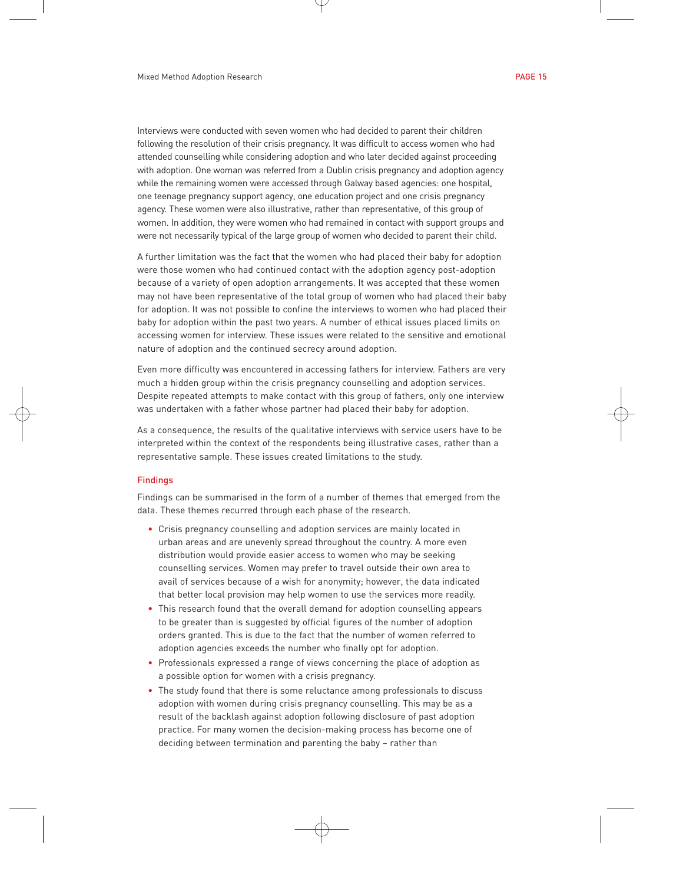Interviews were conducted with seven women who had decided to parent their children following the resolution of their crisis pregnancy. It was difficult to access women who had attended counselling while considering adoption and who later decided against proceeding with adoption. One woman was referred from a Dublin crisis pregnancy and adoption agency while the remaining women were accessed through Galway based agencies: one hospital, one teenage pregnancy support agency, one education project and one crisis pregnancy agency. These women were also illustrative, rather than representative, of this group of women. In addition, they were women who had remained in contact with support groups and were not necessarily typical of the large group of women who decided to parent their child.

A further limitation was the fact that the women who had placed their baby for adoption were those women who had continued contact with the adoption agency post-adoption because of a variety of open adoption arrangements. It was accepted that these women may not have been representative of the total group of women who had placed their baby for adoption. It was not possible to confine the interviews to women who had placed their baby for adoption within the past two years. A number of ethical issues placed limits on accessing women for interview. These issues were related to the sensitive and emotional nature of adoption and the continued secrecy around adoption.

Even more difficulty was encountered in accessing fathers for interview. Fathers are very much a hidden group within the crisis pregnancy counselling and adoption services. Despite repeated attempts to make contact with this group of fathers, only one interview was undertaken with a father whose partner had placed their baby for adoption.

As a consequence, the results of the qualitative interviews with service users have to be interpreted within the context of the respondents being illustrative cases, rather than a representative sample. These issues created limitations to the study.

### Findings

Findings can be summarised in the form of a number of themes that emerged from the data. These themes recurred through each phase of the research.

- Crisis pregnancy counselling and adoption services are mainly located in urban areas and are unevenly spread throughout the country. A more even distribution would provide easier access to women who may be seeking counselling services. Women may prefer to travel outside their own area to avail of services because of a wish for anonymity; however, the data indicated that better local provision may help women to use the services more readily.
- This research found that the overall demand for adoption counselling appears to be greater than is suggested by official figures of the number of adoption orders granted. This is due to the fact that the number of women referred to adoption agencies exceeds the number who finally opt for adoption.
- Professionals expressed a range of views concerning the place of adoption as a possible option for women with a crisis pregnancy.
- The study found that there is some reluctance among professionals to discuss adoption with women during crisis pregnancy counselling. This may be as a result of the backlash against adoption following disclosure of past adoption practice. For many women the decision-making process has become one of deciding between termination and parenting the baby – rather than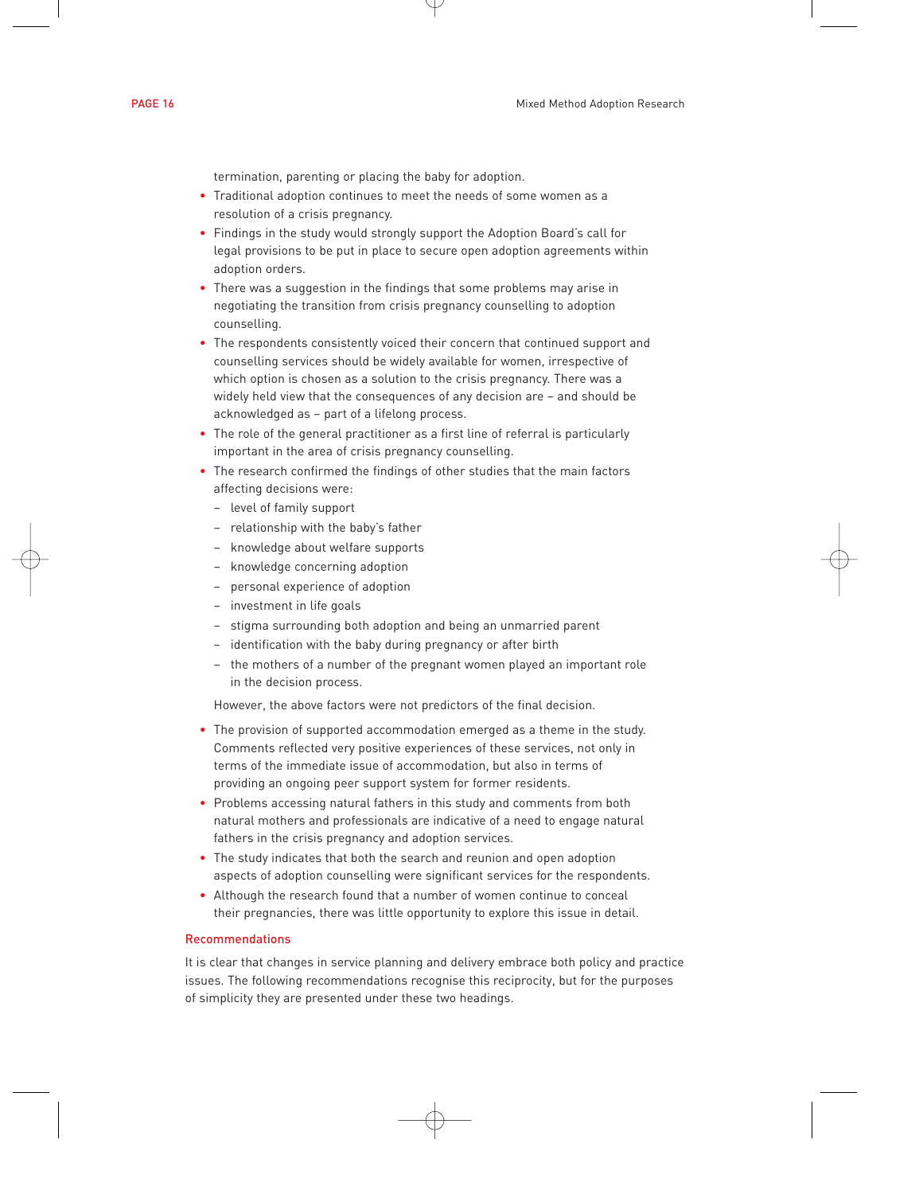termination, parenting or placing the baby for adoption.

- Traditional adoption continues to meet the needs of some women as a resolution of a crisis pregnancy.
- Findings in the study would strongly support the Adoption Board's call for legal provisions to be put in place to secure open adoption agreements within adoption orders.
- There was a suggestion in the findings that some problems may arise in negotiating the transition from crisis pregnancy counselling to adoption counselling.
- The respondents consistently voiced their concern that continued support and counselling services should be widely available for women, irrespective of which option is chosen as a solution to the crisis pregnancy. There was a widely held view that the consequences of any decision are – and should be acknowledged as – part of a lifelong process.
- The role of the general practitioner as a first line of referral is particularly important in the area of crisis pregnancy counselling.
- The research confirmed the findings of other studies that the main factors affecting decisions were:
  - level of family support
  - relationship with the baby's father
  - knowledge about welfare supports
  - knowledge concerning adoption
  - personal experience of adoption
  - investment in life goals
  - stigma surrounding both adoption and being an unmarried parent
  - identification with the baby during pregnancy or after birth
  - the mothers of a number of the pregnant women played an important role in the decision process.

  However, the above factors were not predictors of the final decision.

- The provision of supported accommodation emerged as a theme in the study. Comments reflected very positive experiences of these services, not only in terms of the immediate issue of accommodation, but also in terms of providing an ongoing peer support system for former residents.
- Problems accessing natural fathers in this study and comments from both natural mothers and professionals are indicative of a need to engage natural fathers in the crisis pregnancy and adoption services.
- The study indicates that both the search and reunion and open adoption aspects of adoption counselling were significant services for the respondents.
- Although the research found that a number of women continue to conceal their pregnancies, there was little opportunity to explore this issue in detail.

## Recommendations

It is clear that changes in service planning and delivery embrace both policy and practice issues. The following recommendations recognise this reciprocity, but for the purposes of simplicity they are presented under these two headings.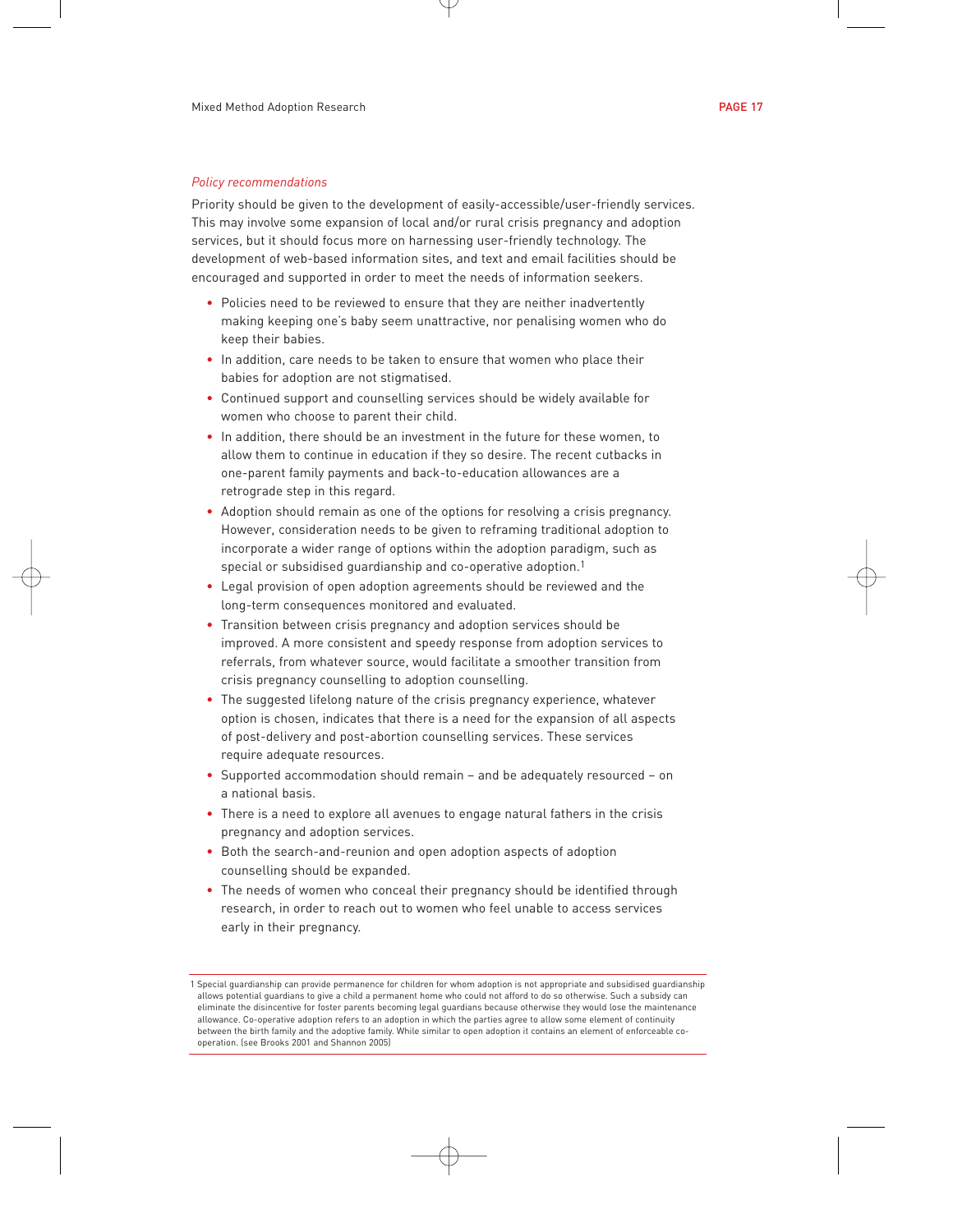*Policy recommendations*

Priority should be given to the development of easily-accessible/user-friendly services. This may involve some expansion of local and/or rural crisis pregnancy and adoption services, but it should focus more on harnessing user-friendly technology. The development of web-based information sites, and text and email facilities should be encouraged and supported in order to meet the needs of information seekers.

- Policies need to be reviewed to ensure that they are neither inadvertently making keeping one's baby seem unattractive, nor penalising women who do keep their babies.
- In addition, care needs to be taken to ensure that women who place their babies for adoption are not stigmatised.
- Continued support and counselling services should be widely available for women who choose to parent their child.
- In addition, there should be an investment in the future for these women, to allow them to continue in education if they so desire. The recent cutbacks in one-parent family payments and back-to-education allowances are a retrograde step in this regard.
- Adoption should remain as one of the options for resolving a crisis pregnancy. However, consideration needs to be given to reframing traditional adoption to incorporate a wider range of options within the adoption paradigm, such as special or subsidised guardianship and co-operative adoption.[1]
- Legal provision of open adoption agreements should be reviewed and the long-term consequences monitored and evaluated.
- Transition between crisis pregnancy and adoption services should be improved. A more consistent and speedy response from adoption services to referrals, from whatever source, would facilitate a smoother transition from crisis pregnancy counselling to adoption counselling.
- The suggested lifelong nature of the crisis pregnancy experience, whatever option is chosen, indicates that there is a need for the expansion of all aspects of post-delivery and post-abortion counselling services. These services require adequate resources.
- Supported accommodation should remain – and be adequately resourced – on a national basis.
- There is a need to explore all avenues to engage natural fathers in the crisis pregnancy and adoption services.
- Both the search-and-reunion and open adoption aspects of adoption counselling should be expanded.
- The needs of women who conceal their pregnancy should be identified through research, in order to reach out to women who feel unable to access services early in their pregnancy.

---

1 Special guardianship can provide permanence for children for whom adoption is not appropriate and subsidised guardianship allows potential guardians to give a child a permanent home who could not afford to do so otherwise. Such a subsidy can eliminate the disincentive for foster parents becoming legal guardians because otherwise they would lose the maintenance allowance. Co-operative adoption refers to an adoption in which the parties agree to allow some element of continuity between the birth family and the adoptive family. While similar to open adoption it contains an element of enforceable co-operation. (see Brooks 2001 and Shannon 2005)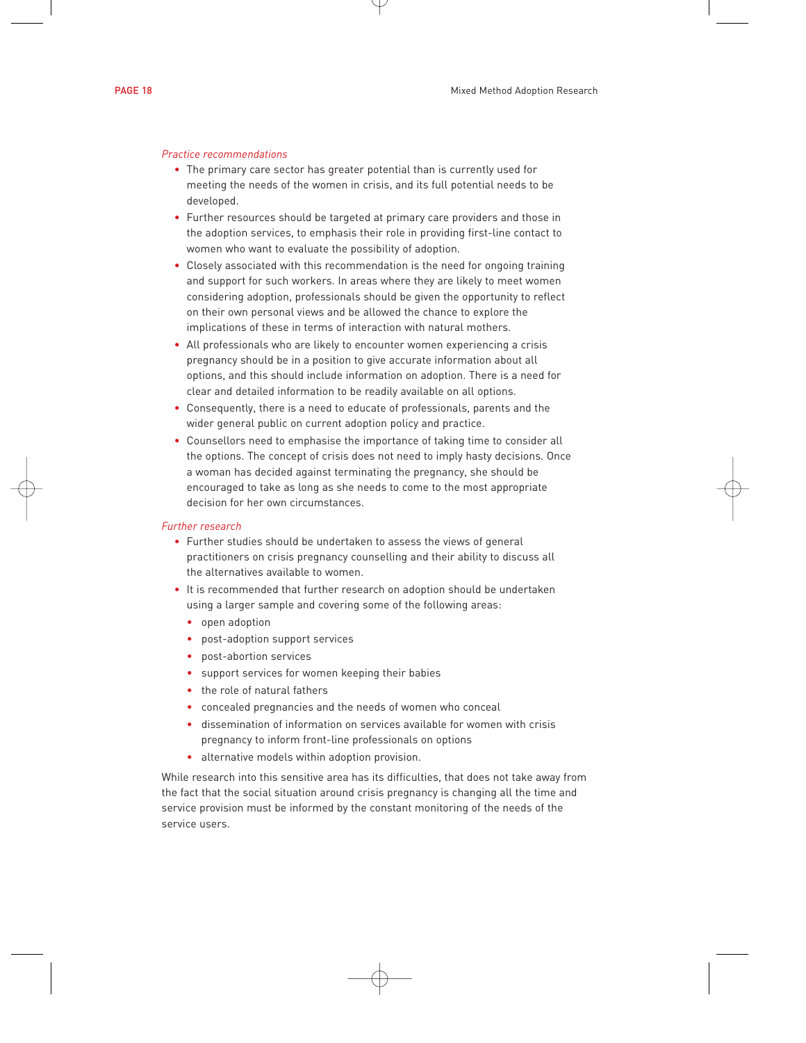*Practice recommendations*

- The primary care sector has greater potential than is currently used for meeting the needs of the women in crisis, and its full potential needs to be developed.
- Further resources should be targeted at primary care providers and those in the adoption services, to emphasis their role in providing first-line contact to women who want to evaluate the possibility of adoption.
- Closely associated with this recommendation is the need for ongoing training and support for such workers. In areas where they are likely to meet women considering adoption, professionals should be given the opportunity to reflect on their own personal views and be allowed the chance to explore the implications of these in terms of interaction with natural mothers.
- All professionals who are likely to encounter women experiencing a crisis pregnancy should be in a position to give accurate information about all options, and this should include information on adoption. There is a need for clear and detailed information to be readily available on all options.
- Consequently, there is a need to educate of professionals, parents and the wider general public on current adoption policy and practice.
- Counsellors need to emphasise the importance of taking time to consider all the options. The concept of crisis does not need to imply hasty decisions. Once a woman has decided against terminating the pregnancy, she should be encouraged to take as long as she needs to come to the most appropriate decision for her own circumstances.

*Further research*

- Further studies should be undertaken to assess the views of general practitioners on crisis pregnancy counselling and their ability to discuss all the alternatives available to women.
- It is recommended that further research on adoption should be undertaken using a larger sample and covering some of the following areas:
  - open adoption
  - post-adoption support services
  - post-abortion services
  - support services for women keeping their babies
  - the role of natural fathers
  - concealed pregnancies and the needs of women who conceal
  - dissemination of information on services available for women with crisis pregnancy to inform front-line professionals on options
  - alternative models within adoption provision.

While research into this sensitive area has its difficulties, that does not take away from the fact that the social situation around crisis pregnancy is changing all the time and service provision must be informed by the constant monitoring of the needs of the service users.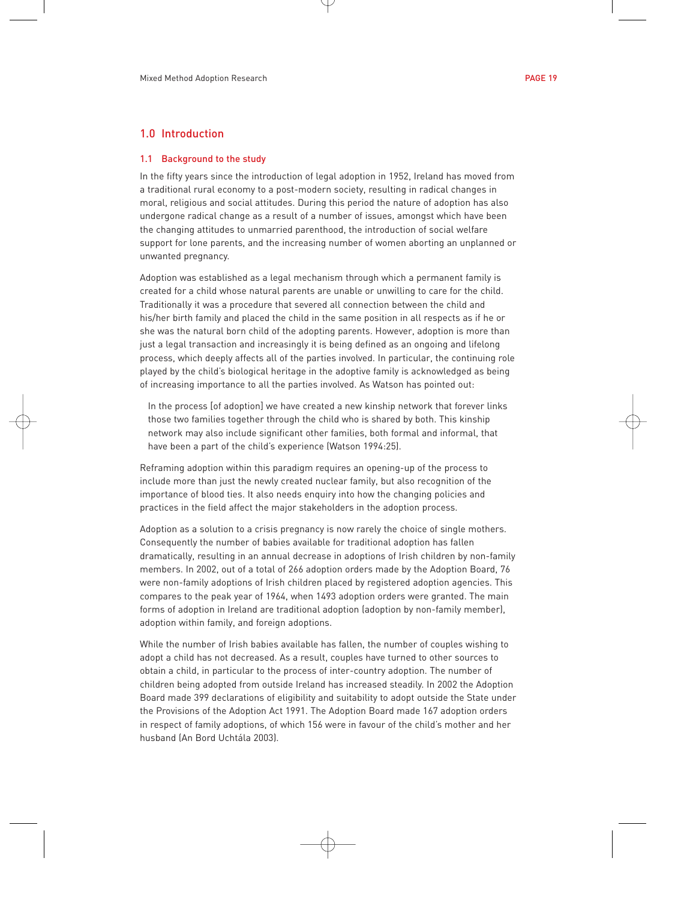# 1.0 Introduction

## 1.1 Background to the study

In the fifty years since the introduction of legal adoption in 1952, Ireland has moved from a traditional rural economy to a post-modern society, resulting in radical changes in moral, religious and social attitudes. During this period the nature of adoption has also undergone radical change as a result of a number of issues, amongst which have been the changing attitudes to unmarried parenthood, the introduction of social welfare support for lone parents, and the increasing number of women aborting an unplanned or unwanted pregnancy.

Adoption was established as a legal mechanism through which a permanent family is created for a child whose natural parents are unable or unwilling to care for the child. Traditionally it was a procedure that severed all connection between the child and his/her birth family and placed the child in the same position in all respects as if he or she was the natural born child of the adopting parents. However, adoption is more than just a legal transaction and increasingly it is being defined as an ongoing and lifelong process, which deeply affects all of the parties involved. In particular, the continuing role played by the child's biological heritage in the adoptive family is acknowledged as being of increasing importance to all the parties involved. As Watson has pointed out:

> In the process [of adoption] we have created a new kinship network that forever links those two families together through the child who is shared by both. This kinship network may also include significant other families, both formal and informal, that have been a part of the child's experience (Watson 1994:25).

Reframing adoption within this paradigm requires an opening-up of the process to include more than just the newly created nuclear family, but also recognition of the importance of blood ties. It also needs enquiry into how the changing policies and practices in the field affect the major stakeholders in the adoption process.

Adoption as a solution to a crisis pregnancy is now rarely the choice of single mothers. Consequently the number of babies available for traditional adoption has fallen dramatically, resulting in an annual decrease in adoptions of Irish children by non-family members. In 2002, out of a total of 266 adoption orders made by the Adoption Board, 76 were non-family adoptions of Irish children placed by registered adoption agencies. This compares to the peak year of 1964, when 1493 adoption orders were granted. The main forms of adoption in Ireland are traditional adoption (adoption by non-family member), adoption within family, and foreign adoptions.

While the number of Irish babies available has fallen, the number of couples wishing to adopt a child has not decreased. As a result, couples have turned to other sources to obtain a child, in particular to the process of inter-country adoption. The number of children being adopted from outside Ireland has increased steadily. In 2002 the Adoption Board made 399 declarations of eligibility and suitability to adopt outside the State under the Provisions of the Adoption Act 1991. The Adoption Board made 167 adoption orders in respect of family adoptions, of which 156 were in favour of the child's mother and her husband (An Bord Uchtála 2003).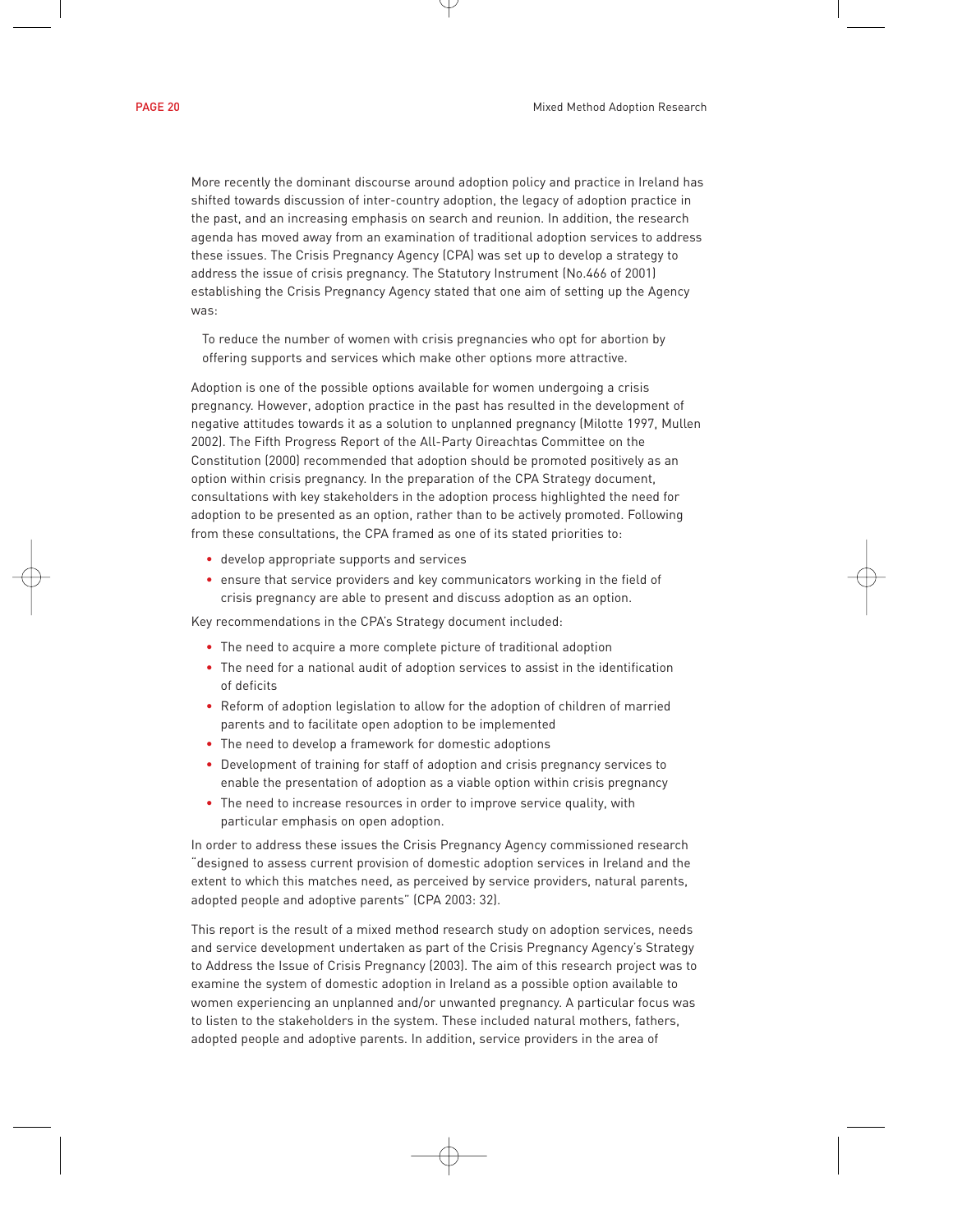More recently the dominant discourse around adoption policy and practice in Ireland has shifted towards discussion of inter-country adoption, the legacy of adoption practice in the past, and an increasing emphasis on search and reunion. In addition, the research agenda has moved away from an examination of traditional adoption services to address these issues. The Crisis Pregnancy Agency (CPA) was set up to develop a strategy to address the issue of crisis pregnancy. The Statutory Instrument (No.466 of 2001) establishing the Crisis Pregnancy Agency stated that one aim of setting up the Agency was:

> To reduce the number of women with crisis pregnancies who opt for abortion by offering supports and services which make other options more attractive.

Adoption is one of the possible options available for women undergoing a crisis pregnancy. However, adoption practice in the past has resulted in the development of negative attitudes towards it as a solution to unplanned pregnancy (Milotte 1997, Mullen 2002). The Fifth Progress Report of the All-Party Oireachtas Committee on the Constitution (2000) recommended that adoption should be promoted positively as an option within crisis pregnancy. In the preparation of the CPA Strategy document, consultations with key stakeholders in the adoption process highlighted the need for adoption to be presented as an option, rather than to be actively promoted. Following from these consultations, the CPA framed as one of its stated priorities to:

- develop appropriate supports and services
- ensure that service providers and key communicators working in the field of crisis pregnancy are able to present and discuss adoption as an option.

Key recommendations in the CPA's Strategy document included:

- The need to acquire a more complete picture of traditional adoption
- The need for a national audit of adoption services to assist in the identification of deficits
- Reform of adoption legislation to allow for the adoption of children of married parents and to facilitate open adoption to be implemented
- The need to develop a framework for domestic adoptions
- Development of training for staff of adoption and crisis pregnancy services to enable the presentation of adoption as a viable option within crisis pregnancy
- The need to increase resources in order to improve service quality, with particular emphasis on open adoption.

In order to address these issues the Crisis Pregnancy Agency commissioned research "designed to assess current provision of domestic adoption services in Ireland and the extent to which this matches need, as perceived by service providers, natural parents, adopted people and adoptive parents" (CPA 2003: 32).

This report is the result of a mixed method research study on adoption services, needs and service development undertaken as part of the Crisis Pregnancy Agency's Strategy to Address the Issue of Crisis Pregnancy (2003). The aim of this research project was to examine the system of domestic adoption in Ireland as a possible option available to women experiencing an unplanned and/or unwanted pregnancy. A particular focus was to listen to the stakeholders in the system. These included natural mothers, fathers, adopted people and adoptive parents. In addition, service providers in the area of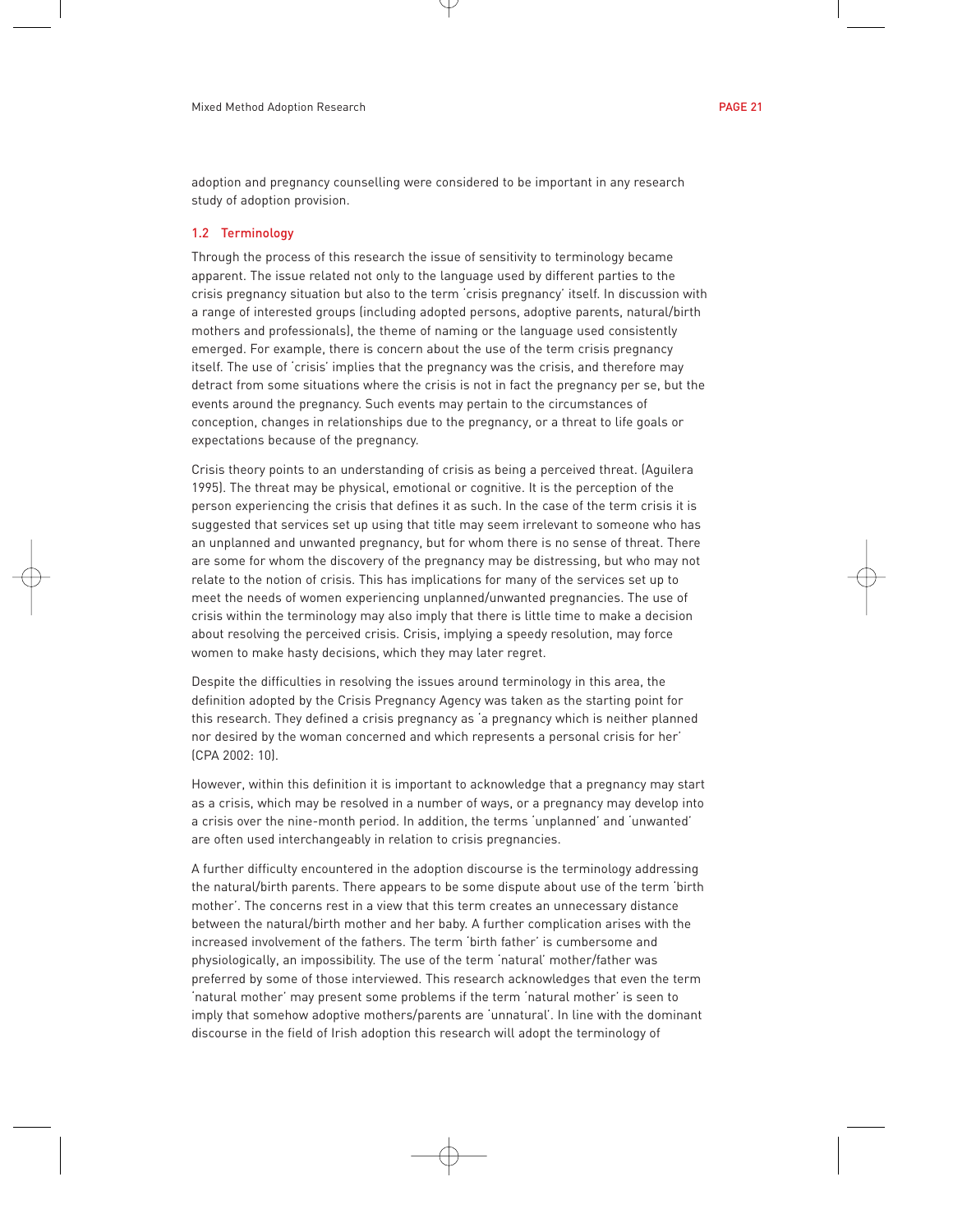adoption and pregnancy counselling were considered to be important in any research study of adoption provision.

### 1.2 Terminology

Through the process of this research the issue of sensitivity to terminology became apparent. The issue related not only to the language used by different parties to the crisis pregnancy situation but also to the term 'crisis pregnancy' itself. In discussion with a range of interested groups (including adopted persons, adoptive parents, natural/birth mothers and professionals), the theme of naming or the language used consistently emerged. For example, there is concern about the use of the term crisis pregnancy itself. The use of 'crisis' implies that the pregnancy was the crisis, and therefore may detract from some situations where the crisis is not in fact the pregnancy per se, but the events around the pregnancy. Such events may pertain to the circumstances of conception, changes in relationships due to the pregnancy, or a threat to life goals or expectations because of the pregnancy.

Crisis theory points to an understanding of crisis as being a perceived threat. (Aguilera 1995). The threat may be physical, emotional or cognitive. It is the perception of the person experiencing the crisis that defines it as such. In the case of the term crisis it is suggested that services set up using that title may seem irrelevant to someone who has an unplanned and unwanted pregnancy, but for whom there is no sense of threat. There are some for whom the discovery of the pregnancy may be distressing, but who may not relate to the notion of crisis. This has implications for many of the services set up to meet the needs of women experiencing unplanned/unwanted pregnancies. The use of crisis within the terminology may also imply that there is little time to make a decision about resolving the perceived crisis. Crisis, implying a speedy resolution, may force women to make hasty decisions, which they may later regret.

Despite the difficulties in resolving the issues around terminology in this area, the definition adopted by the Crisis Pregnancy Agency was taken as the starting point for this research. They defined a crisis pregnancy as 'a pregnancy which is neither planned nor desired by the woman concerned and which represents a personal crisis for her' (CPA 2002: 10).

However, within this definition it is important to acknowledge that a pregnancy may start as a crisis, which may be resolved in a number of ways, or a pregnancy may develop into a crisis over the nine-month period. In addition, the terms 'unplanned' and 'unwanted' are often used interchangeably in relation to crisis pregnancies.

A further difficulty encountered in the adoption discourse is the terminology addressing the natural/birth parents. There appears to be some dispute about use of the term 'birth mother'. The concerns rest in a view that this term creates an unnecessary distance between the natural/birth mother and her baby. A further complication arises with the increased involvement of the fathers. The term 'birth father' is cumbersome and physiologically, an impossibility. The use of the term 'natural' mother/father was preferred by some of those interviewed. This research acknowledges that even the term 'natural mother' may present some problems if the term 'natural mother' is seen to imply that somehow adoptive mothers/parents are 'unnatural'. In line with the dominant discourse in the field of Irish adoption this research will adopt the terminology of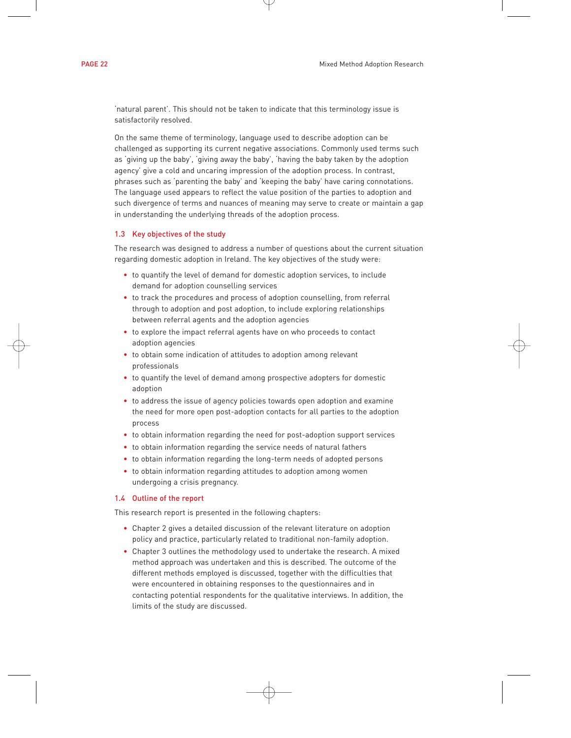'natural parent'. This should not be taken to indicate that this terminology issue is satisfactorily resolved.

On the same theme of terminology, language used to describe adoption can be challenged as supporting its current negative associations. Commonly used terms such as 'giving up the baby', 'giving away the baby', 'having the baby taken by the adoption agency' give a cold and uncaring impression of the adoption process. In contrast, phrases such as 'parenting the baby' and 'keeping the baby' have caring connotations. The language used appears to reflect the value position of the parties to adoption and such divergence of terms and nuances of meaning may serve to create or maintain a gap in understanding the underlying threads of the adoption process.

### 1.3 Key objectives of the study

The research was designed to address a number of questions about the current situation regarding domestic adoption in Ireland. The key objectives of the study were:

- to quantify the level of demand for domestic adoption services, to include demand for adoption counselling services
- to track the procedures and process of adoption counselling, from referral through to adoption and post adoption, to include exploring relationships between referral agents and the adoption agencies
- to explore the impact referral agents have on who proceeds to contact adoption agencies
- to obtain some indication of attitudes to adoption among relevant professionals
- to quantify the level of demand among prospective adopters for domestic adoption
- to address the issue of agency policies towards open adoption and examine the need for more open post-adoption contacts for all parties to the adoption process
- to obtain information regarding the need for post-adoption support services
- to obtain information regarding the service needs of natural fathers
- to obtain information regarding the long-term needs of adopted persons
- to obtain information regarding attitudes to adoption among women undergoing a crisis pregnancy.

### 1.4 Outline of the report

This research report is presented in the following chapters:

- Chapter 2 gives a detailed discussion of the relevant literature on adoption policy and practice, particularly related to traditional non-family adoption.
- Chapter 3 outlines the methodology used to undertake the research. A mixed method approach was undertaken and this is described. The outcome of the different methods employed is discussed, together with the difficulties that were encountered in obtaining responses to the questionnaires and in contacting potential respondents for the qualitative interviews. In addition, the limits of the study are discussed.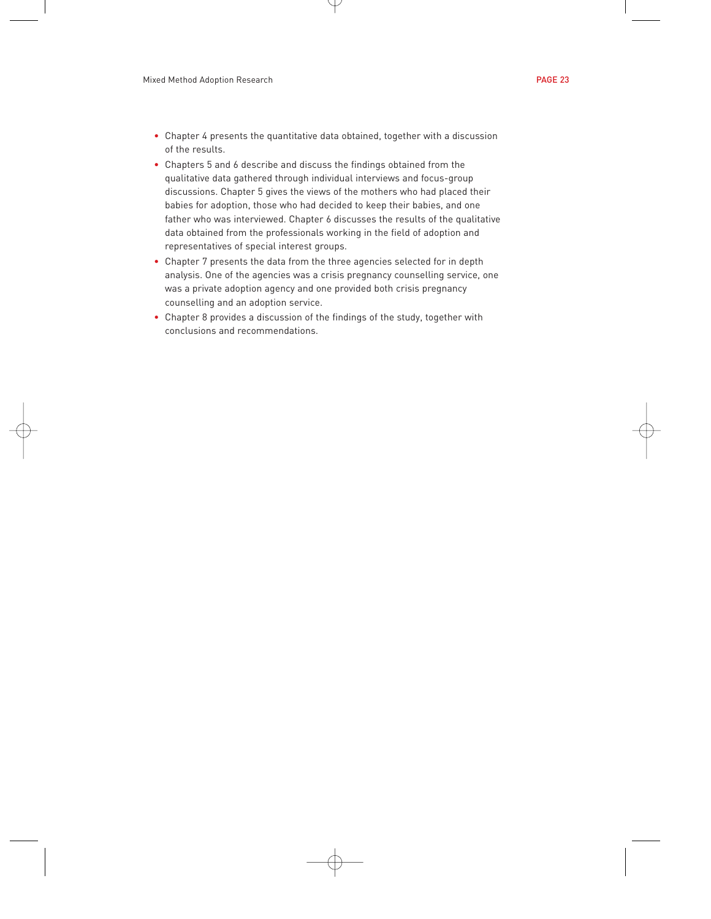- Chapter 4 presents the quantitative data obtained, together with a discussion of the results.
- Chapters 5 and 6 describe and discuss the findings obtained from the qualitative data gathered through individual interviews and focus-group discussions. Chapter 5 gives the views of the mothers who had placed their babies for adoption, those who had decided to keep their babies, and one father who was interviewed. Chapter 6 discusses the results of the qualitative data obtained from the professionals working in the field of adoption and representatives of special interest groups.
- Chapter 7 presents the data from the three agencies selected for in depth analysis. One of the agencies was a crisis pregnancy counselling service, one was a private adoption agency and one provided both crisis pregnancy counselling and an adoption service.
- Chapter 8 provides a discussion of the findings of the study, together with conclusions and recommendations.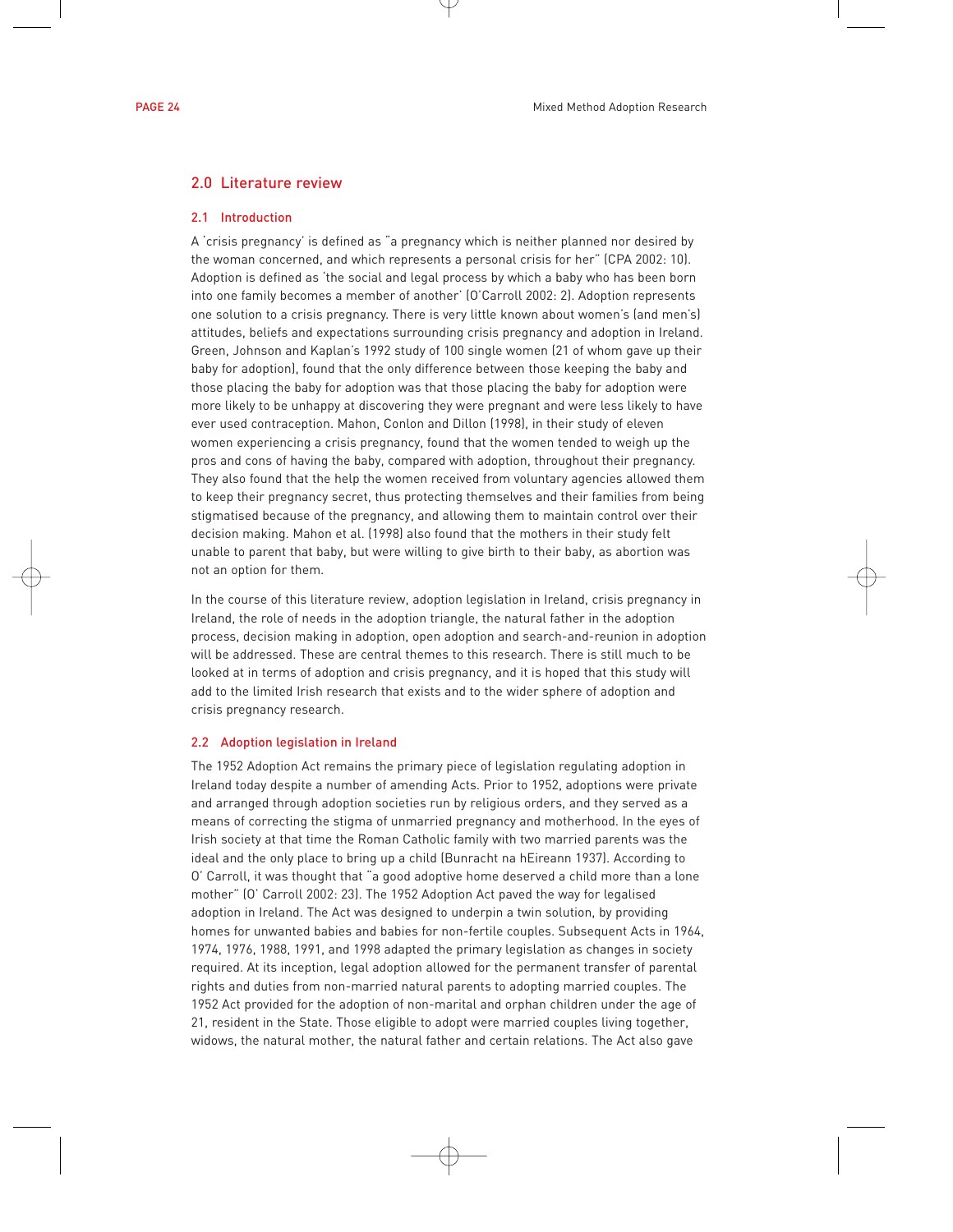## 2.0 Literature review

### 2.1 Introduction

A 'crisis pregnancy' is defined as "a pregnancy which is neither planned nor desired by the woman concerned, and which represents a personal crisis for her" (CPA 2002: 10). Adoption is defined as 'the social and legal process by which a baby who has been born into one family becomes a member of another' (O'Carroll 2002: 2). Adoption represents one solution to a crisis pregnancy. There is very little known about women's (and men's) attitudes, beliefs and expectations surrounding crisis pregnancy and adoption in Ireland. Green, Johnson and Kaplan's 1992 study of 100 single women (21 of whom gave up their baby for adoption), found that the only difference between those keeping the baby and those placing the baby for adoption was that those placing the baby for adoption were more likely to be unhappy at discovering they were pregnant and were less likely to have ever used contraception. Mahon, Conlon and Dillon (1998), in their study of eleven women experiencing a crisis pregnancy, found that the women tended to weigh up the pros and cons of having the baby, compared with adoption, throughout their pregnancy. They also found that the help the women received from voluntary agencies allowed them to keep their pregnancy secret, thus protecting themselves and their families from being stigmatised because of the pregnancy, and allowing them to maintain control over their decision making. Mahon et al. (1998) also found that the mothers in their study felt unable to parent that baby, but were willing to give birth to their baby, as abortion was not an option for them.

In the course of this literature review, adoption legislation in Ireland, crisis pregnancy in Ireland, the role of needs in the adoption triangle, the natural father in the adoption process, decision making in adoption, open adoption and search-and-reunion in adoption will be addressed. These are central themes to this research. There is still much to be looked at in terms of adoption and crisis pregnancy, and it is hoped that this study will add to the limited Irish research that exists and to the wider sphere of adoption and crisis pregnancy research.

### 2.2 Adoption legislation in Ireland

The 1952 Adoption Act remains the primary piece of legislation regulating adoption in Ireland today despite a number of amending Acts. Prior to 1952, adoptions were private and arranged through adoption societies run by religious orders, and they served as a means of correcting the stigma of unmarried pregnancy and motherhood. In the eyes of Irish society at that time the Roman Catholic family with two married parents was the ideal and the only place to bring up a child (Bunracht na hEireann 1937). According to O' Carroll, it was thought that "a good adoptive home deserved a child more than a lone mother" (O' Carroll 2002: 23). The 1952 Adoption Act paved the way for legalised adoption in Ireland. The Act was designed to underpin a twin solution, by providing homes for unwanted babies and babies for non-fertile couples. Subsequent Acts in 1964, 1974, 1976, 1988, 1991, and 1998 adapted the primary legislation as changes in society required. At its inception, legal adoption allowed for the permanent transfer of parental rights and duties from non-married natural parents to adopting married couples. The 1952 Act provided for the adoption of non-marital and orphan children under the age of 21, resident in the State. Those eligible to adopt were married couples living together, widows, the natural mother, the natural father and certain relations. The Act also gave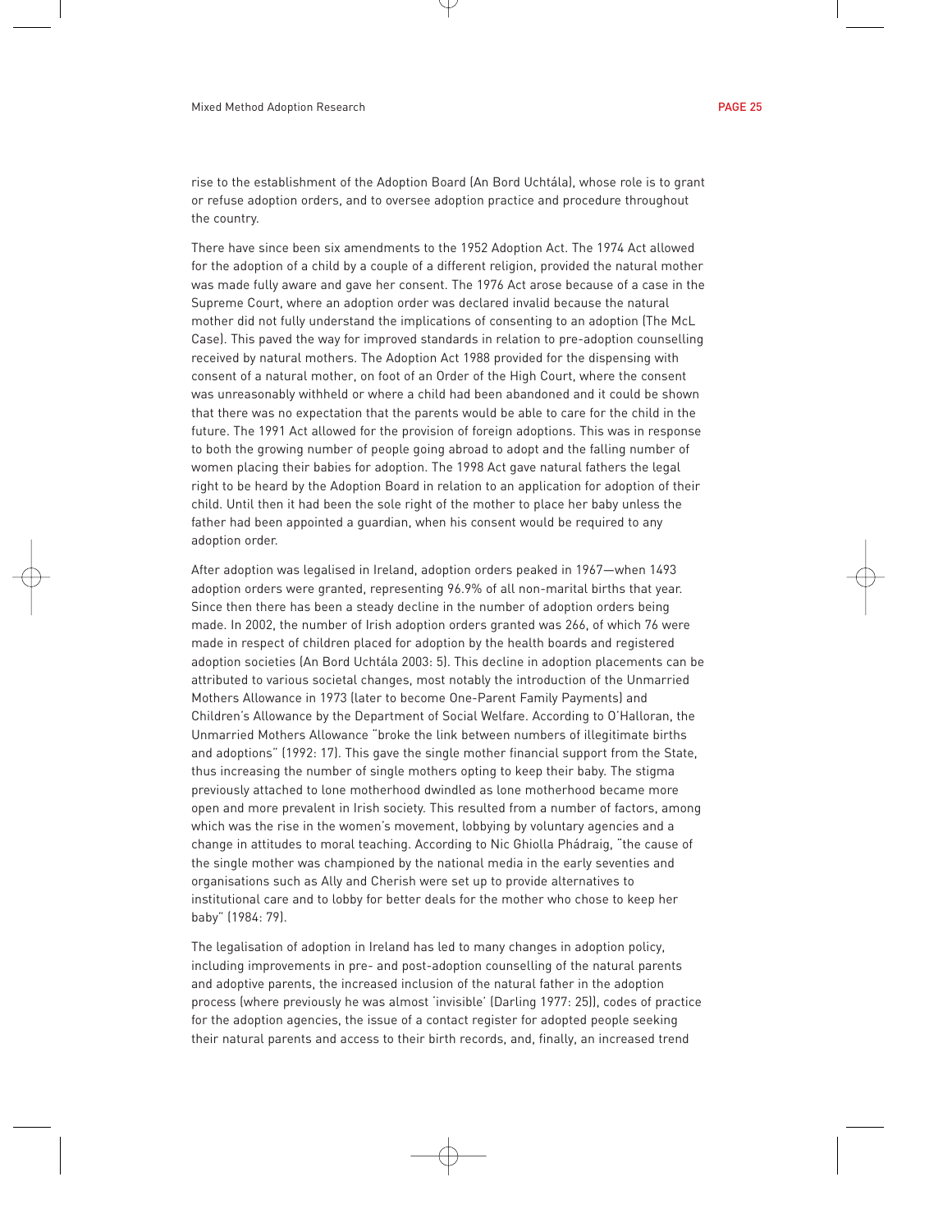rise to the establishment of the Adoption Board (An Bord Uchtála), whose role is to grant or refuse adoption orders, and to oversee adoption practice and procedure throughout the country.

There have since been six amendments to the 1952 Adoption Act. The 1974 Act allowed for the adoption of a child by a couple of a different religion, provided the natural mother was made fully aware and gave her consent. The 1976 Act arose because of a case in the Supreme Court, where an adoption order was declared invalid because the natural mother did not fully understand the implications of consenting to an adoption (The McL Case). This paved the way for improved standards in relation to pre-adoption counselling received by natural mothers. The Adoption Act 1988 provided for the dispensing with consent of a natural mother, on foot of an Order of the High Court, where the consent was unreasonably withheld or where a child had been abandoned and it could be shown that there was no expectation that the parents would be able to care for the child in the future. The 1991 Act allowed for the provision of foreign adoptions. This was in response to both the growing number of people going abroad to adopt and the falling number of women placing their babies for adoption. The 1998 Act gave natural fathers the legal right to be heard by the Adoption Board in relation to an application for adoption of their child. Until then it had been the sole right of the mother to place her baby unless the father had been appointed a guardian, when his consent would be required to any adoption order.

After adoption was legalised in Ireland, adoption orders peaked in 1967—when 1493 adoption orders were granted, representing 96.9% of all non-marital births that year. Since then there has been a steady decline in the number of adoption orders being made. In 2002, the number of Irish adoption orders granted was 266, of which 76 were made in respect of children placed for adoption by the health boards and registered adoption societies (An Bord Uchtála 2003: 5). This decline in adoption placements can be attributed to various societal changes, most notably the introduction of the Unmarried Mothers Allowance in 1973 (later to become One-Parent Family Payments) and Children's Allowance by the Department of Social Welfare. According to O'Halloran, the Unmarried Mothers Allowance "broke the link between numbers of illegitimate births and adoptions" (1992: 17). This gave the single mother financial support from the State, thus increasing the number of single mothers opting to keep their baby. The stigma previously attached to lone motherhood dwindled as lone motherhood became more open and more prevalent in Irish society. This resulted from a number of factors, among which was the rise in the women's movement, lobbying by voluntary agencies and a change in attitudes to moral teaching. According to Nic Ghiolla Phádraig, "the cause of the single mother was championed by the national media in the early seventies and organisations such as Ally and Cherish were set up to provide alternatives to institutional care and to lobby for better deals for the mother who chose to keep her baby" (1984: 79).

The legalisation of adoption in Ireland has led to many changes in adoption policy, including improvements in pre- and post-adoption counselling of the natural parents and adoptive parents, the increased inclusion of the natural father in the adoption process (where previously he was almost 'invisible' (Darling 1977: 25)), codes of practice for the adoption agencies, the issue of a contact register for adopted people seeking their natural parents and access to their birth records, and, finally, an increased trend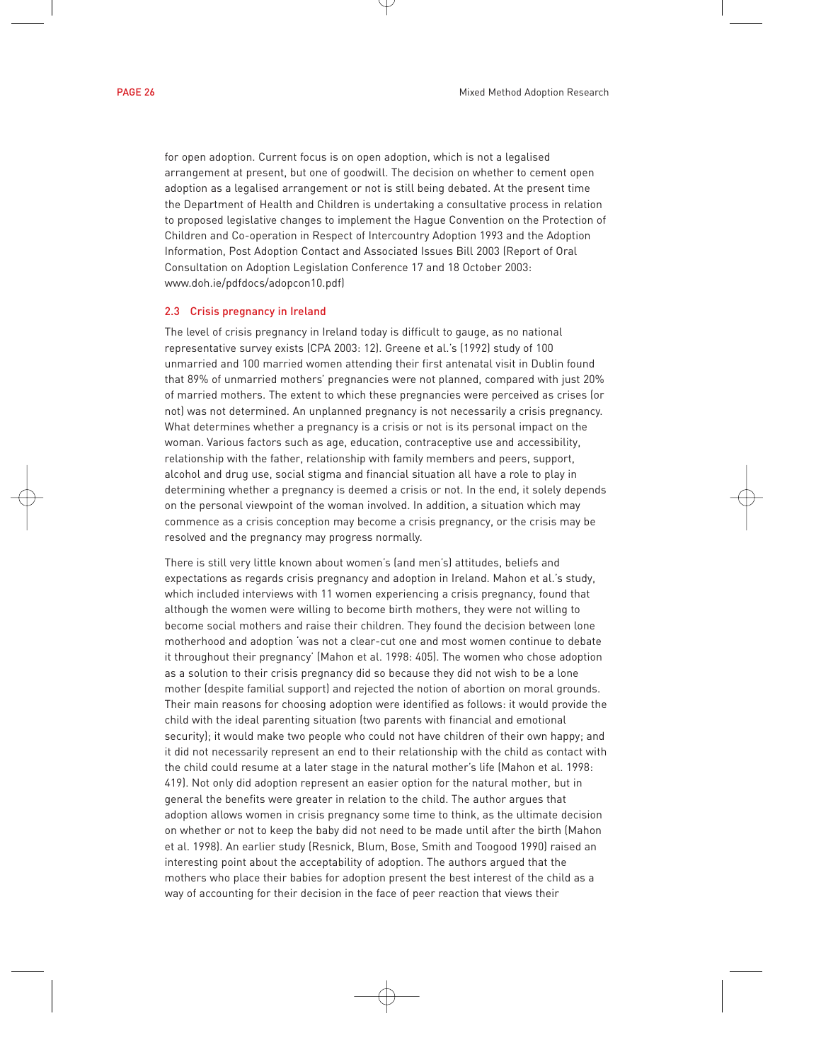for open adoption. Current focus is on open adoption, which is not a legalised arrangement at present, but one of goodwill. The decision on whether to cement open adoption as a legalised arrangement or not is still being debated. At the present time the Department of Health and Children is undertaking a consultative process in relation to proposed legislative changes to implement the Hague Convention on the Protection of Children and Co-operation in Respect of Intercountry Adoption 1993 and the Adoption Information, Post Adoption Contact and Associated Issues Bill 2003 (Report of Oral Consultation on Adoption Legislation Conference 17 and 18 October 2003: www.doh.ie/pdfdocs/adopcon10.pdf)

## 2.3 Crisis pregnancy in Ireland

The level of crisis pregnancy in Ireland today is difficult to gauge, as no national representative survey exists (CPA 2003: 12). Greene et al.'s (1992) study of 100 unmarried and 100 married women attending their first antenatal visit in Dublin found that 89% of unmarried mothers' pregnancies were not planned, compared with just 20% of married mothers. The extent to which these pregnancies were perceived as crises (or not) was not determined. An unplanned pregnancy is not necessarily a crisis pregnancy. What determines whether a pregnancy is a crisis or not is its personal impact on the woman. Various factors such as age, education, contraceptive use and accessibility, relationship with the father, relationship with family members and peers, support, alcohol and drug use, social stigma and financial situation all have a role to play in determining whether a pregnancy is deemed a crisis or not. In the end, it solely depends on the personal viewpoint of the woman involved. In addition, a situation which may commence as a crisis conception may become a crisis pregnancy, or the crisis may be resolved and the pregnancy may progress normally.

There is still very little known about women's (and men's) attitudes, beliefs and expectations as regards crisis pregnancy and adoption in Ireland. Mahon et al.'s study, which included interviews with 11 women experiencing a crisis pregnancy, found that although the women were willing to become birth mothers, they were not willing to become social mothers and raise their children. They found the decision between lone motherhood and adoption 'was not a clear-cut one and most women continue to debate it throughout their pregnancy' (Mahon et al. 1998: 405). The women who chose adoption as a solution to their crisis pregnancy did so because they did not wish to be a lone mother (despite familial support) and rejected the notion of abortion on moral grounds. Their main reasons for choosing adoption were identified as follows: it would provide the child with the ideal parenting situation (two parents with financial and emotional security); it would make two people who could not have children of their own happy; and it did not necessarily represent an end to their relationship with the child as contact with the child could resume at a later stage in the natural mother's life (Mahon et al. 1998: 419). Not only did adoption represent an easier option for the natural mother, but in general the benefits were greater in relation to the child. The author argues that adoption allows women in crisis pregnancy some time to think, as the ultimate decision on whether or not to keep the baby did not need to be made until after the birth (Mahon et al. 1998). An earlier study (Resnick, Blum, Bose, Smith and Toogood 1990) raised an interesting point about the acceptability of adoption. The authors argued that the mothers who place their babies for adoption present the best interest of the child as a way of accounting for their decision in the face of peer reaction that views their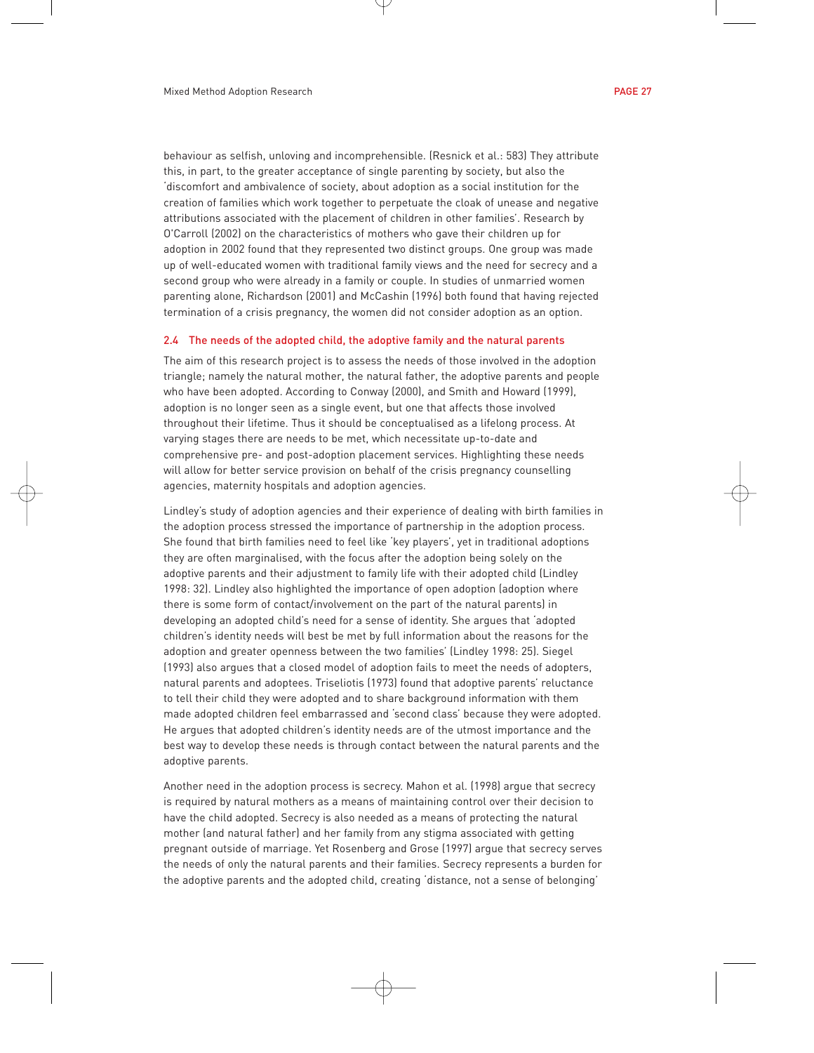behaviour as selfish, unloving and incomprehensible. (Resnick et al.: 583) They attribute this, in part, to the greater acceptance of single parenting by society, but also the 'discomfort and ambivalence of society, about adoption as a social institution for the creation of families which work together to perpetuate the cloak of unease and negative attributions associated with the placement of children in other families'. Research by O'Carroll (2002) on the characteristics of mothers who gave their children up for adoption in 2002 found that they represented two distinct groups. One group was made up of well-educated women with traditional family views and the need for secrecy and a second group who were already in a family or couple. In studies of unmarried women parenting alone, Richardson (2001) and McCashin (1996) both found that having rejected termination of a crisis pregnancy, the women did not consider adoption as an option.

### 2.4 The needs of the adopted child, the adoptive family and the natural parents

The aim of this research project is to assess the needs of those involved in the adoption triangle; namely the natural mother, the natural father, the adoptive parents and people who have been adopted. According to Conway (2000), and Smith and Howard (1999), adoption is no longer seen as a single event, but one that affects those involved throughout their lifetime. Thus it should be conceptualised as a lifelong process. At varying stages there are needs to be met, which necessitate up-to-date and comprehensive pre- and post-adoption placement services. Highlighting these needs will allow for better service provision on behalf of the crisis pregnancy counselling agencies, maternity hospitals and adoption agencies.

Lindley's study of adoption agencies and their experience of dealing with birth families in the adoption process stressed the importance of partnership in the adoption process. She found that birth families need to feel like 'key players', yet in traditional adoptions they are often marginalised, with the focus after the adoption being solely on the adoptive parents and their adjustment to family life with their adopted child (Lindley 1998: 32). Lindley also highlighted the importance of open adoption (adoption where there is some form of contact/involvement on the part of the natural parents) in developing an adopted child's need for a sense of identity. She argues that 'adopted children's identity needs will best be met by full information about the reasons for the adoption and greater openness between the two families' (Lindley 1998: 25). Siegel (1993) also argues that a closed model of adoption fails to meet the needs of adopters, natural parents and adoptees. Triseliotis (1973) found that adoptive parents' reluctance to tell their child they were adopted and to share background information with them made adopted children feel embarrassed and 'second class' because they were adopted. He argues that adopted children's identity needs are of the utmost importance and the best way to develop these needs is through contact between the natural parents and the adoptive parents.

Another need in the adoption process is secrecy. Mahon et al. (1998) argue that secrecy is required by natural mothers as a means of maintaining control over their decision to have the child adopted. Secrecy is also needed as a means of protecting the natural mother (and natural father) and her family from any stigma associated with getting pregnant outside of marriage. Yet Rosenberg and Grose (1997) argue that secrecy serves the needs of only the natural parents and their families. Secrecy represents a burden for the adoptive parents and the adopted child, creating 'distance, not a sense of belonging'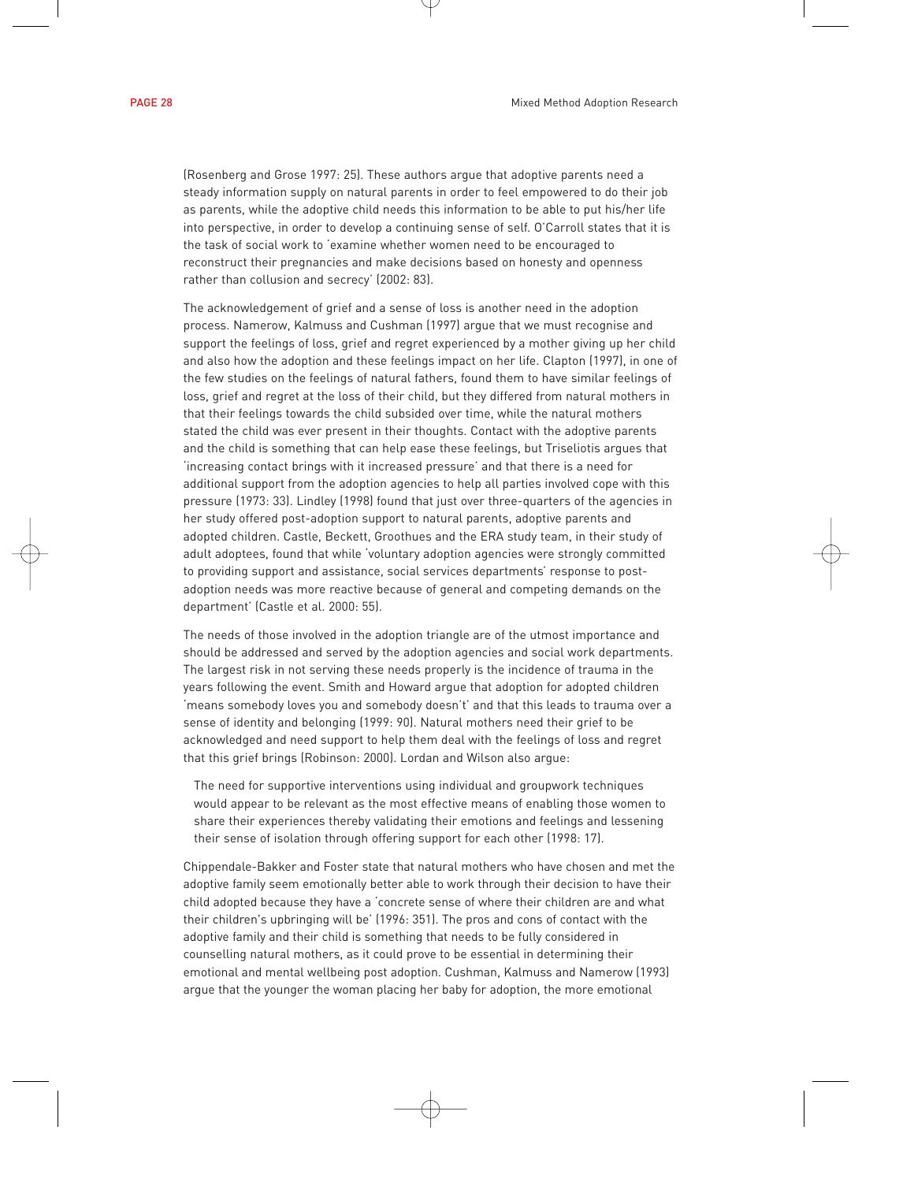(Rosenberg and Grose 1997: 25). These authors argue that adoptive parents need a steady information supply on natural parents in order to feel empowered to do their job as parents, while the adoptive child needs this information to be able to put his/her life into perspective, in order to develop a continuing sense of self. O'Carroll states that it is the task of social work to 'examine whether women need to be encouraged to reconstruct their pregnancies and make decisions based on honesty and openness rather than collusion and secrecy' (2002: 83).

The acknowledgement of grief and a sense of loss is another need in the adoption process. Namerow, Kalmuss and Cushman (1997) argue that we must recognise and support the feelings of loss, grief and regret experienced by a mother giving up her child and also how the adoption and these feelings impact on her life. Clapton (1997), in one of the few studies on the feelings of natural fathers, found them to have similar feelings of loss, grief and regret at the loss of their child, but they differed from natural mothers in that their feelings towards the child subsided over time, while the natural mothers stated the child was ever present in their thoughts. Contact with the adoptive parents and the child is something that can help ease these feelings, but Triseliotis argues that 'increasing contact brings with it increased pressure' and that there is a need for additional support from the adoption agencies to help all parties involved cope with this pressure (1973: 33). Lindley (1998) found that just over three-quarters of the agencies in her study offered post-adoption support to natural parents, adoptive parents and adopted children. Castle, Beckett, Groothues and the ERA study team, in their study of adult adoptees, found that while 'voluntary adoption agencies were strongly committed to providing support and assistance, social services departments' response to post-adoption needs was more reactive because of general and competing demands on the department' (Castle et al. 2000: 55).

The needs of those involved in the adoption triangle are of the utmost importance and should be addressed and served by the adoption agencies and social work departments. The largest risk in not serving these needs properly is the incidence of trauma in the years following the event. Smith and Howard argue that adoption for adopted children 'means somebody loves you and somebody doesn't' and that this leads to trauma over a sense of identity and belonging (1999: 90). Natural mothers need their grief to be acknowledged and need support to help them deal with the feelings of loss and regret that this grief brings (Robinson: 2000). Lordan and Wilson also argue:

> The need for supportive interventions using individual and groupwork techniques would appear to be relevant as the most effective means of enabling those women to share their experiences thereby validating their emotions and feelings and lessening their sense of isolation through offering support for each other (1998: 17).

Chippendale-Bakker and Foster state that natural mothers who have chosen and met the adoptive family seem emotionally better able to work through their decision to have their child adopted because they have a 'concrete sense of where their children are and what their children's upbringing will be' (1996: 351). The pros and cons of contact with the adoptive family and their child is something that needs to be fully considered in counselling natural mothers, as it could prove to be essential in determining their emotional and mental wellbeing post adoption. Cushman, Kalmuss and Namerow (1993) argue that the younger the woman placing her baby for adoption, the more emotional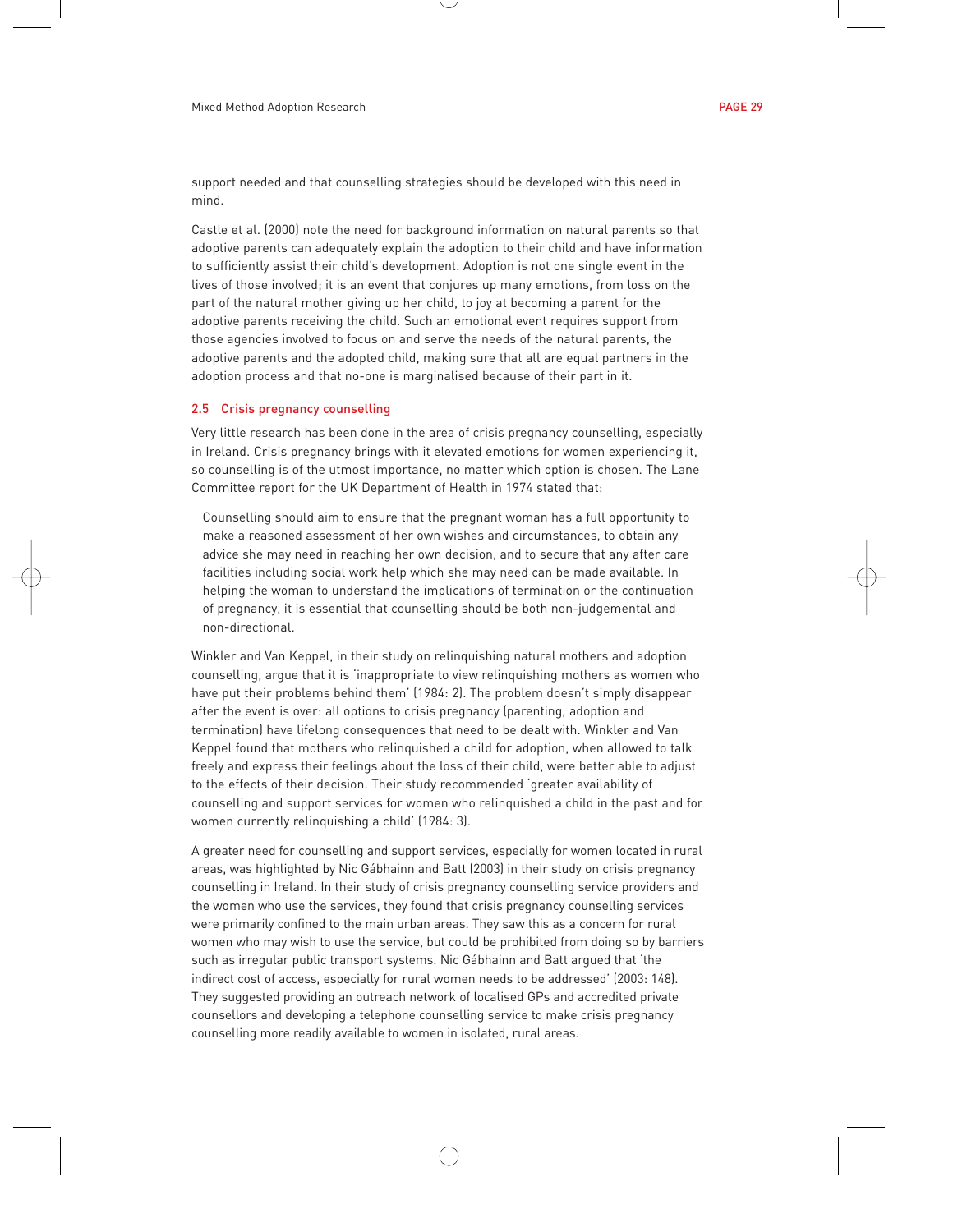support needed and that counselling strategies should be developed with this need in mind.

Castle et al. (2000) note the need for background information on natural parents so that adoptive parents can adequately explain the adoption to their child and have information to sufficiently assist their child's development. Adoption is not one single event in the lives of those involved; it is an event that conjures up many emotions, from loss on the part of the natural mother giving up her child, to joy at becoming a parent for the adoptive parents receiving the child. Such an emotional event requires support from those agencies involved to focus on and serve the needs of the natural parents, the adoptive parents and the adopted child, making sure that all are equal partners in the adoption process and that no-one is marginalised because of their part in it.

### 2.5 Crisis pregnancy counselling

Very little research has been done in the area of crisis pregnancy counselling, especially in Ireland. Crisis pregnancy brings with it elevated emotions for women experiencing it, so counselling is of the utmost importance, no matter which option is chosen. The Lane Committee report for the UK Department of Health in 1974 stated that:

> Counselling should aim to ensure that the pregnant woman has a full opportunity to make a reasoned assessment of her own wishes and circumstances, to obtain any advice she may need in reaching her own decision, and to secure that any after care facilities including social work help which she may need can be made available. In helping the woman to understand the implications of termination or the continuation of pregnancy, it is essential that counselling should be both non-judgemental and non-directional.

Winkler and Van Keppel, in their study on relinquishing natural mothers and adoption counselling, argue that it is 'inappropriate to view relinquishing mothers as women who have put their problems behind them' (1984: 2). The problem doesn't simply disappear after the event is over: all options to crisis pregnancy (parenting, adoption and termination) have lifelong consequences that need to be dealt with. Winkler and Van Keppel found that mothers who relinquished a child for adoption, when allowed to talk freely and express their feelings about the loss of their child, were better able to adjust to the effects of their decision. Their study recommended 'greater availability of counselling and support services for women who relinquished a child in the past and for women currently relinquishing a child' (1984: 3).

A greater need for counselling and support services, especially for women located in rural areas, was highlighted by Nic Gábhainn and Batt (2003) in their study on crisis pregnancy counselling in Ireland. In their study of crisis pregnancy counselling service providers and the women who use the services, they found that crisis pregnancy counselling services were primarily confined to the main urban areas. They saw this as a concern for rural women who may wish to use the service, but could be prohibited from doing so by barriers such as irregular public transport systems. Nic Gábhainn and Batt argued that 'the indirect cost of access, especially for rural women needs to be addressed' (2003: 148). They suggested providing an outreach network of localised GPs and accredited private counsellors and developing a telephone counselling service to make crisis pregnancy counselling more readily available to women in isolated, rural areas.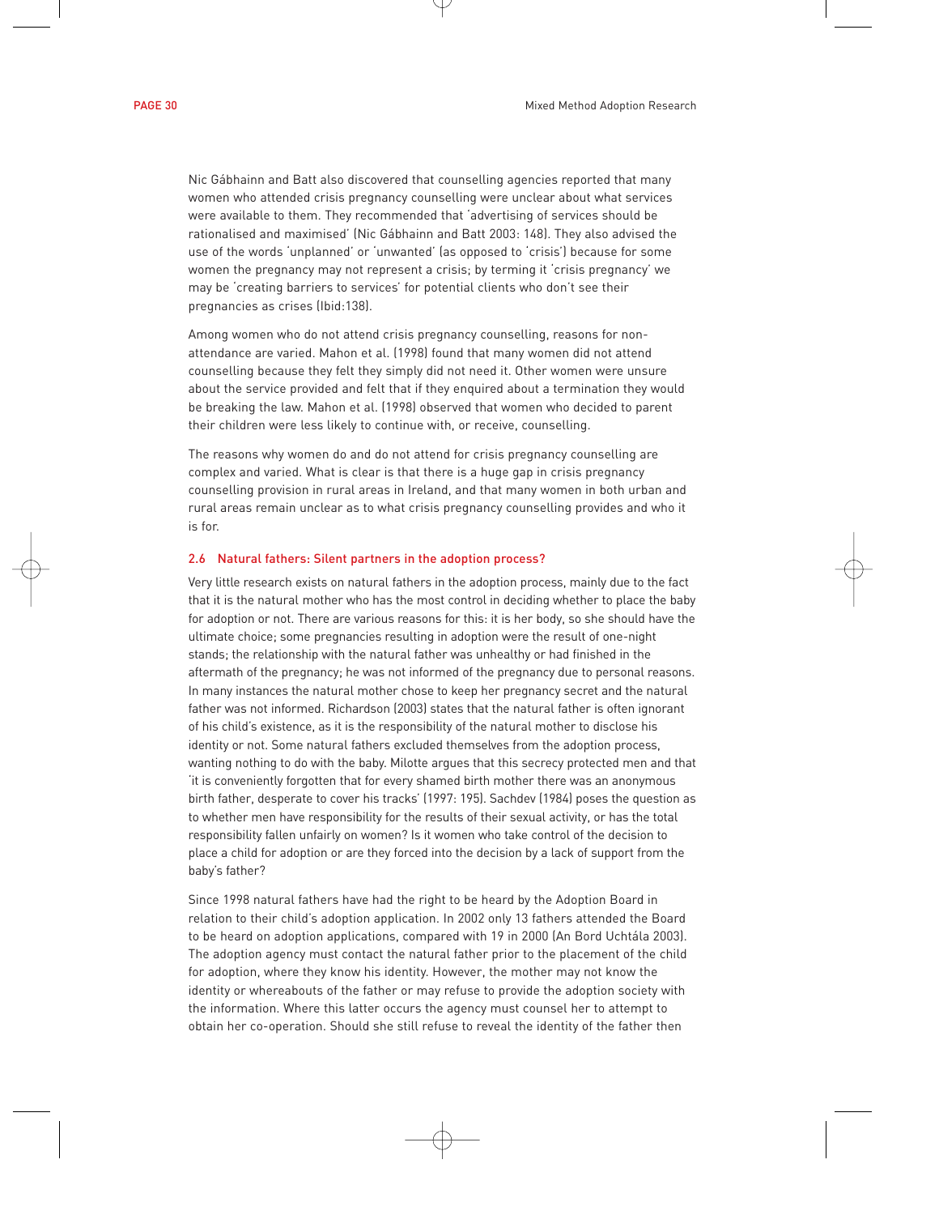Nic Gábhainn and Batt also discovered that counselling agencies reported that many women who attended crisis pregnancy counselling were unclear about what services were available to them. They recommended that 'advertising of services should be rationalised and maximised' (Nic Gábhainn and Batt 2003: 148). They also advised the use of the words 'unplanned' or 'unwanted' (as opposed to 'crisis') because for some women the pregnancy may not represent a crisis; by terming it 'crisis pregnancy' we may be 'creating barriers to services' for potential clients who don't see their pregnancies as crises (Ibid:138).

Among women who do not attend crisis pregnancy counselling, reasons for non-attendance are varied. Mahon et al. (1998) found that many women did not attend counselling because they felt they simply did not need it. Other women were unsure about the service provided and felt that if they enquired about a termination they would be breaking the law. Mahon et al. (1998) observed that women who decided to parent their children were less likely to continue with, or receive, counselling.

The reasons why women do and do not attend for crisis pregnancy counselling are complex and varied. What is clear is that there is a huge gap in crisis pregnancy counselling provision in rural areas in Ireland, and that many women in both urban and rural areas remain unclear as to what crisis pregnancy counselling provides and who it is for.

### 2.6 Natural fathers: Silent partners in the adoption process?

Very little research exists on natural fathers in the adoption process, mainly due to the fact that it is the natural mother who has the most control in deciding whether to place the baby for adoption or not. There are various reasons for this: it is her body, so she should have the ultimate choice; some pregnancies resulting in adoption were the result of one-night stands; the relationship with the natural father was unhealthy or had finished in the aftermath of the pregnancy; he was not informed of the pregnancy due to personal reasons. In many instances the natural mother chose to keep her pregnancy secret and the natural father was not informed. Richardson (2003) states that the natural father is often ignorant of his child's existence, as it is the responsibility of the natural mother to disclose his identity or not. Some natural fathers excluded themselves from the adoption process, wanting nothing to do with the baby. Milotte argues that this secrecy protected men and that 'it is conveniently forgotten that for every shamed birth mother there was an anonymous birth father, desperate to cover his tracks' (1997: 195). Sachdev (1984) poses the question as to whether men have responsibility for the results of their sexual activity, or has the total responsibility fallen unfairly on women? Is it women who take control of the decision to place a child for adoption or are they forced into the decision by a lack of support from the baby's father?

Since 1998 natural fathers have had the right to be heard by the Adoption Board in relation to their child's adoption application. In 2002 only 13 fathers attended the Board to be heard on adoption applications, compared with 19 in 2000 (An Bord Uchtála 2003). The adoption agency must contact the natural father prior to the placement of the child for adoption, where they know his identity. However, the mother may not know the identity or whereabouts of the father or may refuse to provide the adoption society with the information. Where this latter occurs the agency must counsel her to attempt to obtain her co-operation. Should she still refuse to reveal the identity of the father then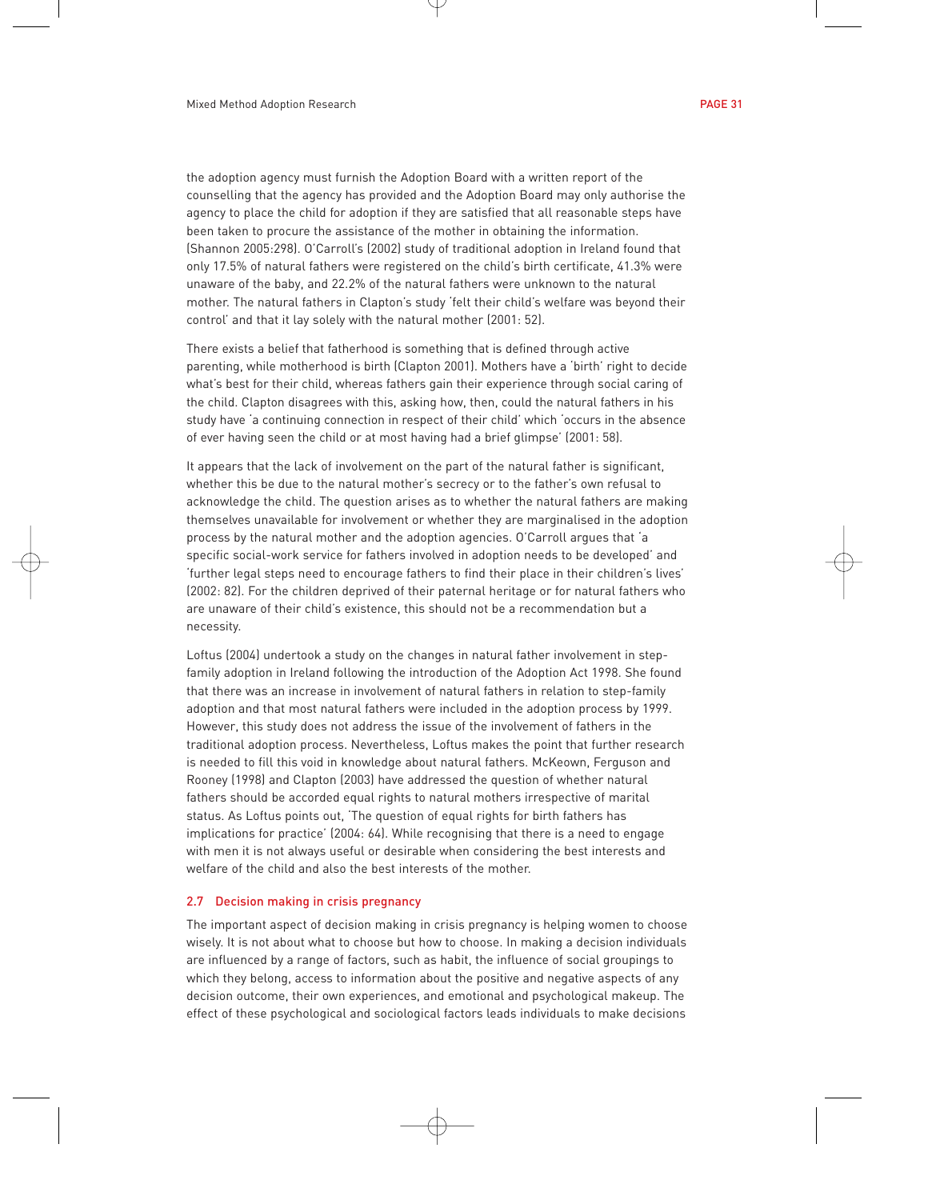the adoption agency must furnish the Adoption Board with a written report of the counselling that the agency has provided and the Adoption Board may only authorise the agency to place the child for adoption if they are satisfied that all reasonable steps have been taken to procure the assistance of the mother in obtaining the information. (Shannon 2005:298). O'Carroll's (2002) study of traditional adoption in Ireland found that only 17.5% of natural fathers were registered on the child's birth certificate, 41.3% were unaware of the baby, and 22.2% of the natural fathers were unknown to the natural mother. The natural fathers in Clapton's study 'felt their child's welfare was beyond their control' and that it lay solely with the natural mother (2001: 52).

There exists a belief that fatherhood is something that is defined through active parenting, while motherhood is birth (Clapton 2001). Mothers have a 'birth' right to decide what's best for their child, whereas fathers gain their experience through social caring of the child. Clapton disagrees with this, asking how, then, could the natural fathers in his study have 'a continuing connection in respect of their child' which 'occurs in the absence of ever having seen the child or at most having had a brief glimpse' (2001: 58).

It appears that the lack of involvement on the part of the natural father is significant, whether this be due to the natural mother's secrecy or to the father's own refusal to acknowledge the child. The question arises as to whether the natural fathers are making themselves unavailable for involvement or whether they are marginalised in the adoption process by the natural mother and the adoption agencies. O'Carroll argues that 'a specific social-work service for fathers involved in adoption needs to be developed' and 'further legal steps need to encourage fathers to find their place in their children's lives' (2002: 82). For the children deprived of their paternal heritage or for natural fathers who are unaware of their child's existence, this should not be a recommendation but a necessity.

Loftus (2004) undertook a study on the changes in natural father involvement in step-family adoption in Ireland following the introduction of the Adoption Act 1998. She found that there was an increase in involvement of natural fathers in relation to step-family adoption and that most natural fathers were included in the adoption process by 1999. However, this study does not address the issue of the involvement of fathers in the traditional adoption process. Nevertheless, Loftus makes the point that further research is needed to fill this void in knowledge about natural fathers. McKeown, Ferguson and Rooney (1998) and Clapton (2003) have addressed the question of whether natural fathers should be accorded equal rights to natural mothers irrespective of marital status. As Loftus points out, 'The question of equal rights for birth fathers has implications for practice' (2004: 64). While recognising that there is a need to engage with men it is not always useful or desirable when considering the best interests and welfare of the child and also the best interests of the mother.

### 2.7 Decision making in crisis pregnancy

The important aspect of decision making in crisis pregnancy is helping women to choose wisely. It is not about what to choose but how to choose. In making a decision individuals are influenced by a range of factors, such as habit, the influence of social groupings to which they belong, access to information about the positive and negative aspects of any decision outcome, their own experiences, and emotional and psychological makeup. The effect of these psychological and sociological factors leads individuals to make decisions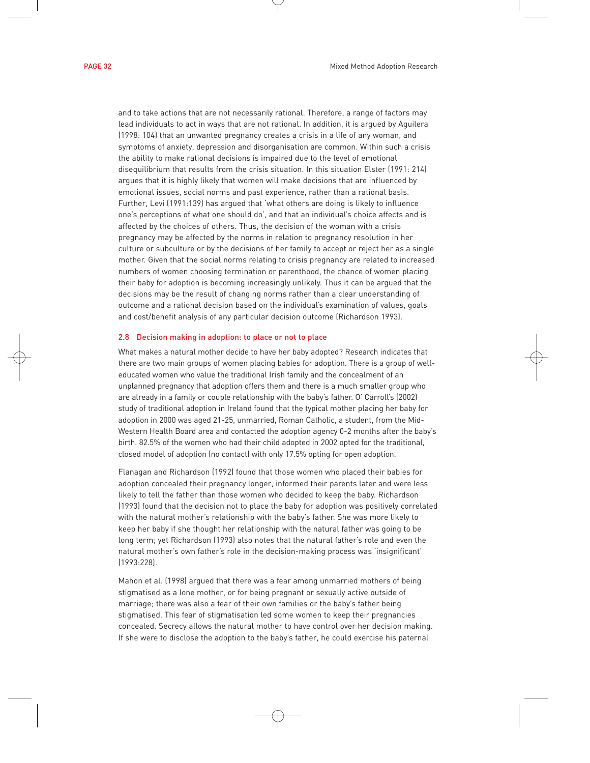and to take actions that are not necessarily rational. Therefore, a range of factors may lead individuals to act in ways that are not rational. In addition, it is argued by Aguilera (1998: 104) that an unwanted pregnancy creates a crisis in a life of any woman, and symptoms of anxiety, depression and disorganisation are common. Within such a crisis the ability to make rational decisions is impaired due to the level of emotional disequilibrium that results from the crisis situation. In this situation Elster (1991: 214) argues that it is highly likely that women will make decisions that are influenced by emotional issues, social norms and past experience, rather than a rational basis. Further, Levi (1991:139) has argued that 'what others are doing is likely to influence one's perceptions of what one should do', and that an individual's choice affects and is affected by the choices of others. Thus, the decision of the woman with a crisis pregnancy may be affected by the norms in relation to pregnancy resolution in her culture or subculture or by the decisions of her family to accept or reject her as a single mother. Given that the social norms relating to crisis pregnancy are related to increased numbers of women choosing termination or parenthood, the chance of women placing their baby for adoption is becoming increasingly unlikely. Thus it can be argued that the decisions may be the result of changing norms rather than a clear understanding of outcome and a rational decision based on the individual's examination of values, goals and cost/benefit analysis of any particular decision outcome (Richardson 1993).

## 2.8 Decision making in adoption: to place or not to place

What makes a natural mother decide to have her baby adopted? Research indicates that there are two main groups of women placing babies for adoption. There is a group of well-educated women who value the traditional Irish family and the concealment of an unplanned pregnancy that adoption offers them and there is a much smaller group who are already in a family or couple relationship with the baby's father. O' Carroll's (2002) study of traditional adoption in Ireland found that the typical mother placing her baby for adoption in 2000 was aged 21-25, unmarried, Roman Catholic, a student, from the Mid-Western Health Board area and contacted the adoption agency 0-2 months after the baby's birth. 82.5% of the women who had their child adopted in 2002 opted for the traditional, closed model of adoption (no contact) with only 17.5% opting for open adoption.

Flanagan and Richardson (1992) found that those women who placed their babies for adoption concealed their pregnancy longer, informed their parents later and were less likely to tell the father than those women who decided to keep the baby. Richardson (1993) found that the decision not to place the baby for adoption was positively correlated with the natural mother's relationship with the baby's father. She was more likely to keep her baby if she thought her relationship with the natural father was going to be long term; yet Richardson (1993) also notes that the natural father's role and even the natural mother's own father's role in the decision-making process was 'insignificant' (1993:228).

Mahon et al. (1998) argued that there was a fear among unmarried mothers of being stigmatised as a lone mother, or for being pregnant or sexually active outside of marriage; there was also a fear of their own families or the baby's father being stigmatised. This fear of stigmatisation led some women to keep their pregnancies concealed. Secrecy allows the natural mother to have control over her decision making. If she were to disclose the adoption to the baby's father, he could exercise his paternal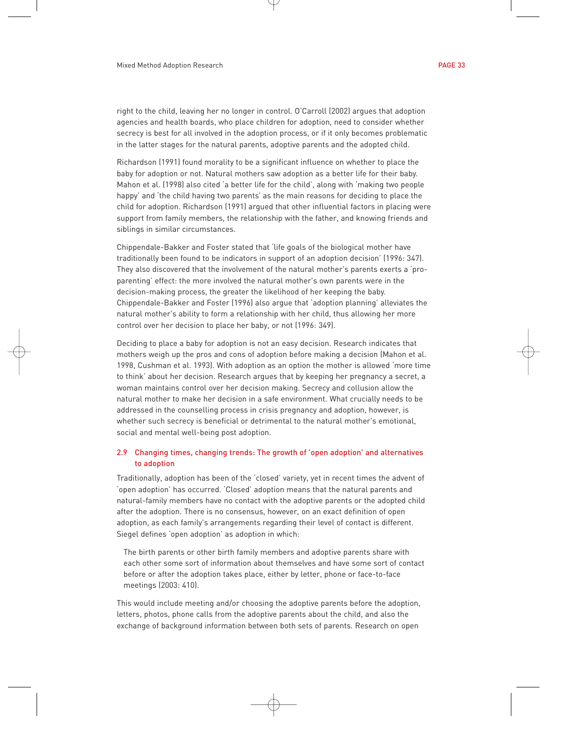right to the child, leaving her no longer in control. O'Carroll (2002) argues that adoption agencies and health boards, who place children for adoption, need to consider whether secrecy is best for all involved in the adoption process, or if it only becomes problematic in the latter stages for the natural parents, adoptive parents and the adopted child.

Richardson (1991) found morality to be a significant influence on whether to place the baby for adoption or not. Natural mothers saw adoption as a better life for their baby. Mahon et al. (1998) also cited 'a better life for the child', along with 'making two people happy' and 'the child having two parents' as the main reasons for deciding to place the child for adoption. Richardson (1991) argued that other influential factors in placing were support from family members, the relationship with the father, and knowing friends and siblings in similar circumstances.

Chippendale-Bakker and Foster stated that 'life goals of the biological mother have traditionally been found to be indicators in support of an adoption decision' (1996: 347). They also discovered that the involvement of the natural mother's parents exerts a 'pro-parenting' effect: the more involved the natural mother's own parents were in the decision-making process, the greater the likelihood of her keeping the baby. Chippendale-Bakker and Foster (1996) also argue that 'adoption planning' alleviates the natural mother's ability to form a relationship with her child, thus allowing her more control over her decision to place her baby, or not (1996: 349).

Deciding to place a baby for adoption is not an easy decision. Research indicates that mothers weigh up the pros and cons of adoption before making a decision (Mahon et al. 1998, Cushman et al. 1993). With adoption as an option the mother is allowed 'more time to think' about her decision. Research argues that by keeping her pregnancy a secret, a woman maintains control over her decision making. Secrecy and collusion allow the natural mother to make her decision in a safe environment. What crucially needs to be addressed in the counselling process in crisis pregnancy and adoption, however, is whether such secrecy is beneficial or detrimental to the natural mother's emotional, social and mental well-being post adoption.

## 2.9 Changing times, changing trends: The growth of 'open adoption' and alternatives to adoption

Traditionally, adoption has been of the 'closed' variety, yet in recent times the advent of 'open adoption' has occurred. 'Closed' adoption means that the natural parents and natural-family members have no contact with the adoptive parents or the adopted child after the adoption. There is no consensus, however, on an exact definition of open adoption, as each family's arrangements regarding their level of contact is different. Siegel defines 'open adoption' as adoption in which:

> The birth parents or other birth family members and adoptive parents share with each other some sort of information about themselves and have some sort of contact before or after the adoption takes place, either by letter, phone or face-to-face meetings (2003: 410).

This would include meeting and/or choosing the adoptive parents before the adoption, letters, photos, phone calls from the adoptive parents about the child, and also the exchange of background information between both sets of parents. Research on open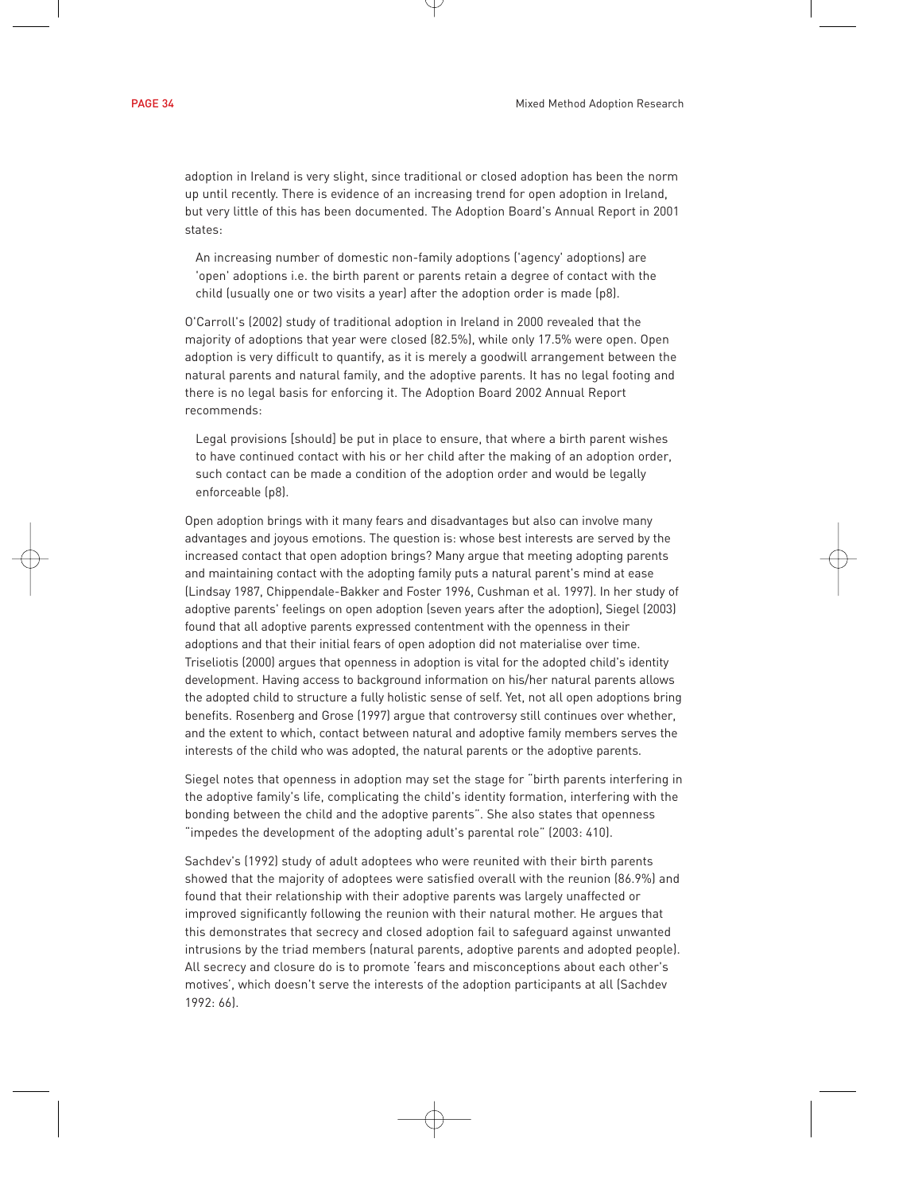adoption in Ireland is very slight, since traditional or closed adoption has been the norm up until recently. There is evidence of an increasing trend for open adoption in Ireland, but very little of this has been documented. The Adoption Board's Annual Report in 2001 states:

> An increasing number of domestic non-family adoptions ('agency' adoptions) are 'open' adoptions i.e. the birth parent or parents retain a degree of contact with the child (usually one or two visits a year) after the adoption order is made (p8).

O'Carroll's (2002) study of traditional adoption in Ireland in 2000 revealed that the majority of adoptions that year were closed (82.5%), while only 17.5% were open. Open adoption is very difficult to quantify, as it is merely a goodwill arrangement between the natural parents and natural family, and the adoptive parents. It has no legal footing and there is no legal basis for enforcing it. The Adoption Board 2002 Annual Report recommends:

> Legal provisions [should] be put in place to ensure, that where a birth parent wishes to have continued contact with his or her child after the making of an adoption order, such contact can be made a condition of the adoption order and would be legally enforceable (p8).

Open adoption brings with it many fears and disadvantages but also can involve many advantages and joyous emotions. The question is: whose best interests are served by the increased contact that open adoption brings? Many argue that meeting adopting parents and maintaining contact with the adopting family puts a natural parent's mind at ease (Lindsay 1987, Chippendale-Bakker and Foster 1996, Cushman et al. 1997). In her study of adoptive parents' feelings on open adoption (seven years after the adoption), Siegel (2003) found that all adoptive parents expressed contentment with the openness in their adoptions and that their initial fears of open adoption did not materialise over time. Triseliotis (2000) argues that openness in adoption is vital for the adopted child's identity development. Having access to background information on his/her natural parents allows the adopted child to structure a fully holistic sense of self. Yet, not all open adoptions bring benefits. Rosenberg and Grose (1997) argue that controversy still continues over whether, and the extent to which, contact between natural and adoptive family members serves the interests of the child who was adopted, the natural parents or the adoptive parents.

Siegel notes that openness in adoption may set the stage for "birth parents interfering in the adoptive family's life, complicating the child's identity formation, interfering with the bonding between the child and the adoptive parents". She also states that openness "impedes the development of the adopting adult's parental role" (2003: 410).

Sachdev's (1992) study of adult adoptees who were reunited with their birth parents showed that the majority of adoptees were satisfied overall with the reunion (86.9%) and found that their relationship with their adoptive parents was largely unaffected or improved significantly following the reunion with their natural mother. He argues that this demonstrates that secrecy and closed adoption fail to safeguard against unwanted intrusions by the triad members (natural parents, adoptive parents and adopted people). All secrecy and closure do is to promote 'fears and misconceptions about each other's motives', which doesn't serve the interests of the adoption participants at all (Sachdev 1992: 66).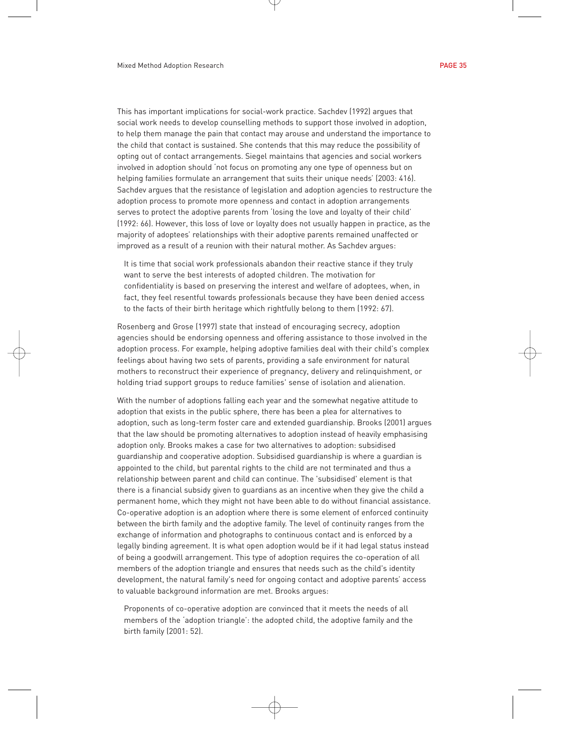This has important implications for social-work practice. Sachdev (1992) argues that social work needs to develop counselling methods to support those involved in adoption, to help them manage the pain that contact may arouse and understand the importance to the child that contact is sustained. She contends that this may reduce the possibility of opting out of contact arrangements. Siegel maintains that agencies and social workers involved in adoption should 'not focus on promoting any one type of openness but on helping families formulate an arrangement that suits their unique needs' (2003: 416). Sachdev argues that the resistance of legislation and adoption agencies to restructure the adoption process to promote more openness and contact in adoption arrangements serves to protect the adoptive parents from 'losing the love and loyalty of their child' (1992: 66). However, this loss of love or loyalty does not usually happen in practice, as the majority of adoptees' relationships with their adoptive parents remained unaffected or improved as a result of a reunion with their natural mother. As Sachdev argues:

> It is time that social work professionals abandon their reactive stance if they truly want to serve the best interests of adopted children. The motivation for confidentiality is based on preserving the interest and welfare of adoptees, when, in fact, they feel resentful towards professionals because they have been denied access to the facts of their birth heritage which rightfully belong to them (1992: 67).

Rosenberg and Grose (1997) state that instead of encouraging secrecy, adoption agencies should be endorsing openness and offering assistance to those involved in the adoption process. For example, helping adoptive families deal with their child's complex feelings about having two sets of parents, providing a safe environment for natural mothers to reconstruct their experience of pregnancy, delivery and relinquishment, or holding triad support groups to reduce families' sense of isolation and alienation.

With the number of adoptions falling each year and the somewhat negative attitude to adoption that exists in the public sphere, there has been a plea for alternatives to adoption, such as long-term foster care and extended guardianship. Brooks (2001) argues that the law should be promoting alternatives to adoption instead of heavily emphasising adoption only. Brooks makes a case for two alternatives to adoption: subsidised guardianship and cooperative adoption. Subsidised guardianship is where a guardian is appointed to the child, but parental rights to the child are not terminated and thus a relationship between parent and child can continue. The 'subsidised' element is that there is a financial subsidy given to guardians as an incentive when they give the child a permanent home, which they might not have been able to do without financial assistance. Co-operative adoption is an adoption where there is some element of enforced continuity between the birth family and the adoptive family. The level of continuity ranges from the exchange of information and photographs to continuous contact and is enforced by a legally binding agreement. It is what open adoption would be if it had legal status instead of being a goodwill arrangement. This type of adoption requires the co-operation of all members of the adoption triangle and ensures that needs such as the child's identity development, the natural family's need for ongoing contact and adoptive parents' access to valuable background information are met. Brooks argues:

> Proponents of co-operative adoption are convinced that it meets the needs of all members of the 'adoption triangle': the adopted child, the adoptive family and the birth family (2001: 52).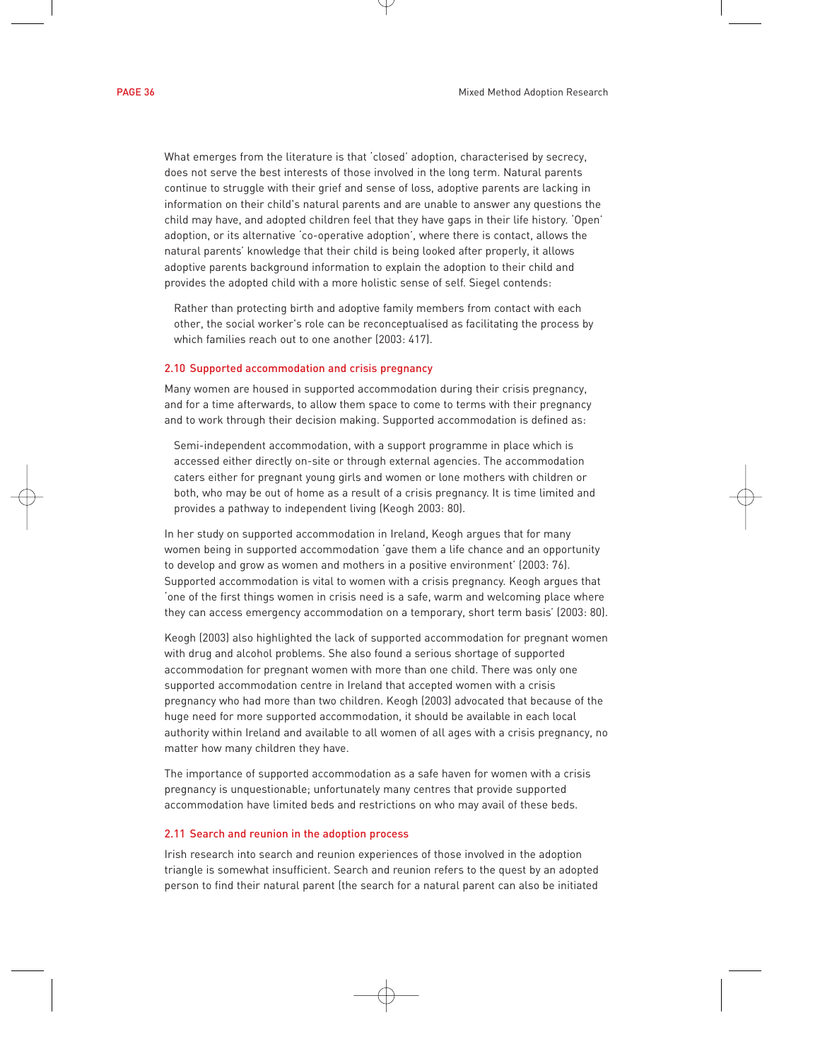What emerges from the literature is that 'closed' adoption, characterised by secrecy, does not serve the best interests of those involved in the long term. Natural parents continue to struggle with their grief and sense of loss, adoptive parents are lacking in information on their child's natural parents and are unable to answer any questions the child may have, and adopted children feel that they have gaps in their life history. 'Open' adoption, or its alternative 'co-operative adoption', where there is contact, allows the natural parents' knowledge that their child is being looked after properly, it allows adoptive parents background information to explain the adoption to their child and provides the adopted child with a more holistic sense of self. Siegel contends:

> Rather than protecting birth and adoptive family members from contact with each other, the social worker's role can be reconceptualised as facilitating the process by which families reach out to one another (2003: 417).

### 2.10 Supported accommodation and crisis pregnancy

Many women are housed in supported accommodation during their crisis pregnancy, and for a time afterwards, to allow them space to come to terms with their pregnancy and to work through their decision making. Supported accommodation is defined as:

> Semi-independent accommodation, with a support programme in place which is accessed either directly on-site or through external agencies. The accommodation caters either for pregnant young girls and women or lone mothers with children or both, who may be out of home as a result of a crisis pregnancy. It is time limited and provides a pathway to independent living (Keogh 2003: 80).

In her study on supported accommodation in Ireland, Keogh argues that for many women being in supported accommodation 'gave them a life chance and an opportunity to develop and grow as women and mothers in a positive environment' (2003: 76). Supported accommodation is vital to women with a crisis pregnancy. Keogh argues that 'one of the first things women in crisis need is a safe, warm and welcoming place where they can access emergency accommodation on a temporary, short term basis' (2003: 80).

Keogh (2003) also highlighted the lack of supported accommodation for pregnant women with drug and alcohol problems. She also found a serious shortage of supported accommodation for pregnant women with more than one child. There was only one supported accommodation centre in Ireland that accepted women with a crisis pregnancy who had more than two children. Keogh (2003) advocated that because of the huge need for more supported accommodation, it should be available in each local authority within Ireland and available to all women of all ages with a crisis pregnancy, no matter how many children they have.

The importance of supported accommodation as a safe haven for women with a crisis pregnancy is unquestionable; unfortunately many centres that provide supported accommodation have limited beds and restrictions on who may avail of these beds.

### 2.11 Search and reunion in the adoption process

Irish research into search and reunion experiences of those involved in the adoption triangle is somewhat insufficient. Search and reunion refers to the quest by an adopted person to find their natural parent (the search for a natural parent can also be initiated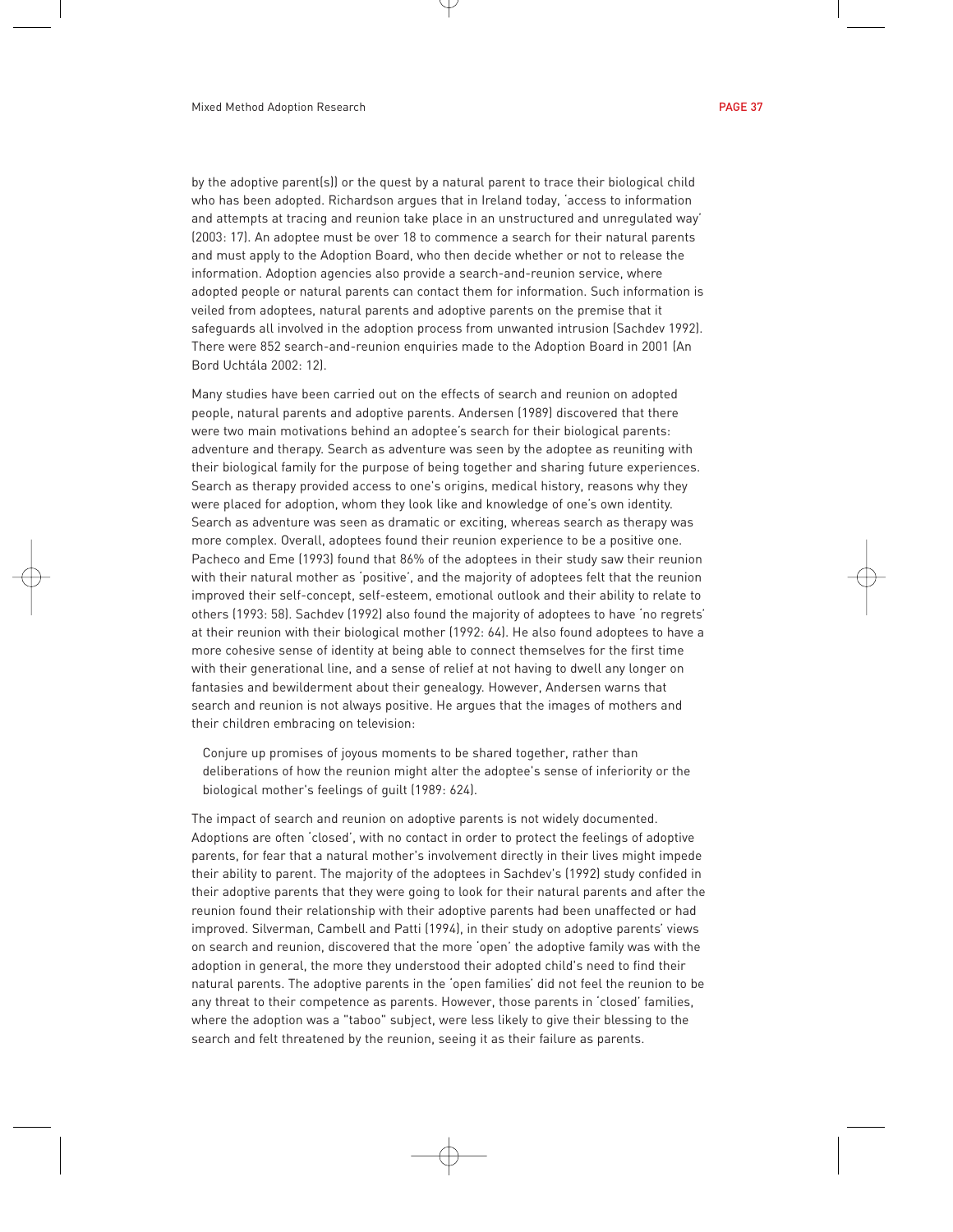by the adoptive parent(s)) or the quest by a natural parent to trace their biological child who has been adopted. Richardson argues that in Ireland today, 'access to information and attempts at tracing and reunion take place in an unstructured and unregulated way' (2003: 17). An adoptee must be over 18 to commence a search for their natural parents and must apply to the Adoption Board, who then decide whether or not to release the information. Adoption agencies also provide a search-and-reunion service, where adopted people or natural parents can contact them for information. Such information is veiled from adoptees, natural parents and adoptive parents on the premise that it safeguards all involved in the adoption process from unwanted intrusion (Sachdev 1992). There were 852 search-and-reunion enquiries made to the Adoption Board in 2001 (An Bord Uchtála 2002: 12).

Many studies have been carried out on the effects of search and reunion on adopted people, natural parents and adoptive parents. Andersen (1989) discovered that there were two main motivations behind an adoptee's search for their biological parents: adventure and therapy. Search as adventure was seen by the adoptee as reuniting with their biological family for the purpose of being together and sharing future experiences. Search as therapy provided access to one's origins, medical history, reasons why they were placed for adoption, whom they look like and knowledge of one's own identity. Search as adventure was seen as dramatic or exciting, whereas search as therapy was more complex. Overall, adoptees found their reunion experience to be a positive one. Pacheco and Eme (1993) found that 86% of the adoptees in their study saw their reunion with their natural mother as 'positive', and the majority of adoptees felt that the reunion improved their self-concept, self-esteem, emotional outlook and their ability to relate to others (1993: 58). Sachdev (1992) also found the majority of adoptees to have 'no regrets' at their reunion with their biological mother (1992: 64). He also found adoptees to have a more cohesive sense of identity at being able to connect themselves for the first time with their generational line, and a sense of relief at not having to dwell any longer on fantasies and bewilderment about their genealogy. However, Andersen warns that search and reunion is not always positive. He argues that the images of mothers and their children embracing on television:

> Conjure up promises of joyous moments to be shared together, rather than deliberations of how the reunion might alter the adoptee's sense of inferiority or the biological mother's feelings of guilt (1989: 624).

The impact of search and reunion on adoptive parents is not widely documented. Adoptions are often 'closed', with no contact in order to protect the feelings of adoptive parents, for fear that a natural mother's involvement directly in their lives might impede their ability to parent. The majority of the adoptees in Sachdev's (1992) study confided in their adoptive parents that they were going to look for their natural parents and after the reunion found their relationship with their adoptive parents had been unaffected or had improved. Silverman, Cambell and Patti (1994), in their study on adoptive parents' views on search and reunion, discovered that the more 'open' the adoptive family was with the adoption in general, the more they understood their adopted child's need to find their natural parents. The adoptive parents in the 'open families' did not feel the reunion to be any threat to their competence as parents. However, those parents in 'closed' families, where the adoption was a "taboo" subject, were less likely to give their blessing to the search and felt threatened by the reunion, seeing it as their failure as parents.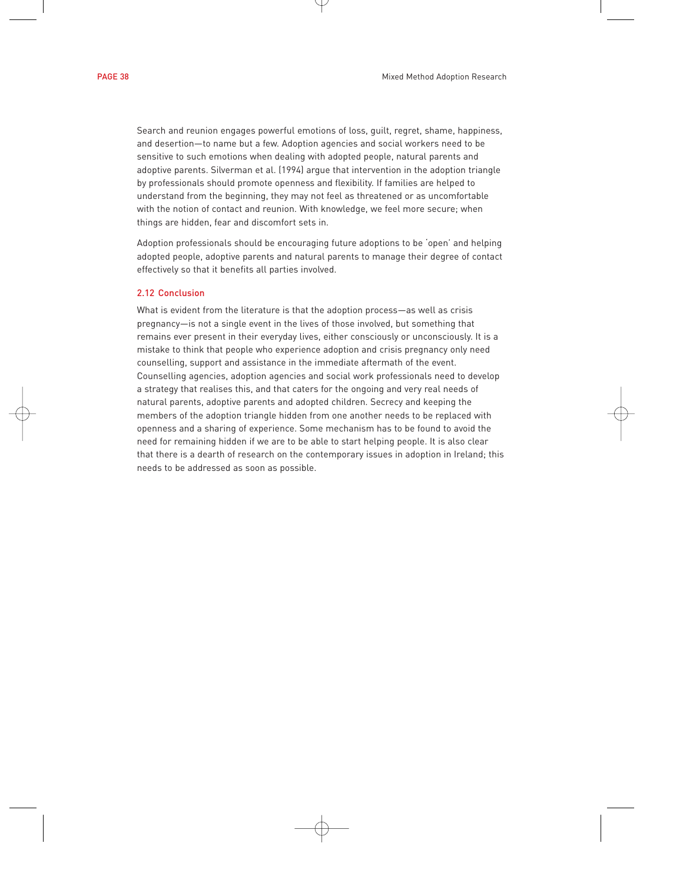Search and reunion engages powerful emotions of loss, guilt, regret, shame, happiness, and desertion—to name but a few. Adoption agencies and social workers need to be sensitive to such emotions when dealing with adopted people, natural parents and adoptive parents. Silverman et al. (1994) argue that intervention in the adoption triangle by professionals should promote openness and flexibility. If families are helped to understand from the beginning, they may not feel as threatened or as uncomfortable with the notion of contact and reunion. With knowledge, we feel more secure; when things are hidden, fear and discomfort sets in.

Adoption professionals should be encouraging future adoptions to be 'open' and helping adopted people, adoptive parents and natural parents to manage their degree of contact effectively so that it benefits all parties involved.

### 2.12 Conclusion

What is evident from the literature is that the adoption process—as well as crisis pregnancy—is not a single event in the lives of those involved, but something that remains ever present in their everyday lives, either consciously or unconsciously. It is a mistake to think that people who experience adoption and crisis pregnancy only need counselling, support and assistance in the immediate aftermath of the event. Counselling agencies, adoption agencies and social work professionals need to develop a strategy that realises this, and that caters for the ongoing and very real needs of natural parents, adoptive parents and adopted children. Secrecy and keeping the members of the adoption triangle hidden from one another needs to be replaced with openness and a sharing of experience. Some mechanism has to be found to avoid the need for remaining hidden if we are to be able to start helping people. It is also clear that there is a dearth of research on the contemporary issues in adoption in Ireland; this needs to be addressed as soon as possible.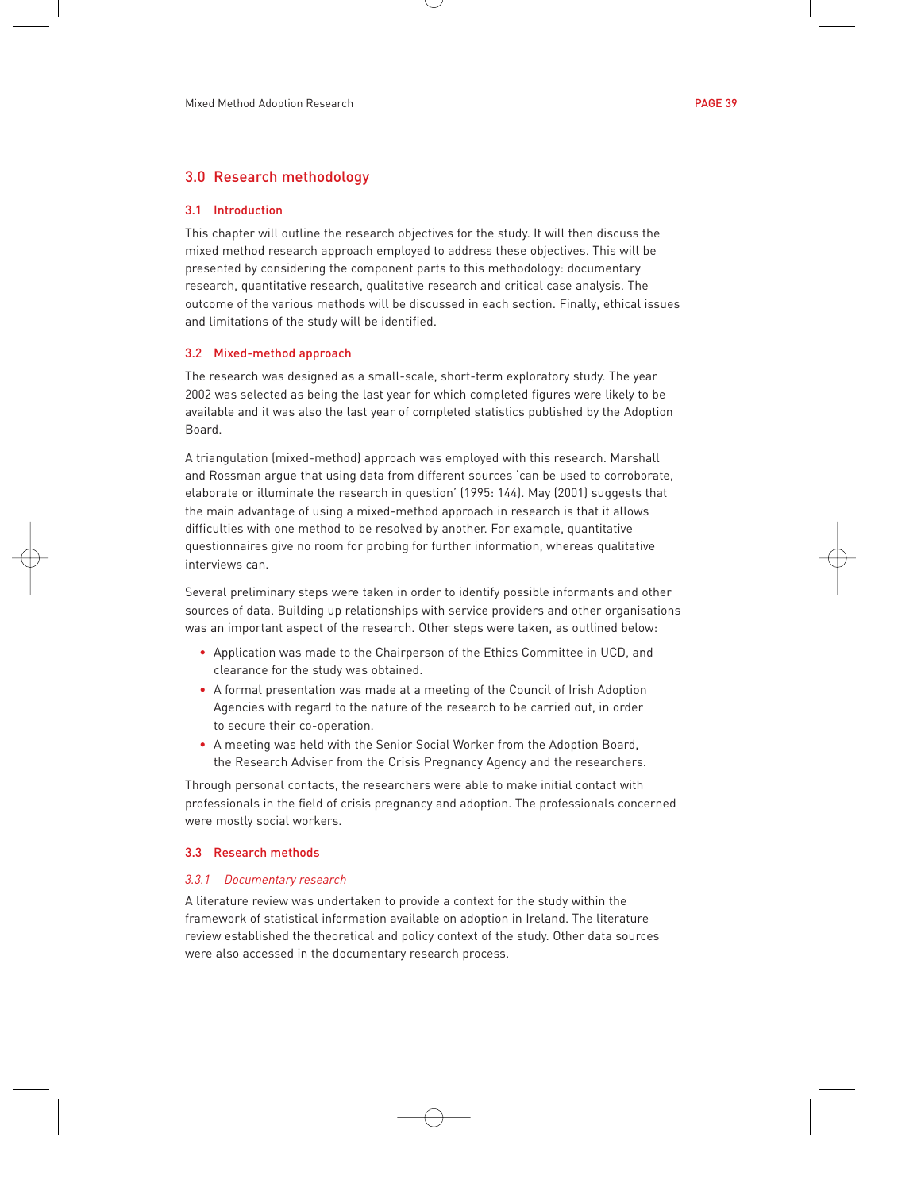## 3.0 Research methodology

### 3.1 Introduction

This chapter will outline the research objectives for the study. It will then discuss the mixed method research approach employed to address these objectives. This will be presented by considering the component parts to this methodology: documentary research, quantitative research, qualitative research and critical case analysis. The outcome of the various methods will be discussed in each section. Finally, ethical issues and limitations of the study will be identified.

### 3.2 Mixed-method approach

The research was designed as a small-scale, short-term exploratory study. The year 2002 was selected as being the last year for which completed figures were likely to be available and it was also the last year of completed statistics published by the Adoption Board.

A triangulation (mixed-method) approach was employed with this research. Marshall and Rossman argue that using data from different sources 'can be used to corroborate, elaborate or illuminate the research in question' (1995: 144). May (2001) suggests that the main advantage of using a mixed-method approach in research is that it allows difficulties with one method to be resolved by another. For example, quantitative questionnaires give no room for probing for further information, whereas qualitative interviews can.

Several preliminary steps were taken in order to identify possible informants and other sources of data. Building up relationships with service providers and other organisations was an important aspect of the research. Other steps were taken, as outlined below:

- Application was made to the Chairperson of the Ethics Committee in UCD, and clearance for the study was obtained.
- A formal presentation was made at a meeting of the Council of Irish Adoption Agencies with regard to the nature of the research to be carried out, in order to secure their co-operation.
- A meeting was held with the Senior Social Worker from the Adoption Board, the Research Adviser from the Crisis Pregnancy Agency and the researchers.

Through personal contacts, the researchers were able to make initial contact with professionals in the field of crisis pregnancy and adoption. The professionals concerned were mostly social workers.

### 3.3 Research methods

#### *3.3.1 Documentary research*

A literature review was undertaken to provide a context for the study within the framework of statistical information available on adoption in Ireland. The literature review established the theoretical and policy context of the study. Other data sources were also accessed in the documentary research process.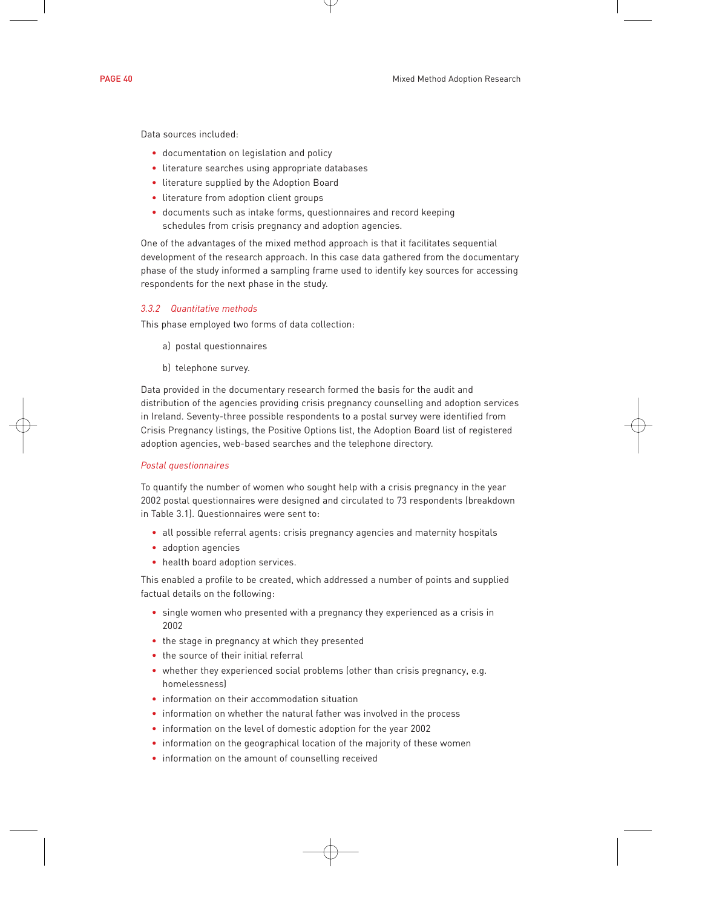Data sources included:

- documentation on legislation and policy
- literature searches using appropriate databases
- literature supplied by the Adoption Board
- literature from adoption client groups
- documents such as intake forms, questionnaires and record keeping schedules from crisis pregnancy and adoption agencies.

One of the advantages of the mixed method approach is that it facilitates sequential development of the research approach. In this case data gathered from the documentary phase of the study informed a sampling frame used to identify key sources for accessing respondents for the next phase in the study.

### *3.3.2 Quantitative methods*

This phase employed two forms of data collection:

a) postal questionnaires

b) telephone survey.

Data provided in the documentary research formed the basis for the audit and distribution of the agencies providing crisis pregnancy counselling and adoption services in Ireland. Seventy-three possible respondents to a postal survey were identified from Crisis Pregnancy listings, the Positive Options list, the Adoption Board list of registered adoption agencies, web-based searches and the telephone directory.

#### *Postal questionnaires*

To quantify the number of women who sought help with a crisis pregnancy in the year 2002 postal questionnaires were designed and circulated to 73 respondents (breakdown in Table 3.1). Questionnaires were sent to:

- all possible referral agents: crisis pregnancy agencies and maternity hospitals
- adoption agencies
- health board adoption services.

This enabled a profile to be created, which addressed a number of points and supplied factual details on the following:

- single women who presented with a pregnancy they experienced as a crisis in 2002
- the stage in pregnancy at which they presented
- the source of their initial referral
- whether they experienced social problems (other than crisis pregnancy, e.g. homelessness)
- information on their accommodation situation
- information on whether the natural father was involved in the process
- information on the level of domestic adoption for the year 2002
- information on the geographical location of the majority of these women
- information on the amount of counselling received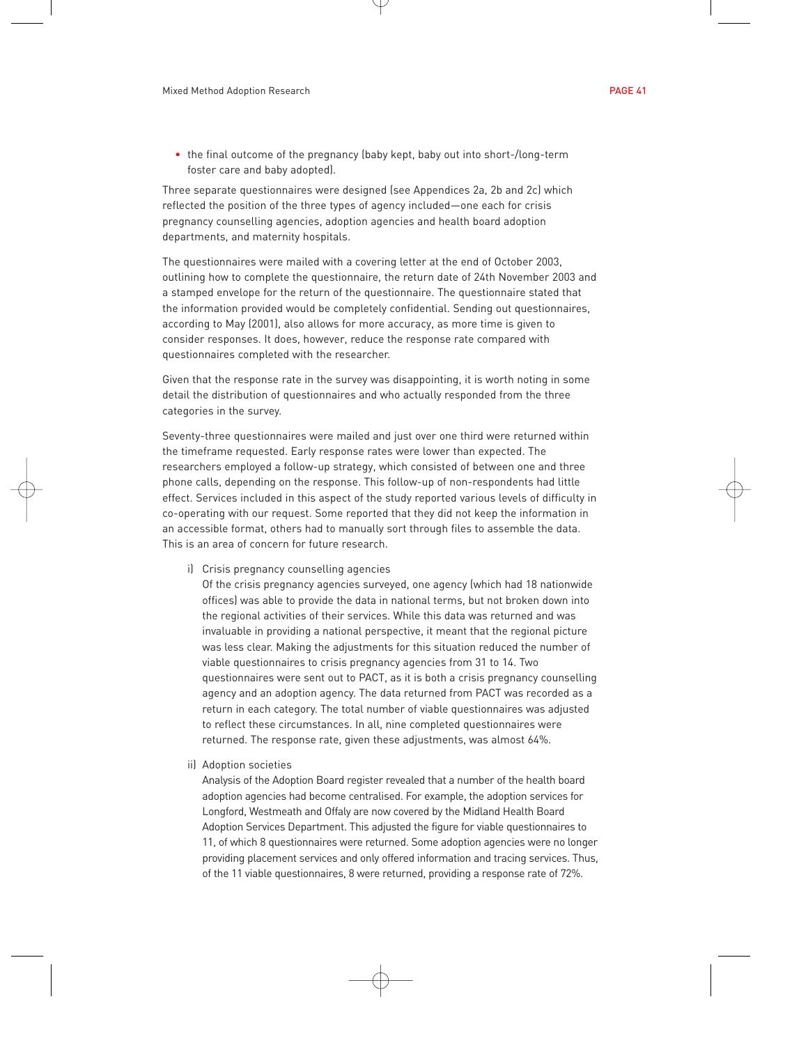- the final outcome of the pregnancy (baby kept, baby out into short-/long-term foster care and baby adopted).

Three separate questionnaires were designed (see Appendices 2a, 2b and 2c) which reflected the position of the three types of agency included—one each for crisis pregnancy counselling agencies, adoption agencies and health board adoption departments, and maternity hospitals.

The questionnaires were mailed with a covering letter at the end of October 2003, outlining how to complete the questionnaire, the return date of 24th November 2003 and a stamped envelope for the return of the questionnaire. The questionnaire stated that the information provided would be completely confidential. Sending out questionnaires, according to May (2001), also allows for more accuracy, as more time is given to consider responses. It does, however, reduce the response rate compared with questionnaires completed with the researcher.

Given that the response rate in the survey was disappointing, it is worth noting in some detail the distribution of questionnaires and who actually responded from the three categories in the survey.

Seventy-three questionnaires were mailed and just over one third were returned within the timeframe requested. Early response rates were lower than expected. The researchers employed a follow-up strategy, which consisted of between one and three phone calls, depending on the response. This follow-up of non-respondents had little effect. Services included in this aspect of the study reported various levels of difficulty in co-operating with our request. Some reported that they did not keep the information in an accessible format, others had to manually sort through files to assemble the data. This is an area of concern for future research.

i) Crisis pregnancy counselling agencies

   Of the crisis pregnancy agencies surveyed, one agency (which had 18 nationwide offices) was able to provide the data in national terms, but not broken down into the regional activities of their services. While this data was returned and was invaluable in providing a national perspective, it meant that the regional picture was less clear. Making the adjustments for this situation reduced the number of viable questionnaires to crisis pregnancy agencies from 31 to 14. Two questionnaires were sent out to PACT, as it is both a crisis pregnancy counselling agency and an adoption agency. The data returned from PACT was recorded as a return in each category. The total number of viable questionnaires was adjusted to reflect these circumstances. In all, nine completed questionnaires were returned. The response rate, given these adjustments, was almost 64%.

ii) Adoption societies

   Analysis of the Adoption Board register revealed that a number of the health board adoption agencies had become centralised. For example, the adoption services for Longford, Westmeath and Offaly are now covered by the Midland Health Board Adoption Services Department. This adjusted the figure for viable questionnaires to 11, of which 8 questionnaires were returned. Some adoption agencies were no longer providing placement services and only offered information and tracing services. Thus, of the 11 viable questionnaires, 8 were returned, providing a response rate of 72%.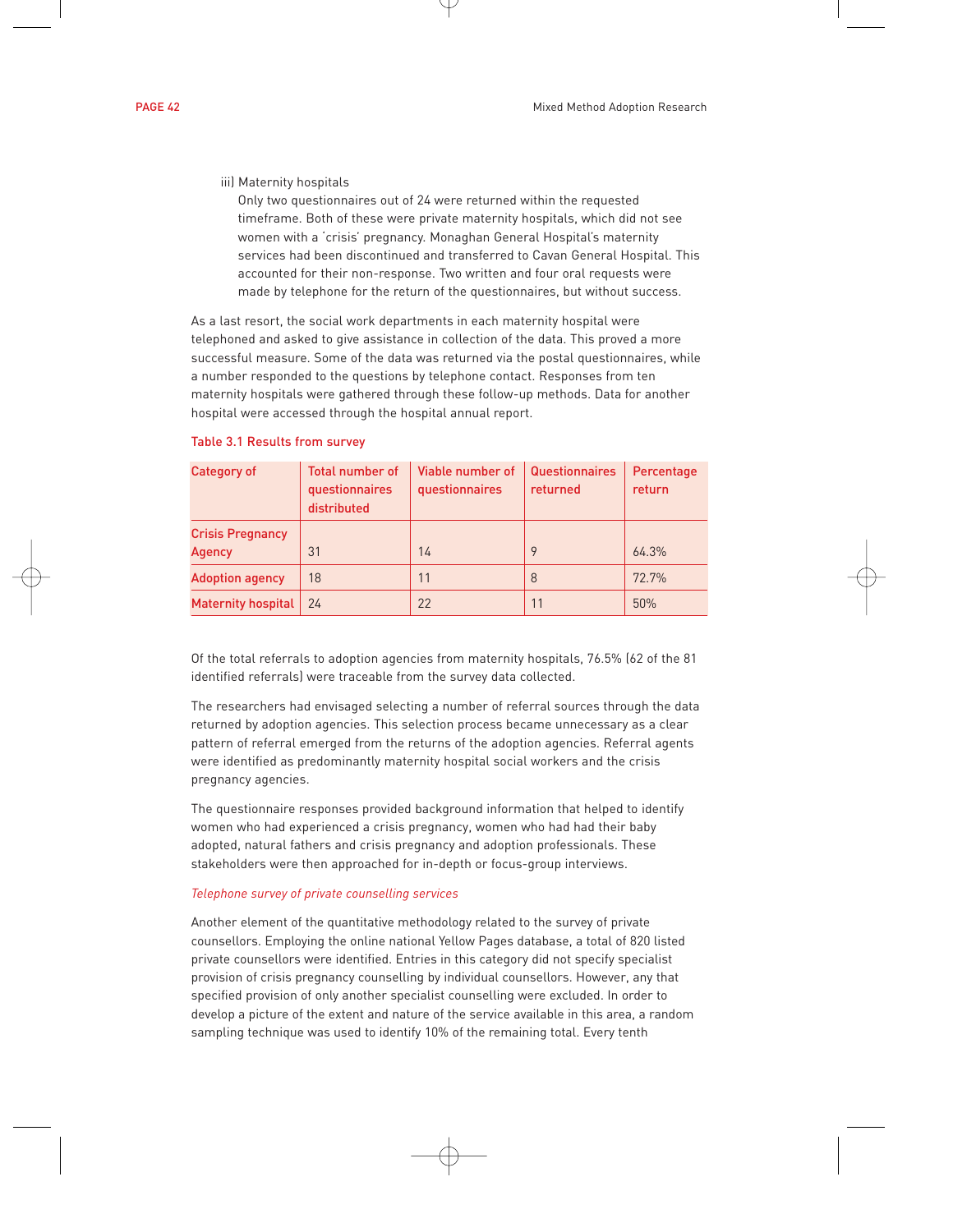iii) Maternity hospitals

Only two questionnaires out of 24 were returned within the requested timeframe. Both of these were private maternity hospitals, which did not see women with a 'crisis' pregnancy. Monaghan General Hospital's maternity services had been discontinued and transferred to Cavan General Hospital. This accounted for their non-response. Two written and four oral requests were made by telephone for the return of the questionnaires, but without success.

As a last resort, the social work departments in each maternity hospital were telephoned and asked to give assistance in collection of the data. This proved a more successful measure. Some of the data was returned via the postal questionnaires, while a number responded to the questions by telephone contact. Responses from ten maternity hospitals were gathered through these follow-up methods. Data for another hospital were accessed through the hospital annual report.

Table 3.1 Results from survey

| Category of | Total number of questionnaires distributed | Viable number of questionnaires | Questionnaires returned | Percentage return |
|---|---|---|---|---|
| Crisis Pregnancy Agency | 31 | 14 | 9 | 64.3% |
| Adoption agency | 18 | 11 | 8 | 72.7% |
| Maternity hospital | 24 | 22 | 11 | 50% |

Of the total referrals to adoption agencies from maternity hospitals, 76.5% (62 of the 81 identified referrals) were traceable from the survey data collected.

The researchers had envisaged selecting a number of referral sources through the data returned by adoption agencies. This selection process became unnecessary as a clear pattern of referral emerged from the returns of the adoption agencies. Referral agents were identified as predominantly maternity hospital social workers and the crisis pregnancy agencies.

The questionnaire responses provided background information that helped to identify women who had experienced a crisis pregnancy, women who had had their baby adopted, natural fathers and crisis pregnancy and adoption professionals. These stakeholders were then approached for in-depth or focus-group interviews.

*Telephone survey of private counselling services*

Another element of the quantitative methodology related to the survey of private counsellors. Employing the online national Yellow Pages database, a total of 820 listed private counsellors were identified. Entries in this category did not specify specialist provision of crisis pregnancy counselling by individual counsellors. However, any that specified provision of only another specialist counselling were excluded. In order to develop a picture of the extent and nature of the service available in this area, a random sampling technique was used to identify 10% of the remaining total. Every tenth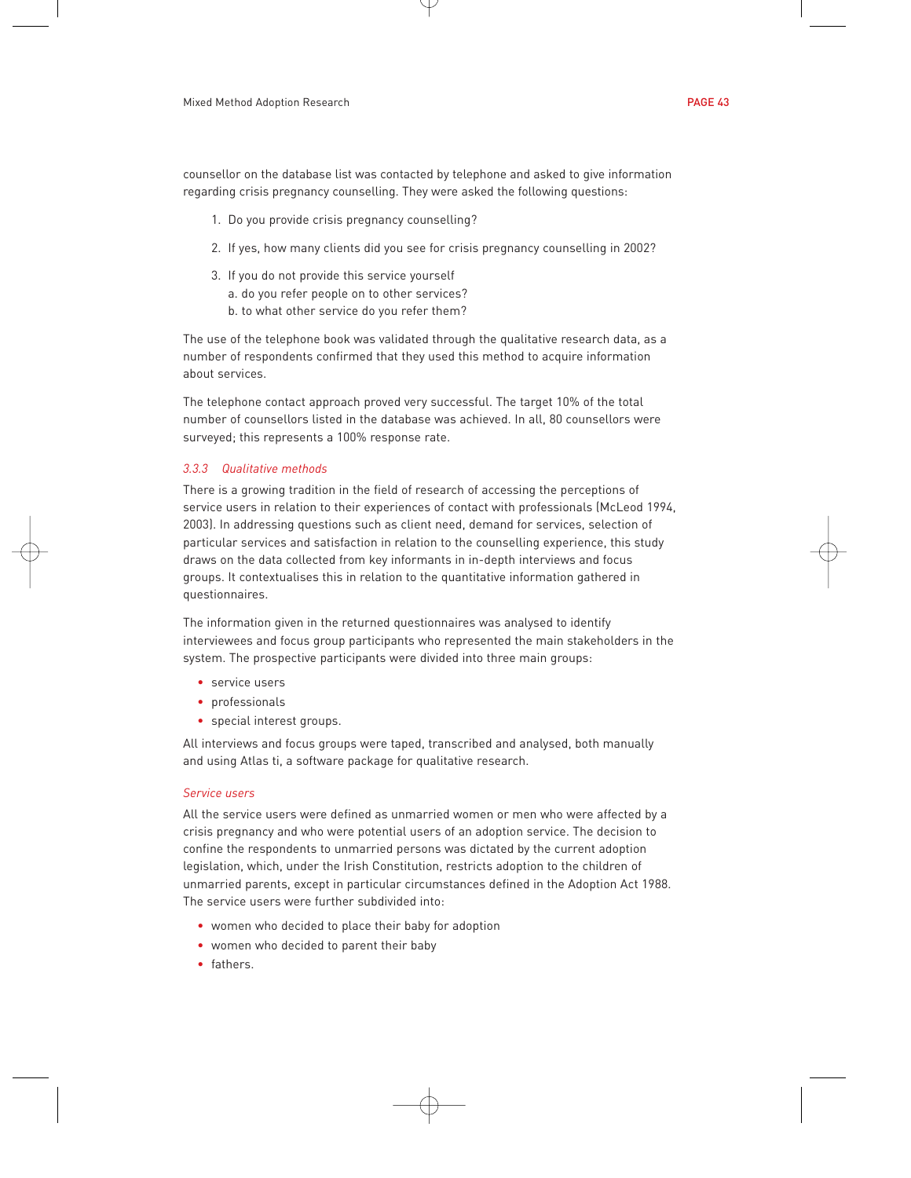counsellor on the database list was contacted by telephone and asked to give information regarding crisis pregnancy counselling. They were asked the following questions:

1. Do you provide crisis pregnancy counselling?
2. If yes, how many clients did you see for crisis pregnancy counselling in 2002?
3. If you do not provide this service yourself
   a. do you refer people on to other services?
   b. to what other service do you refer them?

The use of the telephone book was validated through the qualitative research data, as a number of respondents confirmed that they used this method to acquire information about services.

The telephone contact approach proved very successful. The target 10% of the total number of counsellors listed in the database was achieved. In all, 80 counsellors were surveyed; this represents a 100% response rate.

### *3.3.3 Qualitative methods*

There is a growing tradition in the field of research of accessing the perceptions of service users in relation to their experiences of contact with professionals (McLeod 1994, 2003). In addressing questions such as client need, demand for services, selection of particular services and satisfaction in relation to the counselling experience, this study draws on the data collected from key informants in in-depth interviews and focus groups. It contextualises this in relation to the quantitative information gathered in questionnaires.

The information given in the returned questionnaires was analysed to identify interviewees and focus group participants who represented the main stakeholders in the system. The prospective participants were divided into three main groups:

- service users
- professionals
- special interest groups.

All interviews and focus groups were taped, transcribed and analysed, both manually and using Atlas ti, a software package for qualitative research.

#### *Service users*

All the service users were defined as unmarried women or men who were affected by a crisis pregnancy and who were potential users of an adoption service. The decision to confine the respondents to unmarried persons was dictated by the current adoption legislation, which, under the Irish Constitution, restricts adoption to the children of unmarried parents, except in particular circumstances defined in the Adoption Act 1988. The service users were further subdivided into:

- women who decided to place their baby for adoption
- women who decided to parent their baby
- fathers.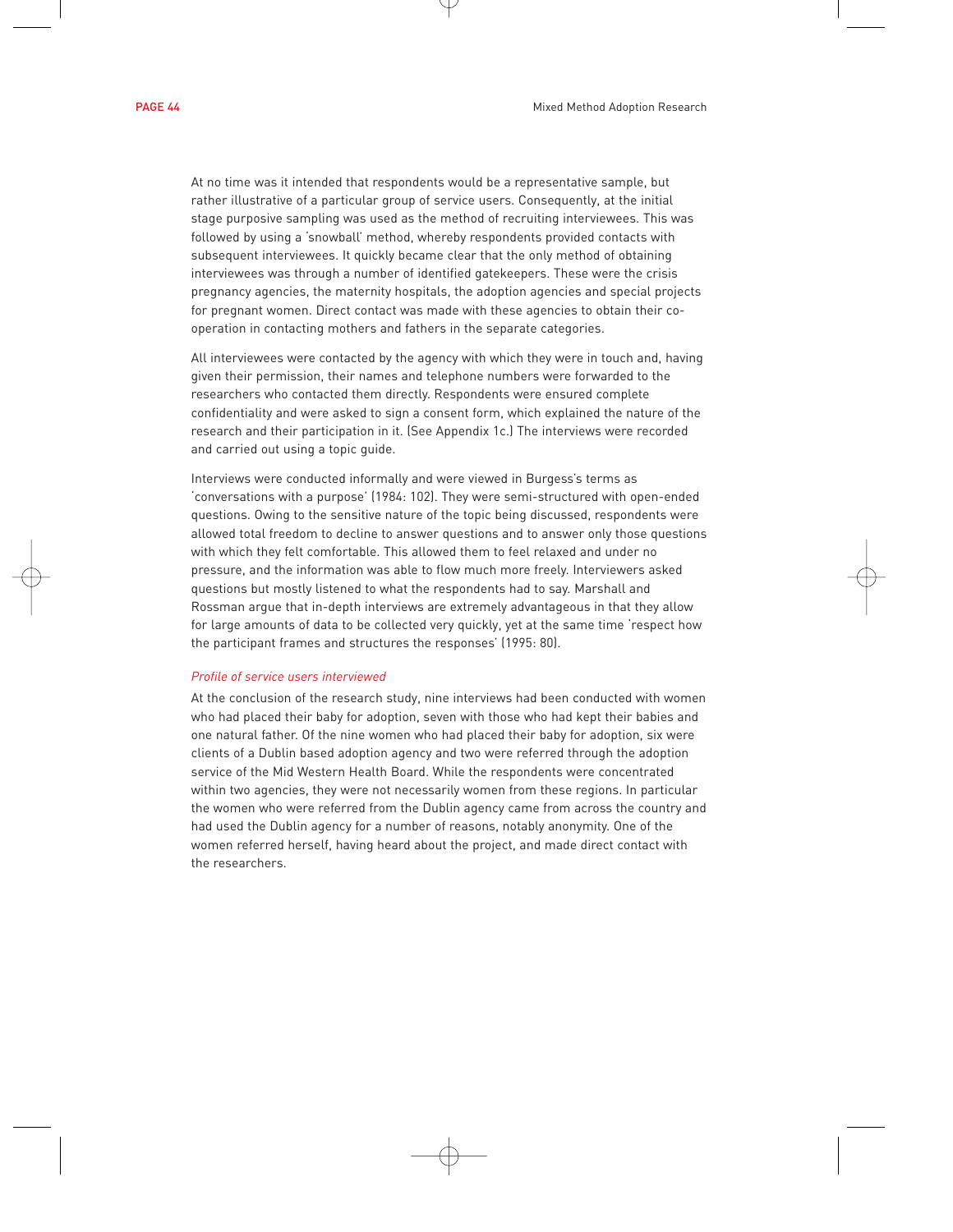At no time was it intended that respondents would be a representative sample, but rather illustrative of a particular group of service users. Consequently, at the initial stage purposive sampling was used as the method of recruiting interviewees. This was followed by using a 'snowball' method, whereby respondents provided contacts with subsequent interviewees. It quickly became clear that the only method of obtaining interviewees was through a number of identified gatekeepers. These were the crisis pregnancy agencies, the maternity hospitals, the adoption agencies and special projects for pregnant women. Direct contact was made with these agencies to obtain their co-operation in contacting mothers and fathers in the separate categories.

All interviewees were contacted by the agency with which they were in touch and, having given their permission, their names and telephone numbers were forwarded to the researchers who contacted them directly. Respondents were ensured complete confidentiality and were asked to sign a consent form, which explained the nature of the research and their participation in it. (See Appendix 1c.) The interviews were recorded and carried out using a topic guide.

Interviews were conducted informally and were viewed in Burgess's terms as 'conversations with a purpose' (1984: 102). They were semi-structured with open-ended questions. Owing to the sensitive nature of the topic being discussed, respondents were allowed total freedom to decline to answer questions and to answer only those questions with which they felt comfortable. This allowed them to feel relaxed and under no pressure, and the information was able to flow much more freely. Interviewers asked questions but mostly listened to what the respondents had to say. Marshall and Rossman argue that in-depth interviews are extremely advantageous in that they allow for large amounts of data to be collected very quickly, yet at the same time 'respect how the participant frames and structures the responses' (1995: 80).

*Profile of service users interviewed*

At the conclusion of the research study, nine interviews had been conducted with women who had placed their baby for adoption, seven with those who had kept their babies and one natural father. Of the nine women who had placed their baby for adoption, six were clients of a Dublin based adoption agency and two were referred through the adoption service of the Mid Western Health Board. While the respondents were concentrated within two agencies, they were not necessarily women from these regions. In particular the women who were referred from the Dublin agency came from across the country and had used the Dublin agency for a number of reasons, notably anonymity. One of the women referred herself, having heard about the project, and made direct contact with the researchers.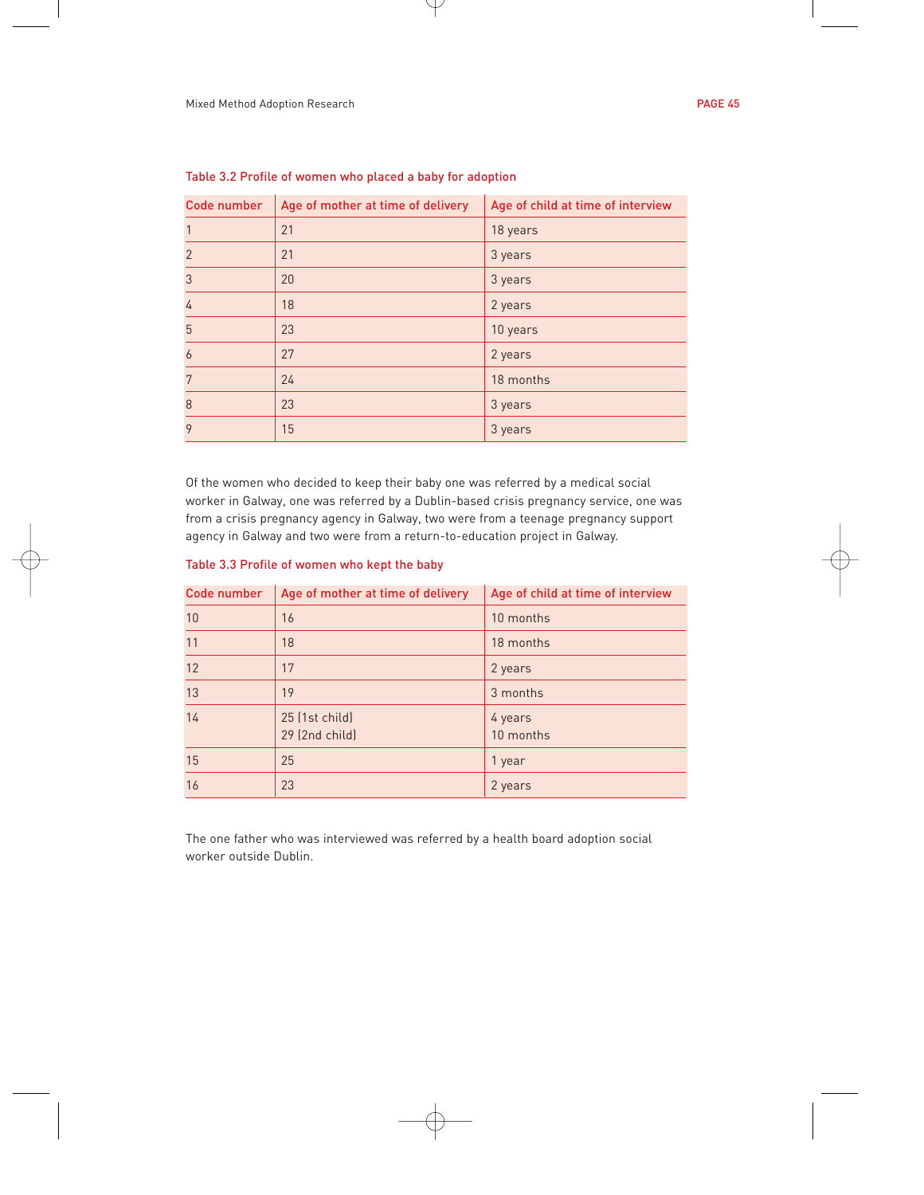Table 3.2 Profile of women who placed a baby for adoption

| Code number | Age of mother at time of delivery | Age of child at time of interview |
|---|---|---|
| 1 | 21 | 18 years |
| 2 | 21 | 3 years |
| 3 | 20 | 3 years |
| 4 | 18 | 2 years |
| 5 | 23 | 10 years |
| 6 | 27 | 2 years |
| 7 | 24 | 18 months |
| 8 | 23 | 3 years |
| 9 | 15 | 3 years |

Of the women who decided to keep their baby one was referred by a medical social worker in Galway, one was referred by a Dublin-based crisis pregnancy service, one was from a crisis pregnancy agency in Galway, two were from a teenage pregnancy support agency in Galway and two were from a return-to-education project in Galway.

Table 3.3 Profile of women who kept the baby

| Code number | Age of mother at time of delivery | Age of child at time of interview |
|---|---|---|
| 10 | 16 | 10 months |
| 11 | 18 | 18 months |
| 12 | 17 | 2 years |
| 13 | 19 | 3 months |
| 14 | 25 (1st child)<br>29 (2nd child) | 4 years<br>10 months |
| 15 | 25 | 1 year |
| 16 | 23 | 2 years |

The one father who was interviewed was referred by a health board adoption social worker outside Dublin.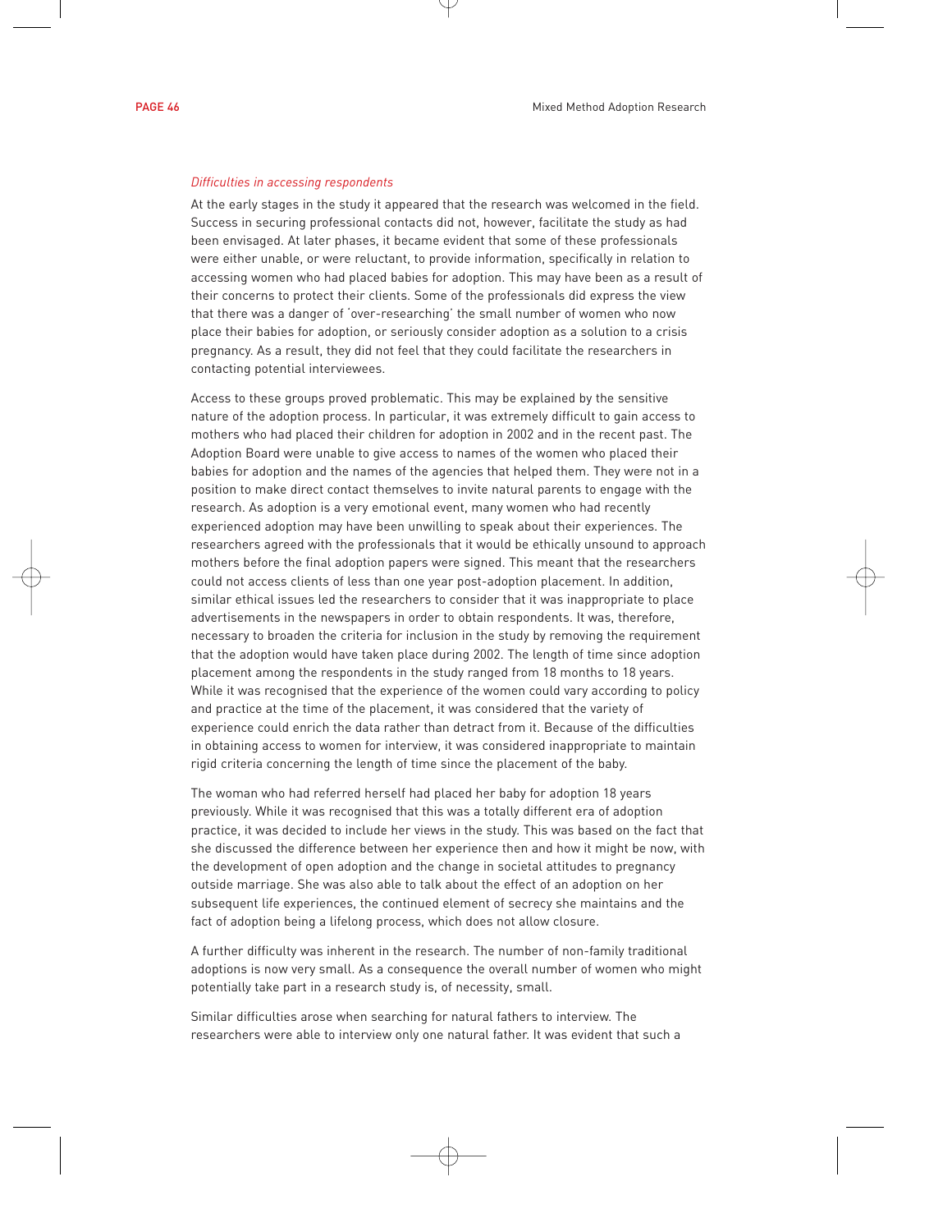*Difficulties in accessing respondents*

At the early stages in the study it appeared that the research was welcomed in the field. Success in securing professional contacts did not, however, facilitate the study as had been envisaged. At later phases, it became evident that some of these professionals were either unable, or were reluctant, to provide information, specifically in relation to accessing women who had placed babies for adoption. This may have been as a result of their concerns to protect their clients. Some of the professionals did express the view that there was a danger of 'over-researching' the small number of women who now place their babies for adoption, or seriously consider adoption as a solution to a crisis pregnancy. As a result, they did not feel that they could facilitate the researchers in contacting potential interviewees.

Access to these groups proved problematic. This may be explained by the sensitive nature of the adoption process. In particular, it was extremely difficult to gain access to mothers who had placed their children for adoption in 2002 and in the recent past. The Adoption Board were unable to give access to names of the women who placed their babies for adoption and the names of the agencies that helped them. They were not in a position to make direct contact themselves to invite natural parents to engage with the research. As adoption is a very emotional event, many women who had recently experienced adoption may have been unwilling to speak about their experiences. The researchers agreed with the professionals that it would be ethically unsound to approach mothers before the final adoption papers were signed. This meant that the researchers could not access clients of less than one year post-adoption placement. In addition, similar ethical issues led the researchers to consider that it was inappropriate to place advertisements in the newspapers in order to obtain respondents. It was, therefore, necessary to broaden the criteria for inclusion in the study by removing the requirement that the adoption would have taken place during 2002. The length of time since adoption placement among the respondents in the study ranged from 18 months to 18 years. While it was recognised that the experience of the women could vary according to policy and practice at the time of the placement, it was considered that the variety of experience could enrich the data rather than detract from it. Because of the difficulties in obtaining access to women for interview, it was considered inappropriate to maintain rigid criteria concerning the length of time since the placement of the baby.

The woman who had referred herself had placed her baby for adoption 18 years previously. While it was recognised that this was a totally different era of adoption practice, it was decided to include her views in the study. This was based on the fact that she discussed the difference between her experience then and how it might be now, with the development of open adoption and the change in societal attitudes to pregnancy outside marriage. She was also able to talk about the effect of an adoption on her subsequent life experiences, the continued element of secrecy she maintains and the fact of adoption being a lifelong process, which does not allow closure.

A further difficulty was inherent in the research. The number of non-family traditional adoptions is now very small. As a consequence the overall number of women who might potentially take part in a research study is, of necessity, small.

Similar difficulties arose when searching for natural fathers to interview. The researchers were able to interview only one natural father. It was evident that such a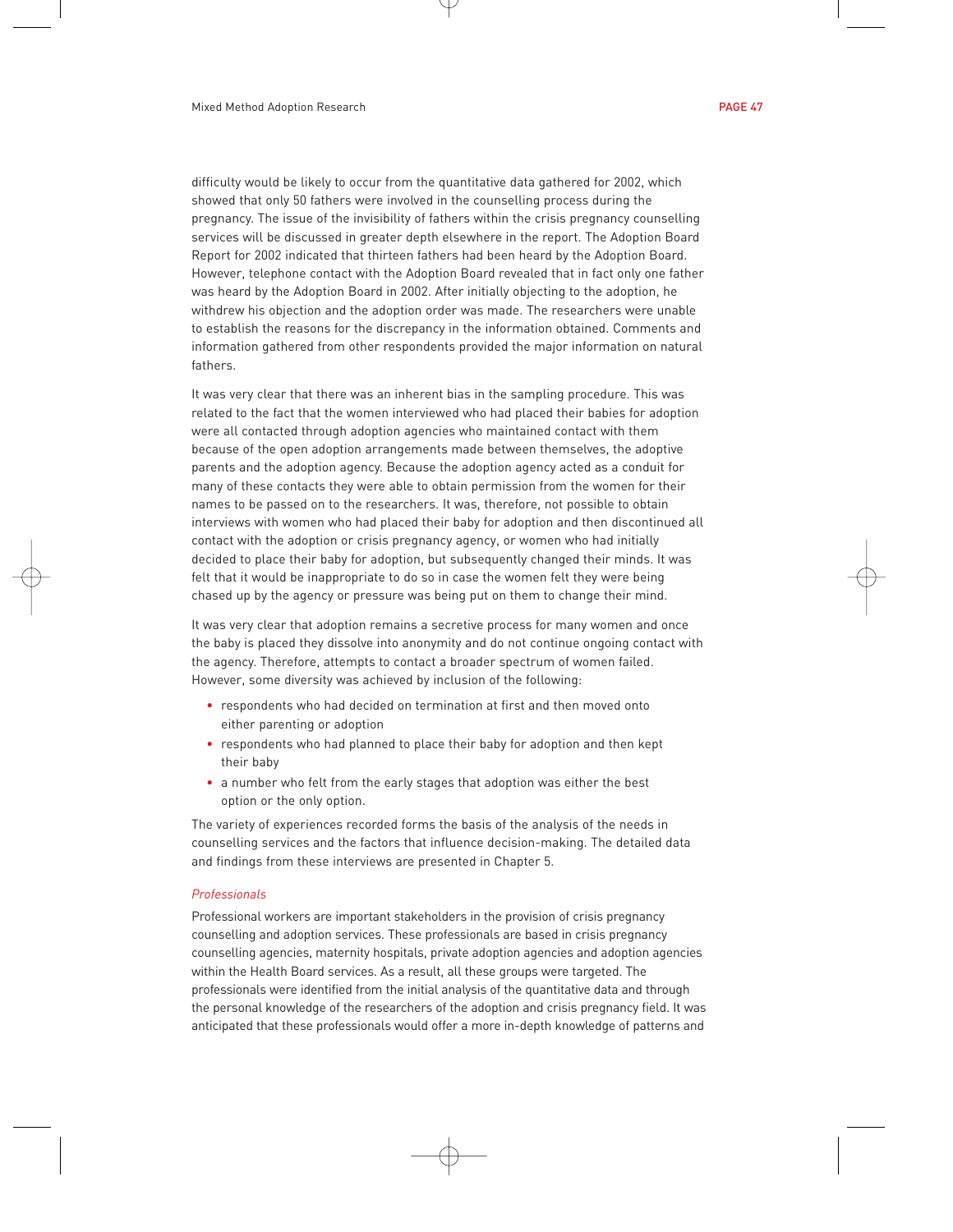difficulty would be likely to occur from the quantitative data gathered for 2002, which showed that only 50 fathers were involved in the counselling process during the pregnancy. The issue of the invisibility of fathers within the crisis pregnancy counselling services will be discussed in greater depth elsewhere in the report. The Adoption Board Report for 2002 indicated that thirteen fathers had been heard by the Adoption Board. However, telephone contact with the Adoption Board revealed that in fact only one father was heard by the Adoption Board in 2002. After initially objecting to the adoption, he withdrew his objection and the adoption order was made. The researchers were unable to establish the reasons for the discrepancy in the information obtained. Comments and information gathered from other respondents provided the major information on natural fathers.

It was very clear that there was an inherent bias in the sampling procedure. This was related to the fact that the women interviewed who had placed their babies for adoption were all contacted through adoption agencies who maintained contact with them because of the open adoption arrangements made between themselves, the adoptive parents and the adoption agency. Because the adoption agency acted as a conduit for many of these contacts they were able to obtain permission from the women for their names to be passed on to the researchers. It was, therefore, not possible to obtain interviews with women who had placed their baby for adoption and then discontinued all contact with the adoption or crisis pregnancy agency, or women who had initially decided to place their baby for adoption, but subsequently changed their minds. It was felt that it would be inappropriate to do so in case the women felt they were being chased up by the agency or pressure was being put on them to change their mind.

It was very clear that adoption remains a secretive process for many women and once the baby is placed they dissolve into anonymity and do not continue ongoing contact with the agency. Therefore, attempts to contact a broader spectrum of women failed. However, some diversity was achieved by inclusion of the following:

- respondents who had decided on termination at first and then moved onto either parenting or adoption
- respondents who had planned to place their baby for adoption and then kept their baby
- a number who felt from the early stages that adoption was either the best option or the only option.

The variety of experiences recorded forms the basis of the analysis of the needs in counselling services and the factors that influence decision-making. The detailed data and findings from these interviews are presented in Chapter 5.

*Professionals*

Professional workers are important stakeholders in the provision of crisis pregnancy counselling and adoption services. These professionals are based in crisis pregnancy counselling agencies, maternity hospitals, private adoption agencies and adoption agencies within the Health Board services. As a result, all these groups were targeted. The professionals were identified from the initial analysis of the quantitative data and through the personal knowledge of the researchers of the adoption and crisis pregnancy field. It was anticipated that these professionals would offer a more in-depth knowledge of patterns and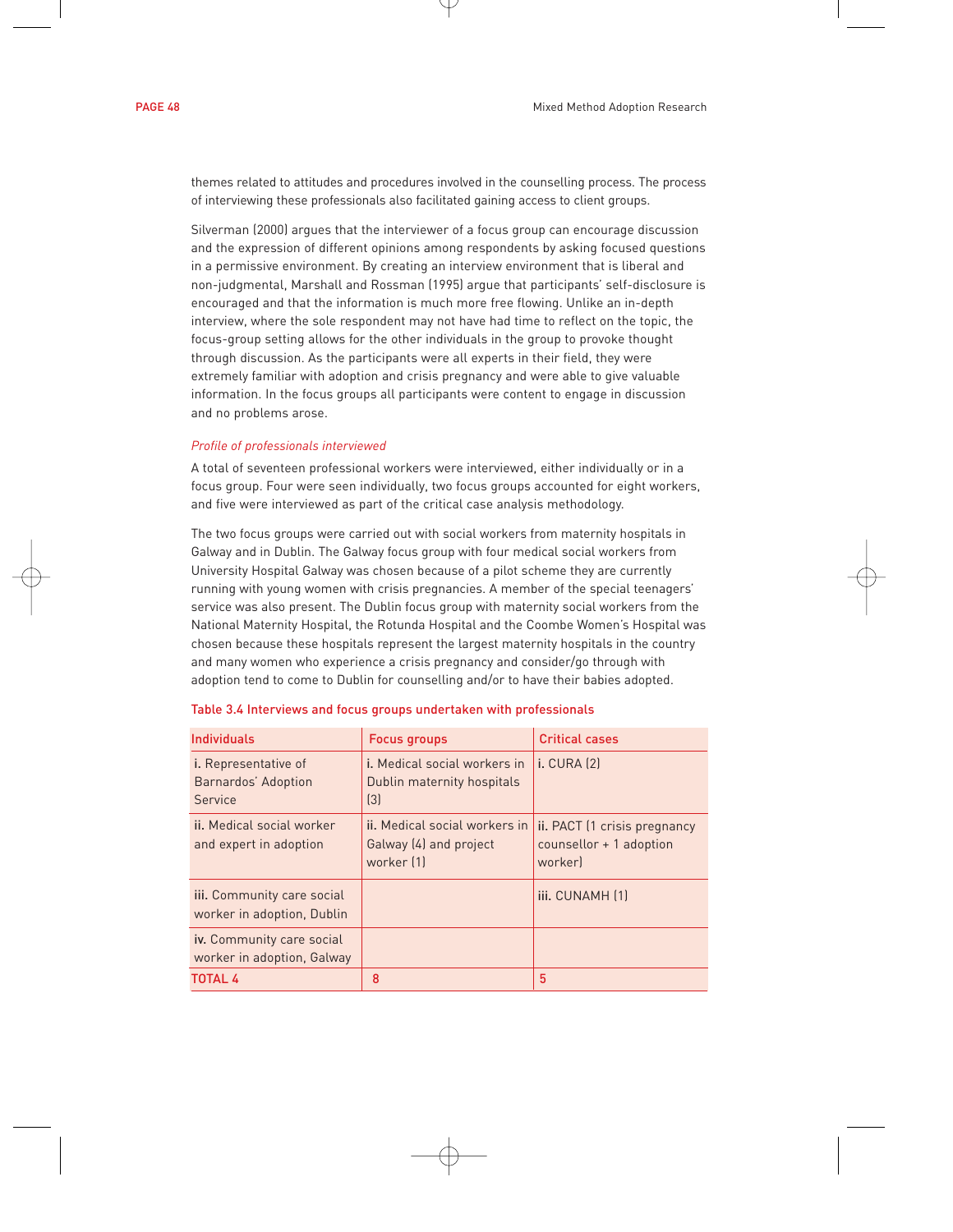themes related to attitudes and procedures involved in the counselling process. The process of interviewing these professionals also facilitated gaining access to client groups.

Silverman (2000) argues that the interviewer of a focus group can encourage discussion and the expression of different opinions among respondents by asking focused questions in a permissive environment. By creating an interview environment that is liberal and non-judgmental, Marshall and Rossman (1995) argue that participants' self-disclosure is encouraged and that the information is much more free flowing. Unlike an in-depth interview, where the sole respondent may not have had time to reflect on the topic, the focus-group setting allows for the other individuals in the group to provoke thought through discussion. As the participants were all experts in their field, they were extremely familiar with adoption and crisis pregnancy and were able to give valuable information. In the focus groups all participants were content to engage in discussion and no problems arose.

*Profile of professionals interviewed*

A total of seventeen professional workers were interviewed, either individually or in a focus group. Four were seen individually, two focus groups accounted for eight workers, and five were interviewed as part of the critical case analysis methodology.

The two focus groups were carried out with social workers from maternity hospitals in Galway and in Dublin. The Galway focus group with four medical social workers from University Hospital Galway was chosen because of a pilot scheme they are currently running with young women with crisis pregnancies. A member of the special teenagers' service was also present. The Dublin focus group with maternity social workers from the National Maternity Hospital, the Rotunda Hospital and the Coombe Women's Hospital was chosen because these hospitals represent the largest maternity hospitals in the country and many women who experience a crisis pregnancy and consider/go through with adoption tend to come to Dublin for counselling and/or to have their babies adopted.

Table 3.4 Interviews and focus groups undertaken with professionals

| Individuals | Focus groups | Critical cases |
|---|---|---|
| i. Representative of Barnardos' Adoption Service | i. Medical social workers in Dublin maternity hospitals (3) | i. CURA (2) |
| ii. Medical social worker and expert in adoption | ii. Medical social workers in Galway (4) and project worker (1) | ii. PACT (1 crisis pregnancy counsellor + 1 adoption worker) |
| iii. Community care social worker in adoption, Dublin | | iii. CUNAMH (1) |
| iv. Community care social worker in adoption, Galway | | |
| TOTAL 4 | 8 | 5 |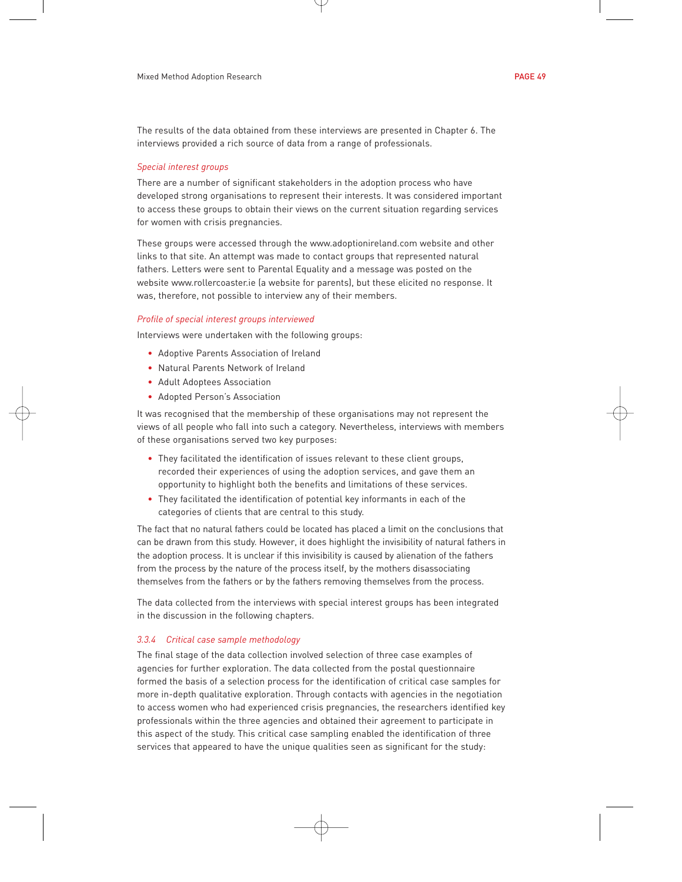The results of the data obtained from these interviews are presented in Chapter 6. The interviews provided a rich source of data from a range of professionals.

*Special interest groups*

There are a number of significant stakeholders in the adoption process who have developed strong organisations to represent their interests. It was considered important to access these groups to obtain their views on the current situation regarding services for women with crisis pregnancies.

These groups were accessed through the www.adoptionireland.com website and other links to that site. An attempt was made to contact groups that represented natural fathers. Letters were sent to Parental Equality and a message was posted on the website www.rollercoaster.ie (a website for parents), but these elicited no response. It was, therefore, not possible to interview any of their members.

*Profile of special interest groups interviewed*

Interviews were undertaken with the following groups:

- Adoptive Parents Association of Ireland
- Natural Parents Network of Ireland
- Adult Adoptees Association
- Adopted Person's Association

It was recognised that the membership of these organisations may not represent the views of all people who fall into such a category. Nevertheless, interviews with members of these organisations served two key purposes:

- They facilitated the identification of issues relevant to these client groups, recorded their experiences of using the adoption services, and gave them an opportunity to highlight both the benefits and limitations of these services.
- They facilitated the identification of potential key informants in each of the categories of clients that are central to this study.

The fact that no natural fathers could be located has placed a limit on the conclusions that can be drawn from this study. However, it does highlight the invisibility of natural fathers in the adoption process. It is unclear if this invisibility is caused by alienation of the fathers from the process by the nature of the process itself, by the mothers disassociating themselves from the fathers or by the fathers removing themselves from the process.

The data collected from the interviews with special interest groups has been integrated in the discussion in the following chapters.

### *3.3.4 Critical case sample methodology*

The final stage of the data collection involved selection of three case examples of agencies for further exploration. The data collected from the postal questionnaire formed the basis of a selection process for the identification of critical case samples for more in-depth qualitative exploration. Through contacts with agencies in the negotiation to access women who had experienced crisis pregnancies, the researchers identified key professionals within the three agencies and obtained their agreement to participate in this aspect of the study. This critical case sampling enabled the identification of three services that appeared to have the unique qualities seen as significant for the study: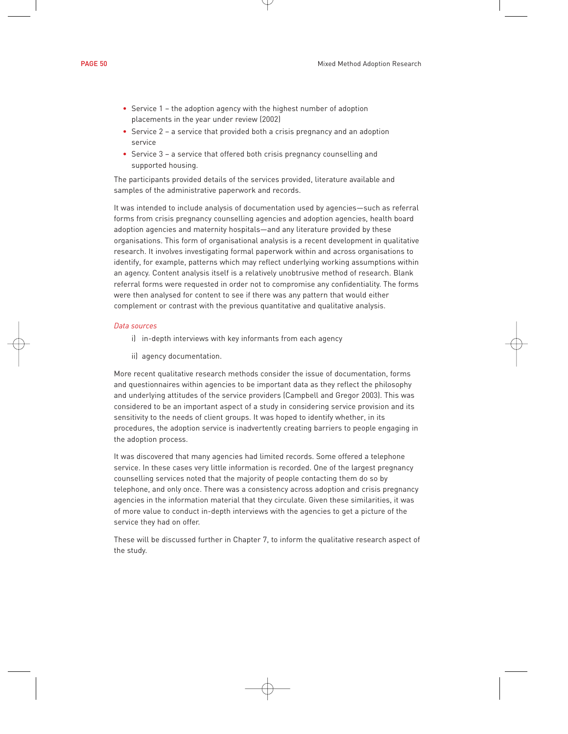- Service 1 – the adoption agency with the highest number of adoption placements in the year under review (2002)
- Service 2 – a service that provided both a crisis pregnancy and an adoption service
- Service 3 – a service that offered both crisis pregnancy counselling and supported housing.

The participants provided details of the services provided, literature available and samples of the administrative paperwork and records.

It was intended to include analysis of documentation used by agencies—such as referral forms from crisis pregnancy counselling agencies and adoption agencies, health board adoption agencies and maternity hospitals—and any literature provided by these organisations. This form of organisational analysis is a recent development in qualitative research. It involves investigating formal paperwork within and across organisations to identify, for example, patterns which may reflect underlying working assumptions within an agency. Content analysis itself is a relatively unobtrusive method of research. Blank referral forms were requested in order not to compromise any confidentiality. The forms were then analysed for content to see if there was any pattern that would either complement or contrast with the previous quantitative and qualitative analysis.

*Data sources*

i) in-depth interviews with key informants from each agency

ii) agency documentation.

More recent qualitative research methods consider the issue of documentation, forms and questionnaires within agencies to be important data as they reflect the philosophy and underlying attitudes of the service providers (Campbell and Gregor 2003). This was considered to be an important aspect of a study in considering service provision and its sensitivity to the needs of client groups. It was hoped to identify whether, in its procedures, the adoption service is inadvertently creating barriers to people engaging in the adoption process.

It was discovered that many agencies had limited records. Some offered a telephone service. In these cases very little information is recorded. One of the largest pregnancy counselling services noted that the majority of people contacting them do so by telephone, and only once. There was a consistency across adoption and crisis pregnancy agencies in the information material that they circulate. Given these similarities, it was of more value to conduct in-depth interviews with the agencies to get a picture of the service they had on offer.

These will be discussed further in Chapter 7, to inform the qualitative research aspect of the study.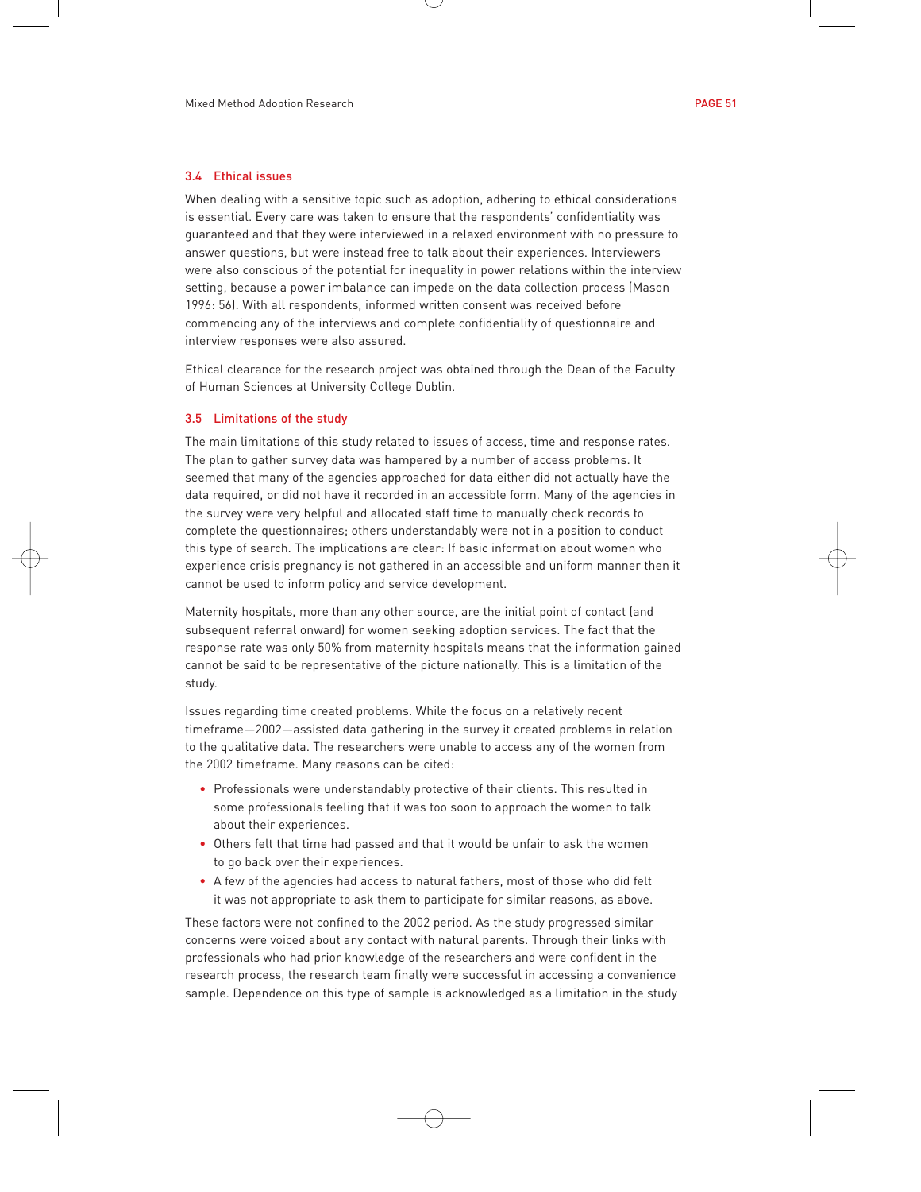### 3.4 Ethical issues

When dealing with a sensitive topic such as adoption, adhering to ethical considerations is essential. Every care was taken to ensure that the respondents' confidentiality was guaranteed and that they were interviewed in a relaxed environment with no pressure to answer questions, but were instead free to talk about their experiences. Interviewers were also conscious of the potential for inequality in power relations within the interview setting, because a power imbalance can impede on the data collection process (Mason 1996: 56). With all respondents, informed written consent was received before commencing any of the interviews and complete confidentiality of questionnaire and interview responses were also assured.

Ethical clearance for the research project was obtained through the Dean of the Faculty of Human Sciences at University College Dublin.

### 3.5 Limitations of the study

The main limitations of this study related to issues of access, time and response rates. The plan to gather survey data was hampered by a number of access problems. It seemed that many of the agencies approached for data either did not actually have the data required, or did not have it recorded in an accessible form. Many of the agencies in the survey were very helpful and allocated staff time to manually check records to complete the questionnaires; others understandably were not in a position to conduct this type of search. The implications are clear: If basic information about women who experience crisis pregnancy is not gathered in an accessible and uniform manner then it cannot be used to inform policy and service development.

Maternity hospitals, more than any other source, are the initial point of contact (and subsequent referral onward) for women seeking adoption services. The fact that the response rate was only 50% from maternity hospitals means that the information gained cannot be said to be representative of the picture nationally. This is a limitation of the study.

Issues regarding time created problems. While the focus on a relatively recent timeframe—2002—assisted data gathering in the survey it created problems in relation to the qualitative data. The researchers were unable to access any of the women from the 2002 timeframe. Many reasons can be cited:

- Professionals were understandably protective of their clients. This resulted in some professionals feeling that it was too soon to approach the women to talk about their experiences.
- Others felt that time had passed and that it would be unfair to ask the women to go back over their experiences.
- A few of the agencies had access to natural fathers, most of those who did felt it was not appropriate to ask them to participate for similar reasons, as above.

These factors were not confined to the 2002 period. As the study progressed similar concerns were voiced about any contact with natural parents. Through their links with professionals who had prior knowledge of the researchers and were confident in the research process, the research team finally were successful in accessing a convenience sample. Dependence on this type of sample is acknowledged as a limitation in the study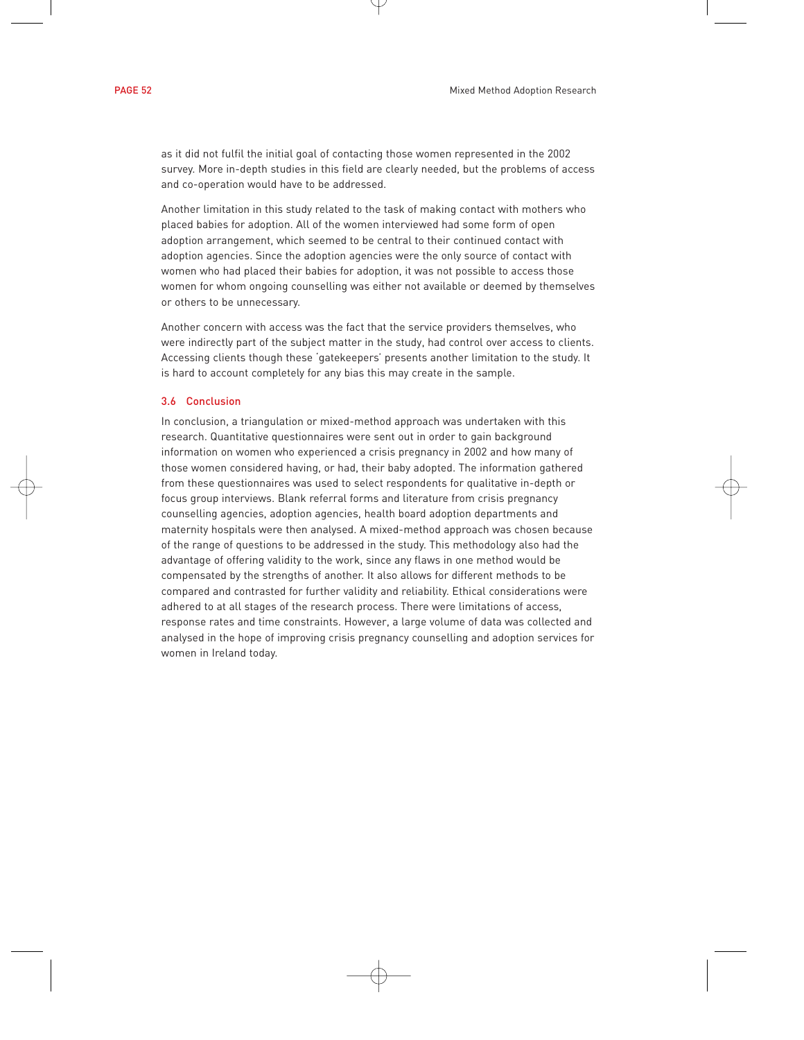as it did not fulfil the initial goal of contacting those women represented in the 2002 survey. More in-depth studies in this field are clearly needed, but the problems of access and co-operation would have to be addressed.

Another limitation in this study related to the task of making contact with mothers who placed babies for adoption. All of the women interviewed had some form of open adoption arrangement, which seemed to be central to their continued contact with adoption agencies. Since the adoption agencies were the only source of contact with women who had placed their babies for adoption, it was not possible to access those women for whom ongoing counselling was either not available or deemed by themselves or others to be unnecessary.

Another concern with access was the fact that the service providers themselves, who were indirectly part of the subject matter in the study, had control over access to clients. Accessing clients though these 'gatekeepers' presents another limitation to the study. It is hard to account completely for any bias this may create in the sample.

### 3.6 Conclusion

In conclusion, a triangulation or mixed-method approach was undertaken with this research. Quantitative questionnaires were sent out in order to gain background information on women who experienced a crisis pregnancy in 2002 and how many of those women considered having, or had, their baby adopted. The information gathered from these questionnaires was used to select respondents for qualitative in-depth or focus group interviews. Blank referral forms and literature from crisis pregnancy counselling agencies, adoption agencies, health board adoption departments and maternity hospitals were then analysed. A mixed-method approach was chosen because of the range of questions to be addressed in the study. This methodology also had the advantage of offering validity to the work, since any flaws in one method would be compensated by the strengths of another. It also allows for different methods to be compared and contrasted for further validity and reliability. Ethical considerations were adhered to at all stages of the research process. There were limitations of access, response rates and time constraints. However, a large volume of data was collected and analysed in the hope of improving crisis pregnancy counselling and adoption services for women in Ireland today.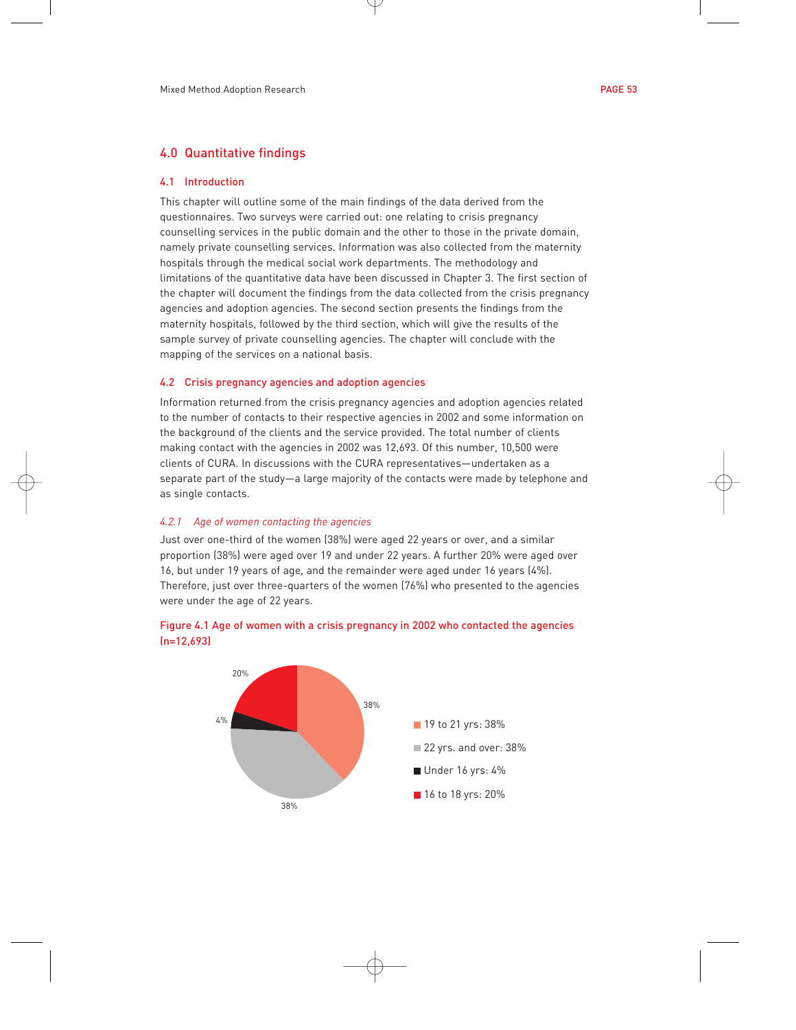## 4.0 Quantitative findings

### 4.1 Introduction

This chapter will outline some of the main findings of the data derived from the questionnaires. Two surveys were carried out: one relating to crisis pregnancy counselling services in the public domain and the other to those in the private domain, namely private counselling services. Information was also collected from the maternity hospitals through the medical social work departments. The methodology and limitations of the quantitative data have been discussed in Chapter 3. The first section of the chapter will document the findings from the data collected from the crisis pregnancy agencies and adoption agencies. The second section presents the findings from the maternity hospitals, followed by the third section, which will give the results of the sample survey of private counselling agencies. The chapter will conclude with the mapping of the services on a national basis.

### 4.2 Crisis pregnancy agencies and adoption agencies

Information returned from the crisis pregnancy agencies and adoption agencies related to the number of contacts to their respective agencies in 2002 and some information on the background of the clients and the service provided. The total number of clients making contact with the agencies in 2002 was 12,693. Of this number, 10,500 were clients of CURA. In discussions with the CURA representatives—undertaken as a separate part of the study—a large majority of the contacts were made by telephone and as single contacts.

#### *4.2.1 Age of women contacting the agencies*

Just over one-third of the women (38%) were aged 22 years or over, and a similar proportion (38%) were aged over 19 and under 22 years. A further 20% were aged over 16, but under 19 years of age, and the remainder were aged under 16 years (4%). Therefore, just over three-quarters of the women (76%) who presented to the agencies were under the age of 22 years.

Figure 4.1 Age of women with a crisis pregnancy in 2002 who contacted the agencies (n=12,693)

- 19 to 21 yrs: 38%
- 22 yrs. and over: 38%
- Under 16 yrs: 4%
- 16 to 18 yrs: 20%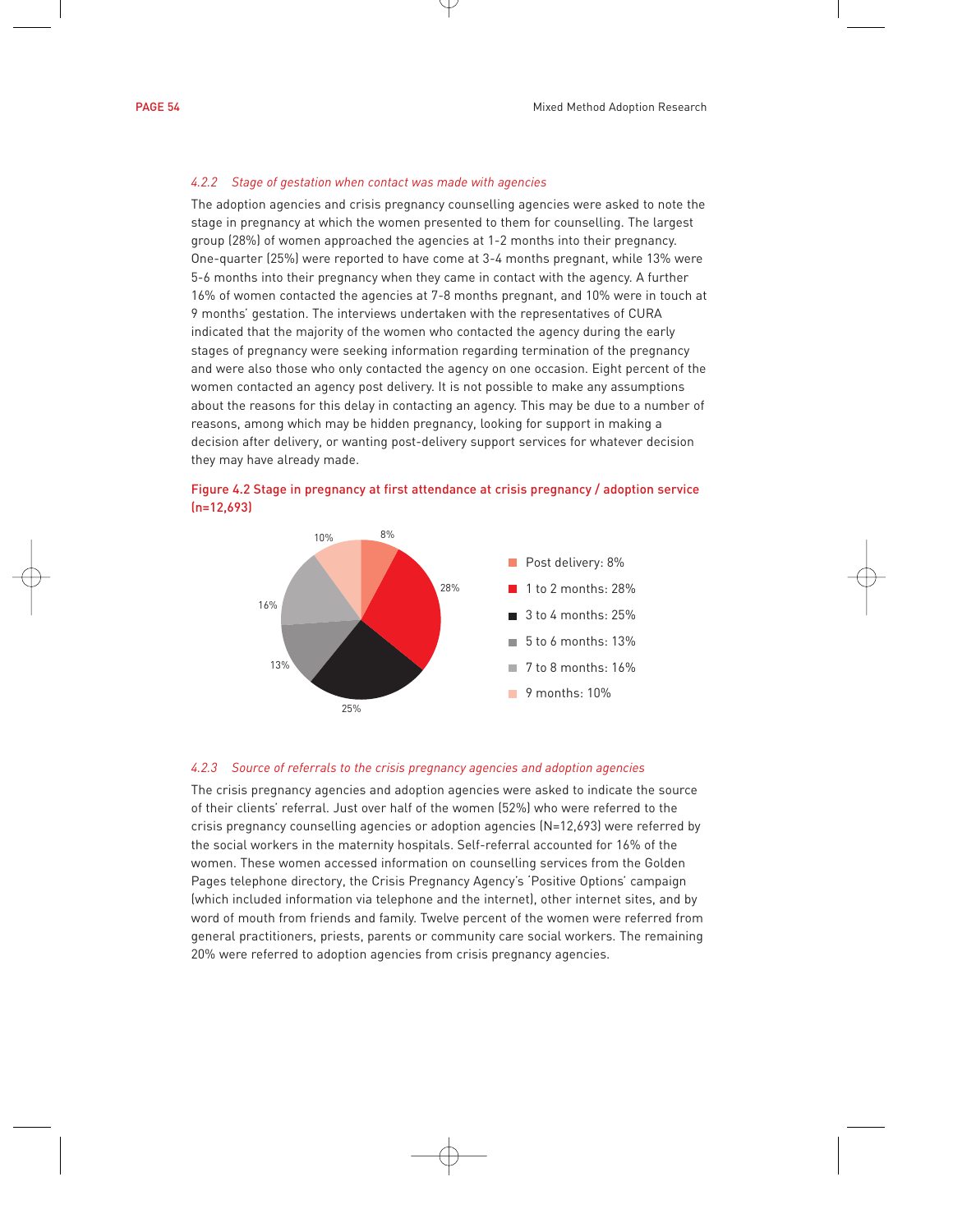### *4.2.2 Stage of gestation when contact was made with agencies*

The adoption agencies and crisis pregnancy counselling agencies were asked to note the stage in pregnancy at which the women presented to them for counselling. The largest group (28%) of women approached the agencies at 1-2 months into their pregnancy. One-quarter (25%) were reported to have come at 3-4 months pregnant, while 13% were 5-6 months into their pregnancy when they came in contact with the agency. A further 16% of women contacted the agencies at 7-8 months pregnant, and 10% were in touch at 9 months' gestation. The interviews undertaken with the representatives of CURA indicated that the majority of the women who contacted the agency during the early stages of pregnancy were seeking information regarding termination of the pregnancy and were also those who only contacted the agency on one occasion. Eight percent of the women contacted an agency post delivery. It is not possible to make any assumptions about the reasons for this delay in contacting an agency. This may be due to a number of reasons, among which may be hidden pregnancy, looking for support in making a decision after delivery, or wanting post-delivery support services for whatever decision they may have already made.

Figure 4.2 Stage in pregnancy at first attendance at crisis pregnancy / adoption service (n=12,693)

| Stage | Percentage |
|---|---|
| Post delivery | 8% |
| 1 to 2 months | 28% |
| 3 to 4 months | 25% |
| 5 to 6 months | 13% |
| 7 to 8 months | 16% |
| 9 months | 10% |

### *4.2.3 Source of referrals to the crisis pregnancy agencies and adoption agencies*

The crisis pregnancy agencies and adoption agencies were asked to indicate the source of their clients' referral. Just over half of the women (52%) who were referred to the crisis pregnancy counselling agencies or adoption agencies (N=12,693) were referred by the social workers in the maternity hospitals. Self-referral accounted for 16% of the women. These women accessed information on counselling services from the Golden Pages telephone directory, the Crisis Pregnancy Agency's 'Positive Options' campaign (which included information via telephone and the internet), other internet sites, and by word of mouth from friends and family. Twelve percent of the women were referred from general practitioners, priests, parents or community care social workers. The remaining 20% were referred to adoption agencies from crisis pregnancy agencies.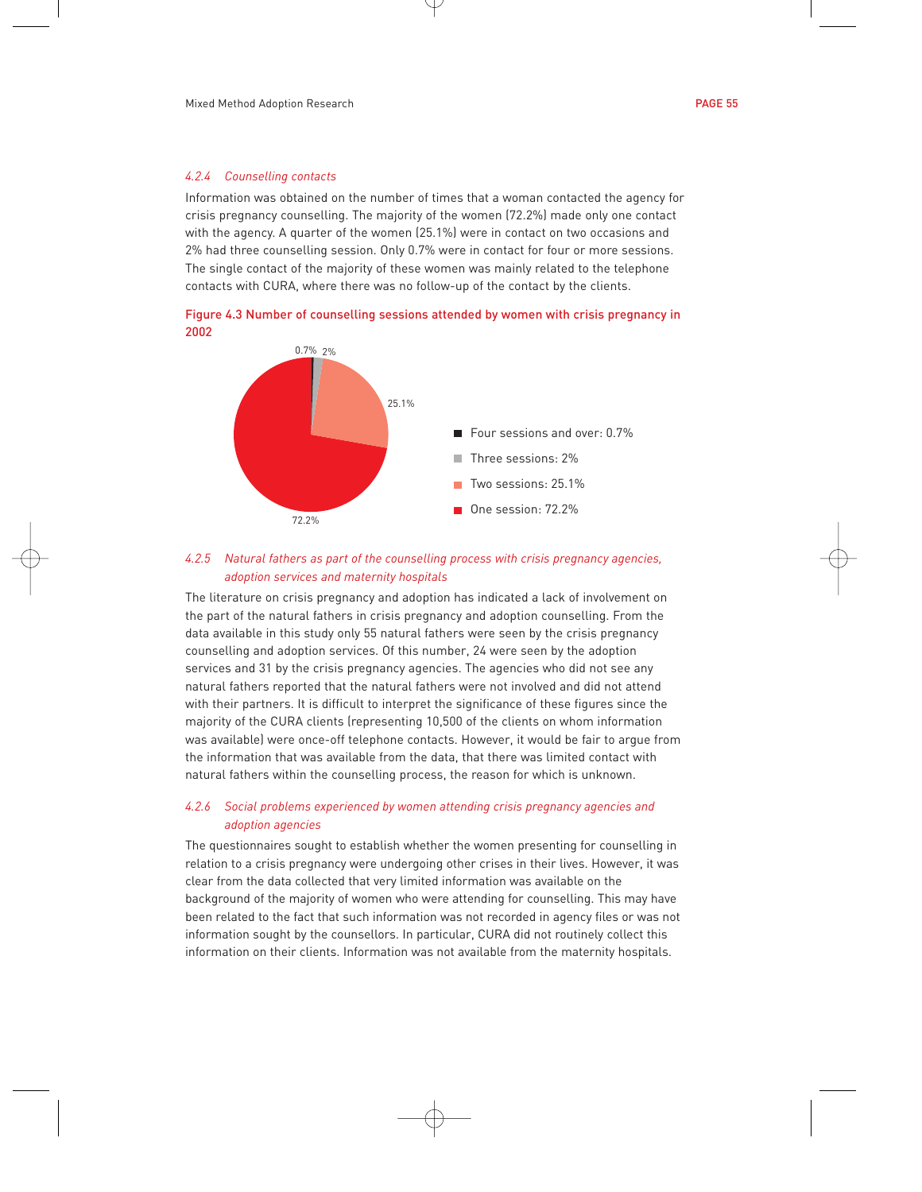#### *4.2.4 Counselling contacts*

Information was obtained on the number of times that a woman contacted the agency for crisis pregnancy counselling. The majority of the women (72.2%) made only one contact with the agency. A quarter of the women (25.1%) were in contact on two occasions and 2% had three counselling session. Only 0.7% were in contact for four or more sessions. The single contact of the majority of these women was mainly related to the telephone contacts with CURA, where there was no follow-up of the contact by the clients.

**Figure 4.3 Number of counselling sessions attended by women with crisis pregnancy in 2002**

- Four sessions and over: 0.7%
- Three sessions: 2%
- Two sessions: 25.1%
- One session: 72.2%

#### *4.2.5 Natural fathers as part of the counselling process with crisis pregnancy agencies, adoption services and maternity hospitals*

The literature on crisis pregnancy and adoption has indicated a lack of involvement on the part of the natural fathers in crisis pregnancy and adoption counselling. From the data available in this study only 55 natural fathers were seen by the crisis pregnancy counselling and adoption services. Of this number, 24 were seen by the adoption services and 31 by the crisis pregnancy agencies. The agencies who did not see any natural fathers reported that the natural fathers were not involved and did not attend with their partners. It is difficult to interpret the significance of these figures since the majority of the CURA clients (representing 10,500 of the clients on whom information was available) were once-off telephone contacts. However, it would be fair to argue from the information that was available from the data, that there was limited contact with natural fathers within the counselling process, the reason for which is unknown.

#### *4.2.6 Social problems experienced by women attending crisis pregnancy agencies and adoption agencies*

The questionnaires sought to establish whether the women presenting for counselling in relation to a crisis pregnancy were undergoing other crises in their lives. However, it was clear from the data collected that very limited information was available on the background of the majority of women who were attending for counselling. This may have been related to the fact that such information was not recorded in agency files or was not information sought by the counsellors. In particular, CURA did not routinely collect this information on their clients. Information was not available from the maternity hospitals.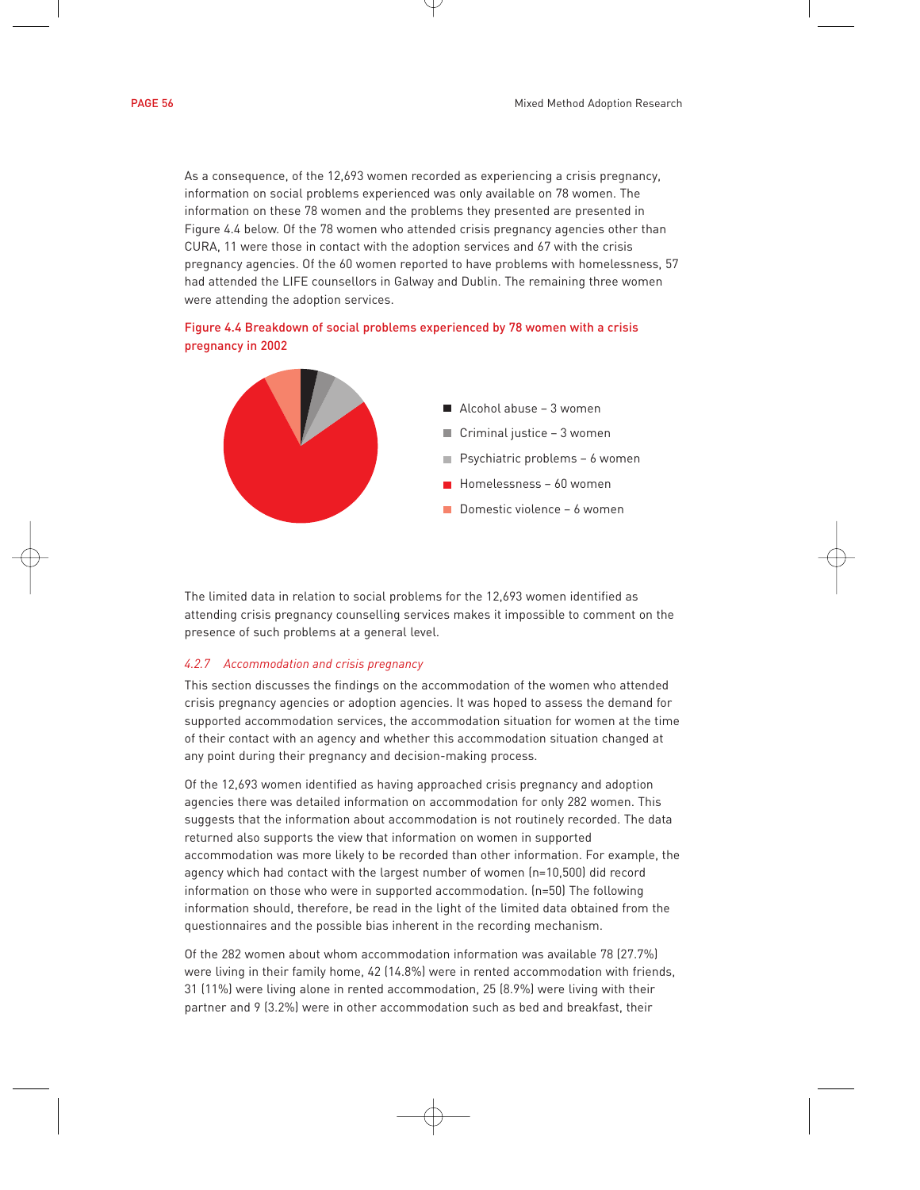As a consequence, of the 12,693 women recorded as experiencing a crisis pregnancy, information on social problems experienced was only available on 78 women. The information on these 78 women and the problems they presented are presented in Figure 4.4 below. Of the 78 women who attended crisis pregnancy agencies other than CURA, 11 were those in contact with the adoption services and 67 with the crisis pregnancy agencies. Of the 60 women reported to have problems with homelessness, 57 had attended the LIFE counsellors in Galway and Dublin. The remaining three women were attending the adoption services.

**Figure 4.4 Breakdown of social problems experienced by 78 women with a crisis pregnancy in 2002**

- Alcohol abuse – 3 women
- Criminal justice – 3 women
- Psychiatric problems – 6 women
- Homelessness – 60 women
- Domestic violence – 6 women

The limited data in relation to social problems for the 12,693 women identified as attending crisis pregnancy counselling services makes it impossible to comment on the presence of such problems at a general level.

#### *4.2.7 Accommodation and crisis pregnancy*

This section discusses the findings on the accommodation of the women who attended crisis pregnancy agencies or adoption agencies. It was hoped to assess the demand for supported accommodation services, the accommodation situation for women at the time of their contact with an agency and whether this accommodation situation changed at any point during their pregnancy and decision-making process.

Of the 12,693 women identified as having approached crisis pregnancy and adoption agencies there was detailed information on accommodation for only 282 women. This suggests that the information about accommodation is not routinely recorded. The data returned also supports the view that information on women in supported accommodation was more likely to be recorded than other information. For example, the agency which had contact with the largest number of women (n=10,500) did record information on those who were in supported accommodation. (n=50) The following information should, therefore, be read in the light of the limited data obtained from the questionnaires and the possible bias inherent in the recording mechanism.

Of the 282 women about whom accommodation information was available 78 (27.7%) were living in their family home, 42 (14.8%) were in rented accommodation with friends, 31 (11%) were living alone in rented accommodation, 25 (8.9%) were living with their partner and 9 (3.2%) were in other accommodation such as bed and breakfast, their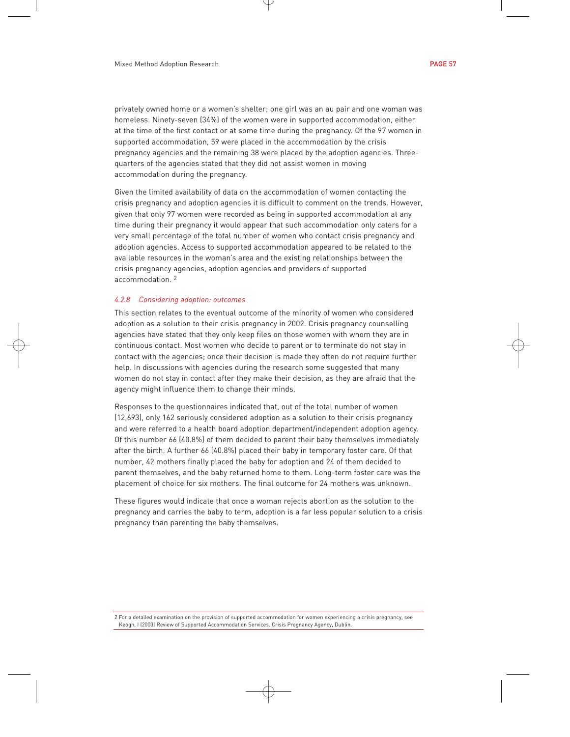privately owned home or a women's shelter; one girl was an au pair and one woman was homeless. Ninety-seven (34%) of the women were in supported accommodation, either at the time of the first contact or at some time during the pregnancy. Of the 97 women in supported accommodation, 59 were placed in the accommodation by the crisis pregnancy agencies and the remaining 38 were placed by the adoption agencies. Three-quarters of the agencies stated that they did not assist women in moving accommodation during the pregnancy.

Given the limited availability of data on the accommodation of women contacting the crisis pregnancy and adoption agencies it is difficult to comment on the trends. However, given that only 97 women were recorded as being in supported accommodation at any time during their pregnancy it would appear that such accommodation only caters for a very small percentage of the total number of women who contact crisis pregnancy and adoption agencies. Access to supported accommodation appeared to be related to the available resources in the woman's area and the existing relationships between the crisis pregnancy agencies, adoption agencies and providers of supported accommodation. [2]

#### *4.2.8 Considering adoption: outcomes*

This section relates to the eventual outcome of the minority of women who considered adoption as a solution to their crisis pregnancy in 2002. Crisis pregnancy counselling agencies have stated that they only keep files on those women with whom they are in continuous contact. Most women who decide to parent or to terminate do not stay in contact with the agencies; once their decision is made they often do not require further help. In discussions with agencies during the research some suggested that many women do not stay in contact after they make their decision, as they are afraid that the agency might influence them to change their minds.

Responses to the questionnaires indicated that, out of the total number of women (12,693), only 162 seriously considered adoption as a solution to their crisis pregnancy and were referred to a health board adoption department/independent adoption agency. Of this number 66 (40.8%) of them decided to parent their baby themselves immediately after the birth. A further 66 (40.8%) placed their baby in temporary foster care. Of that number, 42 mothers finally placed the baby for adoption and 24 of them decided to parent themselves, and the baby returned home to them. Long-term foster care was the placement of choice for six mothers. The final outcome for 24 mothers was unknown.

These figures would indicate that once a woman rejects abortion as the solution to the pregnancy and carries the baby to term, adoption is a far less popular solution to a crisis pregnancy than parenting the baby themselves.

---

2 For a detailed examination on the provision of supported accommodation for women experiencing a crisis pregnancy, see Keogh, I (2003) Review of Supported Accommodation Services. Crisis Pregnancy Agency, Dublin.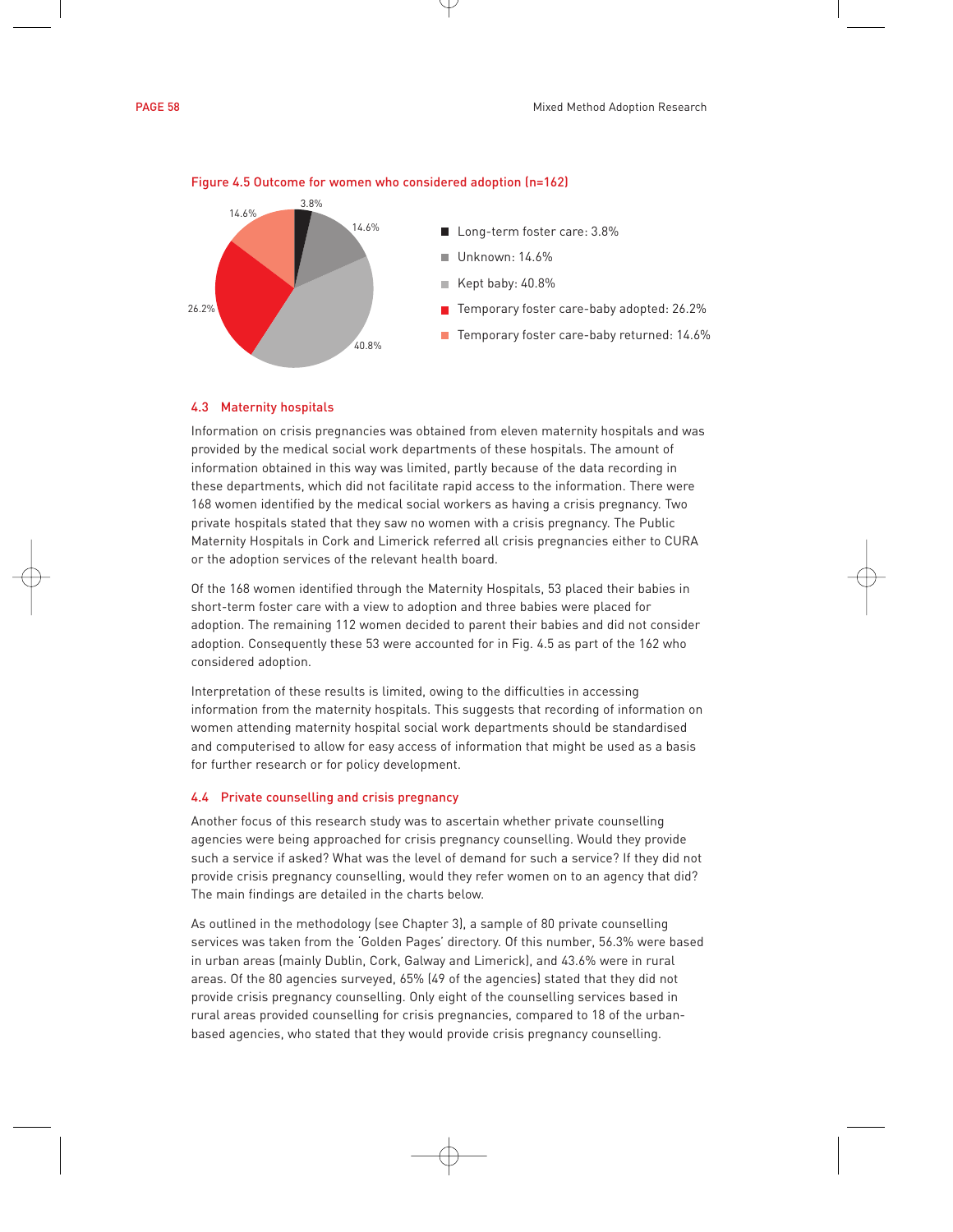Figure 4.5 Outcome for women who considered adoption (n=162)

- Long-term foster care: 3.8%
- Unknown: 14.6%
- Kept baby: 40.8%
- Temporary foster care-baby adopted: 26.2%
- Temporary foster care-baby returned: 14.6%

### 4.3 Maternity hospitals

Information on crisis pregnancies was obtained from eleven maternity hospitals and was provided by the medical social work departments of these hospitals. The amount of information obtained in this way was limited, partly because of the data recording in these departments, which did not facilitate rapid access to the information. There were 168 women identified by the medical social workers as having a crisis pregnancy. Two private hospitals stated that they saw no women with a crisis pregnancy. The Public Maternity Hospitals in Cork and Limerick referred all crisis pregnancies either to CURA or the adoption services of the relevant health board.

Of the 168 women identified through the Maternity Hospitals, 53 placed their babies in short-term foster care with a view to adoption and three babies were placed for adoption. The remaining 112 women decided to parent their babies and did not consider adoption. Consequently these 53 were accounted for in Fig. 4.5 as part of the 162 who considered adoption.

Interpretation of these results is limited, owing to the difficulties in accessing information from the maternity hospitals. This suggests that recording of information on women attending maternity hospital social work departments should be standardised and computerised to allow for easy access of information that might be used as a basis for further research or for policy development.

### 4.4 Private counselling and crisis pregnancy

Another focus of this research study was to ascertain whether private counselling agencies were being approached for crisis pregnancy counselling. Would they provide such a service if asked? What was the level of demand for such a service? If they did not provide crisis pregnancy counselling, would they refer women on to an agency that did? The main findings are detailed in the charts below.

As outlined in the methodology (see Chapter 3), a sample of 80 private counselling services was taken from the 'Golden Pages' directory. Of this number, 56.3% were based in urban areas (mainly Dublin, Cork, Galway and Limerick), and 43.6% were in rural areas. Of the 80 agencies surveyed, 65% (49 of the agencies) stated that they did not provide crisis pregnancy counselling. Only eight of the counselling services based in rural areas provided counselling for crisis pregnancies, compared to 18 of the urban-based agencies, who stated that they would provide crisis pregnancy counselling.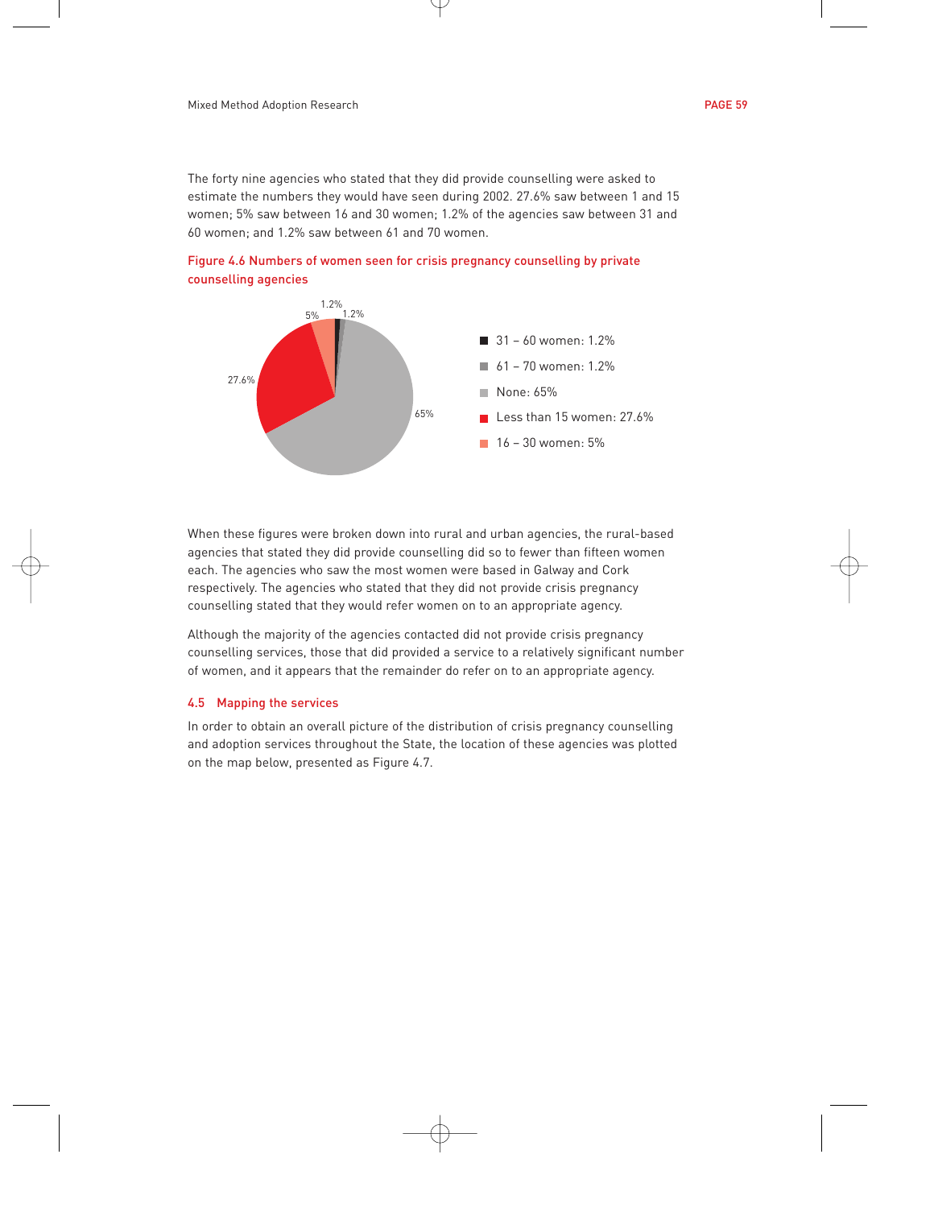The forty nine agencies who stated that they did provide counselling were asked to estimate the numbers they would have seen during 2002. 27.6% saw between 1 and 15 women; 5% saw between 16 and 30 women; 1.2% of the agencies saw between 31 and 60 women; and 1.2% saw between 61 and 70 women.

Figure 4.6 Numbers of women seen for crisis pregnancy counselling by private counselling agencies

- 31 – 60 women: 1.2%
- 61 – 70 women: 1.2%
- None: 65%
- Less than 15 women: 27.6%
- 16 – 30 women: 5%

When these figures were broken down into rural and urban agencies, the rural-based agencies that stated they did provide counselling did so to fewer than fifteen women each. The agencies who saw the most women were based in Galway and Cork respectively. The agencies who stated that they did not provide crisis pregnancy counselling stated that they would refer women on to an appropriate agency.

Although the majority of the agencies contacted did not provide crisis pregnancy counselling services, those that did provided a service to a relatively significant number of women, and it appears that the remainder do refer on to an appropriate agency.

### 4.5 Mapping the services

In order to obtain an overall picture of the distribution of crisis pregnancy counselling and adoption services throughout the State, the location of these agencies was plotted on the map below, presented as Figure 4.7.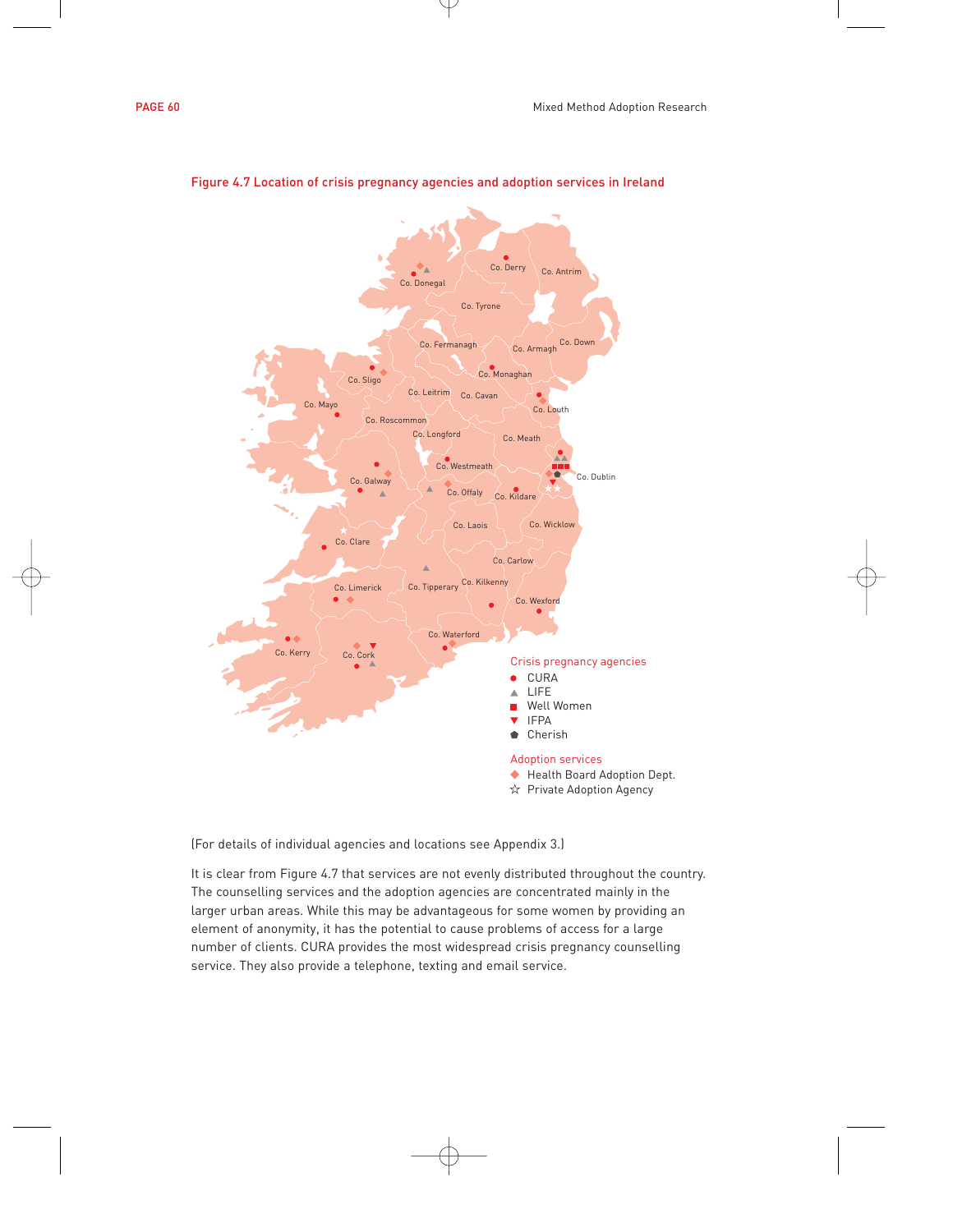Figure 4.7 Location of crisis pregnancy agencies and adoption services in Ireland

(For details of individual agencies and locations see Appendix 3.)

It is clear from Figure 4.7 that services are not evenly distributed throughout the country. The counselling services and the adoption agencies are concentrated mainly in the larger urban areas. While this may be advantageous for some women by providing an element of anonymity, it has the potential to cause problems of access for a large number of clients. CURA provides the most widespread crisis pregnancy counselling service. They also provide a telephone, texting and email service.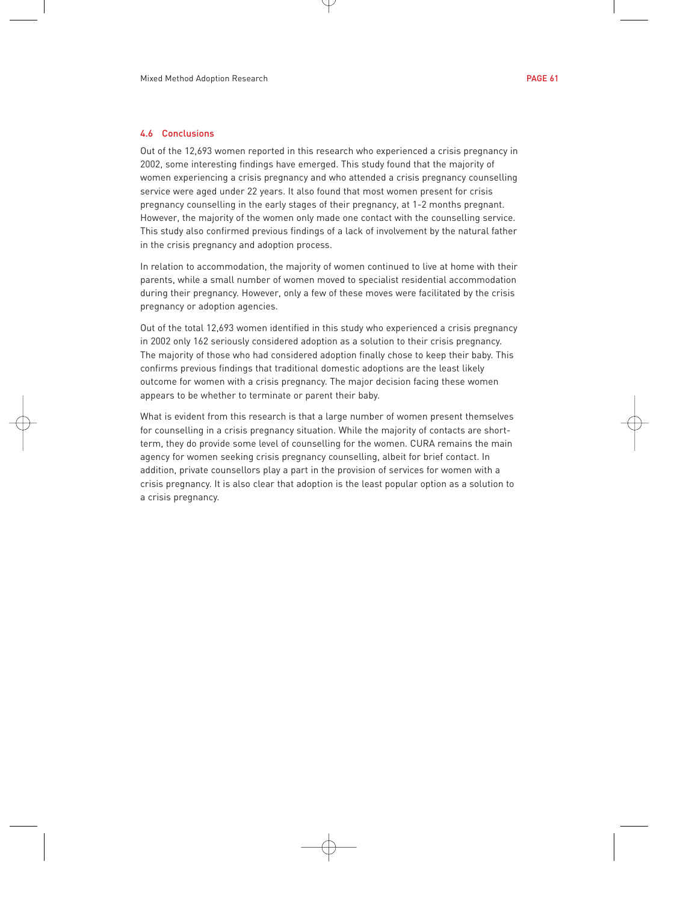### 4.6 Conclusions

Out of the 12,693 women reported in this research who experienced a crisis pregnancy in 2002, some interesting findings have emerged. This study found that the majority of women experiencing a crisis pregnancy and who attended a crisis pregnancy counselling service were aged under 22 years. It also found that most women present for crisis pregnancy counselling in the early stages of their pregnancy, at 1-2 months pregnant. However, the majority of the women only made one contact with the counselling service. This study also confirmed previous findings of a lack of involvement by the natural father in the crisis pregnancy and adoption process.

In relation to accommodation, the majority of women continued to live at home with their parents, while a small number of women moved to specialist residential accommodation during their pregnancy. However, only a few of these moves were facilitated by the crisis pregnancy or adoption agencies.

Out of the total 12,693 women identified in this study who experienced a crisis pregnancy in 2002 only 162 seriously considered adoption as a solution to their crisis pregnancy. The majority of those who had considered adoption finally chose to keep their baby. This confirms previous findings that traditional domestic adoptions are the least likely outcome for women with a crisis pregnancy. The major decision facing these women appears to be whether to terminate or parent their baby.

What is evident from this research is that a large number of women present themselves for counselling in a crisis pregnancy situation. While the majority of contacts are short-term, they do provide some level of counselling for the women. CURA remains the main agency for women seeking crisis pregnancy counselling, albeit for brief contact. In addition, private counsellors play a part in the provision of services for women with a crisis pregnancy. It is also clear that adoption is the least popular option as a solution to a crisis pregnancy.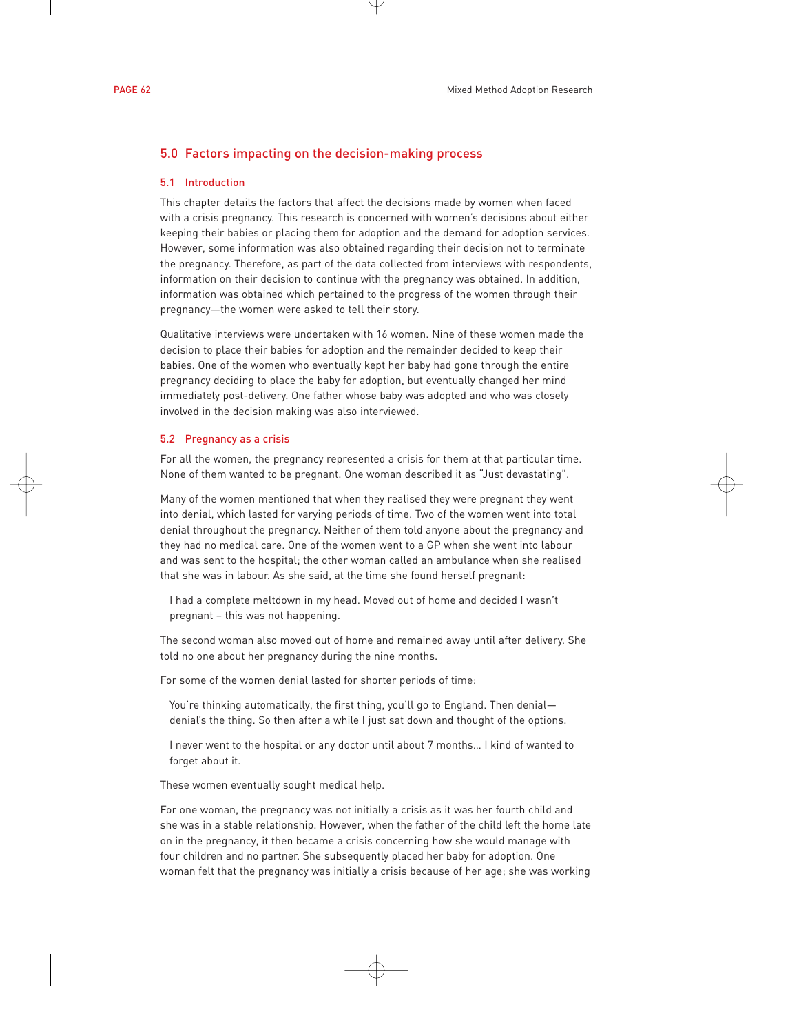## 5.0 Factors impacting on the decision-making process

### 5.1 Introduction

This chapter details the factors that affect the decisions made by women when faced with a crisis pregnancy. This research is concerned with women's decisions about either keeping their babies or placing them for adoption and the demand for adoption services. However, some information was also obtained regarding their decision not to terminate the pregnancy. Therefore, as part of the data collected from interviews with respondents, information on their decision to continue with the pregnancy was obtained. In addition, information was obtained which pertained to the progress of the women through their pregnancy—the women were asked to tell their story.

Qualitative interviews were undertaken with 16 women. Nine of these women made the decision to place their babies for adoption and the remainder decided to keep their babies. One of the women who eventually kept her baby had gone through the entire pregnancy deciding to place the baby for adoption, but eventually changed her mind immediately post-delivery. One father whose baby was adopted and who was closely involved in the decision making was also interviewed.

### 5.2 Pregnancy as a crisis

For all the women, the pregnancy represented a crisis for them at that particular time. None of them wanted to be pregnant. One woman described it as "Just devastating".

Many of the women mentioned that when they realised they were pregnant they went into denial, which lasted for varying periods of time. Two of the women went into total denial throughout the pregnancy. Neither of them told anyone about the pregnancy and they had no medical care. One of the women went to a GP when she went into labour and was sent to the hospital; the other woman called an ambulance when she realised that she was in labour. As she said, at the time she found herself pregnant:

> I had a complete meltdown in my head. Moved out of home and decided I wasn't pregnant – this was not happening.

The second woman also moved out of home and remained away until after delivery. She told no one about her pregnancy during the nine months.

For some of the women denial lasted for shorter periods of time:

> You're thinking automatically, the first thing, you'll go to England. Then denial—denial's the thing. So then after a while I just sat down and thought of the options.

> I never went to the hospital or any doctor until about 7 months… I kind of wanted to forget about it.

These women eventually sought medical help.

For one woman, the pregnancy was not initially a crisis as it was her fourth child and she was in a stable relationship. However, when the father of the child left the home late on in the pregnancy, it then became a crisis concerning how she would manage with four children and no partner. She subsequently placed her baby for adoption. One woman felt that the pregnancy was initially a crisis because of her age; she was working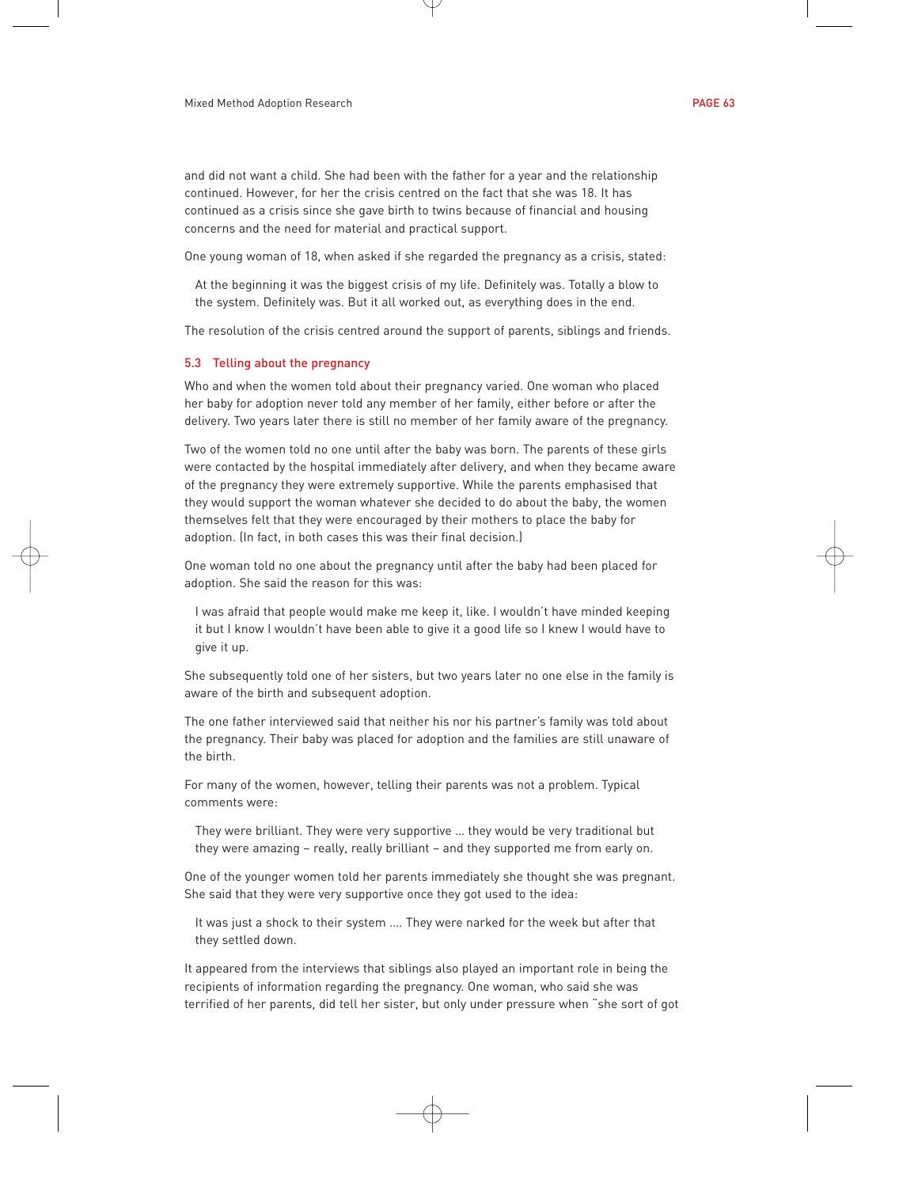and did not want a child. She had been with the father for a year and the relationship continued. However, for her the crisis centred on the fact that she was 18. It has continued as a crisis since she gave birth to twins because of financial and housing concerns and the need for material and practical support.

One young woman of 18, when asked if she regarded the pregnancy as a crisis, stated:

> At the beginning it was the biggest crisis of my life. Definitely was. Totally a blow to the system. Definitely was. But it all worked out, as everything does in the end.

The resolution of the crisis centred around the support of parents, siblings and friends.

### 5.3 Telling about the pregnancy

Who and when the women told about their pregnancy varied. One woman who placed her baby for adoption never told any member of her family, either before or after the delivery. Two years later there is still no member of her family aware of the pregnancy.

Two of the women told no one until after the baby was born. The parents of these girls were contacted by the hospital immediately after delivery, and when they became aware of the pregnancy they were extremely supportive. While the parents emphasised that they would support the woman whatever she decided to do about the baby, the women themselves felt that they were encouraged by their mothers to place the baby for adoption. (In fact, in both cases this was their final decision.)

One woman told no one about the pregnancy until after the baby had been placed for adoption. She said the reason for this was:

> I was afraid that people would make me keep it, like. I wouldn't have minded keeping it but I know I wouldn't have been able to give it a good life so I knew I would have to give it up.

She subsequently told one of her sisters, but two years later no one else in the family is aware of the birth and subsequent adoption.

The one father interviewed said that neither his nor his partner's family was told about the pregnancy. Their baby was placed for adoption and the families are still unaware of the birth.

For many of the women, however, telling their parents was not a problem. Typical comments were:

> They were brilliant. They were very supportive ... they would be very traditional but they were amazing – really, really brilliant – and they supported me from early on.

One of the younger women told her parents immediately she thought she was pregnant. She said that they were very supportive once they got used to the idea:

> It was just a shock to their system .... They were narked for the week but after that they settled down.

It appeared from the interviews that siblings also played an important role in being the recipients of information regarding the pregnancy. One woman, who said she was terrified of her parents, did tell her sister, but only under pressure when "she sort of got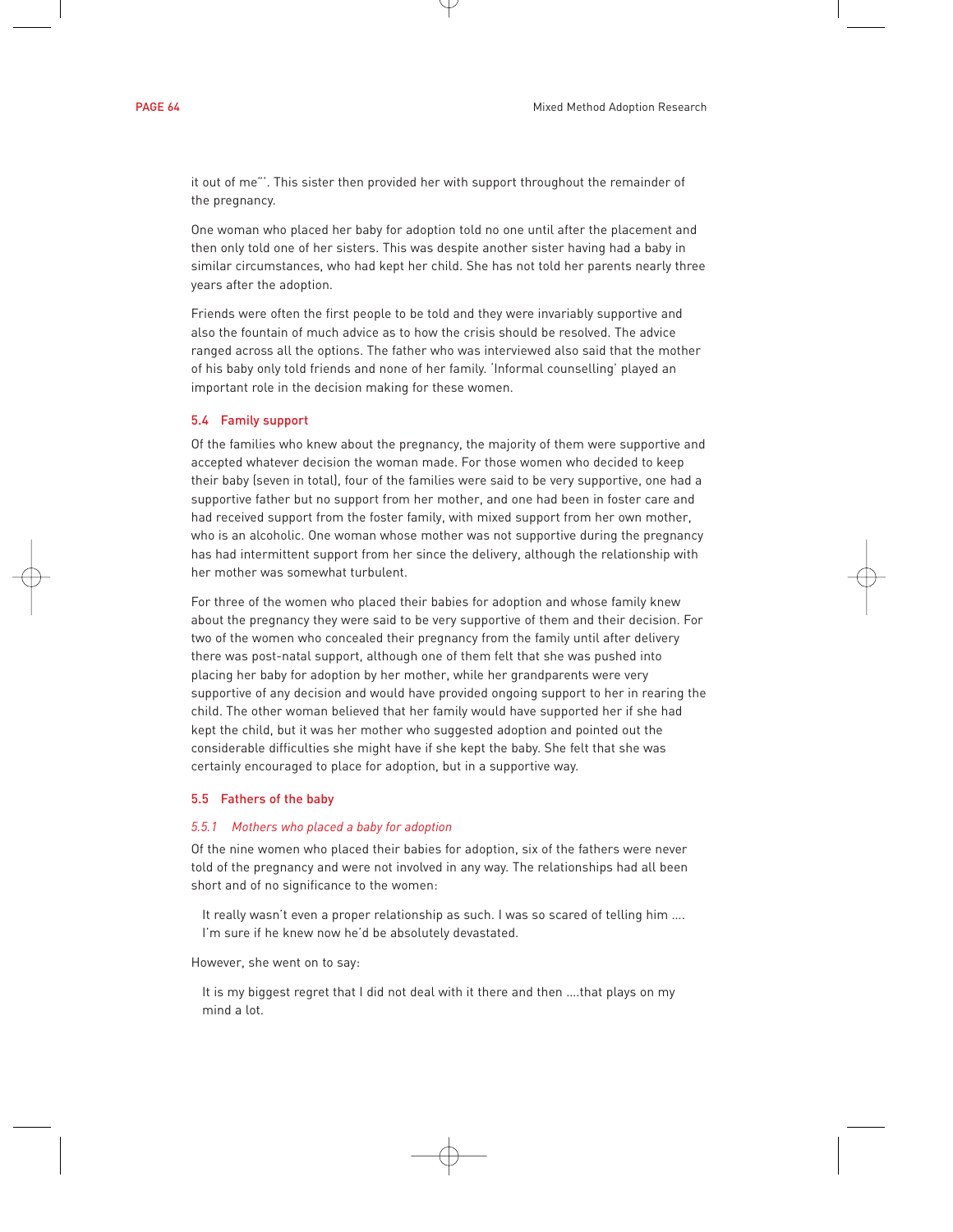it out of me"'. This sister then provided her with support throughout the remainder of the pregnancy.

One woman who placed her baby for adoption told no one until after the placement and then only told one of her sisters. This was despite another sister having had a baby in similar circumstances, who had kept her child. She has not told her parents nearly three years after the adoption.

Friends were often the first people to be told and they were invariably supportive and also the fountain of much advice as to how the crisis should be resolved. The advice ranged across all the options. The father who was interviewed also said that the mother of his baby only told friends and none of her family. 'Informal counselling' played an important role in the decision making for these women.

## 5.4 Family support

Of the families who knew about the pregnancy, the majority of them were supportive and accepted whatever decision the woman made. For those women who decided to keep their baby (seven in total), four of the families were said to be very supportive, one had a supportive father but no support from her mother, and one had been in foster care and had received support from the foster family, with mixed support from her own mother, who is an alcoholic. One woman whose mother was not supportive during the pregnancy has had intermittent support from her since the delivery, although the relationship with her mother was somewhat turbulent.

For three of the women who placed their babies for adoption and whose family knew about the pregnancy they were said to be very supportive of them and their decision. For two of the women who concealed their pregnancy from the family until after delivery there was post-natal support, although one of them felt that she was pushed into placing her baby for adoption by her mother, while her grandparents were very supportive of any decision and would have provided ongoing support to her in rearing the child. The other woman believed that her family would have supported her if she had kept the child, but it was her mother who suggested adoption and pointed out the considerable difficulties she might have if she kept the baby. She felt that she was certainly encouraged to place for adoption, but in a supportive way.

## 5.5 Fathers of the baby

### *5.5.1 Mothers who placed a baby for adoption*

Of the nine women who placed their babies for adoption, six of the fathers were never told of the pregnancy and were not involved in any way. The relationships had all been short and of no significance to the women:

> It really wasn't even a proper relationship as such. I was so scared of telling him .... I'm sure if he knew now he'd be absolutely devastated.

However, she went on to say:

> It is my biggest regret that I did not deal with it there and then ....that plays on my mind a lot.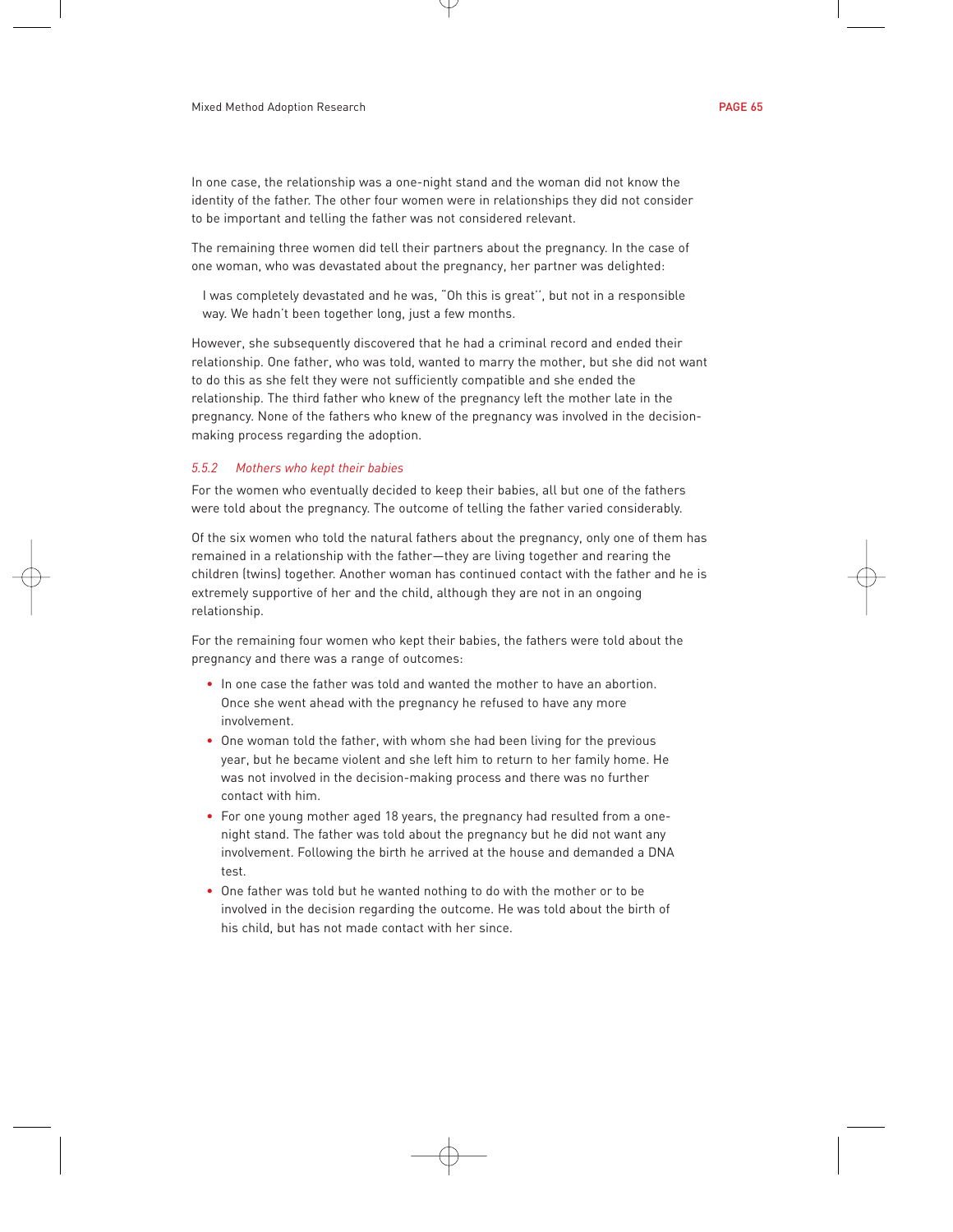In one case, the relationship was a one-night stand and the woman did not know the identity of the father. The other four women were in relationships they did not consider to be important and telling the father was not considered relevant.

The remaining three women did tell their partners about the pregnancy. In the case of one woman, who was devastated about the pregnancy, her partner was delighted:

> I was completely devastated and he was, "Oh this is great'', but not in a responsible way. We hadn't been together long, just a few months.

However, she subsequently discovered that he had a criminal record and ended their relationship. One father, who was told, wanted to marry the mother, but she did not want to do this as she felt they were not sufficiently compatible and she ended the relationship. The third father who knew of the pregnancy left the mother late in the pregnancy. None of the fathers who knew of the pregnancy was involved in the decision-making process regarding the adoption.

### *5.5.2 Mothers who kept their babies*

For the women who eventually decided to keep their babies, all but one of the fathers were told about the pregnancy. The outcome of telling the father varied considerably.

Of the six women who told the natural fathers about the pregnancy, only one of them has remained in a relationship with the father—they are living together and rearing the children (twins) together. Another woman has continued contact with the father and he is extremely supportive of her and the child, although they are not in an ongoing relationship.

For the remaining four women who kept their babies, the fathers were told about the pregnancy and there was a range of outcomes:

- In one case the father was told and wanted the mother to have an abortion. Once she went ahead with the pregnancy he refused to have any more involvement.
- One woman told the father, with whom she had been living for the previous year, but he became violent and she left him to return to her family home. He was not involved in the decision-making process and there was no further contact with him.
- For one young mother aged 18 years, the pregnancy had resulted from a one-night stand. The father was told about the pregnancy but he did not want any involvement. Following the birth he arrived at the house and demanded a DNA test.
- One father was told but he wanted nothing to do with the mother or to be involved in the decision regarding the outcome. He was told about the birth of his child, but has not made contact with her since.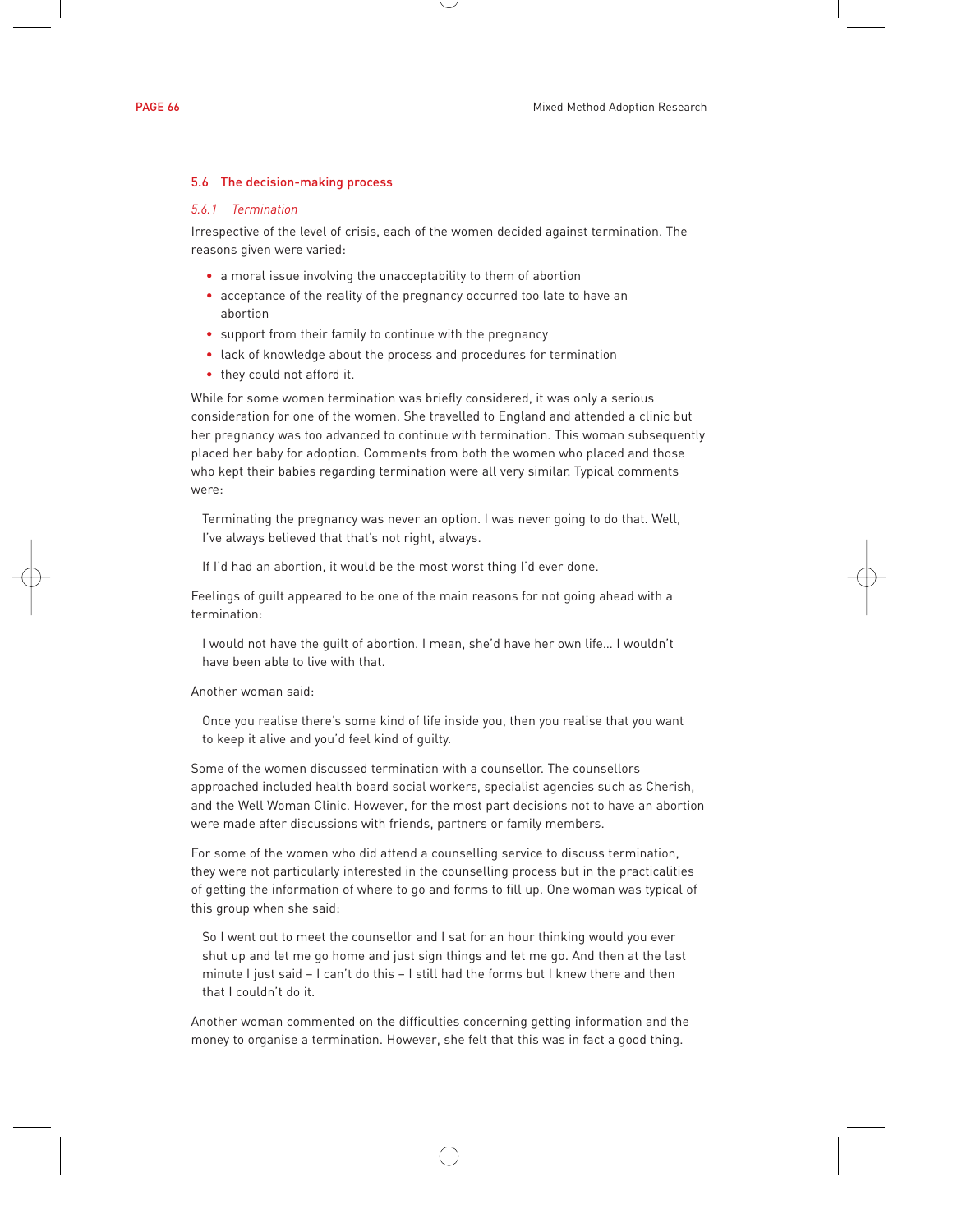## 5.6 The decision-making process

### *5.6.1 Termination*

Irrespective of the level of crisis, each of the women decided against termination. The reasons given were varied:

- a moral issue involving the unacceptability to them of abortion
- acceptance of the reality of the pregnancy occurred too late to have an abortion
- support from their family to continue with the pregnancy
- lack of knowledge about the process and procedures for termination
- they could not afford it.

While for some women termination was briefly considered, it was only a serious consideration for one of the women. She travelled to England and attended a clinic but her pregnancy was too advanced to continue with termination. This woman subsequently placed her baby for adoption. Comments from both the women who placed and those who kept their babies regarding termination were all very similar. Typical comments were:

> Terminating the pregnancy was never an option. I was never going to do that. Well, I've always believed that that's not right, always.

> If I'd had an abortion, it would be the most worst thing I'd ever done.

Feelings of guilt appeared to be one of the main reasons for not going ahead with a termination:

> I would not have the guilt of abortion. I mean, she'd have her own life… I wouldn't have been able to live with that.

Another woman said:

> Once you realise there's some kind of life inside you, then you realise that you want to keep it alive and you'd feel kind of guilty.

Some of the women discussed termination with a counsellor. The counsellors approached included health board social workers, specialist agencies such as Cherish, and the Well Woman Clinic. However, for the most part decisions not to have an abortion were made after discussions with friends, partners or family members.

For some of the women who did attend a counselling service to discuss termination, they were not particularly interested in the counselling process but in the practicalities of getting the information of where to go and forms to fill up. One woman was typical of this group when she said:

> So I went out to meet the counsellor and I sat for an hour thinking would you ever shut up and let me go home and just sign things and let me go. And then at the last minute I just said – I can't do this – I still had the forms but I knew there and then that I couldn't do it.

Another woman commented on the difficulties concerning getting information and the money to organise a termination. However, she felt that this was in fact a good thing.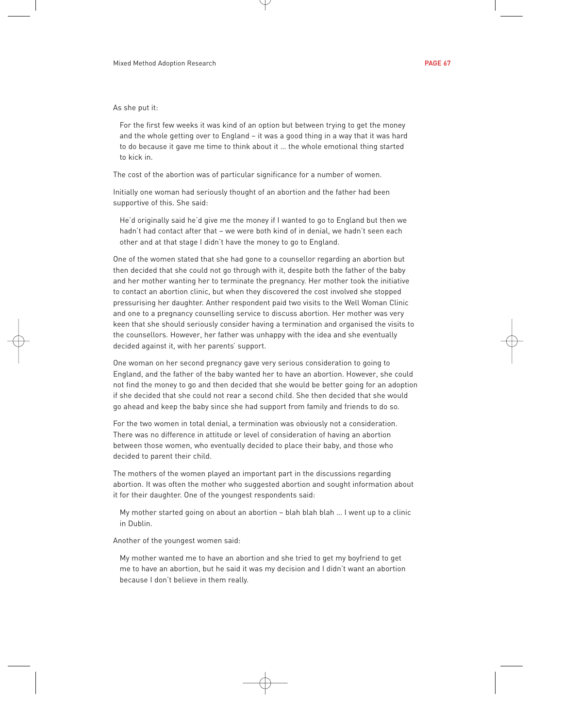As she put it:

> For the first few weeks it was kind of an option but between trying to get the money and the whole getting over to England – it was a good thing in a way that it was hard to do because it gave me time to think about it ... the whole emotional thing started to kick in.

The cost of the abortion was of particular significance for a number of women.

Initially one woman had seriously thought of an abortion and the father had been supportive of this. She said:

> He'd originally said he'd give me the money if I wanted to go to England but then we hadn't had contact after that – we were both kind of in denial, we hadn't seen each other and at that stage I didn't have the money to go to England.

One of the women stated that she had gone to a counsellor regarding an abortion but then decided that she could not go through with it, despite both the father of the baby and her mother wanting her to terminate the pregnancy. Her mother took the initiative to contact an abortion clinic, but when they discovered the cost involved she stopped pressurising her daughter. Anther respondent paid two visits to the Well Woman Clinic and one to a pregnancy counselling service to discuss abortion. Her mother was very keen that she should seriously consider having a termination and organised the visits to the counsellors. However, her father was unhappy with the idea and she eventually decided against it, with her parents' support.

One woman on her second pregnancy gave very serious consideration to going to England, and the father of the baby wanted her to have an abortion. However, she could not find the money to go and then decided that she would be better going for an adoption if she decided that she could not rear a second child. She then decided that she would go ahead and keep the baby since she had support from family and friends to do so.

For the two women in total denial, a termination was obviously not a consideration. There was no difference in attitude or level of consideration of having an abortion between those women, who eventually decided to place their baby, and those who decided to parent their child.

The mothers of the women played an important part in the discussions regarding abortion. It was often the mother who suggested abortion and sought information about it for their daughter. One of the youngest respondents said:

> My mother started going on about an abortion – blah blah blah ... I went up to a clinic in Dublin.

Another of the youngest women said:

> My mother wanted me to have an abortion and she tried to get my boyfriend to get me to have an abortion, but he said it was my decision and I didn't want an abortion because I don't believe in them really.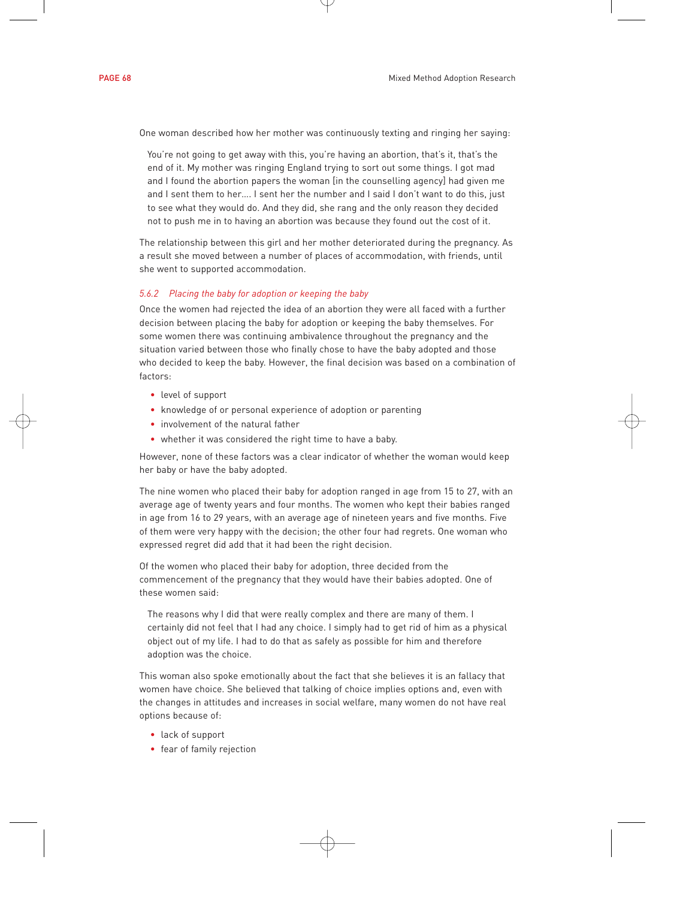One woman described how her mother was continuously texting and ringing her saying:

> You're not going to get away with this, you're having an abortion, that's it, that's the end of it. My mother was ringing England trying to sort out some things. I got mad and I found the abortion papers the woman [in the counselling agency] had given me and I sent them to her…. I sent her the number and I said I don't want to do this, just to see what they would do. And they did, she rang and the only reason they decided not to push me in to having an abortion was because they found out the cost of it.

The relationship between this girl and her mother deteriorated during the pregnancy. As a result she moved between a number of places of accommodation, with friends, until she went to supported accommodation.

### *5.6.2 Placing the baby for adoption or keeping the baby*

Once the women had rejected the idea of an abortion they were all faced with a further decision between placing the baby for adoption or keeping the baby themselves. For some women there was continuing ambivalence throughout the pregnancy and the situation varied between those who finally chose to have the baby adopted and those who decided to keep the baby. However, the final decision was based on a combination of factors:

- level of support
- knowledge of or personal experience of adoption or parenting
- involvement of the natural father
- whether it was considered the right time to have a baby.

However, none of these factors was a clear indicator of whether the woman would keep her baby or have the baby adopted.

The nine women who placed their baby for adoption ranged in age from 15 to 27, with an average age of twenty years and four months. The women who kept their babies ranged in age from 16 to 29 years, with an average age of nineteen years and five months. Five of them were very happy with the decision; the other four had regrets. One woman who expressed regret did add that it had been the right decision.

Of the women who placed their baby for adoption, three decided from the commencement of the pregnancy that they would have their babies adopted. One of these women said:

> The reasons why I did that were really complex and there are many of them. I certainly did not feel that I had any choice. I simply had to get rid of him as a physical object out of my life. I had to do that as safely as possible for him and therefore adoption was the choice.

This woman also spoke emotionally about the fact that she believes it is an fallacy that women have choice. She believed that talking of choice implies options and, even with the changes in attitudes and increases in social welfare, many women do not have real options because of:

- lack of support
- fear of family rejection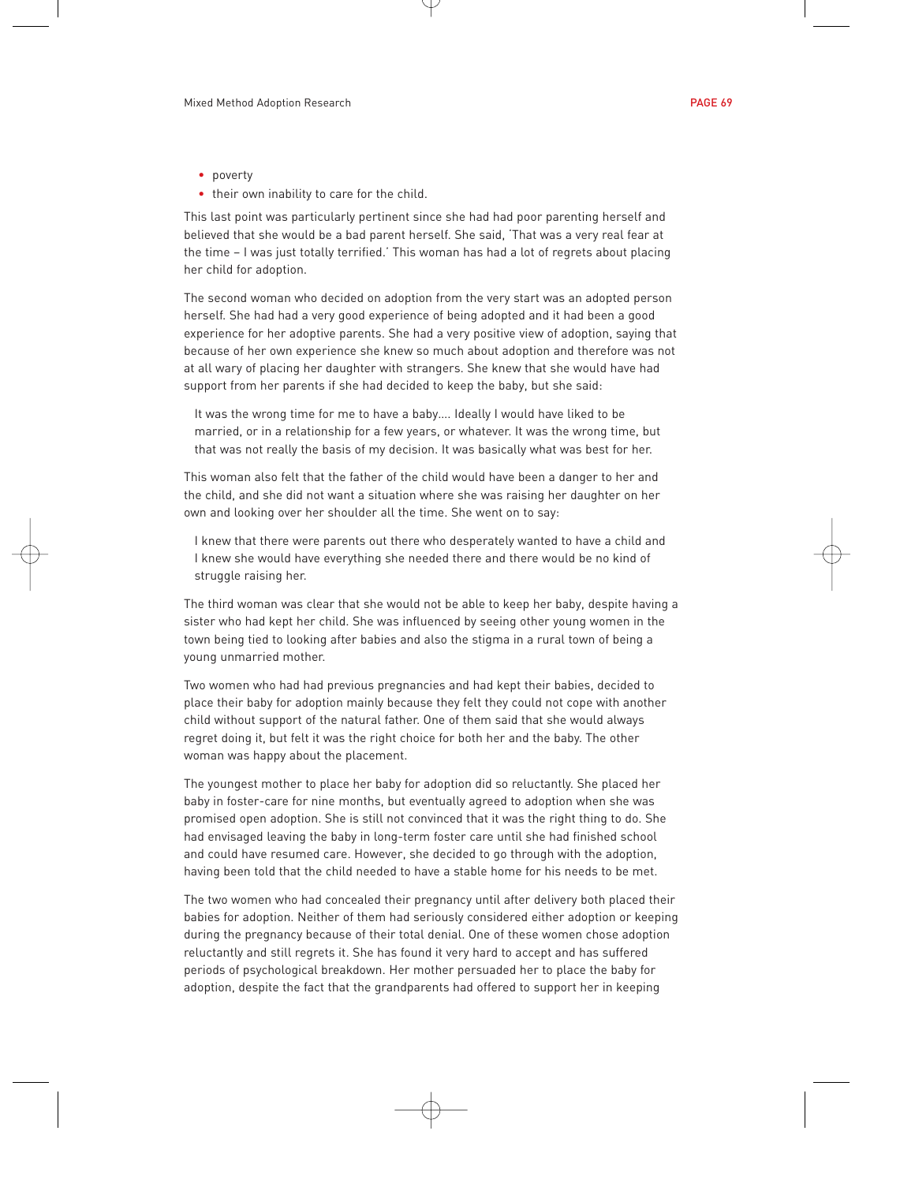- poverty
- their own inability to care for the child.

This last point was particularly pertinent since she had had poor parenting herself and believed that she would be a bad parent herself. She said, 'That was a very real fear at the time – I was just totally terrified.' This woman has had a lot of regrets about placing her child for adoption.

The second woman who decided on adoption from the very start was an adopted person herself. She had had a very good experience of being adopted and it had been a good experience for her adoptive parents. She had a very positive view of adoption, saying that because of her own experience she knew so much about adoption and therefore was not at all wary of placing her daughter with strangers. She knew that she would have had support from her parents if she had decided to keep the baby, but she said:

> It was the wrong time for me to have a baby.... Ideally I would have liked to be married, or in a relationship for a few years, or whatever. It was the wrong time, but that was not really the basis of my decision. It was basically what was best for her.

This woman also felt that the father of the child would have been a danger to her and the child, and she did not want a situation where she was raising her daughter on her own and looking over her shoulder all the time. She went on to say:

> I knew that there were parents out there who desperately wanted to have a child and I knew she would have everything she needed there and there would be no kind of struggle raising her.

The third woman was clear that she would not be able to keep her baby, despite having a sister who had kept her child. She was influenced by seeing other young women in the town being tied to looking after babies and also the stigma in a rural town of being a young unmarried mother.

Two women who had had previous pregnancies and had kept their babies, decided to place their baby for adoption mainly because they felt they could not cope with another child without support of the natural father. One of them said that she would always regret doing it, but felt it was the right choice for both her and the baby. The other woman was happy about the placement.

The youngest mother to place her baby for adoption did so reluctantly. She placed her baby in foster-care for nine months, but eventually agreed to adoption when she was promised open adoption. She is still not convinced that it was the right thing to do. She had envisaged leaving the baby in long-term foster care until she had finished school and could have resumed care. However, she decided to go through with the adoption, having been told that the child needed to have a stable home for his needs to be met.

The two women who had concealed their pregnancy until after delivery both placed their babies for adoption. Neither of them had seriously considered either adoption or keeping during the pregnancy because of their total denial. One of these women chose adoption reluctantly and still regrets it. She has found it very hard to accept and has suffered periods of psychological breakdown. Her mother persuaded her to place the baby for adoption, despite the fact that the grandparents had offered to support her in keeping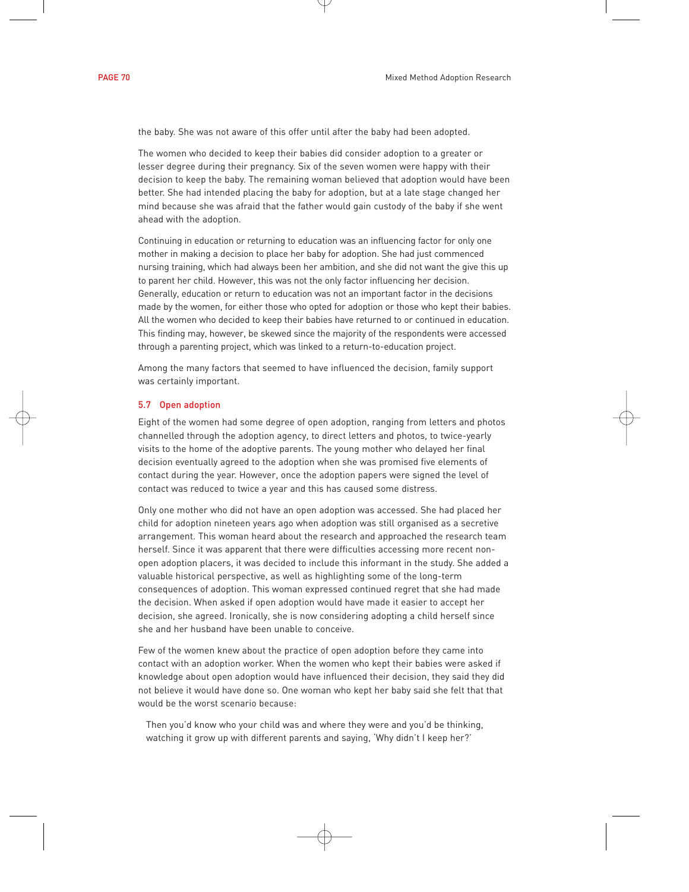the baby. She was not aware of this offer until after the baby had been adopted.

The women who decided to keep their babies did consider adoption to a greater or lesser degree during their pregnancy. Six of the seven women were happy with their decision to keep the baby. The remaining woman believed that adoption would have been better. She had intended placing the baby for adoption, but at a late stage changed her mind because she was afraid that the father would gain custody of the baby if she went ahead with the adoption.

Continuing in education or returning to education was an influencing factor for only one mother in making a decision to place her baby for adoption. She had just commenced nursing training, which had always been her ambition, and she did not want the give this up to parent her child. However, this was not the only factor influencing her decision. Generally, education or return to education was not an important factor in the decisions made by the women, for either those who opted for adoption or those who kept their babies. All the women who decided to keep their babies have returned to or continued in education. This finding may, however, be skewed since the majority of the respondents were accessed through a parenting project, which was linked to a return-to-education project.

Among the many factors that seemed to have influenced the decision, family support was certainly important.

### 5.7 Open adoption

Eight of the women had some degree of open adoption, ranging from letters and photos channelled through the adoption agency, to direct letters and photos, to twice-yearly visits to the home of the adoptive parents. The young mother who delayed her final decision eventually agreed to the adoption when she was promised five elements of contact during the year. However, once the adoption papers were signed the level of contact was reduced to twice a year and this has caused some distress.

Only one mother who did not have an open adoption was accessed. She had placed her child for adoption nineteen years ago when adoption was still organised as a secretive arrangement. This woman heard about the research and approached the research team herself. Since it was apparent that there were difficulties accessing more recent non-open adoption placers, it was decided to include this informant in the study. She added a valuable historical perspective, as well as highlighting some of the long-term consequences of adoption. This woman expressed continued regret that she had made the decision. When asked if open adoption would have made it easier to accept her decision, she agreed. Ironically, she is now considering adopting a child herself since she and her husband have been unable to conceive.

Few of the women knew about the practice of open adoption before they came into contact with an adoption worker. When the women who kept their babies were asked if knowledge about open adoption would have influenced their decision, they said they did not believe it would have done so. One woman who kept her baby said she felt that that would be the worst scenario because:

> Then you'd know who your child was and where they were and you'd be thinking, watching it grow up with different parents and saying, 'Why didn't I keep her?'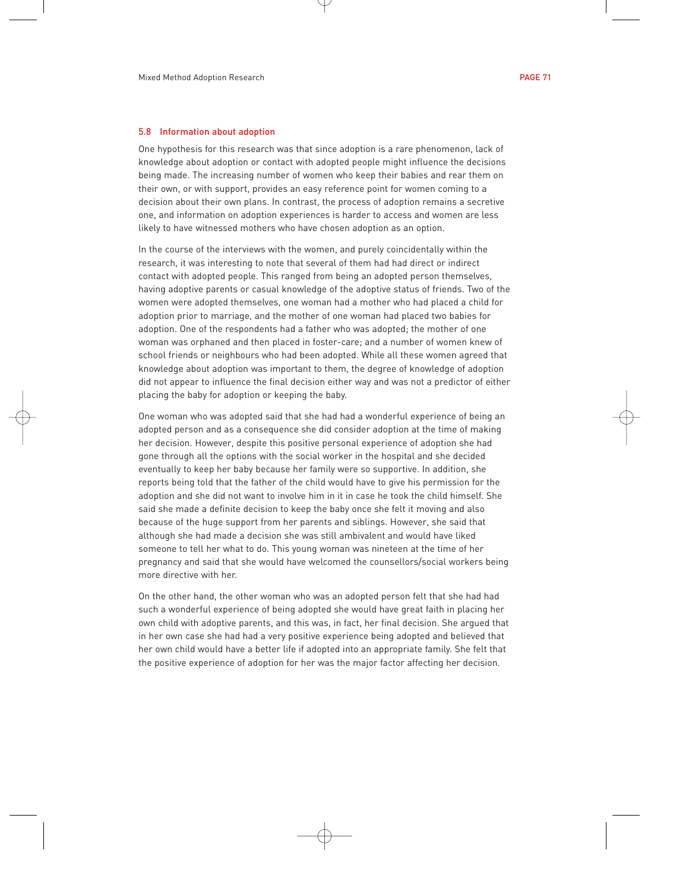## 5.8 Information about adoption

One hypothesis for this research was that since adoption is a rare phenomenon, lack of knowledge about adoption or contact with adopted people might influence the decisions being made. The increasing number of women who keep their babies and rear them on their own, or with support, provides an easy reference point for women coming to a decision about their own plans. In contrast, the process of adoption remains a secretive one, and information on adoption experiences is harder to access and women are less likely to have witnessed mothers who have chosen adoption as an option.

In the course of the interviews with the women, and purely coincidentally within the research, it was interesting to note that several of them had had direct or indirect contact with adopted people. This ranged from being an adopted person themselves, having adoptive parents or casual knowledge of the adoptive status of friends. Two of the women were adopted themselves, one woman had a mother who had placed a child for adoption prior to marriage, and the mother of one woman had placed two babies for adoption. One of the respondents had a father who was adopted; the mother of one woman was orphaned and then placed in foster-care; and a number of women knew of school friends or neighbours who had been adopted. While all these women agreed that knowledge about adoption was important to them, the degree of knowledge of adoption did not appear to influence the final decision either way and was not a predictor of either placing the baby for adoption or keeping the baby.

One woman who was adopted said that she had had a wonderful experience of being an adopted person and as a consequence she did consider adoption at the time of making her decision. However, despite this positive personal experience of adoption she had gone through all the options with the social worker in the hospital and she decided eventually to keep her baby because her family were so supportive. In addition, she reports being told that the father of the child would have to give his permission for the adoption and she did not want to involve him in it in case he took the child himself. She said she made a definite decision to keep the baby once she felt it moving and also because of the huge support from her parents and siblings. However, she said that although she had made a decision she was still ambivalent and would have liked someone to tell her what to do. This young woman was nineteen at the time of her pregnancy and said that she would have welcomed the counsellors/social workers being more directive with her.

On the other hand, the other woman who was an adopted person felt that she had had such a wonderful experience of being adopted she would have great faith in placing her own child with adoptive parents, and this was, in fact, her final decision. She argued that in her own case she had had a very positive experience being adopted and believed that her own child would have a better life if adopted into an appropriate family. She felt that the positive experience of adoption for her was the major factor affecting her decision.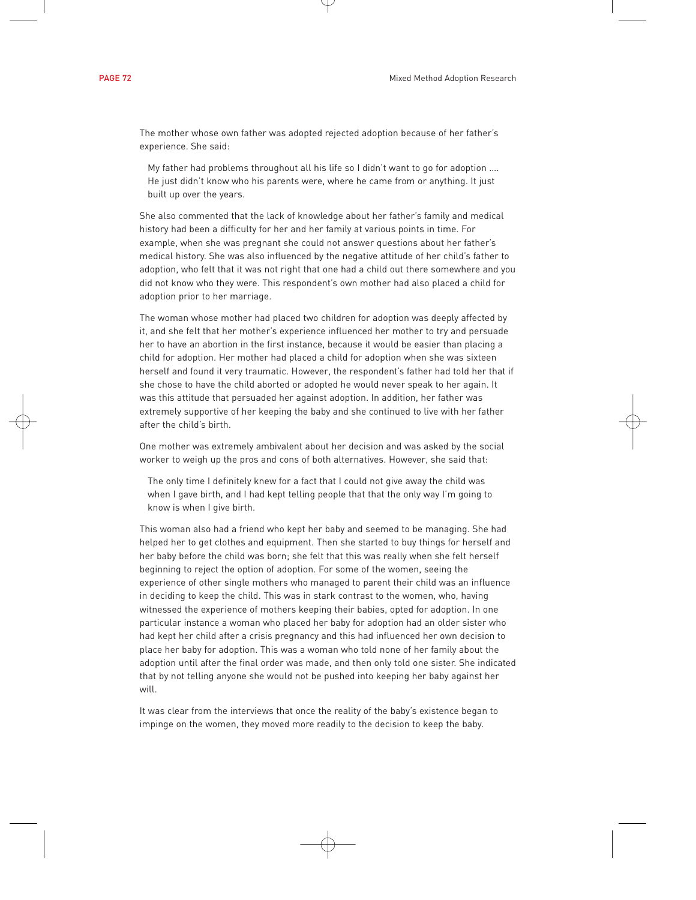The mother whose own father was adopted rejected adoption because of her father's experience. She said:

> My father had problems throughout all his life so I didn't want to go for adoption .... He just didn't know who his parents were, where he came from or anything. It just built up over the years.

She also commented that the lack of knowledge about her father's family and medical history had been a difficulty for her and her family at various points in time. For example, when she was pregnant she could not answer questions about her father's medical history. She was also influenced by the negative attitude of her child's father to adoption, who felt that it was not right that one had a child out there somewhere and you did not know who they were. This respondent's own mother had also placed a child for adoption prior to her marriage.

The woman whose mother had placed two children for adoption was deeply affected by it, and she felt that her mother's experience influenced her mother to try and persuade her to have an abortion in the first instance, because it would be easier than placing a child for adoption. Her mother had placed a child for adoption when she was sixteen herself and found it very traumatic. However, the respondent's father had told her that if she chose to have the child aborted or adopted he would never speak to her again. It was this attitude that persuaded her against adoption. In addition, her father was extremely supportive of her keeping the baby and she continued to live with her father after the child's birth.

One mother was extremely ambivalent about her decision and was asked by the social worker to weigh up the pros and cons of both alternatives. However, she said that:

> The only time I definitely knew for a fact that I could not give away the child was when I gave birth, and I had kept telling people that that the only way I'm going to know is when I give birth.

This woman also had a friend who kept her baby and seemed to be managing. She had helped her to get clothes and equipment. Then she started to buy things for herself and her baby before the child was born; she felt that this was really when she felt herself beginning to reject the option of adoption. For some of the women, seeing the experience of other single mothers who managed to parent their child was an influence in deciding to keep the child. This was in stark contrast to the women, who, having witnessed the experience of mothers keeping their babies, opted for adoption. In one particular instance a woman who placed her baby for adoption had an older sister who had kept her child after a crisis pregnancy and this had influenced her own decision to place her baby for adoption. This was a woman who told none of her family about the adoption until after the final order was made, and then only told one sister. She indicated that by not telling anyone she would not be pushed into keeping her baby against her will.

It was clear from the interviews that once the reality of the baby's existence began to impinge on the women, they moved more readily to the decision to keep the baby.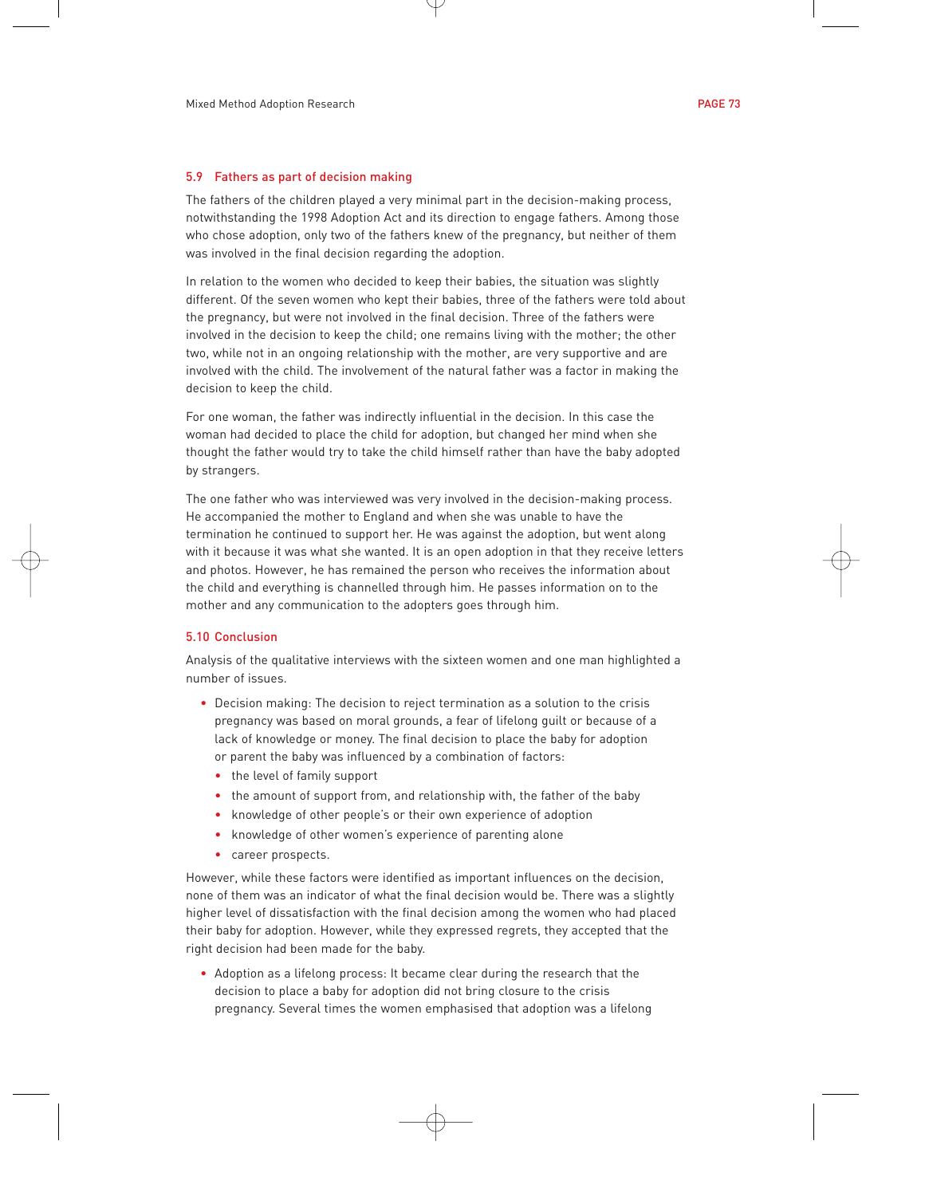### 5.9 Fathers as part of decision making

The fathers of the children played a very minimal part in the decision-making process, notwithstanding the 1998 Adoption Act and its direction to engage fathers. Among those who chose adoption, only two of the fathers knew of the pregnancy, but neither of them was involved in the final decision regarding the adoption.

In relation to the women who decided to keep their babies, the situation was slightly different. Of the seven women who kept their babies, three of the fathers were told about the pregnancy, but were not involved in the final decision. Three of the fathers were involved in the decision to keep the child; one remains living with the mother; the other two, while not in an ongoing relationship with the mother, are very supportive and are involved with the child. The involvement of the natural father was a factor in making the decision to keep the child.

For one woman, the father was indirectly influential in the decision. In this case the woman had decided to place the child for adoption, but changed her mind when she thought the father would try to take the child himself rather than have the baby adopted by strangers.

The one father who was interviewed was very involved in the decision-making process. He accompanied the mother to England and when she was unable to have the termination he continued to support her. He was against the adoption, but went along with it because it was what she wanted. It is an open adoption in that they receive letters and photos. However, he has remained the person who receives the information about the child and everything is channelled through him. He passes information on to the mother and any communication to the adopters goes through him.

### 5.10 Conclusion

Analysis of the qualitative interviews with the sixteen women and one man highlighted a number of issues.

- Decision making: The decision to reject termination as a solution to the crisis pregnancy was based on moral grounds, a fear of lifelong guilt or because of a lack of knowledge or money. The final decision to place the baby for adoption or parent the baby was influenced by a combination of factors:
  - the level of family support
  - the amount of support from, and relationship with, the father of the baby
  - knowledge of other people's or their own experience of adoption
  - knowledge of other women's experience of parenting alone
  - career prospects.

However, while these factors were identified as important influences on the decision, none of them was an indicator of what the final decision would be. There was a slightly higher level of dissatisfaction with the final decision among the women who had placed their baby for adoption. However, while they expressed regrets, they accepted that the right decision had been made for the baby.

- Adoption as a lifelong process: It became clear during the research that the decision to place a baby for adoption did not bring closure to the crisis pregnancy. Several times the women emphasised that adoption was a lifelong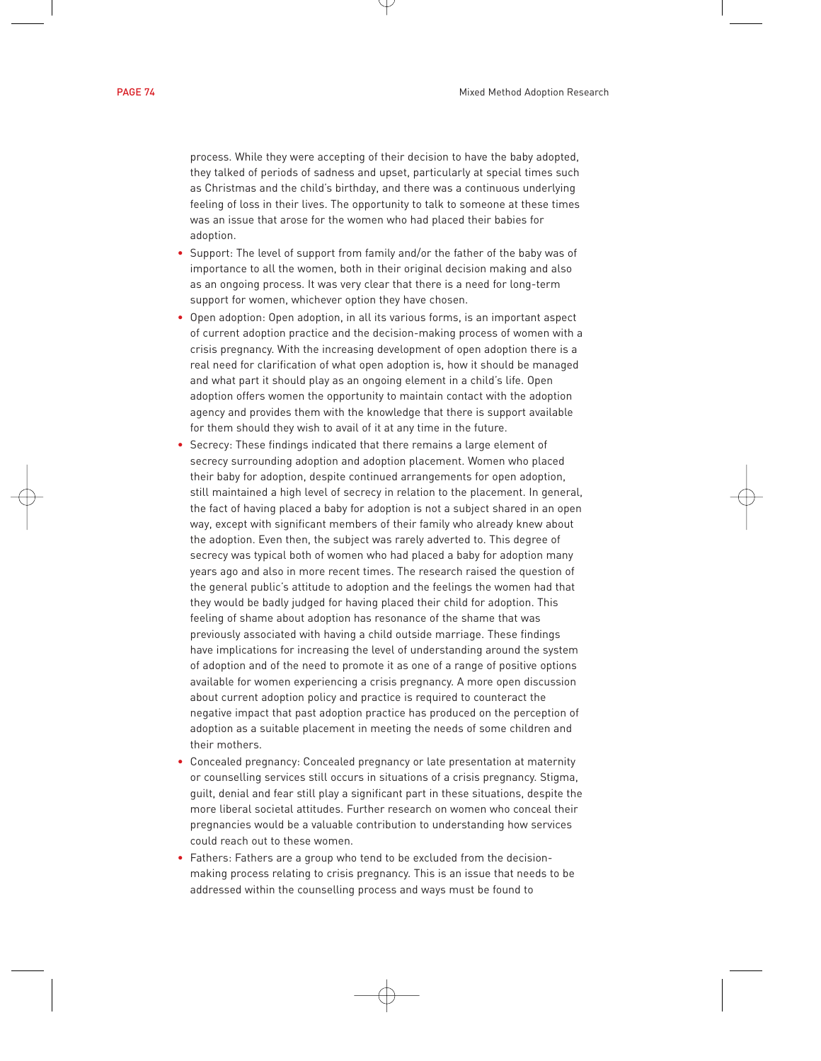process. While they were accepting of their decision to have the baby adopted, they talked of periods of sadness and upset, particularly at special times such as Christmas and the child's birthday, and there was a continuous underlying feeling of loss in their lives. The opportunity to talk to someone at these times was an issue that arose for the women who had placed their babies for adoption.

- Support: The level of support from family and/or the father of the baby was of importance to all the women, both in their original decision making and also as an ongoing process. It was very clear that there is a need for long-term support for women, whichever option they have chosen.
- Open adoption: Open adoption, in all its various forms, is an important aspect of current adoption practice and the decision-making process of women with a crisis pregnancy. With the increasing development of open adoption there is a real need for clarification of what open adoption is, how it should be managed and what part it should play as an ongoing element in a child's life. Open adoption offers women the opportunity to maintain contact with the adoption agency and provides them with the knowledge that there is support available for them should they wish to avail of it at any time in the future.
- Secrecy: These findings indicated that there remains a large element of secrecy surrounding adoption and adoption placement. Women who placed their baby for adoption, despite continued arrangements for open adoption, still maintained a high level of secrecy in relation to the placement. In general, the fact of having placed a baby for adoption is not a subject shared in an open way, except with significant members of their family who already knew about the adoption. Even then, the subject was rarely adverted to. This degree of secrecy was typical both of women who had placed a baby for adoption many years ago and also in more recent times. The research raised the question of the general public's attitude to adoption and the feelings the women had that they would be badly judged for having placed their child for adoption. This feeling of shame about adoption has resonance of the shame that was previously associated with having a child outside marriage. These findings have implications for increasing the level of understanding around the system of adoption and of the need to promote it as one of a range of positive options available for women experiencing a crisis pregnancy. A more open discussion about current adoption policy and practice is required to counteract the negative impact that past adoption practice has produced on the perception of adoption as a suitable placement in meeting the needs of some children and their mothers.
- Concealed pregnancy: Concealed pregnancy or late presentation at maternity or counselling services still occurs in situations of a crisis pregnancy. Stigma, guilt, denial and fear still play a significant part in these situations, despite the more liberal societal attitudes. Further research on women who conceal their pregnancies would be a valuable contribution to understanding how services could reach out to these women.
- Fathers: Fathers are a group who tend to be excluded from the decision-making process relating to crisis pregnancy. This is an issue that needs to be addressed within the counselling process and ways must be found to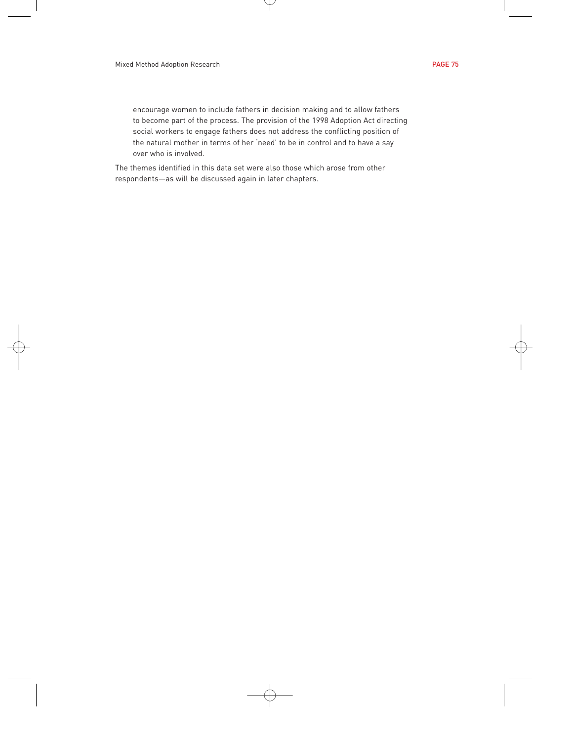> encourage women to include fathers in decision making and to allow fathers to become part of the process. The provision of the 1998 Adoption Act directing social workers to engage fathers does not address the conflicting position of the natural mother in terms of her 'need' to be in control and to have a say over who is involved.

The themes identified in this data set were also those which arose from other respondents—as will be discussed again in later chapters.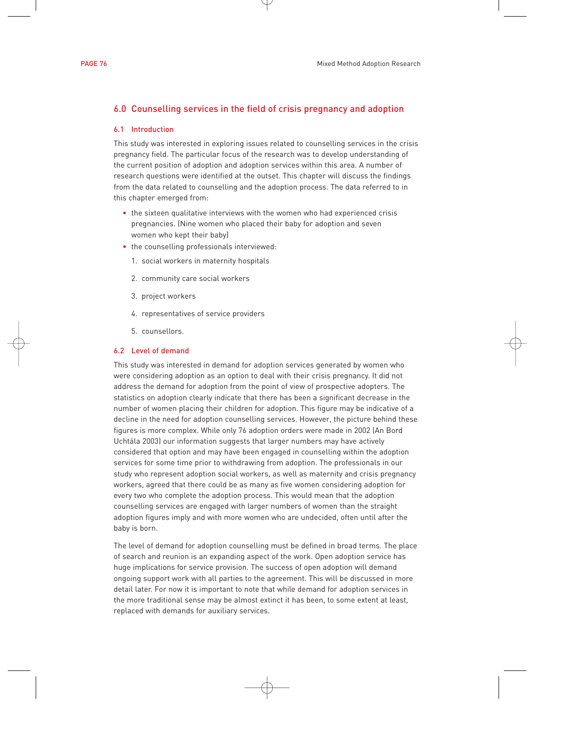## 6.0 Counselling services in the field of crisis pregnancy and adoption

### 6.1 Introduction

This study was interested in exploring issues related to counselling services in the crisis pregnancy field. The particular focus of the research was to develop understanding of the current position of adoption and adoption services within this area. A number of research questions were identified at the outset. This chapter will discuss the findings from the data related to counselling and the adoption process. The data referred to in this chapter emerged from:

- the sixteen qualitative interviews with the women who had experienced crisis pregnancies. (Nine women who placed their baby for adoption and seven women who kept their baby)
- the counselling professionals interviewed:
  1. social workers in maternity hospitals
  2. community care social workers
  3. project workers
  4. representatives of service providers
  5. counsellors.

### 6.2 Level of demand

This study was interested in demand for adoption services generated by women who were considering adoption as an option to deal with their crisis pregnancy. It did not address the demand for adoption from the point of view of prospective adopters. The statistics on adoption clearly indicate that there has been a significant decrease in the number of women placing their children for adoption. This figure may be indicative of a decline in the need for adoption counselling services. However, the picture behind these figures is more complex. While only 76 adoption orders were made in 2002 (An Bord Uchtála 2003) our information suggests that larger numbers may have actively considered that option and may have been engaged in counselling within the adoption services for some time prior to withdrawing from adoption. The professionals in our study who represent adoption social workers, as well as maternity and crisis pregnancy workers, agreed that there could be as many as five women considering adoption for every two who complete the adoption process. This would mean that the adoption counselling services are engaged with larger numbers of women than the straight adoption figures imply and with more women who are undecided, often until after the baby is born.

The level of demand for adoption counselling must be defined in broad terms. The place of search and reunion is an expanding aspect of the work. Open adoption service has huge implications for service provision. The success of open adoption will demand ongoing support work with all parties to the agreement. This will be discussed in more detail later. For now it is important to note that while demand for adoption services in the more traditional sense may be almost extinct it has been, to some extent at least, replaced with demands for auxiliary services.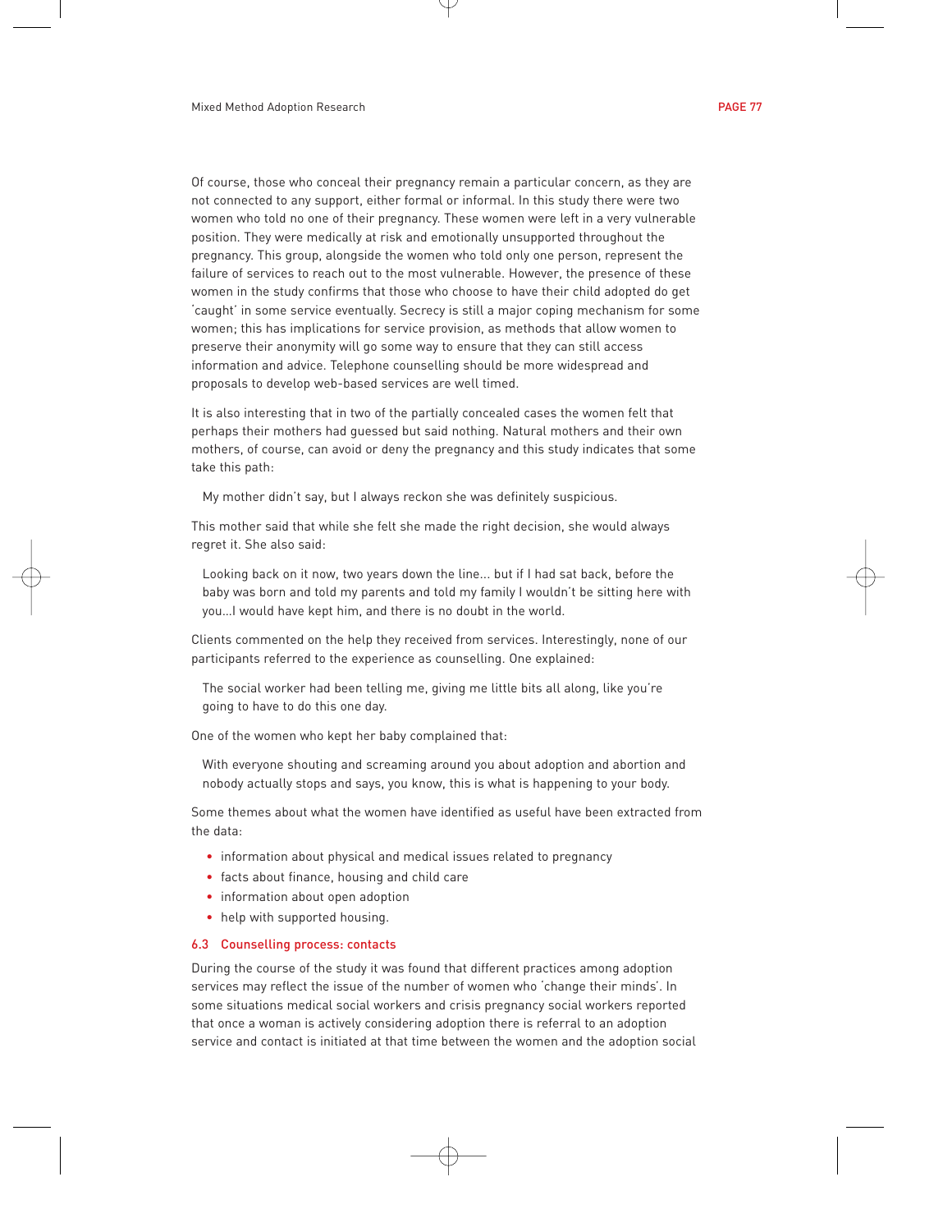Of course, those who conceal their pregnancy remain a particular concern, as they are not connected to any support, either formal or informal. In this study there were two women who told no one of their pregnancy. These women were left in a very vulnerable position. They were medically at risk and emotionally unsupported throughout the pregnancy. This group, alongside the women who told only one person, represent the failure of services to reach out to the most vulnerable. However, the presence of these women in the study confirms that those who choose to have their child adopted do get 'caught' in some service eventually. Secrecy is still a major coping mechanism for some women; this has implications for service provision, as methods that allow women to preserve their anonymity will go some way to ensure that they can still access information and advice. Telephone counselling should be more widespread and proposals to develop web-based services are well timed.

It is also interesting that in two of the partially concealed cases the women felt that perhaps their mothers had guessed but said nothing. Natural mothers and their own mothers, of course, can avoid or deny the pregnancy and this study indicates that some take this path:

> My mother didn't say, but I always reckon she was definitely suspicious.

This mother said that while she felt she made the right decision, she would always regret it. She also said:

> Looking back on it now, two years down the line… but if I had sat back, before the baby was born and told my parents and told my family I wouldn't be sitting here with you…I would have kept him, and there is no doubt in the world.

Clients commented on the help they received from services. Interestingly, none of our participants referred to the experience as counselling. One explained:

> The social worker had been telling me, giving me little bits all along, like you're going to have to do this one day.

One of the women who kept her baby complained that:

> With everyone shouting and screaming around you about adoption and abortion and nobody actually stops and says, you know, this is what is happening to your body.

Some themes about what the women have identified as useful have been extracted from the data:

- information about physical and medical issues related to pregnancy
- facts about finance, housing and child care
- information about open adoption
- help with supported housing.

### 6.3 Counselling process: contacts

During the course of the study it was found that different practices among adoption services may reflect the issue of the number of women who 'change their minds'. In some situations medical social workers and crisis pregnancy social workers reported that once a woman is actively considering adoption there is referral to an adoption service and contact is initiated at that time between the women and the adoption social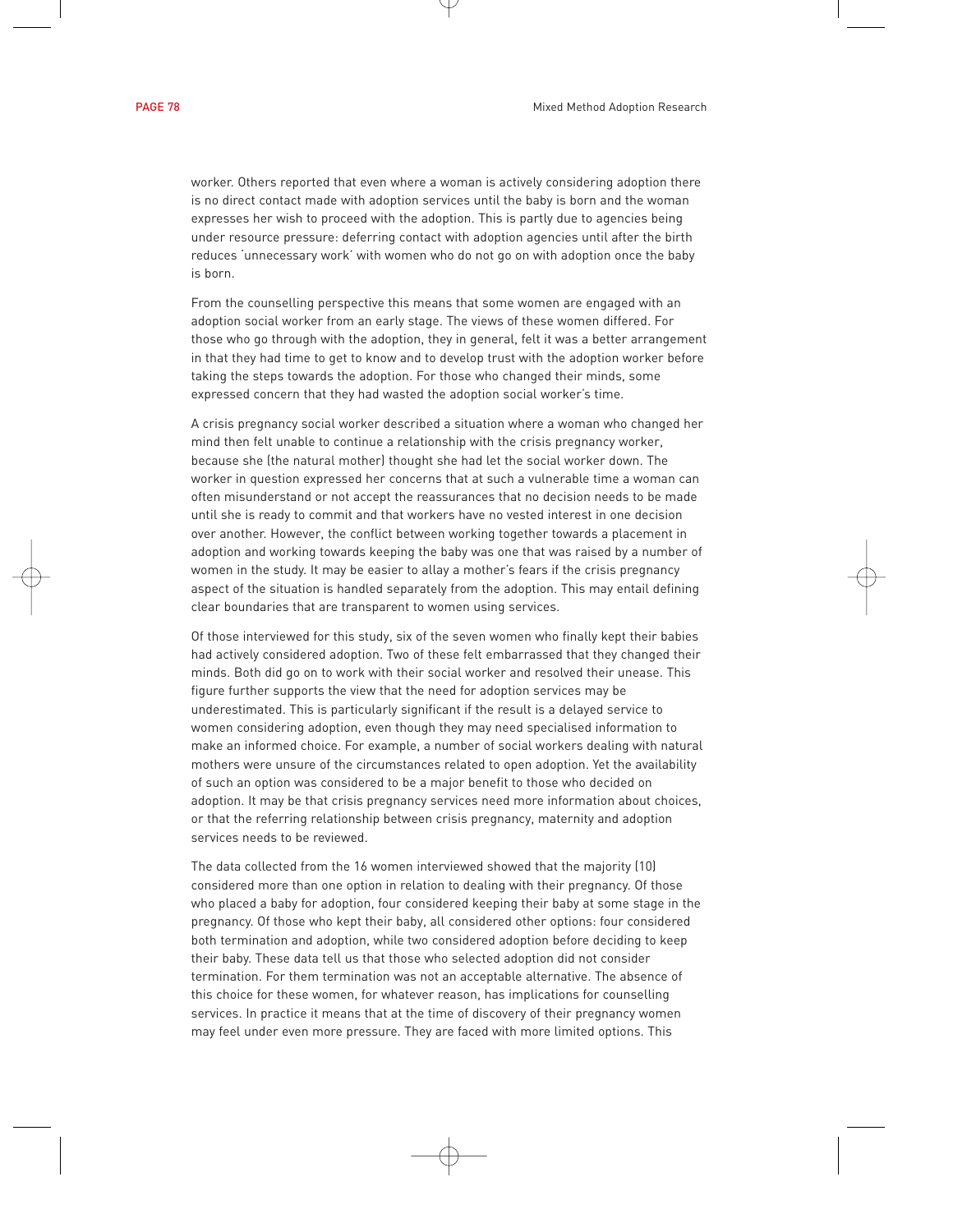worker. Others reported that even where a woman is actively considering adoption there is no direct contact made with adoption services until the baby is born and the woman expresses her wish to proceed with the adoption. This is partly due to agencies being under resource pressure: deferring contact with adoption agencies until after the birth reduces 'unnecessary work' with women who do not go on with adoption once the baby is born.

From the counselling perspective this means that some women are engaged with an adoption social worker from an early stage. The views of these women differed. For those who go through with the adoption, they in general, felt it was a better arrangement in that they had time to get to know and to develop trust with the adoption worker before taking the steps towards the adoption. For those who changed their minds, some expressed concern that they had wasted the adoption social worker's time.

A crisis pregnancy social worker described a situation where a woman who changed her mind then felt unable to continue a relationship with the crisis pregnancy worker, because she (the natural mother) thought she had let the social worker down. The worker in question expressed her concerns that at such a vulnerable time a woman can often misunderstand or not accept the reassurances that no decision needs to be made until she is ready to commit and that workers have no vested interest in one decision over another. However, the conflict between working together towards a placement in adoption and working towards keeping the baby was one that was raised by a number of women in the study. It may be easier to allay a mother's fears if the crisis pregnancy aspect of the situation is handled separately from the adoption. This may entail defining clear boundaries that are transparent to women using services.

Of those interviewed for this study, six of the seven women who finally kept their babies had actively considered adoption. Two of these felt embarrassed that they changed their minds. Both did go on to work with their social worker and resolved their unease. This figure further supports the view that the need for adoption services may be underestimated. This is particularly significant if the result is a delayed service to women considering adoption, even though they may need specialised information to make an informed choice. For example, a number of social workers dealing with natural mothers were unsure of the circumstances related to open adoption. Yet the availability of such an option was considered to be a major benefit to those who decided on adoption. It may be that crisis pregnancy services need more information about choices, or that the referring relationship between crisis pregnancy, maternity and adoption services needs to be reviewed.

The data collected from the 16 women interviewed showed that the majority (10) considered more than one option in relation to dealing with their pregnancy. Of those who placed a baby for adoption, four considered keeping their baby at some stage in the pregnancy. Of those who kept their baby, all considered other options: four considered both termination and adoption, while two considered adoption before deciding to keep their baby. These data tell us that those who selected adoption did not consider termination. For them termination was not an acceptable alternative. The absence of this choice for these women, for whatever reason, has implications for counselling services. In practice it means that at the time of discovery of their pregnancy women may feel under even more pressure. They are faced with more limited options. This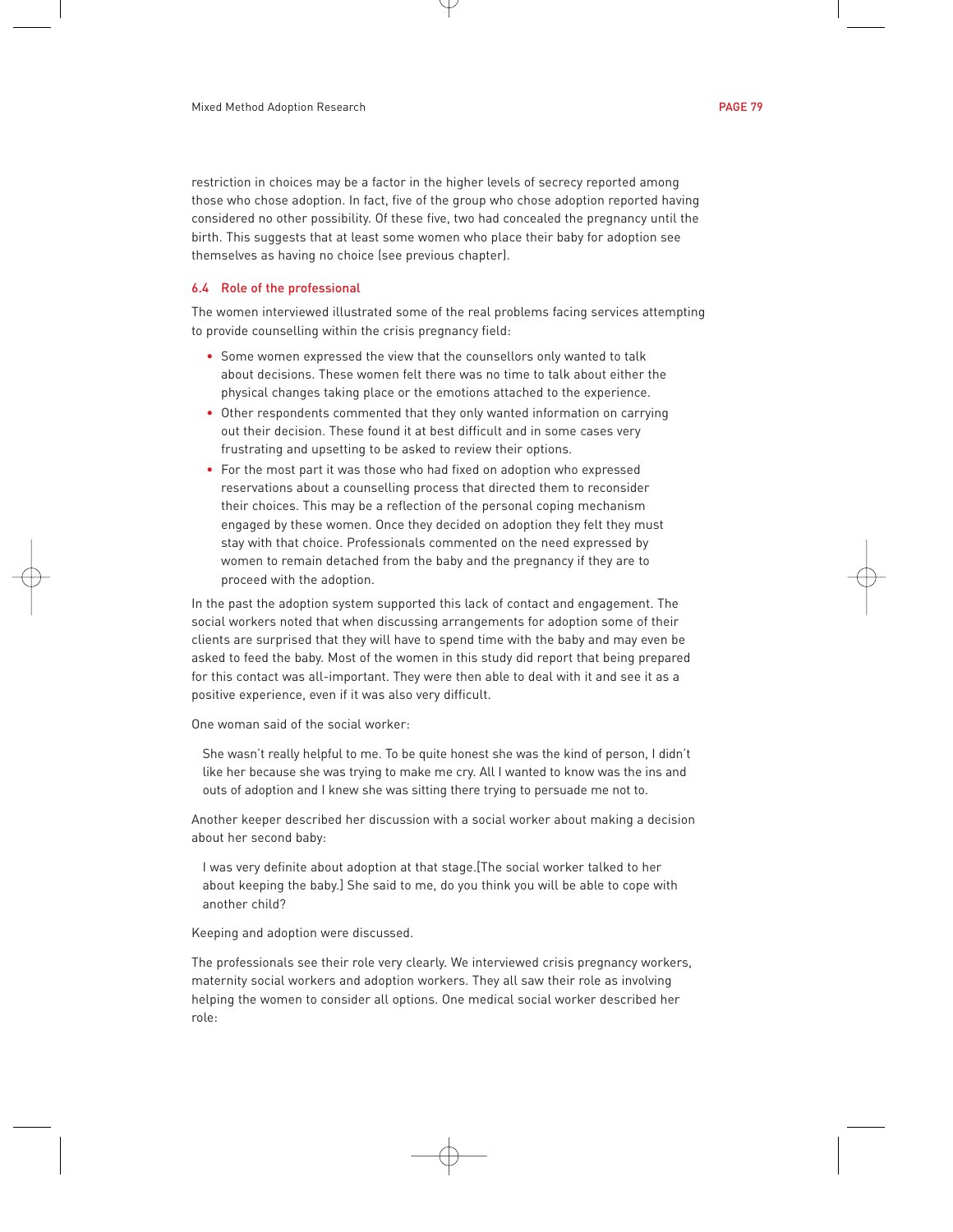restriction in choices may be a factor in the higher levels of secrecy reported among those who chose adoption. In fact, five of the group who chose adoption reported having considered no other possibility. Of these five, two had concealed the pregnancy until the birth. This suggests that at least some women who place their baby for adoption see themselves as having no choice (see previous chapter).

### 6.4 Role of the professional

The women interviewed illustrated some of the real problems facing services attempting to provide counselling within the crisis pregnancy field:

- Some women expressed the view that the counsellors only wanted to talk about decisions. These women felt there was no time to talk about either the physical changes taking place or the emotions attached to the experience.
- Other respondents commented that they only wanted information on carrying out their decision. These found it at best difficult and in some cases very frustrating and upsetting to be asked to review their options.
- For the most part it was those who had fixed on adoption who expressed reservations about a counselling process that directed them to reconsider their choices. This may be a reflection of the personal coping mechanism engaged by these women. Once they decided on adoption they felt they must stay with that choice. Professionals commented on the need expressed by women to remain detached from the baby and the pregnancy if they are to proceed with the adoption.

In the past the adoption system supported this lack of contact and engagement. The social workers noted that when discussing arrangements for adoption some of their clients are surprised that they will have to spend time with the baby and may even be asked to feed the baby. Most of the women in this study did report that being prepared for this contact was all-important. They were then able to deal with it and see it as a positive experience, even if it was also very difficult.

One woman said of the social worker:

> She wasn't really helpful to me. To be quite honest she was the kind of person, I didn't like her because she was trying to make me cry. All I wanted to know was the ins and outs of adoption and I knew she was sitting there trying to persuade me not to.

Another keeper described her discussion with a social worker about making a decision about her second baby:

> I was very definite about adoption at that stage.[The social worker talked to her about keeping the baby.] She said to me, do you think you will be able to cope with another child?

Keeping and adoption were discussed.

The professionals see their role very clearly. We interviewed crisis pregnancy workers, maternity social workers and adoption workers. They all saw their role as involving helping the women to consider all options. One medical social worker described her role: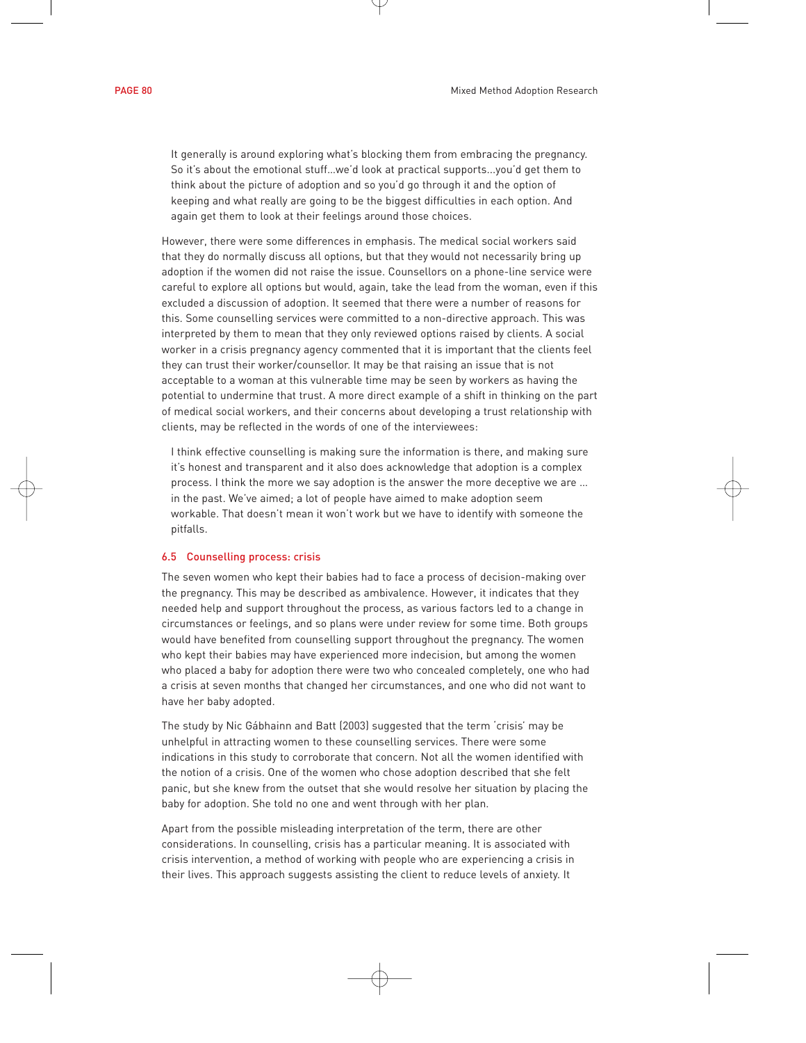> It generally is around exploring what's blocking them from embracing the pregnancy. So it's about the emotional stuff…we'd look at practical supports…you'd get them to think about the picture of adoption and so you'd go through it and the option of keeping and what really are going to be the biggest difficulties in each option. And again get them to look at their feelings around those choices.

However, there were some differences in emphasis. The medical social workers said that they do normally discuss all options, but that they would not necessarily bring up adoption if the women did not raise the issue. Counsellors on a phone-line service were careful to explore all options but would, again, take the lead from the woman, even if this excluded a discussion of adoption. It seemed that there were a number of reasons for this. Some counselling services were committed to a non-directive approach. This was interpreted by them to mean that they only reviewed options raised by clients. A social worker in a crisis pregnancy agency commented that it is important that the clients feel they can trust their worker/counsellor. It may be that raising an issue that is not acceptable to a woman at this vulnerable time may be seen by workers as having the potential to undermine that trust. A more direct example of a shift in thinking on the part of medical social workers, and their concerns about developing a trust relationship with clients, may be reflected in the words of one of the interviewees:

> I think effective counselling is making sure the information is there, and making sure it's honest and transparent and it also does acknowledge that adoption is a complex process. I think the more we say adoption is the answer the more deceptive we are … in the past. We've aimed; a lot of people have aimed to make adoption seem workable. That doesn't mean it won't work but we have to identify with someone the pitfalls.

### 6.5 Counselling process: crisis

The seven women who kept their babies had to face a process of decision-making over the pregnancy. This may be described as ambivalence. However, it indicates that they needed help and support throughout the process, as various factors led to a change in circumstances or feelings, and so plans were under review for some time. Both groups would have benefited from counselling support throughout the pregnancy. The women who kept their babies may have experienced more indecision, but among the women who placed a baby for adoption there were two who concealed completely, one who had a crisis at seven months that changed her circumstances, and one who did not want to have her baby adopted.

The study by Nic Gábhainn and Batt (2003) suggested that the term 'crisis' may be unhelpful in attracting women to these counselling services. There were some indications in this study to corroborate that concern. Not all the women identified with the notion of a crisis. One of the women who chose adoption described that she felt panic, but she knew from the outset that she would resolve her situation by placing the baby for adoption. She told no one and went through with her plan.

Apart from the possible misleading interpretation of the term, there are other considerations. In counselling, crisis has a particular meaning. It is associated with crisis intervention, a method of working with people who are experiencing a crisis in their lives. This approach suggests assisting the client to reduce levels of anxiety. It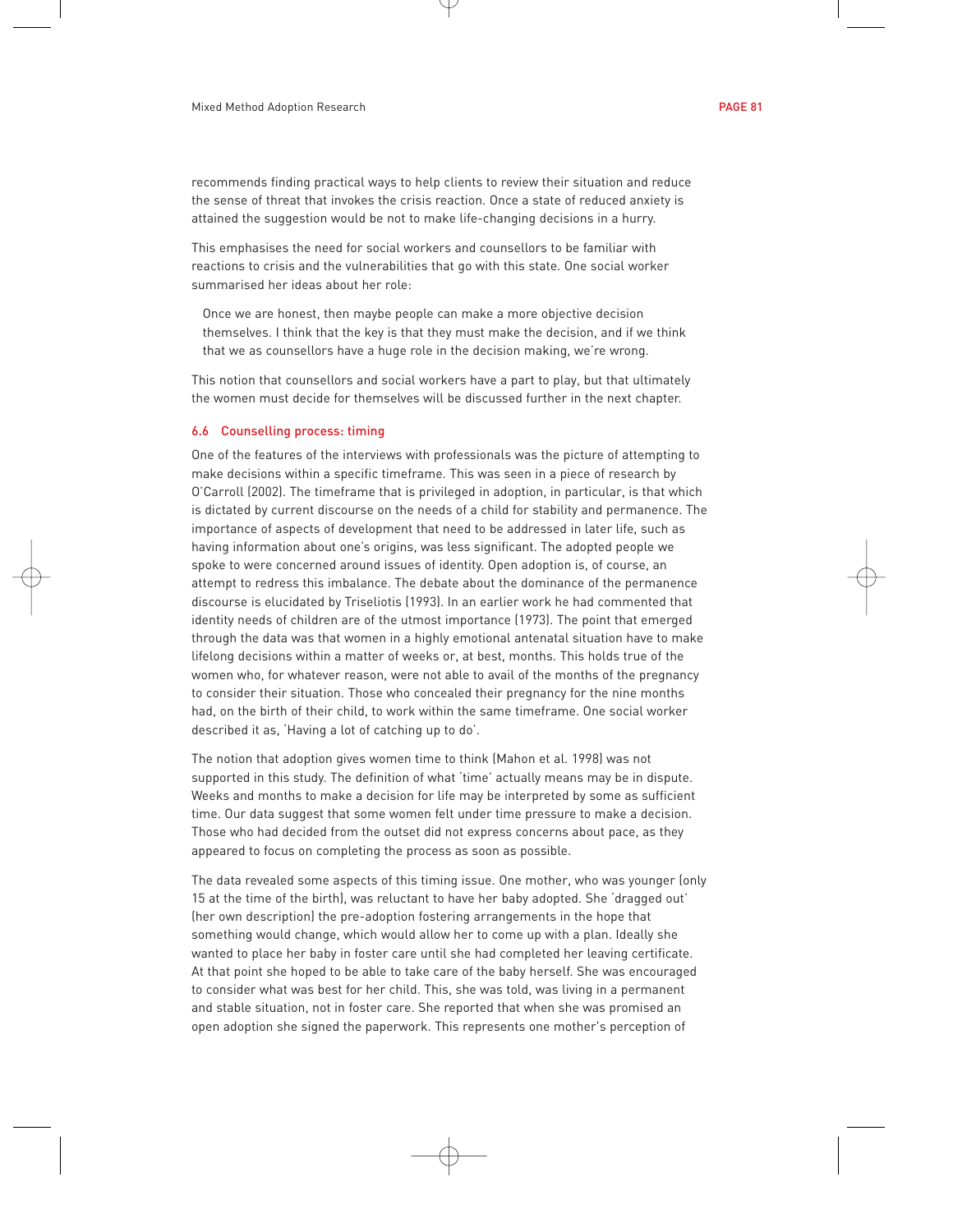recommends finding practical ways to help clients to review their situation and reduce the sense of threat that invokes the crisis reaction. Once a state of reduced anxiety is attained the suggestion would be not to make life-changing decisions in a hurry.

This emphasises the need for social workers and counsellors to be familiar with reactions to crisis and the vulnerabilities that go with this state. One social worker summarised her ideas about her role:

> Once we are honest, then maybe people can make a more objective decision themselves. I think that the key is that they must make the decision, and if we think that we as counsellors have a huge role in the decision making, we're wrong.

This notion that counsellors and social workers have a part to play, but that ultimately the women must decide for themselves will be discussed further in the next chapter.

### 6.6 Counselling process: timing

One of the features of the interviews with professionals was the picture of attempting to make decisions within a specific timeframe. This was seen in a piece of research by O'Carroll (2002). The timeframe that is privileged in adoption, in particular, is that which is dictated by current discourse on the needs of a child for stability and permanence. The importance of aspects of development that need to be addressed in later life, such as having information about one's origins, was less significant. The adopted people we spoke to were concerned around issues of identity. Open adoption is, of course, an attempt to redress this imbalance. The debate about the dominance of the permanence discourse is elucidated by Triseliotis (1993). In an earlier work he had commented that identity needs of children are of the utmost importance (1973). The point that emerged through the data was that women in a highly emotional antenatal situation have to make lifelong decisions within a matter of weeks or, at best, months. This holds true of the women who, for whatever reason, were not able to avail of the months of the pregnancy to consider their situation. Those who concealed their pregnancy for the nine months had, on the birth of their child, to work within the same timeframe. One social worker described it as, 'Having a lot of catching up to do'.

The notion that adoption gives women time to think (Mahon et al. 1998) was not supported in this study. The definition of what 'time' actually means may be in dispute. Weeks and months to make a decision for life may be interpreted by some as sufficient time. Our data suggest that some women felt under time pressure to make a decision. Those who had decided from the outset did not express concerns about pace, as they appeared to focus on completing the process as soon as possible.

The data revealed some aspects of this timing issue. One mother, who was younger (only 15 at the time of the birth), was reluctant to have her baby adopted. She 'dragged out' (her own description) the pre-adoption fostering arrangements in the hope that something would change, which would allow her to come up with a plan. Ideally she wanted to place her baby in foster care until she had completed her leaving certificate. At that point she hoped to be able to take care of the baby herself. She was encouraged to consider what was best for her child. This, she was told, was living in a permanent and stable situation, not in foster care. She reported that when she was promised an open adoption she signed the paperwork. This represents one mother's perception of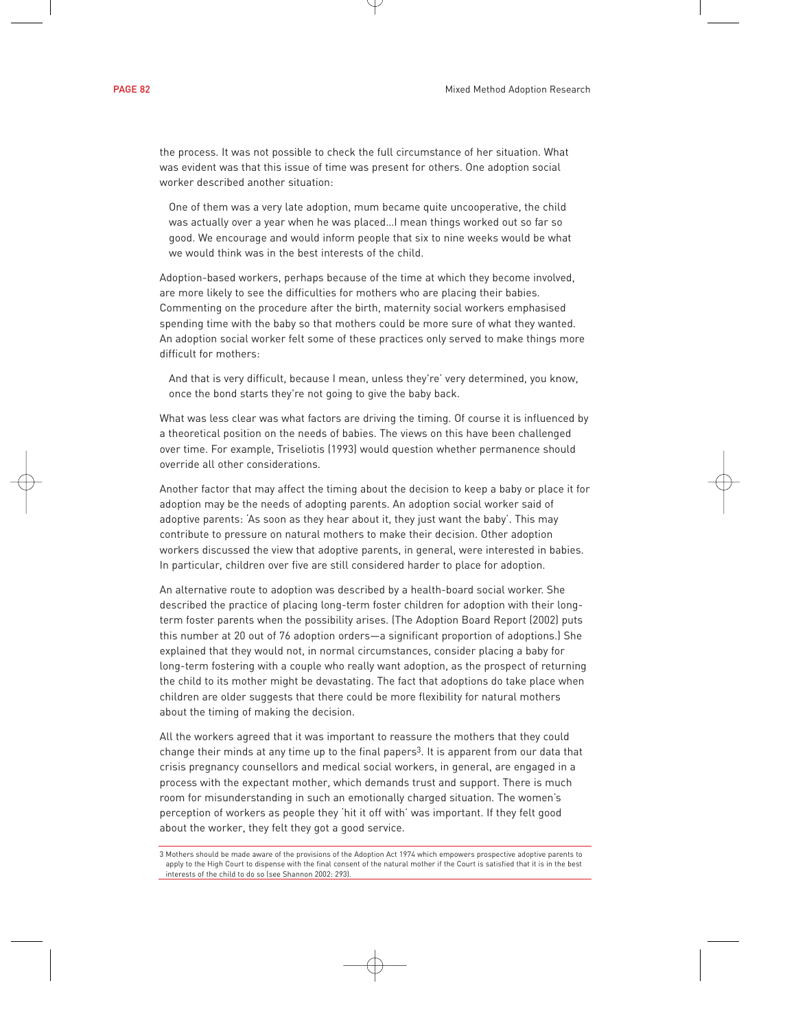the process. It was not possible to check the full circumstance of her situation. What was evident was that this issue of time was present for others. One adoption social worker described another situation:

> One of them was a very late adoption, mum became quite uncooperative, the child was actually over a year when he was placed…I mean things worked out so far so good. We encourage and would inform people that six to nine weeks would be what we would think was in the best interests of the child.

Adoption-based workers, perhaps because of the time at which they become involved, are more likely to see the difficulties for mothers who are placing their babies. Commenting on the procedure after the birth, maternity social workers emphasised spending time with the baby so that mothers could be more sure of what they wanted. An adoption social worker felt some of these practices only served to make things more difficult for mothers:

> And that is very difficult, because I mean, unless they're' very determined, you know, once the bond starts they're not going to give the baby back.

What was less clear was what factors are driving the timing. Of course it is influenced by a theoretical position on the needs of babies. The views on this have been challenged over time. For example, Triseliotis (1993) would question whether permanence should override all other considerations.

Another factor that may affect the timing about the decision to keep a baby or place it for adoption may be the needs of adopting parents. An adoption social worker said of adoptive parents: 'As soon as they hear about it, they just want the baby'. This may contribute to pressure on natural mothers to make their decision. Other adoption workers discussed the view that adoptive parents, in general, were interested in babies. In particular, children over five are still considered harder to place for adoption.

An alternative route to adoption was described by a health-board social worker. She described the practice of placing long-term foster children for adoption with their long-term foster parents when the possibility arises. (The Adoption Board Report (2002) puts this number at 20 out of 76 adoption orders—a significant proportion of adoptions.) She explained that they would not, in normal circumstances, consider placing a baby for long-term fostering with a couple who really want adoption, as the prospect of returning the child to its mother might be devastating. The fact that adoptions do take place when children are older suggests that there could be more flexibility for natural mothers about the timing of making the decision.

All the workers agreed that it was important to reassure the mothers that they could change their minds at any time up to the final papers[3]. It is apparent from our data that crisis pregnancy counsellors and medical social workers, in general, are engaged in a process with the expectant mother, which demands trust and support. There is much room for misunderstanding in such an emotionally charged situation. The women's perception of workers as people they 'hit it off with' was important. If they felt good about the worker, they felt they got a good service.

---

3 Mothers should be made aware of the provisions of the Adoption Act 1974 which empowers prospective adoptive parents to apply to the High Court to dispense with the final consent of the natural mother if the Court is satisfied that it is in the best interests of the child to do so (see Shannon 2002: 293).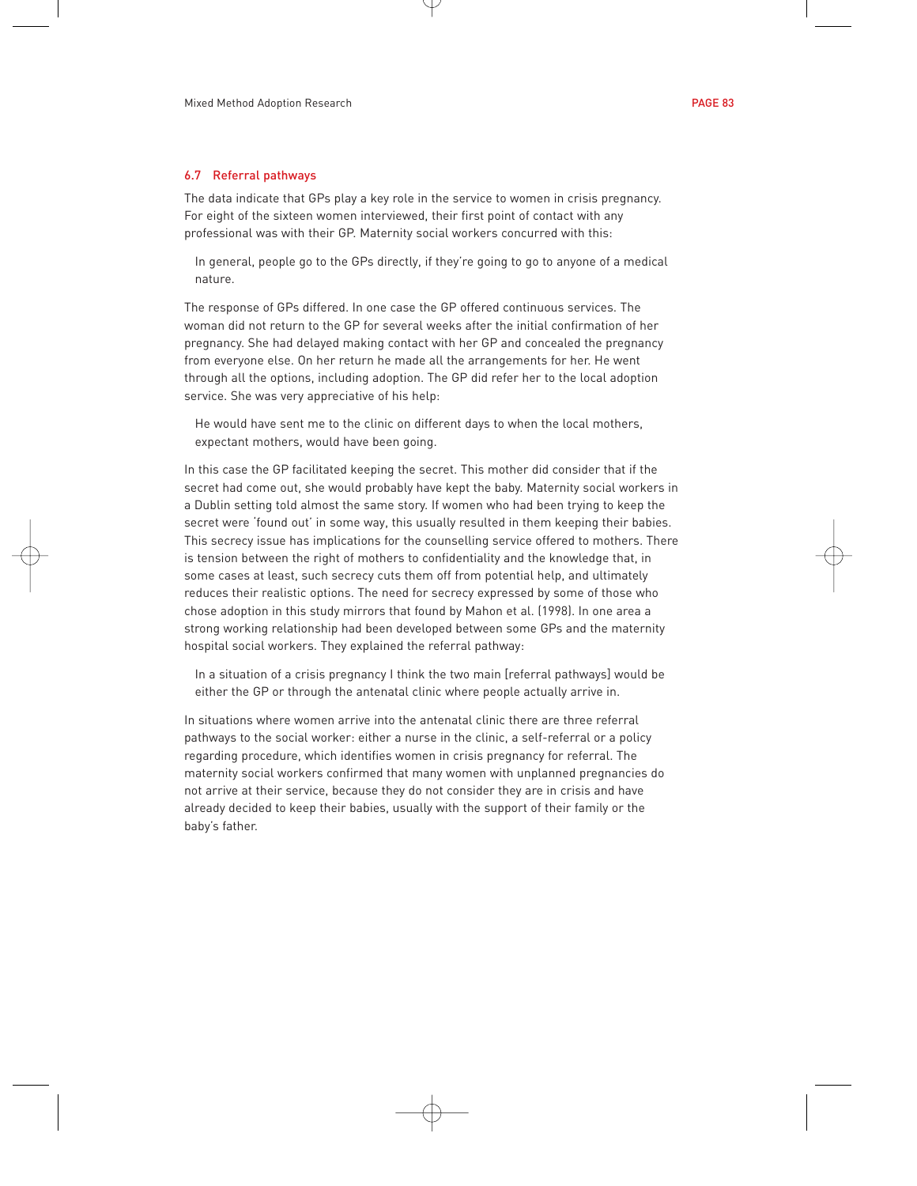### 6.7 Referral pathways

The data indicate that GPs play a key role in the service to women in crisis pregnancy. For eight of the sixteen women interviewed, their first point of contact with any professional was with their GP. Maternity social workers concurred with this:

> In general, people go to the GPs directly, if they're going to go to anyone of a medical nature.

The response of GPs differed. In one case the GP offered continuous services. The woman did not return to the GP for several weeks after the initial confirmation of her pregnancy. She had delayed making contact with her GP and concealed the pregnancy from everyone else. On her return he made all the arrangements for her. He went through all the options, including adoption. The GP did refer her to the local adoption service. She was very appreciative of his help:

> He would have sent me to the clinic on different days to when the local mothers, expectant mothers, would have been going.

In this case the GP facilitated keeping the secret. This mother did consider that if the secret had come out, she would probably have kept the baby. Maternity social workers in a Dublin setting told almost the same story. If women who had been trying to keep the secret were 'found out' in some way, this usually resulted in them keeping their babies. This secrecy issue has implications for the counselling service offered to mothers. There is tension between the right of mothers to confidentiality and the knowledge that, in some cases at least, such secrecy cuts them off from potential help, and ultimately reduces their realistic options. The need for secrecy expressed by some of those who chose adoption in this study mirrors that found by Mahon et al. (1998). In one area a strong working relationship had been developed between some GPs and the maternity hospital social workers. They explained the referral pathway:

> In a situation of a crisis pregnancy I think the two main [referral pathways] would be either the GP or through the antenatal clinic where people actually arrive in.

In situations where women arrive into the antenatal clinic there are three referral pathways to the social worker: either a nurse in the clinic, a self-referral or a policy regarding procedure, which identifies women in crisis pregnancy for referral. The maternity social workers confirmed that many women with unplanned pregnancies do not arrive at their service, because they do not consider they are in crisis and have already decided to keep their babies, usually with the support of their family or the baby's father.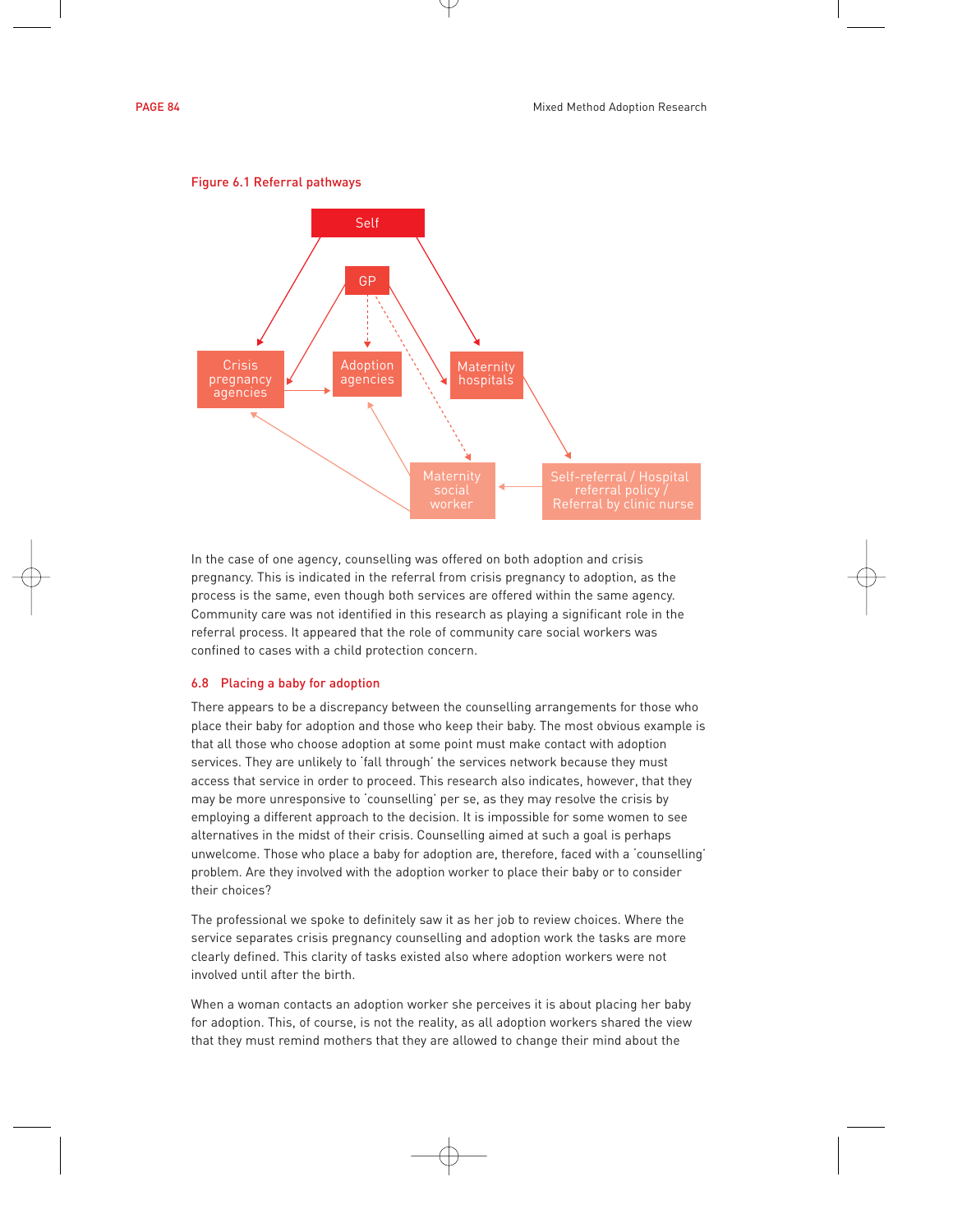Figure 6.1 Referral pathways

In the case of one agency, counselling was offered on both adoption and crisis pregnancy. This is indicated in the referral from crisis pregnancy to adoption, as the process is the same, even though both services are offered within the same agency. Community care was not identified in this research as playing a significant role in the referral process. It appeared that the role of community care social workers was confined to cases with a child protection concern.

### 6.8 Placing a baby for adoption

There appears to be a discrepancy between the counselling arrangements for those who place their baby for adoption and those who keep their baby. The most obvious example is that all those who choose adoption at some point must make contact with adoption services. They are unlikely to 'fall through' the services network because they must access that service in order to proceed. This research also indicates, however, that they may be more unresponsive to 'counselling' per se, as they may resolve the crisis by employing a different approach to the decision. It is impossible for some women to see alternatives in the midst of their crisis. Counselling aimed at such a goal is perhaps unwelcome. Those who place a baby for adoption are, therefore, faced with a 'counselling' problem. Are they involved with the adoption worker to place their baby or to consider their choices?

The professional we spoke to definitely saw it as her job to review choices. Where the service separates crisis pregnancy counselling and adoption work the tasks are more clearly defined. This clarity of tasks existed also where adoption workers were not involved until after the birth.

When a woman contacts an adoption worker she perceives it is about placing her baby for adoption. This, of course, is not the reality, as all adoption workers shared the view that they must remind mothers that they are allowed to change their mind about the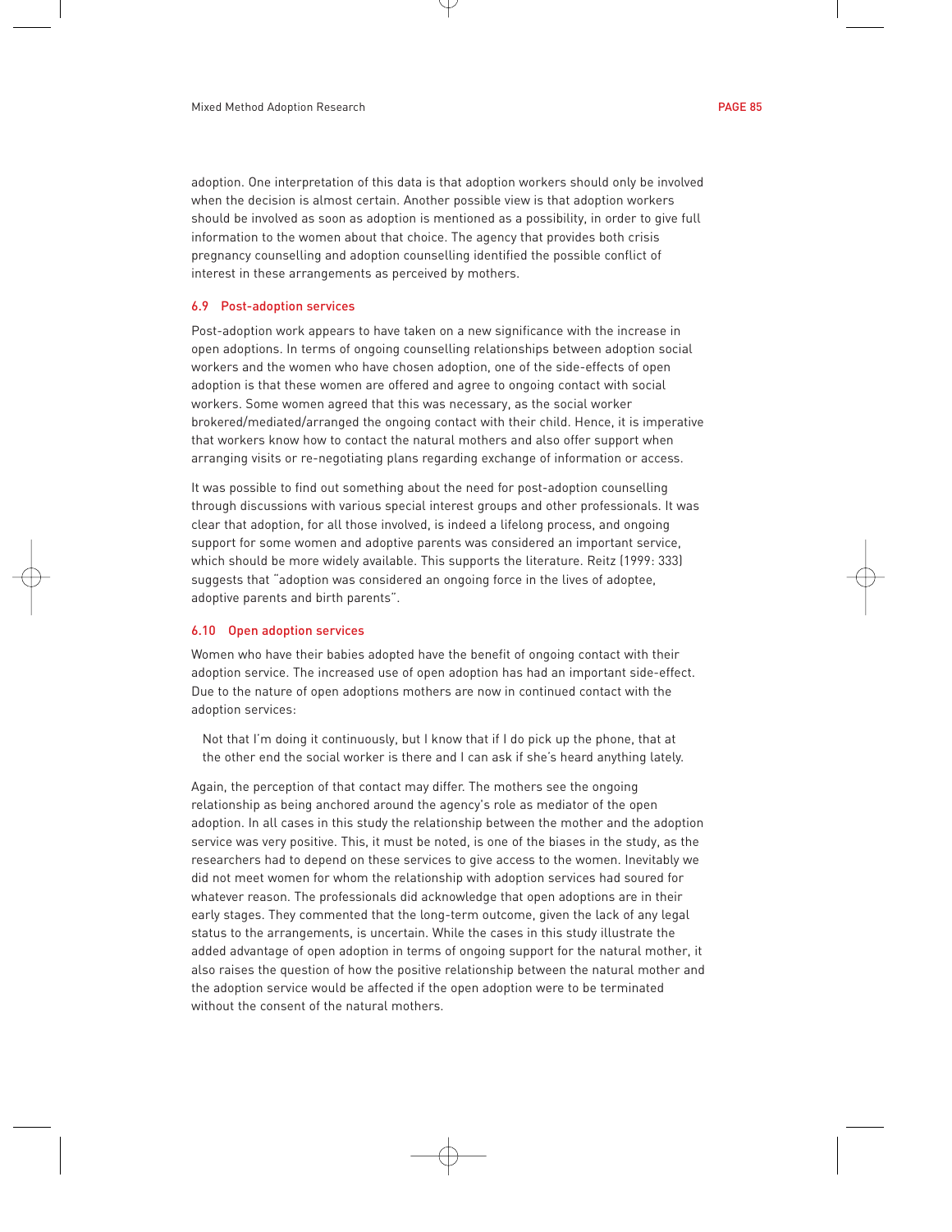adoption. One interpretation of this data is that adoption workers should only be involved when the decision is almost certain. Another possible view is that adoption workers should be involved as soon as adoption is mentioned as a possibility, in order to give full information to the women about that choice. The agency that provides both crisis pregnancy counselling and adoption counselling identified the possible conflict of interest in these arrangements as perceived by mothers.

### 6.9 Post-adoption services

Post-adoption work appears to have taken on a new significance with the increase in open adoptions. In terms of ongoing counselling relationships between adoption social workers and the women who have chosen adoption, one of the side-effects of open adoption is that these women are offered and agree to ongoing contact with social workers. Some women agreed that this was necessary, as the social worker brokered/mediated/arranged the ongoing contact with their child. Hence, it is imperative that workers know how to contact the natural mothers and also offer support when arranging visits or re-negotiating plans regarding exchange of information or access.

It was possible to find out something about the need for post-adoption counselling through discussions with various special interest groups and other professionals. It was clear that adoption, for all those involved, is indeed a lifelong process, and ongoing support for some women and adoptive parents was considered an important service, which should be more widely available. This supports the literature. Reitz (1999: 333) suggests that "adoption was considered an ongoing force in the lives of adoptee, adoptive parents and birth parents".

### 6.10 Open adoption services

Women who have their babies adopted have the benefit of ongoing contact with their adoption service. The increased use of open adoption has had an important side-effect. Due to the nature of open adoptions mothers are now in continued contact with the adoption services:

> Not that I'm doing it continuously, but I know that if I do pick up the phone, that at the other end the social worker is there and I can ask if she's heard anything lately.

Again, the perception of that contact may differ. The mothers see the ongoing relationship as being anchored around the agency's role as mediator of the open adoption. In all cases in this study the relationship between the mother and the adoption service was very positive. This, it must be noted, is one of the biases in the study, as the researchers had to depend on these services to give access to the women. Inevitably we did not meet women for whom the relationship with adoption services had soured for whatever reason. The professionals did acknowledge that open adoptions are in their early stages. They commented that the long-term outcome, given the lack of any legal status to the arrangements, is uncertain. While the cases in this study illustrate the added advantage of open adoption in terms of ongoing support for the natural mother, it also raises the question of how the positive relationship between the natural mother and the adoption service would be affected if the open adoption were to be terminated without the consent of the natural mothers.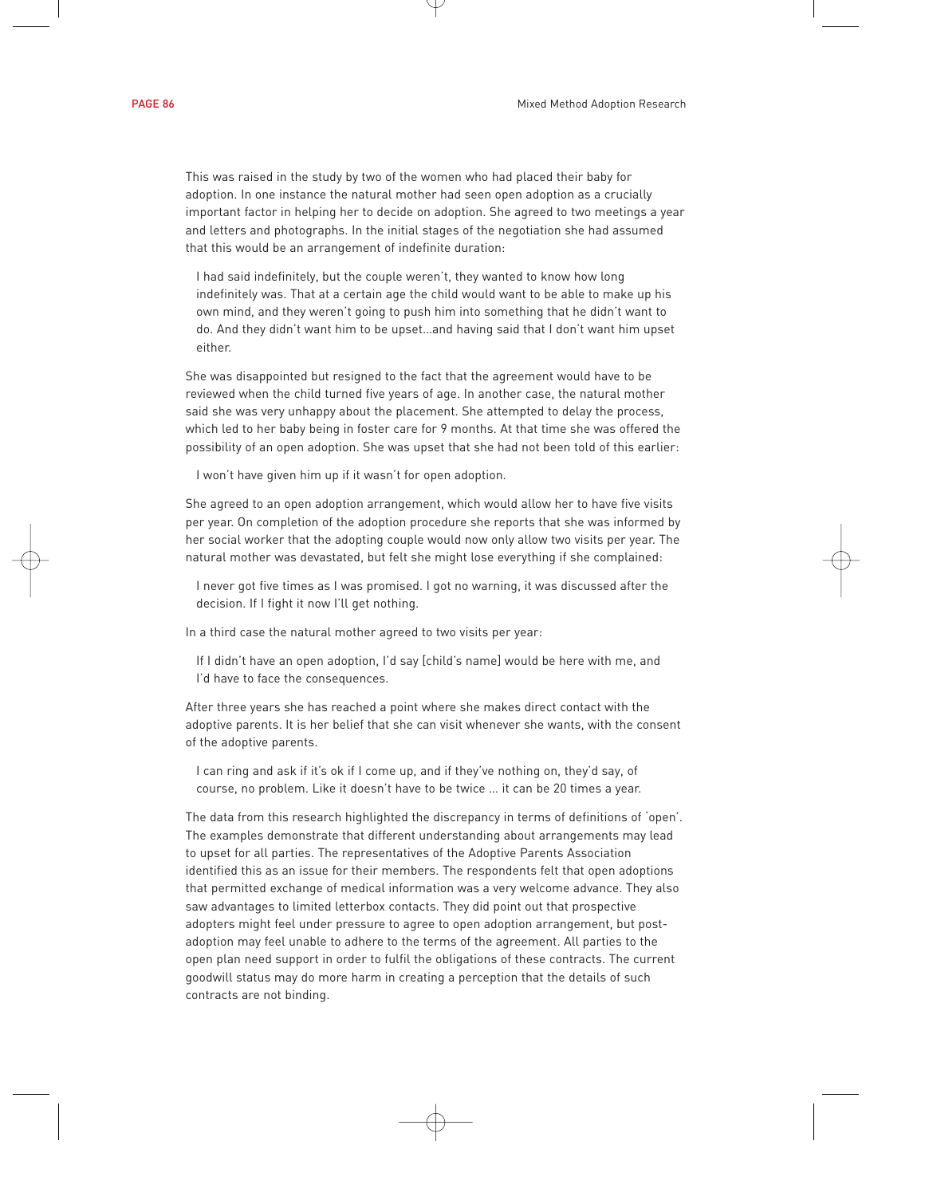This was raised in the study by two of the women who had placed their baby for adoption. In one instance the natural mother had seen open adoption as a crucially important factor in helping her to decide on adoption. She agreed to two meetings a year and letters and photographs. In the initial stages of the negotiation she had assumed that this would be an arrangement of indefinite duration:

> I had said indefinitely, but the couple weren't, they wanted to know how long indefinitely was. That at a certain age the child would want to be able to make up his own mind, and they weren't going to push him into something that he didn't want to do. And they didn't want him to be upset...and having said that I don't want him upset either.

She was disappointed but resigned to the fact that the agreement would have to be reviewed when the child turned five years of age. In another case, the natural mother said she was very unhappy about the placement. She attempted to delay the process, which led to her baby being in foster care for 9 months. At that time she was offered the possibility of an open adoption. She was upset that she had not been told of this earlier:

> I won't have given him up if it wasn't for open adoption.

She agreed to an open adoption arrangement, which would allow her to have five visits per year. On completion of the adoption procedure she reports that she was informed by her social worker that the adopting couple would now only allow two visits per year. The natural mother was devastated, but felt she might lose everything if she complained:

> I never got five times as I was promised. I got no warning, it was discussed after the decision. If I fight it now I'll get nothing.

In a third case the natural mother agreed to two visits per year:

> If I didn't have an open adoption, I'd say [child's name] would be here with me, and I'd have to face the consequences.

After three years she has reached a point where she makes direct contact with the adoptive parents. It is her belief that she can visit whenever she wants, with the consent of the adoptive parents.

> I can ring and ask if it's ok if I come up, and if they've nothing on, they'd say, of course, no problem. Like it doesn't have to be twice ... it can be 20 times a year.

The data from this research highlighted the discrepancy in terms of definitions of 'open'. The examples demonstrate that different understanding about arrangements may lead to upset for all parties. The representatives of the Adoptive Parents Association identified this as an issue for their members. The respondents felt that open adoptions that permitted exchange of medical information was a very welcome advance. They also saw advantages to limited letterbox contacts. They did point out that prospective adopters might feel under pressure to agree to open adoption arrangement, but post-adoption may feel unable to adhere to the terms of the agreement. All parties to the open plan need support in order to fulfil the obligations of these contracts. The current goodwill status may do more harm in creating a perception that the details of such contracts are not binding.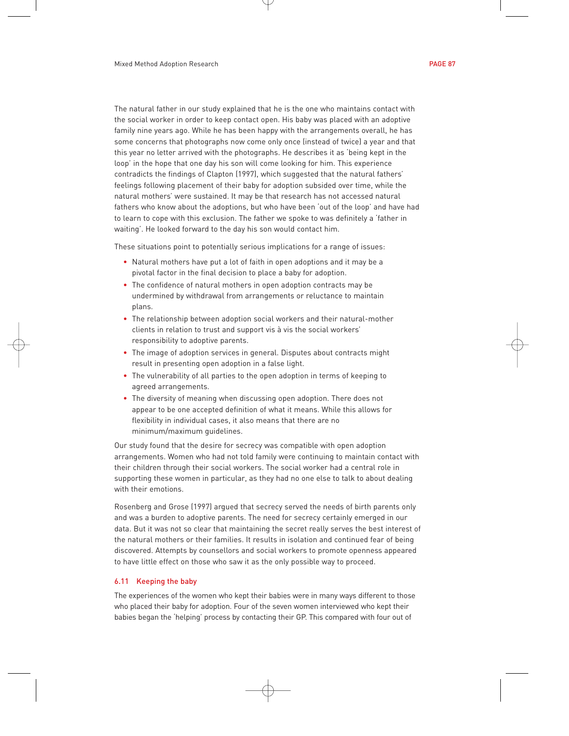The natural father in our study explained that he is the one who maintains contact with the social worker in order to keep contact open. His baby was placed with an adoptive family nine years ago. While he has been happy with the arrangements overall, he has some concerns that photographs now come only once (instead of twice) a year and that this year no letter arrived with the photographs. He describes it as 'being kept in the loop' in the hope that one day his son will come looking for him. This experience contradicts the findings of Clapton (1997), which suggested that the natural fathers' feelings following placement of their baby for adoption subsided over time, while the natural mothers' were sustained. It may be that research has not accessed natural fathers who know about the adoptions, but who have been 'out of the loop' and have had to learn to cope with this exclusion. The father we spoke to was definitely a 'father in waiting'. He looked forward to the day his son would contact him.

These situations point to potentially serious implications for a range of issues:

- Natural mothers have put a lot of faith in open adoptions and it may be a pivotal factor in the final decision to place a baby for adoption.
- The confidence of natural mothers in open adoption contracts may be undermined by withdrawal from arrangements or reluctance to maintain plans.
- The relationship between adoption social workers and their natural-mother clients in relation to trust and support vis à vis the social workers' responsibility to adoptive parents.
- The image of adoption services in general. Disputes about contracts might result in presenting open adoption in a false light.
- The vulnerability of all parties to the open adoption in terms of keeping to agreed arrangements.
- The diversity of meaning when discussing open adoption. There does not appear to be one accepted definition of what it means. While this allows for flexibility in individual cases, it also means that there are no minimum/maximum guidelines.

Our study found that the desire for secrecy was compatible with open adoption arrangements. Women who had not told family were continuing to maintain contact with their children through their social workers. The social worker had a central role in supporting these women in particular, as they had no one else to talk to about dealing with their emotions.

Rosenberg and Grose (1997) argued that secrecy served the needs of birth parents only and was a burden to adoptive parents. The need for secrecy certainly emerged in our data. But it was not so clear that maintaining the secret really serves the best interest of the natural mothers or their families. It results in isolation and continued fear of being discovered. Attempts by counsellors and social workers to promote openness appeared to have little effect on those who saw it as the only possible way to proceed.

### 6.11 Keeping the baby

The experiences of the women who kept their babies were in many ways different to those who placed their baby for adoption. Four of the seven women interviewed who kept their babies began the 'helping' process by contacting their GP. This compared with four out of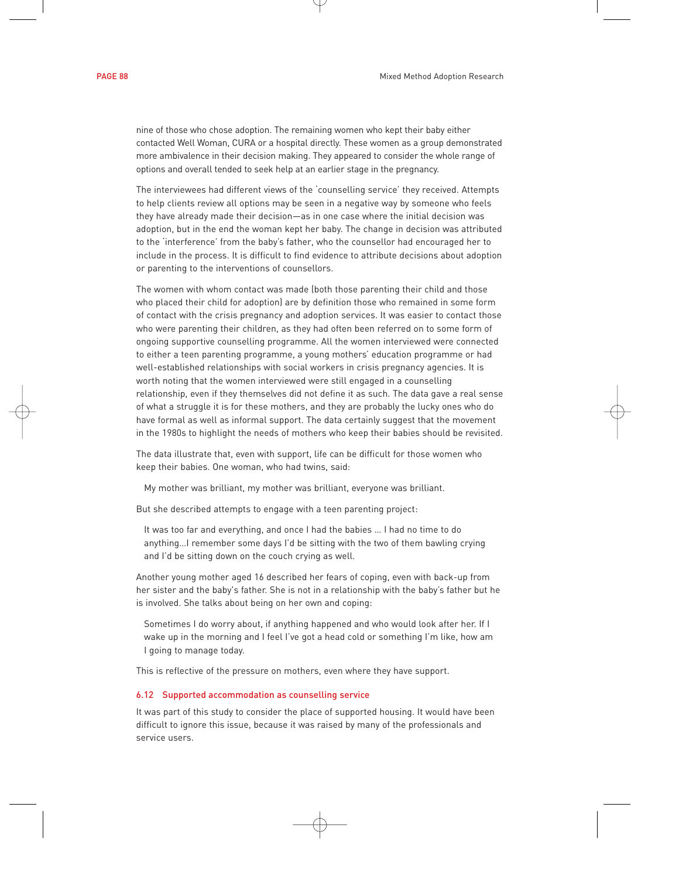nine of those who chose adoption. The remaining women who kept their baby either contacted Well Woman, CURA or a hospital directly. These women as a group demonstrated more ambivalence in their decision making. They appeared to consider the whole range of options and overall tended to seek help at an earlier stage in the pregnancy.

The interviewees had different views of the 'counselling service' they received. Attempts to help clients review all options may be seen in a negative way by someone who feels they have already made their decision—as in one case where the initial decision was adoption, but in the end the woman kept her baby. The change in decision was attributed to the 'interference' from the baby's father, who the counsellor had encouraged her to include in the process. It is difficult to find evidence to attribute decisions about adoption or parenting to the interventions of counsellors.

The women with whom contact was made (both those parenting their child and those who placed their child for adoption) are by definition those who remained in some form of contact with the crisis pregnancy and adoption services. It was easier to contact those who were parenting their children, as they had often been referred on to some form of ongoing supportive counselling programme. All the women interviewed were connected to either a teen parenting programme, a young mothers' education programme or had well-established relationships with social workers in crisis pregnancy agencies. It is worth noting that the women interviewed were still engaged in a counselling relationship, even if they themselves did not define it as such. The data gave a real sense of what a struggle it is for these mothers, and they are probably the lucky ones who do have formal as well as informal support. The data certainly suggest that the movement in the 1980s to highlight the needs of mothers who keep their babies should be revisited.

The data illustrate that, even with support, life can be difficult for those women who keep their babies. One woman, who had twins, said:

> My mother was brilliant, my mother was brilliant, everyone was brilliant.

But she described attempts to engage with a teen parenting project:

> It was too far and everything, and once I had the babies ... I had no time to do anything...I remember some days I'd be sitting with the two of them bawling crying and I'd be sitting down on the couch crying as well.

Another young mother aged 16 described her fears of coping, even with back-up from her sister and the baby's father. She is not in a relationship with the baby's father but he is involved. She talks about being on her own and coping:

> Sometimes I do worry about, if anything happened and who would look after her. If I wake up in the morning and I feel I've got a head cold or something I'm like, how am I going to manage today.

This is reflective of the pressure on mothers, even where they have support.

### 6.12 Supported accommodation as counselling service

It was part of this study to consider the place of supported housing. It would have been difficult to ignore this issue, because it was raised by many of the professionals and service users.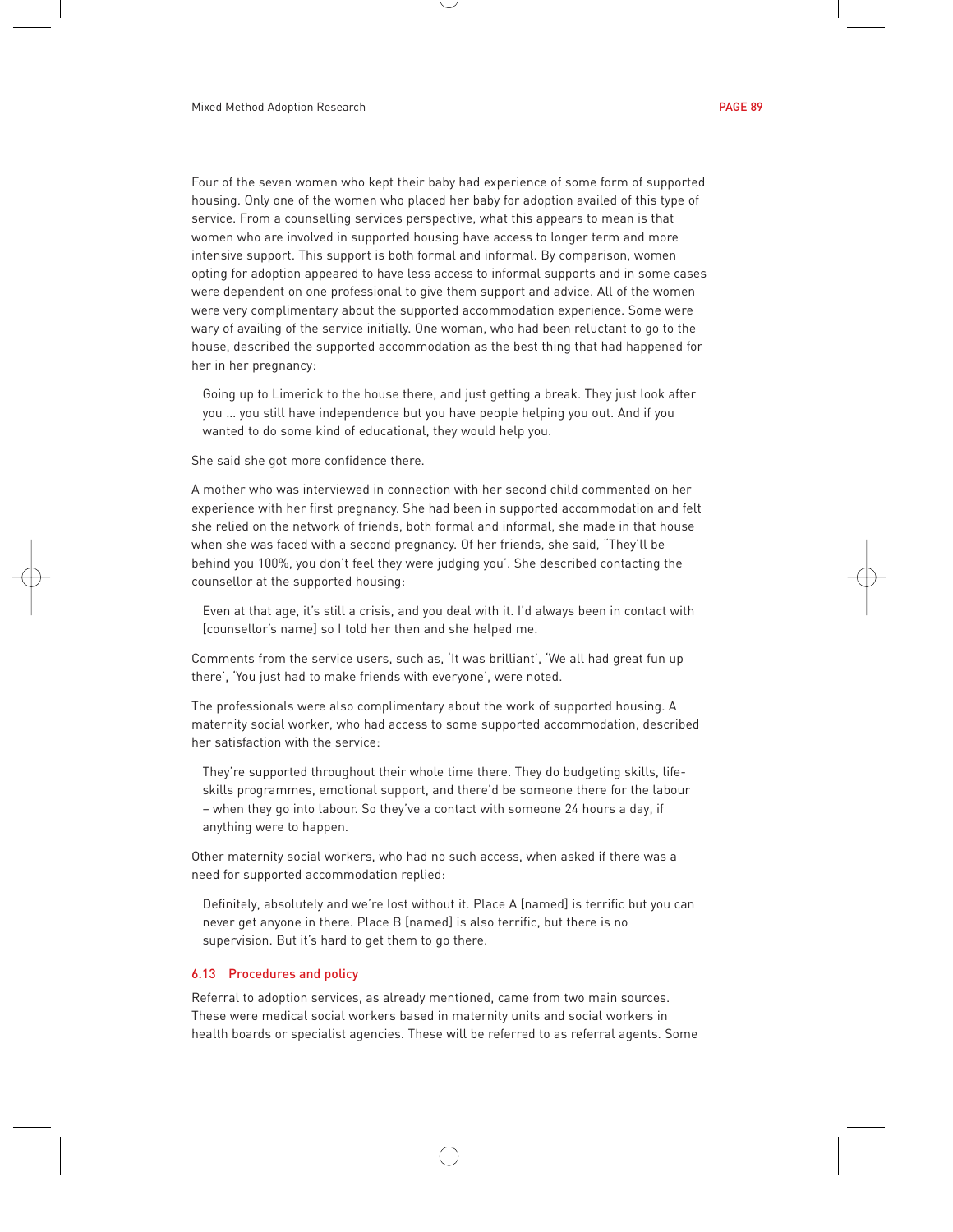Four of the seven women who kept their baby had experience of some form of supported housing. Only one of the women who placed her baby for adoption availed of this type of service. From a counselling services perspective, what this appears to mean is that women who are involved in supported housing have access to longer term and more intensive support. This support is both formal and informal. By comparison, women opting for adoption appeared to have less access to informal supports and in some cases were dependent on one professional to give them support and advice. All of the women were very complimentary about the supported accommodation experience. Some were wary of availing of the service initially. One woman, who had been reluctant to go to the house, described the supported accommodation as the best thing that had happened for her in her pregnancy:

> Going up to Limerick to the house there, and just getting a break. They just look after you … you still have independence but you have people helping you out. And if you wanted to do some kind of educational, they would help you.

She said she got more confidence there.

A mother who was interviewed in connection with her second child commented on her experience with her first pregnancy. She had been in supported accommodation and felt she relied on the network of friends, both formal and informal, she made in that house when she was faced with a second pregnancy. Of her friends, she said, "They'll be behind you 100%, you don't feel they were judging you'. She described contacting the counsellor at the supported housing:

> Even at that age, it's still a crisis, and you deal with it. I'd always been in contact with [counsellor's name] so I told her then and she helped me.

Comments from the service users, such as, 'It was brilliant', 'We all had great fun up there', 'You just had to make friends with everyone', were noted.

The professionals were also complimentary about the work of supported housing. A maternity social worker, who had access to some supported accommodation, described her satisfaction with the service:

> They're supported throughout their whole time there. They do budgeting skills, life-skills programmes, emotional support, and there'd be someone there for the labour – when they go into labour. So they've a contact with someone 24 hours a day, if anything were to happen.

Other maternity social workers, who had no such access, when asked if there was a need for supported accommodation replied:

> Definitely, absolutely and we're lost without it. Place A [named] is terrific but you can never get anyone in there. Place B [named] is also terrific, but there is no supervision. But it's hard to get them to go there.

### 6.13 Procedures and policy

Referral to adoption services, as already mentioned, came from two main sources. These were medical social workers based in maternity units and social workers in health boards or specialist agencies. These will be referred to as referral agents. Some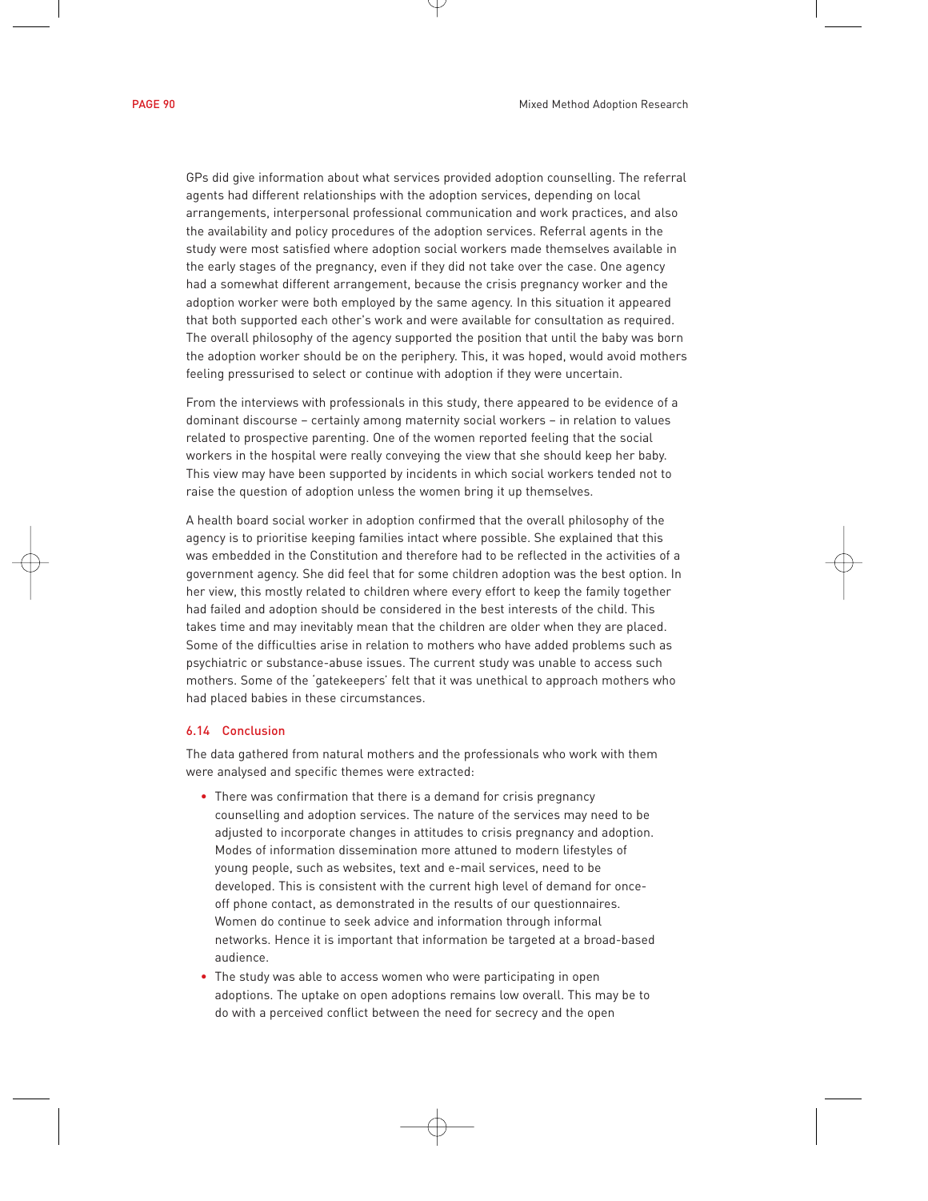GPs did give information about what services provided adoption counselling. The referral agents had different relationships with the adoption services, depending on local arrangements, interpersonal professional communication and work practices, and also the availability and policy procedures of the adoption services. Referral agents in the study were most satisfied where adoption social workers made themselves available in the early stages of the pregnancy, even if they did not take over the case. One agency had a somewhat different arrangement, because the crisis pregnancy worker and the adoption worker were both employed by the same agency. In this situation it appeared that both supported each other's work and were available for consultation as required. The overall philosophy of the agency supported the position that until the baby was born the adoption worker should be on the periphery. This, it was hoped, would avoid mothers feeling pressurised to select or continue with adoption if they were uncertain.

From the interviews with professionals in this study, there appeared to be evidence of a dominant discourse – certainly among maternity social workers – in relation to values related to prospective parenting. One of the women reported feeling that the social workers in the hospital were really conveying the view that she should keep her baby. This view may have been supported by incidents in which social workers tended not to raise the question of adoption unless the women bring it up themselves.

A health board social worker in adoption confirmed that the overall philosophy of the agency is to prioritise keeping families intact where possible. She explained that this was embedded in the Constitution and therefore had to be reflected in the activities of a government agency. She did feel that for some children adoption was the best option. In her view, this mostly related to children where every effort to keep the family together had failed and adoption should be considered in the best interests of the child. This takes time and may inevitably mean that the children are older when they are placed. Some of the difficulties arise in relation to mothers who have added problems such as psychiatric or substance-abuse issues. The current study was unable to access such mothers. Some of the 'gatekeepers' felt that it was unethical to approach mothers who had placed babies in these circumstances.

### 6.14 Conclusion

The data gathered from natural mothers and the professionals who work with them were analysed and specific themes were extracted:

- There was confirmation that there is a demand for crisis pregnancy counselling and adoption services. The nature of the services may need to be adjusted to incorporate changes in attitudes to crisis pregnancy and adoption. Modes of information dissemination more attuned to modern lifestyles of young people, such as websites, text and e-mail services, need to be developed. This is consistent with the current high level of demand for once-off phone contact, as demonstrated in the results of our questionnaires. Women do continue to seek advice and information through informal networks. Hence it is important that information be targeted at a broad-based audience.
- The study was able to access women who were participating in open adoptions. The uptake on open adoptions remains low overall. This may be to do with a perceived conflict between the need for secrecy and the open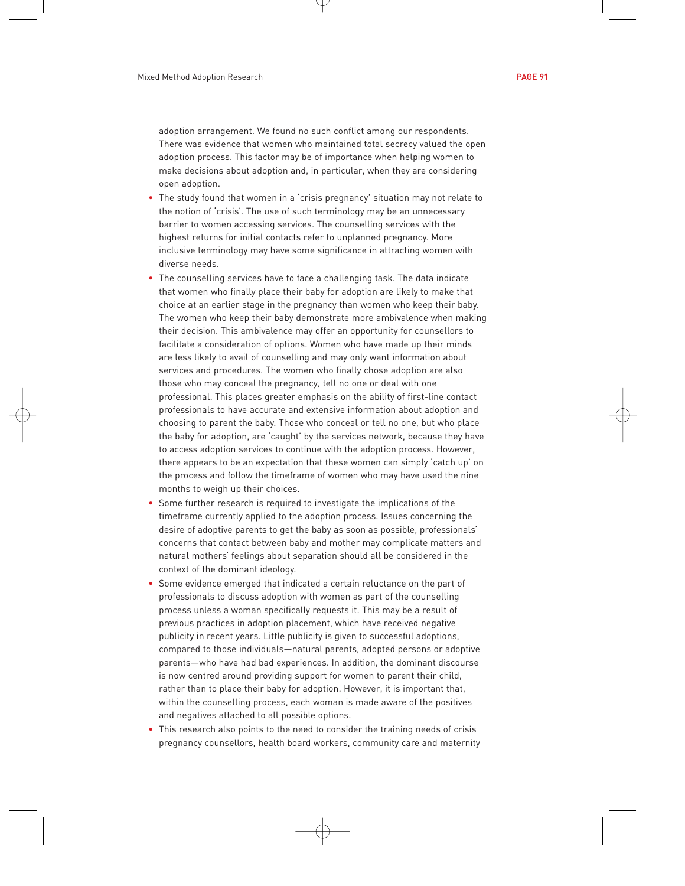adoption arrangement. We found no such conflict among our respondents. There was evidence that women who maintained total secrecy valued the open adoption process. This factor may be of importance when helping women to make decisions about adoption and, in particular, when they are considering open adoption.

- The study found that women in a 'crisis pregnancy' situation may not relate to the notion of 'crisis'. The use of such terminology may be an unnecessary barrier to women accessing services. The counselling services with the highest returns for initial contacts refer to unplanned pregnancy. More inclusive terminology may have some significance in attracting women with diverse needs.
- The counselling services have to face a challenging task. The data indicate that women who finally place their baby for adoption are likely to make that choice at an earlier stage in the pregnancy than women who keep their baby. The women who keep their baby demonstrate more ambivalence when making their decision. This ambivalence may offer an opportunity for counsellors to facilitate a consideration of options. Women who have made up their minds are less likely to avail of counselling and may only want information about services and procedures. The women who finally chose adoption are also those who may conceal the pregnancy, tell no one or deal with one professional. This places greater emphasis on the ability of first-line contact professionals to have accurate and extensive information about adoption and choosing to parent the baby. Those who conceal or tell no one, but who place the baby for adoption, are 'caught' by the services network, because they have to access adoption services to continue with the adoption process. However, there appears to be an expectation that these women can simply 'catch up' on the process and follow the timeframe of women who may have used the nine months to weigh up their choices.
- Some further research is required to investigate the implications of the timeframe currently applied to the adoption process. Issues concerning the desire of adoptive parents to get the baby as soon as possible, professionals' concerns that contact between baby and mother may complicate matters and natural mothers' feelings about separation should all be considered in the context of the dominant ideology.
- Some evidence emerged that indicated a certain reluctance on the part of professionals to discuss adoption with women as part of the counselling process unless a woman specifically requests it. This may be a result of previous practices in adoption placement, which have received negative publicity in recent years. Little publicity is given to successful adoptions, compared to those individuals—natural parents, adopted persons or adoptive parents—who have had bad experiences. In addition, the dominant discourse is now centred around providing support for women to parent their child, rather than to place their baby for adoption. However, it is important that, within the counselling process, each woman is made aware of the positives and negatives attached to all possible options.
- This research also points to the need to consider the training needs of crisis pregnancy counsellors, health board workers, community care and maternity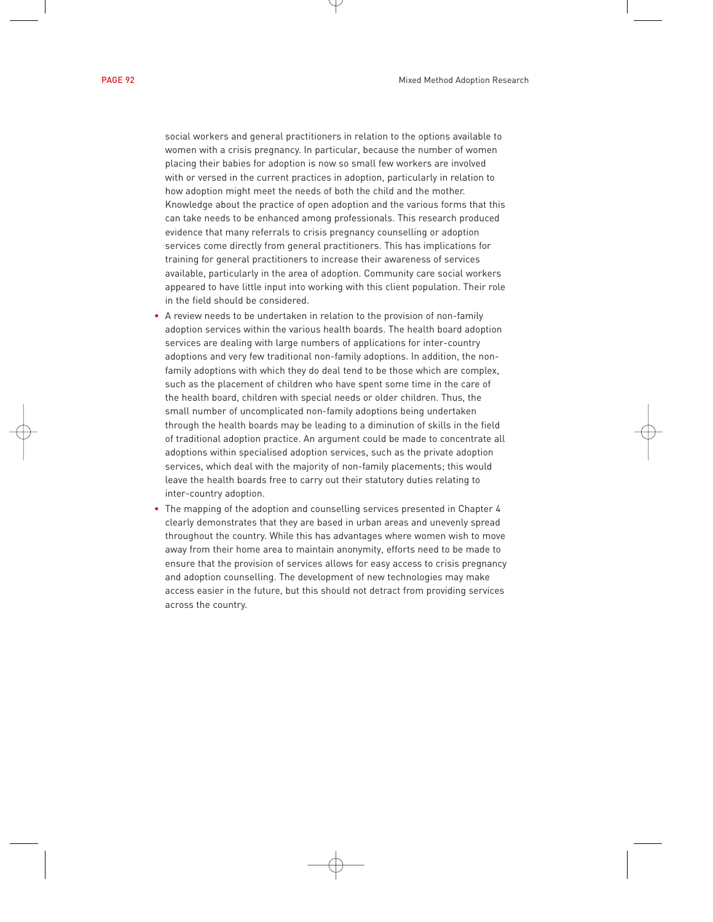social workers and general practitioners in relation to the options available to women with a crisis pregnancy. In particular, because the number of women placing their babies for adoption is now so small few workers are involved with or versed in the current practices in adoption, particularly in relation to how adoption might meet the needs of both the child and the mother. Knowledge about the practice of open adoption and the various forms that this can take needs to be enhanced among professionals. This research produced evidence that many referrals to crisis pregnancy counselling or adoption services come directly from general practitioners. This has implications for training for general practitioners to increase their awareness of services available, particularly in the area of adoption. Community care social workers appeared to have little input into working with this client population. Their role in the field should be considered.

- A review needs to be undertaken in relation to the provision of non-family adoption services within the various health boards. The health board adoption services are dealing with large numbers of applications for inter-country adoptions and very few traditional non-family adoptions. In addition, the non-family adoptions with which they do deal tend to be those which are complex, such as the placement of children who have spent some time in the care of the health board, children with special needs or older children. Thus, the small number of uncomplicated non-family adoptions being undertaken through the health boards may be leading to a diminution of skills in the field of traditional adoption practice. An argument could be made to concentrate all adoptions within specialised adoption services, such as the private adoption services, which deal with the majority of non-family placements; this would leave the health boards free to carry out their statutory duties relating to inter-country adoption.
- The mapping of the adoption and counselling services presented in Chapter 4 clearly demonstrates that they are based in urban areas and unevenly spread throughout the country. While this has advantages where women wish to move away from their home area to maintain anonymity, efforts need to be made to ensure that the provision of services allows for easy access to crisis pregnancy and adoption counselling. The development of new technologies may make access easier in the future, but this should not detract from providing services across the country.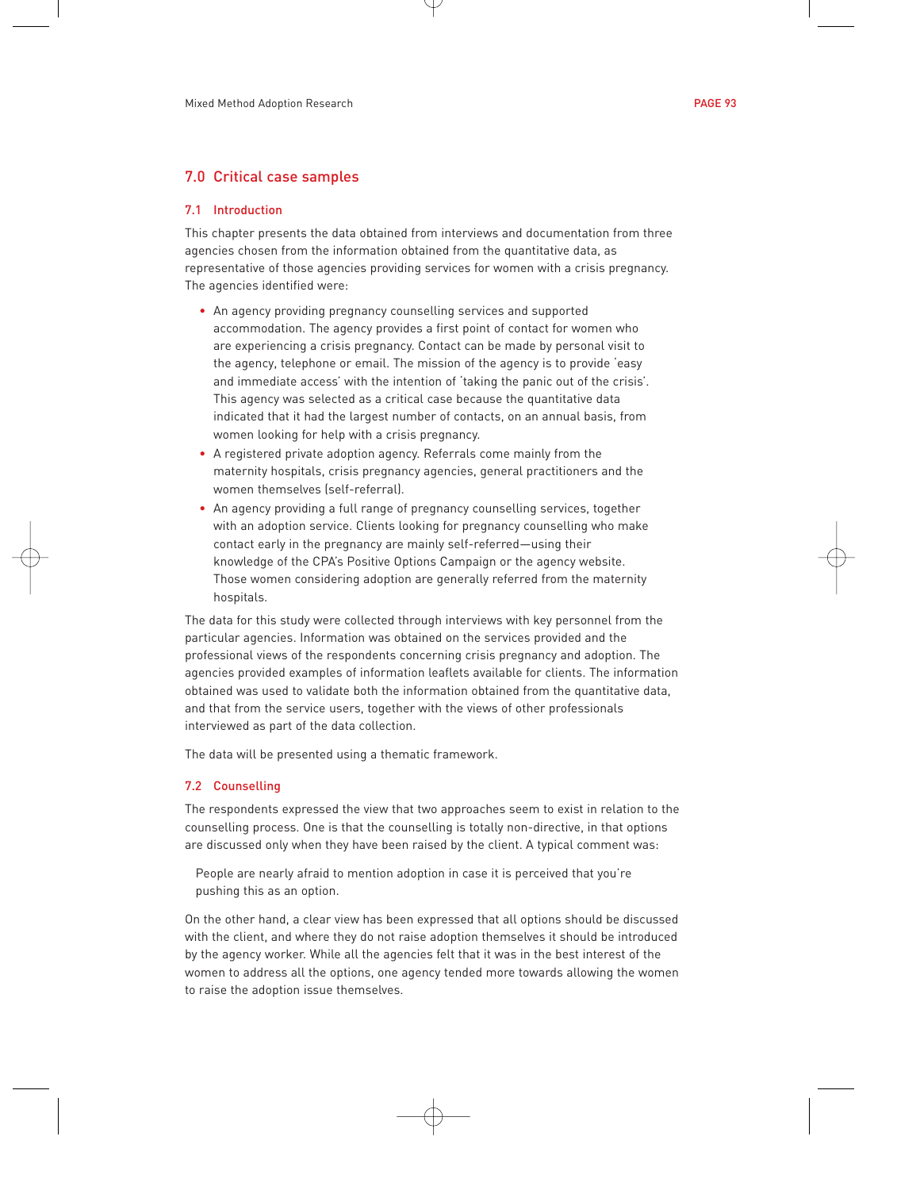## 7.0 Critical case samples

### 7.1 Introduction

This chapter presents the data obtained from interviews and documentation from three agencies chosen from the information obtained from the quantitative data, as representative of those agencies providing services for women with a crisis pregnancy. The agencies identified were:

- An agency providing pregnancy counselling services and supported accommodation. The agency provides a first point of contact for women who are experiencing a crisis pregnancy. Contact can be made by personal visit to the agency, telephone or email. The mission of the agency is to provide 'easy and immediate access' with the intention of 'taking the panic out of the crisis'. This agency was selected as a critical case because the quantitative data indicated that it had the largest number of contacts, on an annual basis, from women looking for help with a crisis pregnancy.
- A registered private adoption agency. Referrals come mainly from the maternity hospitals, crisis pregnancy agencies, general practitioners and the women themselves (self-referral).
- An agency providing a full range of pregnancy counselling services, together with an adoption service. Clients looking for pregnancy counselling who make contact early in the pregnancy are mainly self-referred—using their knowledge of the CPA's Positive Options Campaign or the agency website. Those women considering adoption are generally referred from the maternity hospitals.

The data for this study were collected through interviews with key personnel from the particular agencies. Information was obtained on the services provided and the professional views of the respondents concerning crisis pregnancy and adoption. The agencies provided examples of information leaflets available for clients. The information obtained was used to validate both the information obtained from the quantitative data, and that from the service users, together with the views of other professionals interviewed as part of the data collection.

The data will be presented using a thematic framework.

### 7.2 Counselling

The respondents expressed the view that two approaches seem to exist in relation to the counselling process. One is that the counselling is totally non-directive, in that options are discussed only when they have been raised by the client. A typical comment was:

> People are nearly afraid to mention adoption in case it is perceived that you're pushing this as an option.

On the other hand, a clear view has been expressed that all options should be discussed with the client, and where they do not raise adoption themselves it should be introduced by the agency worker. While all the agencies felt that it was in the best interest of the women to address all the options, one agency tended more towards allowing the women to raise the adoption issue themselves.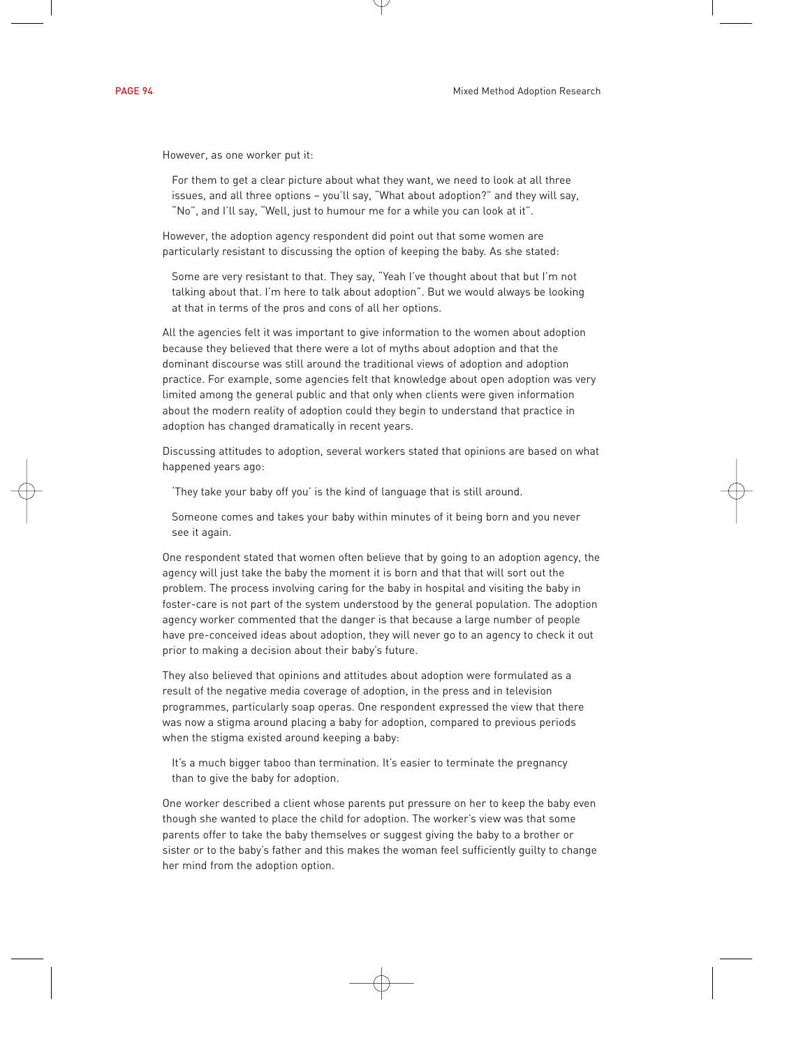However, as one worker put it:

> For them to get a clear picture about what they want, we need to look at all three issues, and all three options – you'll say, "What about adoption?" and they will say, "No", and I'll say, "Well, just to humour me for a while you can look at it".

However, the adoption agency respondent did point out that some women are particularly resistant to discussing the option of keeping the baby. As she stated:

> Some are very resistant to that. They say, "Yeah I've thought about that but I'm not talking about that. I'm here to talk about adoption". But we would always be looking at that in terms of the pros and cons of all her options.

All the agencies felt it was important to give information to the women about adoption because they believed that there were a lot of myths about adoption and that the dominant discourse was still around the traditional views of adoption and adoption practice. For example, some agencies felt that knowledge about open adoption was very limited among the general public and that only when clients were given information about the modern reality of adoption could they begin to understand that practice in adoption has changed dramatically in recent years.

Discussing attitudes to adoption, several workers stated that opinions are based on what happened years ago:

> 'They take your baby off you' is the kind of language that is still around.

> Someone comes and takes your baby within minutes of it being born and you never see it again.

One respondent stated that women often believe that by going to an adoption agency, the agency will just take the baby the moment it is born and that that will sort out the problem. The process involving caring for the baby in hospital and visiting the baby in foster-care is not part of the system understood by the general population. The adoption agency worker commented that the danger is that because a large number of people have pre-conceived ideas about adoption, they will never go to an agency to check it out prior to making a decision about their baby's future.

They also believed that opinions and attitudes about adoption were formulated as a result of the negative media coverage of adoption, in the press and in television programmes, particularly soap operas. One respondent expressed the view that there was now a stigma around placing a baby for adoption, compared to previous periods when the stigma existed around keeping a baby:

> It's a much bigger taboo than termination. It's easier to terminate the pregnancy than to give the baby for adoption.

One worker described a client whose parents put pressure on her to keep the baby even though she wanted to place the child for adoption. The worker's view was that some parents offer to take the baby themselves or suggest giving the baby to a brother or sister or to the baby's father and this makes the woman feel sufficiently guilty to change her mind from the adoption option.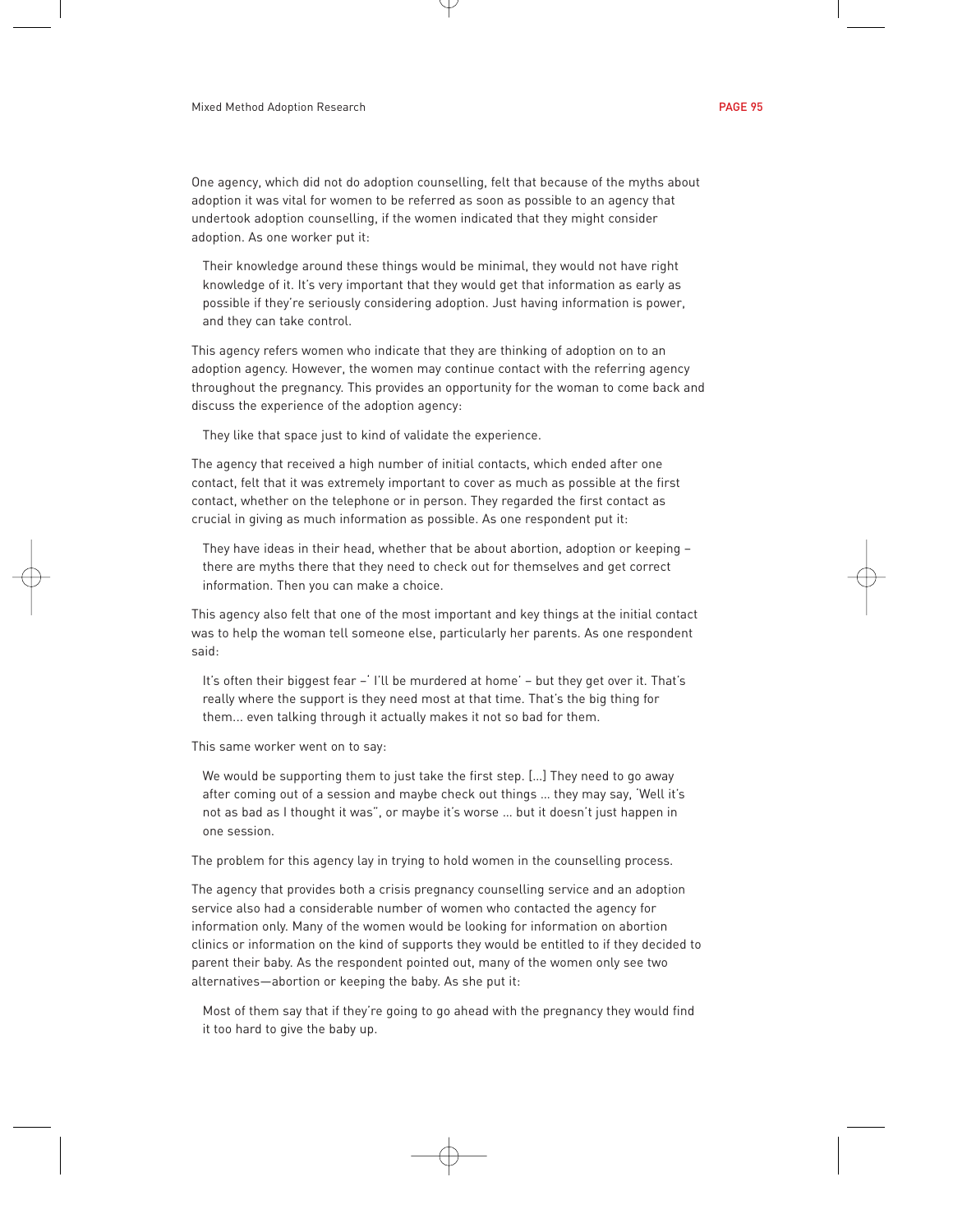One agency, which did not do adoption counselling, felt that because of the myths about adoption it was vital for women to be referred as soon as possible to an agency that undertook adoption counselling, if the women indicated that they might consider adoption. As one worker put it:

> Their knowledge around these things would be minimal, they would not have right knowledge of it. It's very important that they would get that information as early as possible if they're seriously considering adoption. Just having information is power, and they can take control.

This agency refers women who indicate that they are thinking of adoption on to an adoption agency. However, the women may continue contact with the referring agency throughout the pregnancy. This provides an opportunity for the woman to come back and discuss the experience of the adoption agency:

> They like that space just to kind of validate the experience.

The agency that received a high number of initial contacts, which ended after one contact, felt that it was extremely important to cover as much as possible at the first contact, whether on the telephone or in person. They regarded the first contact as crucial in giving as much information as possible. As one respondent put it:

> They have ideas in their head, whether that be about abortion, adoption or keeping – there are myths there that they need to check out for themselves and get correct information. Then you can make a choice.

This agency also felt that one of the most important and key things at the initial contact was to help the woman tell someone else, particularly her parents. As one respondent said:

> It's often their biggest fear –' I'll be murdered at home' – but they get over it. That's really where the support is they need most at that time. That's the big thing for them... even talking through it actually makes it not so bad for them.

This same worker went on to say:

> We would be supporting them to just take the first step. [...] They need to go away after coming out of a session and maybe check out things ... they may say, 'Well it's not as bad as I thought it was", or maybe it's worse ... but it doesn't just happen in one session.

The problem for this agency lay in trying to hold women in the counselling process.

The agency that provides both a crisis pregnancy counselling service and an adoption service also had a considerable number of women who contacted the agency for information only. Many of the women would be looking for information on abortion clinics or information on the kind of supports they would be entitled to if they decided to parent their baby. As the respondent pointed out, many of the women only see two alternatives—abortion or keeping the baby. As she put it:

> Most of them say that if they're going to go ahead with the pregnancy they would find it too hard to give the baby up.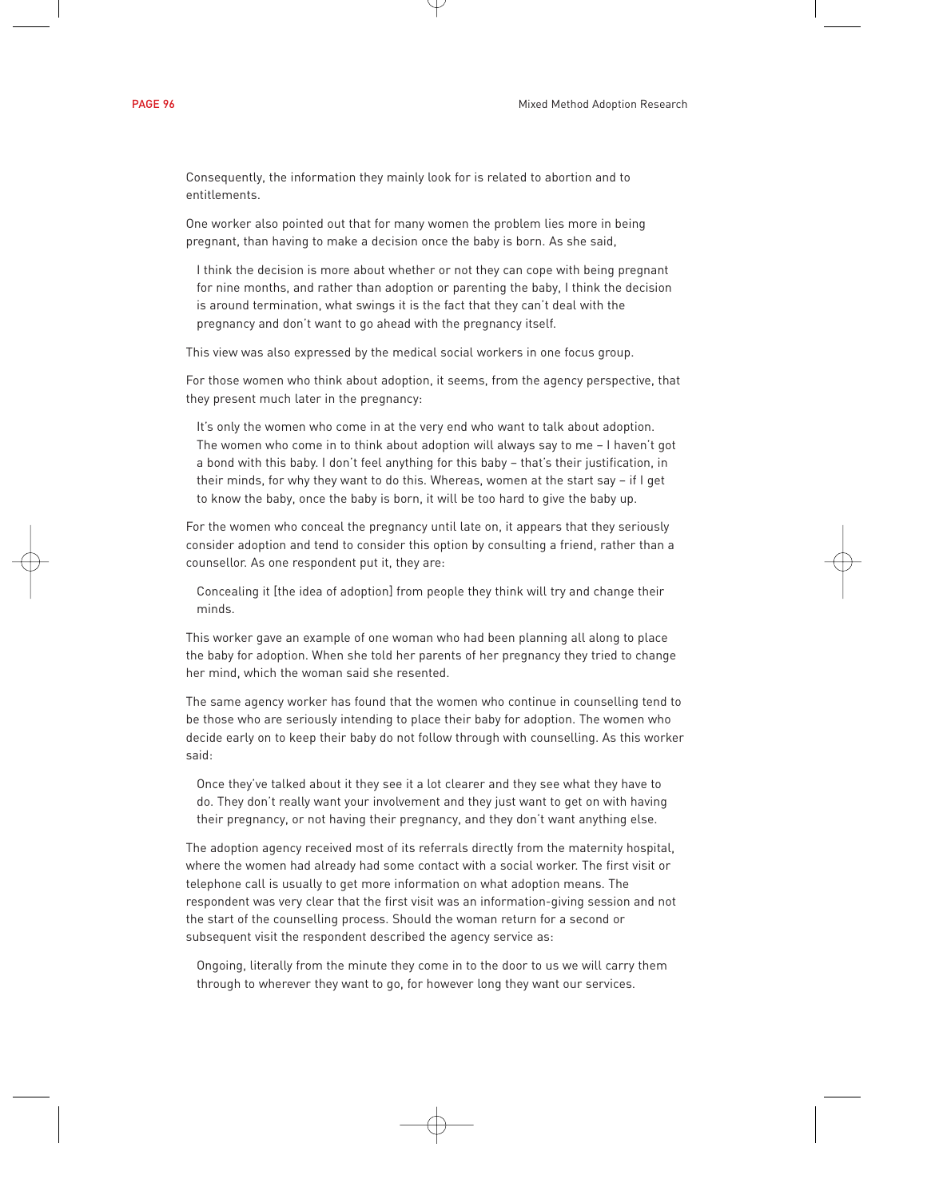Consequently, the information they mainly look for is related to abortion and to entitlements.

One worker also pointed out that for many women the problem lies more in being pregnant, than having to make a decision once the baby is born. As she said,

> I think the decision is more about whether or not they can cope with being pregnant for nine months, and rather than adoption or parenting the baby, I think the decision is around termination, what swings it is the fact that they can't deal with the pregnancy and don't want to go ahead with the pregnancy itself.

This view was also expressed by the medical social workers in one focus group.

For those women who think about adoption, it seems, from the agency perspective, that they present much later in the pregnancy:

> It's only the women who come in at the very end who want to talk about adoption. The women who come in to think about adoption will always say to me – I haven't got a bond with this baby. I don't feel anything for this baby – that's their justification, in their minds, for why they want to do this. Whereas, women at the start say – if I get to know the baby, once the baby is born, it will be too hard to give the baby up.

For the women who conceal the pregnancy until late on, it appears that they seriously consider adoption and tend to consider this option by consulting a friend, rather than a counsellor. As one respondent put it, they are:

> Concealing it [the idea of adoption] from people they think will try and change their minds.

This worker gave an example of one woman who had been planning all along to place the baby for adoption. When she told her parents of her pregnancy they tried to change her mind, which the woman said she resented.

The same agency worker has found that the women who continue in counselling tend to be those who are seriously intending to place their baby for adoption. The women who decide early on to keep their baby do not follow through with counselling. As this worker said:

> Once they've talked about it they see it a lot clearer and they see what they have to do. They don't really want your involvement and they just want to get on with having their pregnancy, or not having their pregnancy, and they don't want anything else.

The adoption agency received most of its referrals directly from the maternity hospital, where the women had already had some contact with a social worker. The first visit or telephone call is usually to get more information on what adoption means. The respondent was very clear that the first visit was an information-giving session and not the start of the counselling process. Should the woman return for a second or subsequent visit the respondent described the agency service as:

> Ongoing, literally from the minute they come in to the door to us we will carry them through to wherever they want to go, for however long they want our services.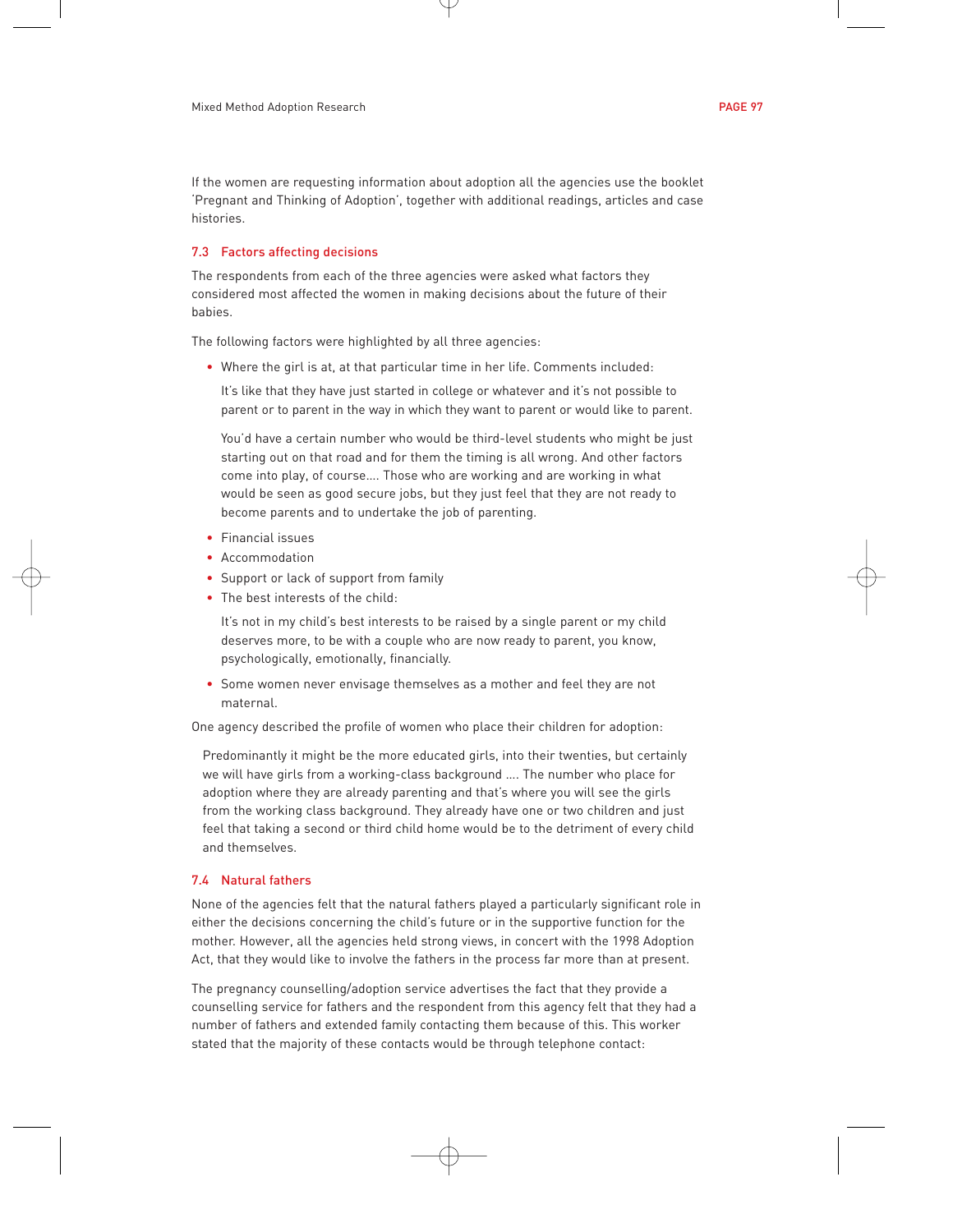If the women are requesting information about adoption all the agencies use the booklet 'Pregnant and Thinking of Adoption', together with additional readings, articles and case histories.

### 7.3 Factors affecting decisions

The respondents from each of the three agencies were asked what factors they considered most affected the women in making decisions about the future of their babies.

The following factors were highlighted by all three agencies:

- Where the girl is at, at that particular time in her life. Comments included:

  It's like that they have just started in college or whatever and it's not possible to parent or to parent in the way in which they want to parent or would like to parent.

  You'd have a certain number who would be third-level students who might be just starting out on that road and for them the timing is all wrong. And other factors come into play, of course…. Those who are working and are working in what would be seen as good secure jobs, but they just feel that they are not ready to become parents and to undertake the job of parenting.

- Financial issues
- Accommodation
- Support or lack of support from family
- The best interests of the child:

  It's not in my child's best interests to be raised by a single parent or my child deserves more, to be with a couple who are now ready to parent, you know, psychologically, emotionally, financially.

- Some women never envisage themselves as a mother and feel they are not maternal.

One agency described the profile of women who place their children for adoption:

> Predominantly it might be the more educated girls, into their twenties, but certainly we will have girls from a working-class background …. The number who place for adoption where they are already parenting and that's where you will see the girls from the working class background. They already have one or two children and just feel that taking a second or third child home would be to the detriment of every child and themselves.

### 7.4 Natural fathers

None of the agencies felt that the natural fathers played a particularly significant role in either the decisions concerning the child's future or in the supportive function for the mother. However, all the agencies held strong views, in concert with the 1998 Adoption Act, that they would like to involve the fathers in the process far more than at present.

The pregnancy counselling/adoption service advertises the fact that they provide a counselling service for fathers and the respondent from this agency felt that they had a number of fathers and extended family contacting them because of this. This worker stated that the majority of these contacts would be through telephone contact: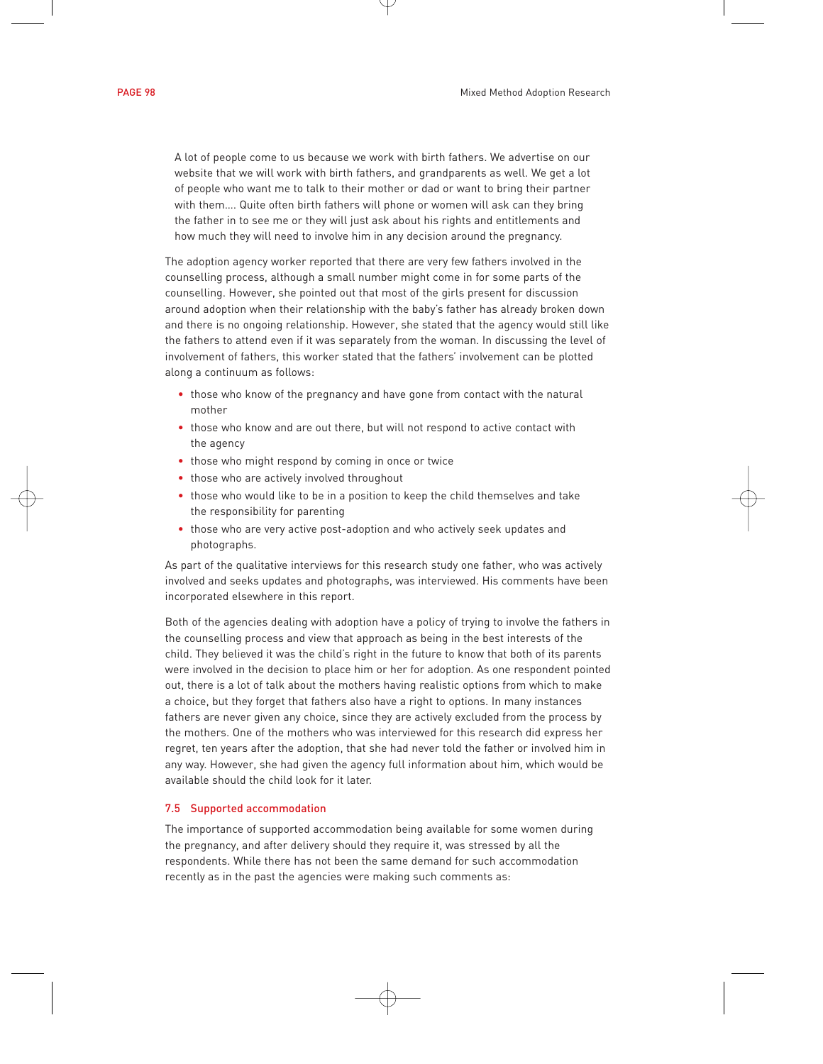> A lot of people come to us because we work with birth fathers. We advertise on our website that we will work with birth fathers, and grandparents as well. We get a lot of people who want me to talk to their mother or dad or want to bring their partner with them.... Quite often birth fathers will phone or women will ask can they bring the father in to see me or they will just ask about his rights and entitlements and how much they will need to involve him in any decision around the pregnancy.

The adoption agency worker reported that there are very few fathers involved in the counselling process, although a small number might come in for some parts of the counselling. However, she pointed out that most of the girls present for discussion around adoption when their relationship with the baby's father has already broken down and there is no ongoing relationship. However, she stated that the agency would still like the fathers to attend even if it was separately from the woman. In discussing the level of involvement of fathers, this worker stated that the fathers' involvement can be plotted along a continuum as follows:

- those who know of the pregnancy and have gone from contact with the natural mother
- those who know and are out there, but will not respond to active contact with the agency
- those who might respond by coming in once or twice
- those who are actively involved throughout
- those who would like to be in a position to keep the child themselves and take the responsibility for parenting
- those who are very active post-adoption and who actively seek updates and photographs.

As part of the qualitative interviews for this research study one father, who was actively involved and seeks updates and photographs, was interviewed. His comments have been incorporated elsewhere in this report.

Both of the agencies dealing with adoption have a policy of trying to involve the fathers in the counselling process and view that approach as being in the best interests of the child. They believed it was the child's right in the future to know that both of its parents were involved in the decision to place him or her for adoption. As one respondent pointed out, there is a lot of talk about the mothers having realistic options from which to make a choice, but they forget that fathers also have a right to options. In many instances fathers are never given any choice, since they are actively excluded from the process by the mothers. One of the mothers who was interviewed for this research did express her regret, ten years after the adoption, that she had never told the father or involved him in any way. However, she had given the agency full information about him, which would be available should the child look for it later.

### 7.5 Supported accommodation

The importance of supported accommodation being available for some women during the pregnancy, and after delivery should they require it, was stressed by all the respondents. While there has not been the same demand for such accommodation recently as in the past the agencies were making such comments as: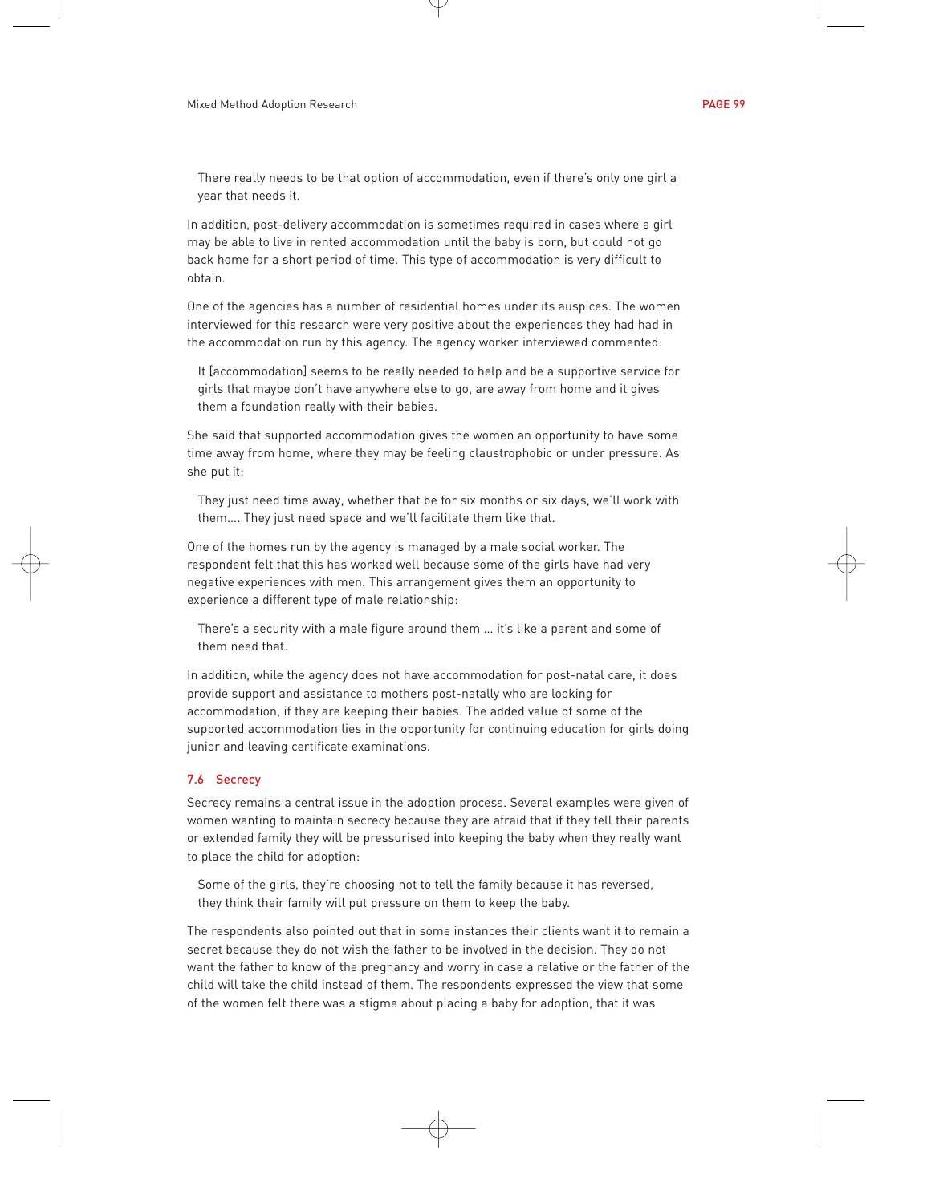> There really needs to be that option of accommodation, even if there's only one girl a year that needs it.

In addition, post-delivery accommodation is sometimes required in cases where a girl may be able to live in rented accommodation until the baby is born, but could not go back home for a short period of time. This type of accommodation is very difficult to obtain.

One of the agencies has a number of residential homes under its auspices. The women interviewed for this research were very positive about the experiences they had had in the accommodation run by this agency. The agency worker interviewed commented:

> It [accommodation] seems to be really needed to help and be a supportive service for girls that maybe don't have anywhere else to go, are away from home and it gives them a foundation really with their babies.

She said that supported accommodation gives the women an opportunity to have some time away from home, where they may be feeling claustrophobic or under pressure. As she put it:

> They just need time away, whether that be for six months or six days, we'll work with them.... They just need space and we'll facilitate them like that.

One of the homes run by the agency is managed by a male social worker. The respondent felt that this has worked well because some of the girls have had very negative experiences with men. This arrangement gives them an opportunity to experience a different type of male relationship:

> There's a security with a male figure around them ... it's like a parent and some of them need that.

In addition, while the agency does not have accommodation for post-natal care, it does provide support and assistance to mothers post-natally who are looking for accommodation, if they are keeping their babies. The added value of some of the supported accommodation lies in the opportunity for continuing education for girls doing junior and leaving certificate examinations.

### 7.6 Secrecy

Secrecy remains a central issue in the adoption process. Several examples were given of women wanting to maintain secrecy because they are afraid that if they tell their parents or extended family they will be pressurised into keeping the baby when they really want to place the child for adoption:

> Some of the girls, they're choosing not to tell the family because it has reversed, they think their family will put pressure on them to keep the baby.

The respondents also pointed out that in some instances their clients want it to remain a secret because they do not wish the father to be involved in the decision. They do not want the father to know of the pregnancy and worry in case a relative or the father of the child will take the child instead of them. The respondents expressed the view that some of the women felt there was a stigma about placing a baby for adoption, that it was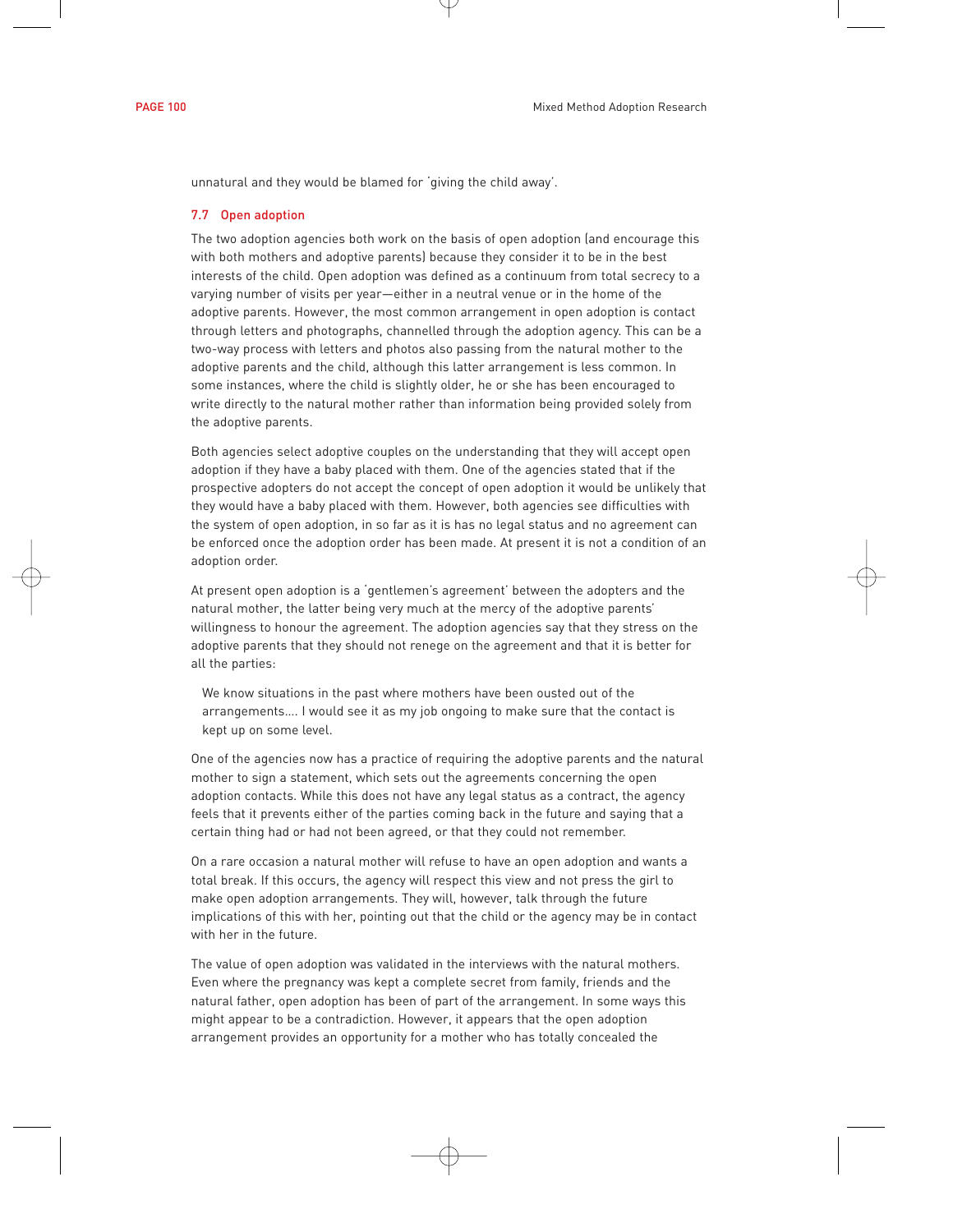unnatural and they would be blamed for 'giving the child away'.

### 7.7 Open adoption

The two adoption agencies both work on the basis of open adoption (and encourage this with both mothers and adoptive parents) because they consider it to be in the best interests of the child. Open adoption was defined as a continuum from total secrecy to a varying number of visits per year—either in a neutral venue or in the home of the adoptive parents. However, the most common arrangement in open adoption is contact through letters and photographs, channelled through the adoption agency. This can be a two-way process with letters and photos also passing from the natural mother to the adoptive parents and the child, although this latter arrangement is less common. In some instances, where the child is slightly older, he or she has been encouraged to write directly to the natural mother rather than information being provided solely from the adoptive parents.

Both agencies select adoptive couples on the understanding that they will accept open adoption if they have a baby placed with them. One of the agencies stated that if the prospective adopters do not accept the concept of open adoption it would be unlikely that they would have a baby placed with them. However, both agencies see difficulties with the system of open adoption, in so far as it is has no legal status and no agreement can be enforced once the adoption order has been made. At present it is not a condition of an adoption order.

At present open adoption is a 'gentlemen's agreement' between the adopters and the natural mother, the latter being very much at the mercy of the adoptive parents' willingness to honour the agreement. The adoption agencies say that they stress on the adoptive parents that they should not renege on the agreement and that it is better for all the parties:

> We know situations in the past where mothers have been ousted out of the arrangements…. I would see it as my job ongoing to make sure that the contact is kept up on some level.

One of the agencies now has a practice of requiring the adoptive parents and the natural mother to sign a statement, which sets out the agreements concerning the open adoption contacts. While this does not have any legal status as a contract, the agency feels that it prevents either of the parties coming back in the future and saying that a certain thing had or had not been agreed, or that they could not remember.

On a rare occasion a natural mother will refuse to have an open adoption and wants a total break. If this occurs, the agency will respect this view and not press the girl to make open adoption arrangements. They will, however, talk through the future implications of this with her, pointing out that the child or the agency may be in contact with her in the future.

The value of open adoption was validated in the interviews with the natural mothers. Even where the pregnancy was kept a complete secret from family, friends and the natural father, open adoption has been of part of the arrangement. In some ways this might appear to be a contradiction. However, it appears that the open adoption arrangement provides an opportunity for a mother who has totally concealed the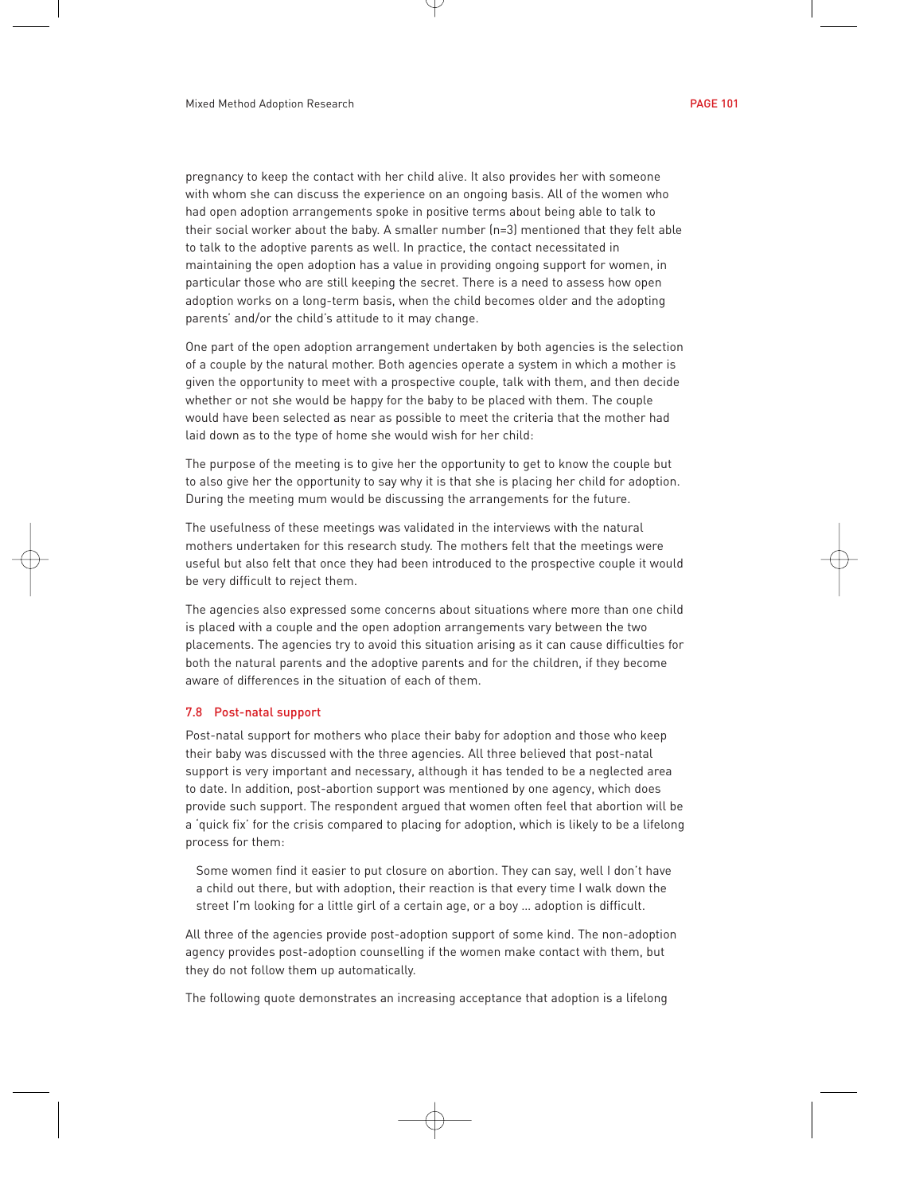pregnancy to keep the contact with her child alive. It also provides her with someone with whom she can discuss the experience on an ongoing basis. All of the women who had open adoption arrangements spoke in positive terms about being able to talk to their social worker about the baby. A smaller number (n=3) mentioned that they felt able to talk to the adoptive parents as well. In practice, the contact necessitated in maintaining the open adoption has a value in providing ongoing support for women, in particular those who are still keeping the secret. There is a need to assess how open adoption works on a long-term basis, when the child becomes older and the adopting parents' and/or the child's attitude to it may change.

One part of the open adoption arrangement undertaken by both agencies is the selection of a couple by the natural mother. Both agencies operate a system in which a mother is given the opportunity to meet with a prospective couple, talk with them, and then decide whether or not she would be happy for the baby to be placed with them. The couple would have been selected as near as possible to meet the criteria that the mother had laid down as to the type of home she would wish for her child:

The purpose of the meeting is to give her the opportunity to get to know the couple but to also give her the opportunity to say why it is that she is placing her child for adoption. During the meeting mum would be discussing the arrangements for the future.

The usefulness of these meetings was validated in the interviews with the natural mothers undertaken for this research study. The mothers felt that the meetings were useful but also felt that once they had been introduced to the prospective couple it would be very difficult to reject them.

The agencies also expressed some concerns about situations where more than one child is placed with a couple and the open adoption arrangements vary between the two placements. The agencies try to avoid this situation arising as it can cause difficulties for both the natural parents and the adoptive parents and for the children, if they become aware of differences in the situation of each of them.

### 7.8 Post-natal support

Post-natal support for mothers who place their baby for adoption and those who keep their baby was discussed with the three agencies. All three believed that post-natal support is very important and necessary, although it has tended to be a neglected area to date. In addition, post-abortion support was mentioned by one agency, which does provide such support. The respondent argued that women often feel that abortion will be a 'quick fix' for the crisis compared to placing for adoption, which is likely to be a lifelong process for them:

> Some women find it easier to put closure on abortion. They can say, well I don't have a child out there, but with adoption, their reaction is that every time I walk down the street I'm looking for a little girl of a certain age, or a boy … adoption is difficult.

All three of the agencies provide post-adoption support of some kind. The non-adoption agency provides post-adoption counselling if the women make contact with them, but they do not follow them up automatically.

The following quote demonstrates an increasing acceptance that adoption is a lifelong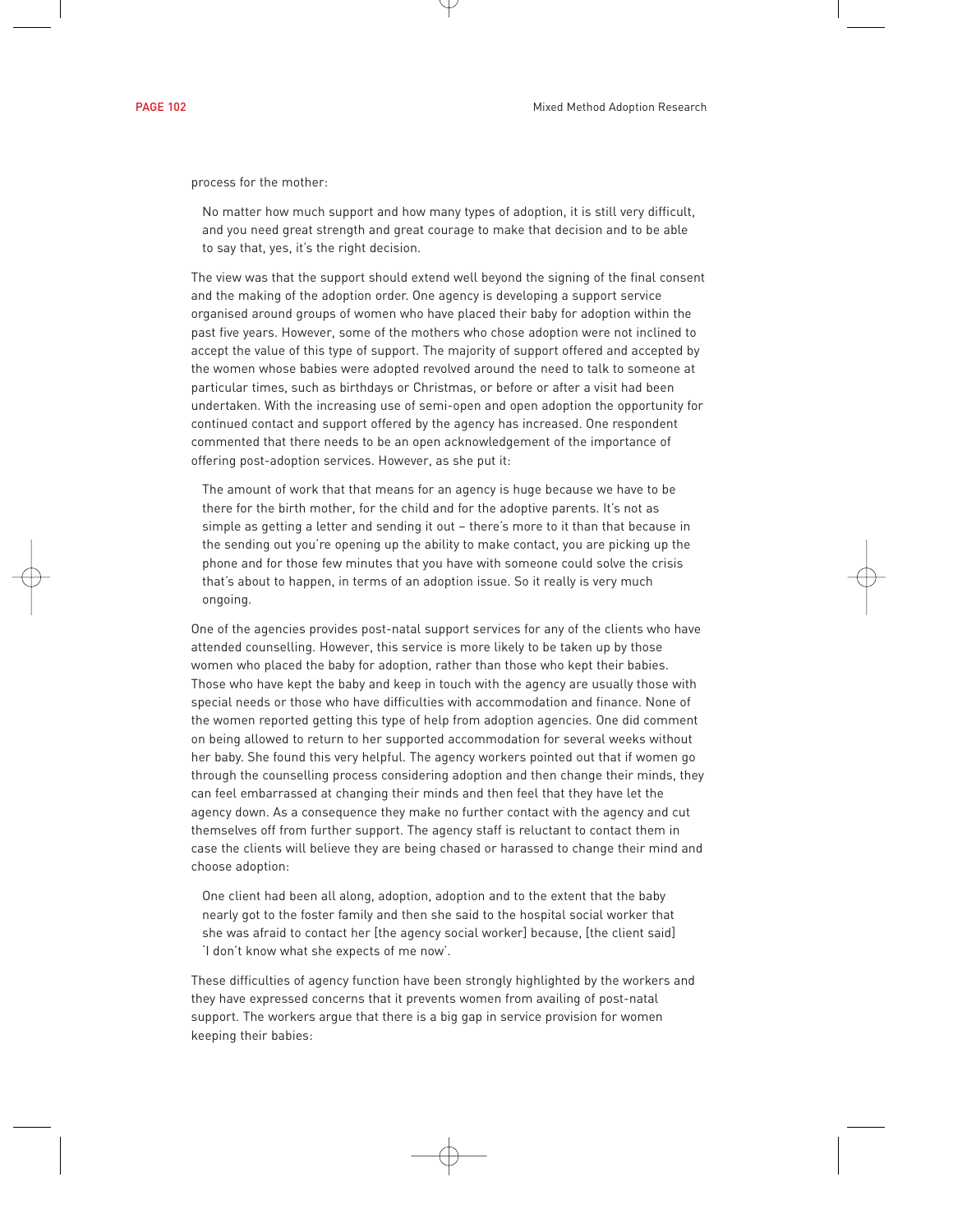process for the mother:

> No matter how much support and how many types of adoption, it is still very difficult, and you need great strength and great courage to make that decision and to be able to say that, yes, it's the right decision.

The view was that the support should extend well beyond the signing of the final consent and the making of the adoption order. One agency is developing a support service organised around groups of women who have placed their baby for adoption within the past five years. However, some of the mothers who chose adoption were not inclined to accept the value of this type of support. The majority of support offered and accepted by the women whose babies were adopted revolved around the need to talk to someone at particular times, such as birthdays or Christmas, or before or after a visit had been undertaken. With the increasing use of semi-open and open adoption the opportunity for continued contact and support offered by the agency has increased. One respondent commented that there needs to be an open acknowledgement of the importance of offering post-adoption services. However, as she put it:

> The amount of work that that means for an agency is huge because we have to be there for the birth mother, for the child and for the adoptive parents. It's not as simple as getting a letter and sending it out – there's more to it than that because in the sending out you're opening up the ability to make contact, you are picking up the phone and for those few minutes that you have with someone could solve the crisis that's about to happen, in terms of an adoption issue. So it really is very much ongoing.

One of the agencies provides post-natal support services for any of the clients who have attended counselling. However, this service is more likely to be taken up by those women who placed the baby for adoption, rather than those who kept their babies. Those who have kept the baby and keep in touch with the agency are usually those with special needs or those who have difficulties with accommodation and finance. None of the women reported getting this type of help from adoption agencies. One did comment on being allowed to return to her supported accommodation for several weeks without her baby. She found this very helpful. The agency workers pointed out that if women go through the counselling process considering adoption and then change their minds, they can feel embarrassed at changing their minds and then feel that they have let the agency down. As a consequence they make no further contact with the agency and cut themselves off from further support. The agency staff is reluctant to contact them in case the clients will believe they are being chased or harassed to change their mind and choose adoption:

> One client had been all along, adoption, adoption and to the extent that the baby nearly got to the foster family and then she said to the hospital social worker that she was afraid to contact her [the agency social worker] because, [the client said] 'I don't know what she expects of me now'.

These difficulties of agency function have been strongly highlighted by the workers and they have expressed concerns that it prevents women from availing of post-natal support. The workers argue that there is a big gap in service provision for women keeping their babies: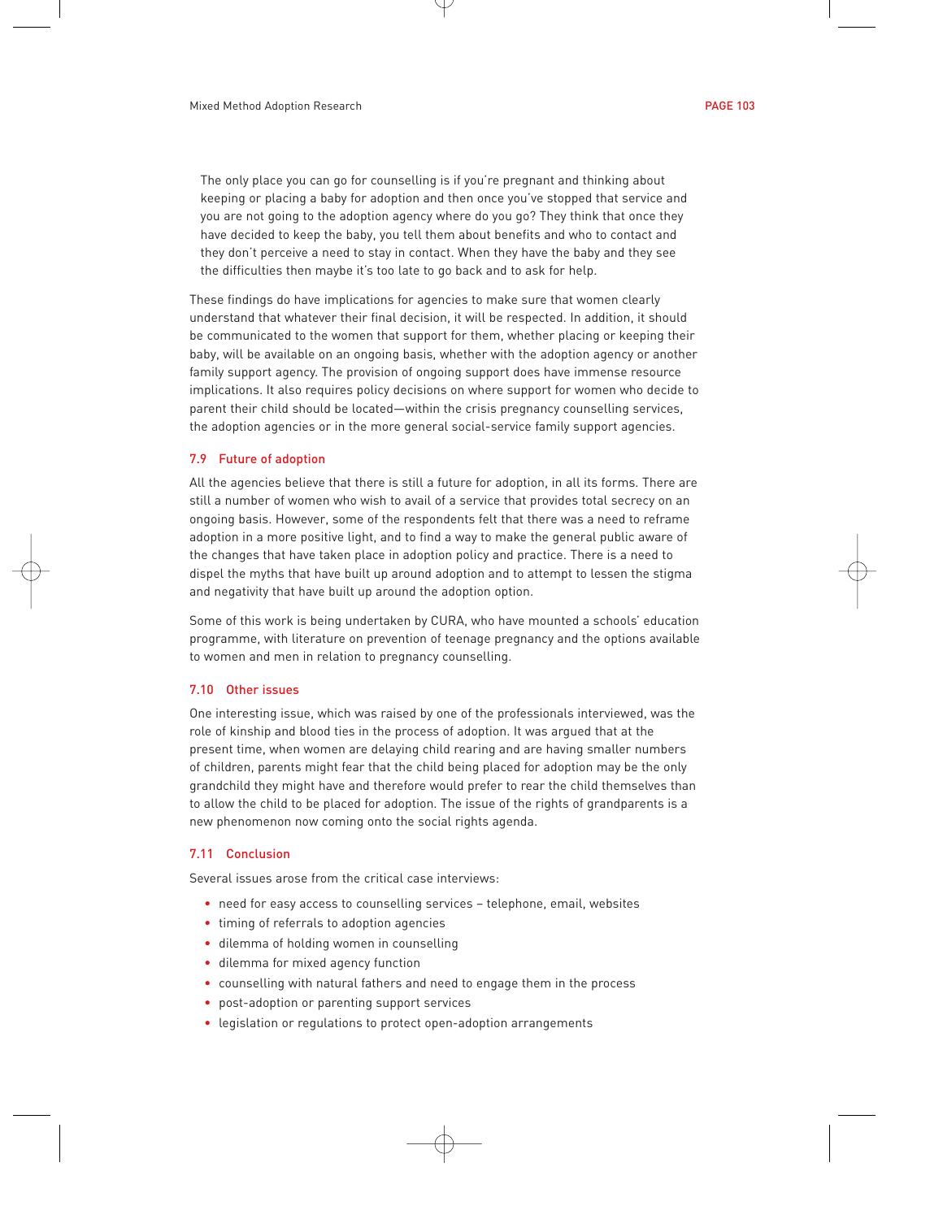> The only place you can go for counselling is if you're pregnant and thinking about keeping or placing a baby for adoption and then once you've stopped that service and you are not going to the adoption agency where do you go? They think that once they have decided to keep the baby, you tell them about benefits and who to contact and they don't perceive a need to stay in contact. When they have the baby and they see the difficulties then maybe it's too late to go back and to ask for help.

These findings do have implications for agencies to make sure that women clearly understand that whatever their final decision, it will be respected. In addition, it should be communicated to the women that support for them, whether placing or keeping their baby, will be available on an ongoing basis, whether with the adoption agency or another family support agency. The provision of ongoing support does have immense resource implications. It also requires policy decisions on where support for women who decide to parent their child should be located—within the crisis pregnancy counselling services, the adoption agencies or in the more general social-service family support agencies.

### 7.9 Future of adoption

All the agencies believe that there is still a future for adoption, in all its forms. There are still a number of women who wish to avail of a service that provides total secrecy on an ongoing basis. However, some of the respondents felt that there was a need to reframe adoption in a more positive light, and to find a way to make the general public aware of the changes that have taken place in adoption policy and practice. There is a need to dispel the myths that have built up around adoption and to attempt to lessen the stigma and negativity that have built up around the adoption option.

Some of this work is being undertaken by CURA, who have mounted a schools' education programme, with literature on prevention of teenage pregnancy and the options available to women and men in relation to pregnancy counselling.

### 7.10 Other issues

One interesting issue, which was raised by one of the professionals interviewed, was the role of kinship and blood ties in the process of adoption. It was argued that at the present time, when women are delaying child rearing and are having smaller numbers of children, parents might fear that the child being placed for adoption may be the only grandchild they might have and therefore would prefer to rear the child themselves than to allow the child to be placed for adoption. The issue of the rights of grandparents is a new phenomenon now coming onto the social rights agenda.

### 7.11 Conclusion

Several issues arose from the critical case interviews:

- need for easy access to counselling services – telephone, email, websites
- timing of referrals to adoption agencies
- dilemma of holding women in counselling
- dilemma for mixed agency function
- counselling with natural fathers and need to engage them in the process
- post-adoption or parenting support services
- legislation or regulations to protect open-adoption arrangements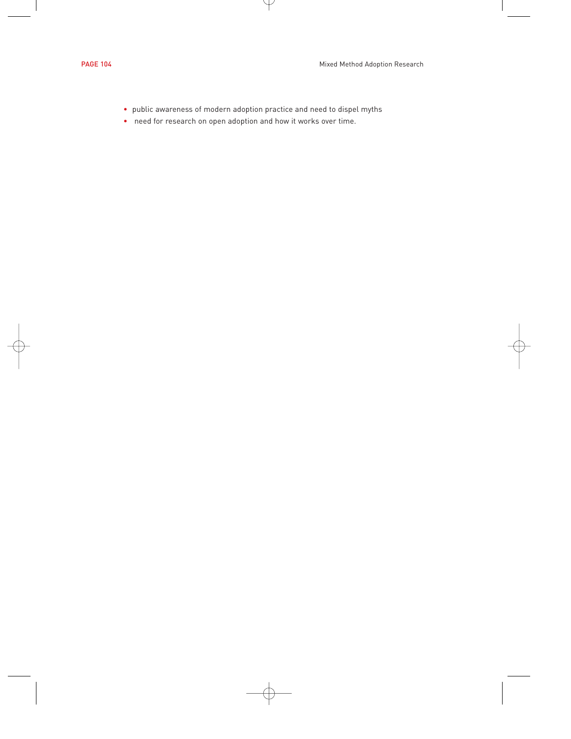- public awareness of modern adoption practice and need to dispel myths
- need for research on open adoption and how it works over time.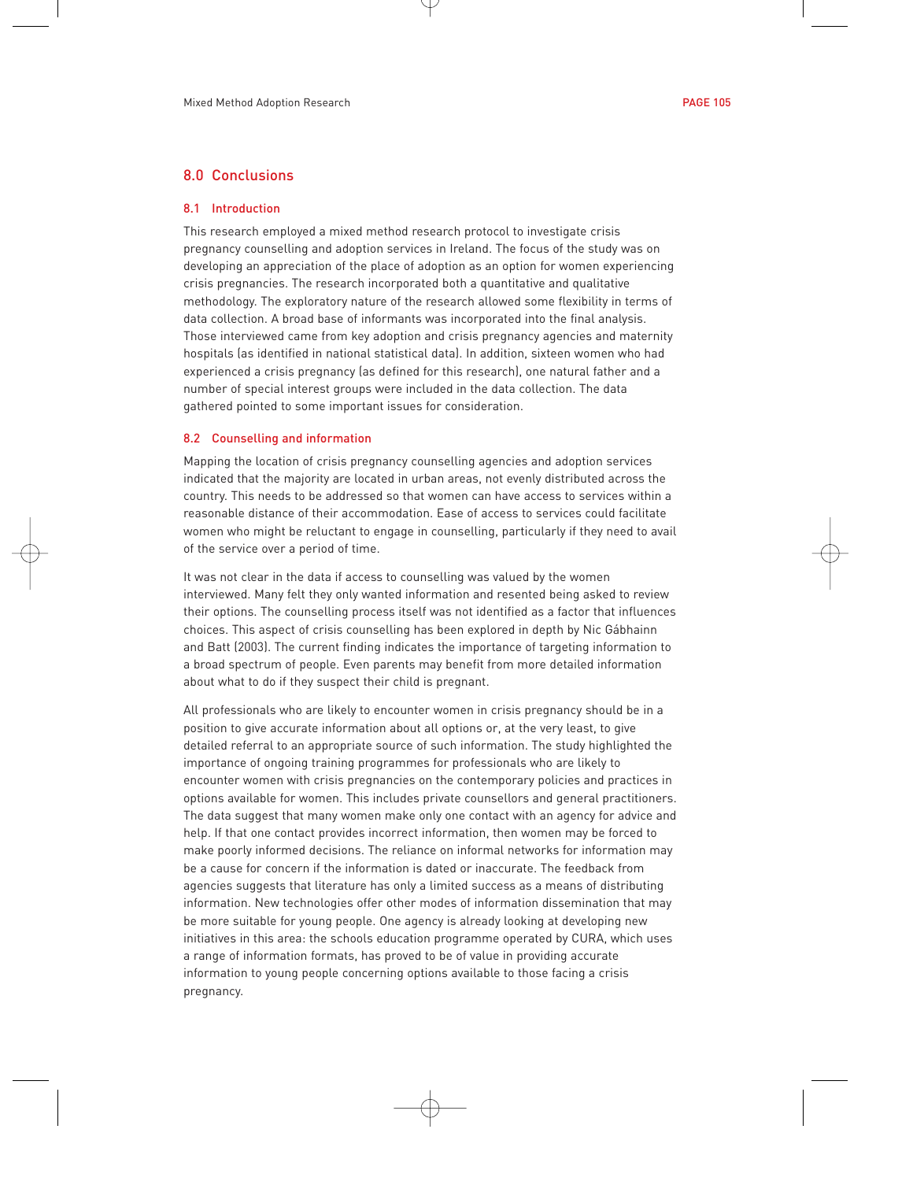# 8.0 Conclusions

## 8.1 Introduction

This research employed a mixed method research protocol to investigate crisis pregnancy counselling and adoption services in Ireland. The focus of the study was on developing an appreciation of the place of adoption as an option for women experiencing crisis pregnancies. The research incorporated both a quantitative and qualitative methodology. The exploratory nature of the research allowed some flexibility in terms of data collection. A broad base of informants was incorporated into the final analysis. Those interviewed came from key adoption and crisis pregnancy agencies and maternity hospitals (as identified in national statistical data). In addition, sixteen women who had experienced a crisis pregnancy (as defined for this research), one natural father and a number of special interest groups were included in the data collection. The data gathered pointed to some important issues for consideration.

## 8.2 Counselling and information

Mapping the location of crisis pregnancy counselling agencies and adoption services indicated that the majority are located in urban areas, not evenly distributed across the country. This needs to be addressed so that women can have access to services within a reasonable distance of their accommodation. Ease of access to services could facilitate women who might be reluctant to engage in counselling, particularly if they need to avail of the service over a period of time.

It was not clear in the data if access to counselling was valued by the women interviewed. Many felt they only wanted information and resented being asked to review their options. The counselling process itself was not identified as a factor that influences choices. This aspect of crisis counselling has been explored in depth by Nic Gábhainn and Batt (2003). The current finding indicates the importance of targeting information to a broad spectrum of people. Even parents may benefit from more detailed information about what to do if they suspect their child is pregnant.

All professionals who are likely to encounter women in crisis pregnancy should be in a position to give accurate information about all options or, at the very least, to give detailed referral to an appropriate source of such information. The study highlighted the importance of ongoing training programmes for professionals who are likely to encounter women with crisis pregnancies on the contemporary policies and practices in options available for women. This includes private counsellors and general practitioners. The data suggest that many women make only one contact with an agency for advice and help. If that one contact provides incorrect information, then women may be forced to make poorly informed decisions. The reliance on informal networks for information may be a cause for concern if the information is dated or inaccurate. The feedback from agencies suggests that literature has only a limited success as a means of distributing information. New technologies offer other modes of information dissemination that may be more suitable for young people. One agency is already looking at developing new initiatives in this area: the schools education programme operated by CURA, which uses a range of information formats, has proved to be of value in providing accurate information to young people concerning options available to those facing a crisis pregnancy.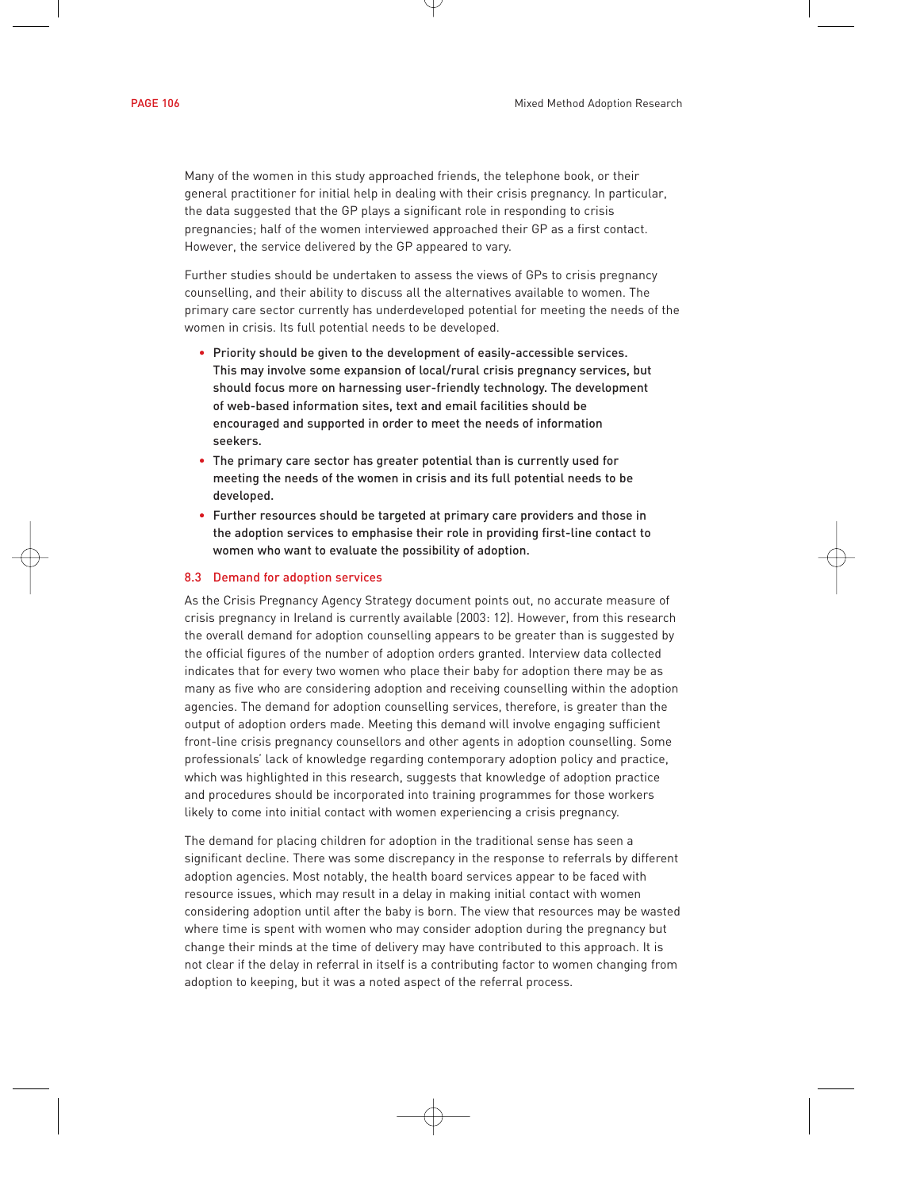Many of the women in this study approached friends, the telephone book, or their general practitioner for initial help in dealing with their crisis pregnancy. In particular, the data suggested that the GP plays a significant role in responding to crisis pregnancies; half of the women interviewed approached their GP as a first contact. However, the service delivered by the GP appeared to vary.

Further studies should be undertaken to assess the views of GPs to crisis pregnancy counselling, and their ability to discuss all the alternatives available to women. The primary care sector currently has underdeveloped potential for meeting the needs of the women in crisis. Its full potential needs to be developed.

- **Priority should be given to the development of easily-accessible services. This may involve some expansion of local/rural crisis pregnancy services, but should focus more on harnessing user-friendly technology. The development of web-based information sites, text and email facilities should be encouraged and supported in order to meet the needs of information seekers.**
- **The primary care sector has greater potential than is currently used for meeting the needs of the women in crisis and its full potential needs to be developed.**
- **Further resources should be targeted at primary care providers and those in the adoption services to emphasise their role in providing first-line contact to women who want to evaluate the possibility of adoption.**

### 8.3 Demand for adoption services

As the Crisis Pregnancy Agency Strategy document points out, no accurate measure of crisis pregnancy in Ireland is currently available (2003: 12). However, from this research the overall demand for adoption counselling appears to be greater than is suggested by the official figures of the number of adoption orders granted. Interview data collected indicates that for every two women who place their baby for adoption there may be as many as five who are considering adoption and receiving counselling within the adoption agencies. The demand for adoption counselling services, therefore, is greater than the output of adoption orders made. Meeting this demand will involve engaging sufficient front-line crisis pregnancy counsellors and other agents in adoption counselling. Some professionals' lack of knowledge regarding contemporary adoption policy and practice, which was highlighted in this research, suggests that knowledge of adoption practice and procedures should be incorporated into training programmes for those workers likely to come into initial contact with women experiencing a crisis pregnancy.

The demand for placing children for adoption in the traditional sense has seen a significant decline. There was some discrepancy in the response to referrals by different adoption agencies. Most notably, the health board services appear to be faced with resource issues, which may result in a delay in making initial contact with women considering adoption until after the baby is born. The view that resources may be wasted where time is spent with women who may consider adoption during the pregnancy but change their minds at the time of delivery may have contributed to this approach. It is not clear if the delay in referral in itself is a contributing factor to women changing from adoption to keeping, but it was a noted aspect of the referral process.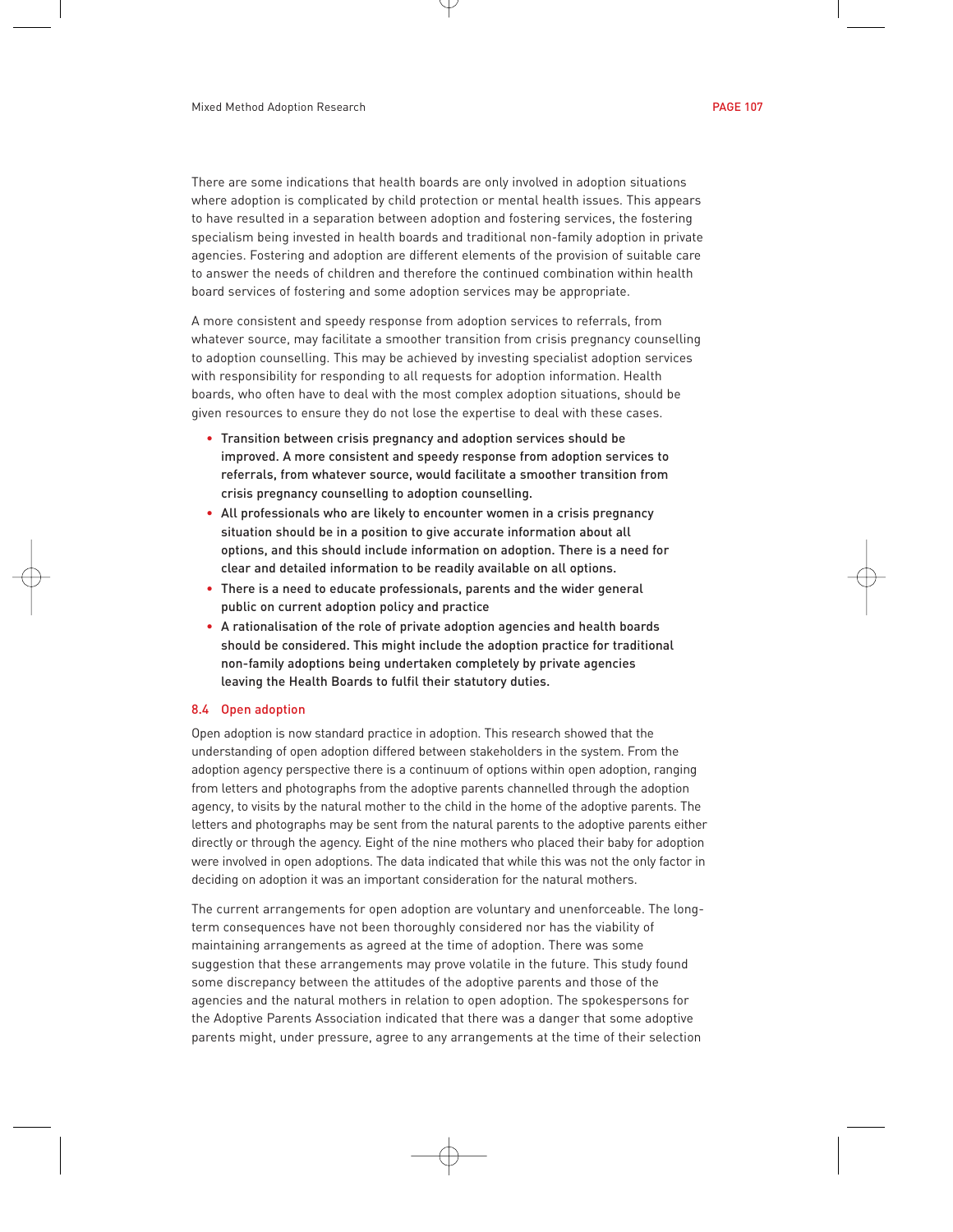There are some indications that health boards are only involved in adoption situations where adoption is complicated by child protection or mental health issues. This appears to have resulted in a separation between adoption and fostering services, the fostering specialism being invested in health boards and traditional non-family adoption in private agencies. Fostering and adoption are different elements of the provision of suitable care to answer the needs of children and therefore the continued combination within health board services of fostering and some adoption services may be appropriate.

A more consistent and speedy response from adoption services to referrals, from whatever source, may facilitate a smoother transition from crisis pregnancy counselling to adoption counselling. This may be achieved by investing specialist adoption services with responsibility for responding to all requests for adoption information. Health boards, who often have to deal with the most complex adoption situations, should be given resources to ensure they do not lose the expertise to deal with these cases.

- **Transition between crisis pregnancy and adoption services should be improved. A more consistent and speedy response from adoption services to referrals, from whatever source, would facilitate a smoother transition from crisis pregnancy counselling to adoption counselling.**
- **All professionals who are likely to encounter women in a crisis pregnancy situation should be in a position to give accurate information about all options, and this should include information on adoption. There is a need for clear and detailed information to be readily available on all options.**
- **There is a need to educate professionals, parents and the wider general public on current adoption policy and practice**
- **A rationalisation of the role of private adoption agencies and health boards should be considered. This might include the adoption practice for traditional non-family adoptions being undertaken completely by private agencies leaving the Health Boards to fulfil their statutory duties.**

### 8.4 Open adoption

Open adoption is now standard practice in adoption. This research showed that the understanding of open adoption differed between stakeholders in the system. From the adoption agency perspective there is a continuum of options within open adoption, ranging from letters and photographs from the adoptive parents channelled through the adoption agency, to visits by the natural mother to the child in the home of the adoptive parents. The letters and photographs may be sent from the natural parents to the adoptive parents either directly or through the agency. Eight of the nine mothers who placed their baby for adoption were involved in open adoptions. The data indicated that while this was not the only factor in deciding on adoption it was an important consideration for the natural mothers.

The current arrangements for open adoption are voluntary and unenforceable. The long-term consequences have not been thoroughly considered nor has the viability of maintaining arrangements as agreed at the time of adoption. There was some suggestion that these arrangements may prove volatile in the future. This study found some discrepancy between the attitudes of the adoptive parents and those of the agencies and the natural mothers in relation to open adoption. The spokespersons for the Adoptive Parents Association indicated that there was a danger that some adoptive parents might, under pressure, agree to any arrangements at the time of their selection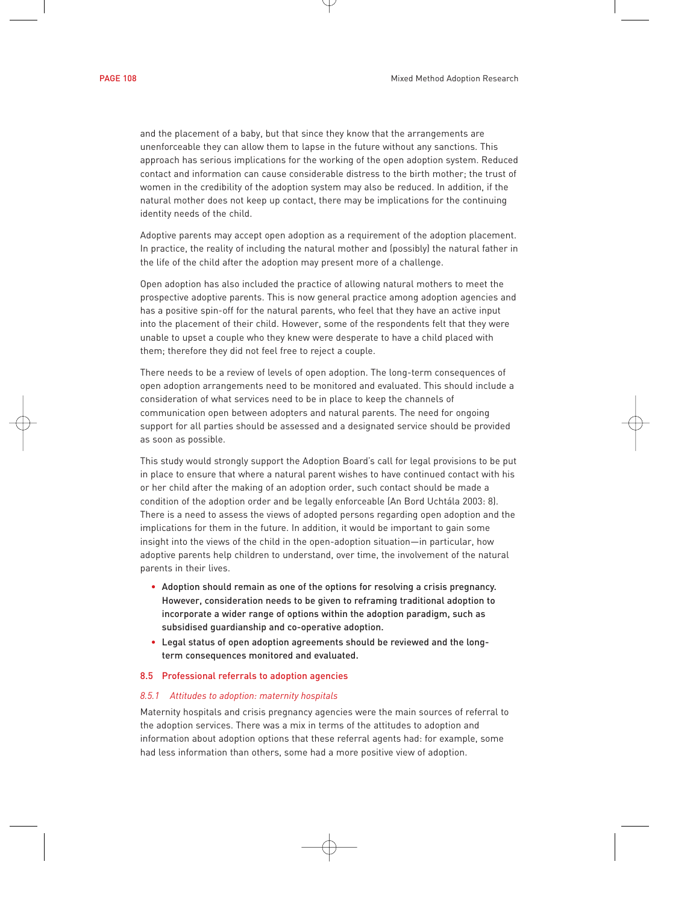and the placement of a baby, but that since they know that the arrangements are unenforceable they can allow them to lapse in the future without any sanctions. This approach has serious implications for the working of the open adoption system. Reduced contact and information can cause considerable distress to the birth mother; the trust of women in the credibility of the adoption system may also be reduced. In addition, if the natural mother does not keep up contact, there may be implications for the continuing identity needs of the child.

Adoptive parents may accept open adoption as a requirement of the adoption placement. In practice, the reality of including the natural mother and (possibly) the natural father in the life of the child after the adoption may present more of a challenge.

Open adoption has also included the practice of allowing natural mothers to meet the prospective adoptive parents. This is now general practice among adoption agencies and has a positive spin-off for the natural parents, who feel that they have an active input into the placement of their child. However, some of the respondents felt that they were unable to upset a couple who they knew were desperate to have a child placed with them; therefore they did not feel free to reject a couple.

There needs to be a review of levels of open adoption. The long-term consequences of open adoption arrangements need to be monitored and evaluated. This should include a consideration of what services need to be in place to keep the channels of communication open between adopters and natural parents. The need for ongoing support for all parties should be assessed and a designated service should be provided as soon as possible.

This study would strongly support the Adoption Board's call for legal provisions to be put in place to ensure that where a natural parent wishes to have continued contact with his or her child after the making of an adoption order, such contact should be made a condition of the adoption order and be legally enforceable (An Bord Uchtála 2003: 8). There is a need to assess the views of adopted persons regarding open adoption and the implications for them in the future. In addition, it would be important to gain some insight into the views of the child in the open-adoption situation—in particular, how adoptive parents help children to understand, over time, the involvement of the natural parents in their lives.

- **Adoption should remain as one of the options for resolving a crisis pregnancy. However, consideration needs to be given to reframing traditional adoption to incorporate a wider range of options within the adoption paradigm, such as subsidised guardianship and co-operative adoption.**
- **Legal status of open adoption agreements should be reviewed and the long-term consequences monitored and evaluated.**

## 8.5 Professional referrals to adoption agencies

### *8.5.1 Attitudes to adoption: maternity hospitals*

Maternity hospitals and crisis pregnancy agencies were the main sources of referral to the adoption services. There was a mix in terms of the attitudes to adoption and information about adoption options that these referral agents had: for example, some had less information than others, some had a more positive view of adoption.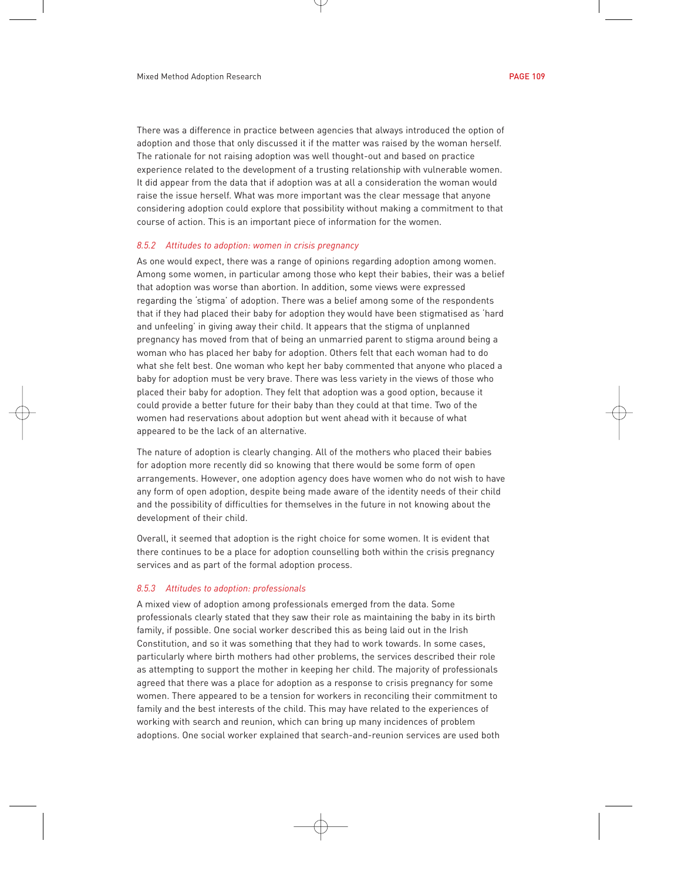There was a difference in practice between agencies that always introduced the option of adoption and those that only discussed it if the matter was raised by the woman herself. The rationale for not raising adoption was well thought-out and based on practice experience related to the development of a trusting relationship with vulnerable women. It did appear from the data that if adoption was at all a consideration the woman would raise the issue herself. What was more important was the clear message that anyone considering adoption could explore that possibility without making a commitment to that course of action. This is an important piece of information for the women.

### *8.5.2 Attitudes to adoption: women in crisis pregnancy*

As one would expect, there was a range of opinions regarding adoption among women. Among some women, in particular among those who kept their babies, their was a belief that adoption was worse than abortion. In addition, some views were expressed regarding the 'stigma' of adoption. There was a belief among some of the respondents that if they had placed their baby for adoption they would have been stigmatised as 'hard and unfeeling' in giving away their child. It appears that the stigma of unplanned pregnancy has moved from that of being an unmarried parent to stigma around being a woman who has placed her baby for adoption. Others felt that each woman had to do what she felt best. One woman who kept her baby commented that anyone who placed a baby for adoption must be very brave. There was less variety in the views of those who placed their baby for adoption. They felt that adoption was a good option, because it could provide a better future for their baby than they could at that time. Two of the women had reservations about adoption but went ahead with it because of what appeared to be the lack of an alternative.

The nature of adoption is clearly changing. All of the mothers who placed their babies for adoption more recently did so knowing that there would be some form of open arrangements. However, one adoption agency does have women who do not wish to have any form of open adoption, despite being made aware of the identity needs of their child and the possibility of difficulties for themselves in the future in not knowing about the development of their child.

Overall, it seemed that adoption is the right choice for some women. It is evident that there continues to be a place for adoption counselling both within the crisis pregnancy services and as part of the formal adoption process.

### *8.5.3 Attitudes to adoption: professionals*

A mixed view of adoption among professionals emerged from the data. Some professionals clearly stated that they saw their role as maintaining the baby in its birth family, if possible. One social worker described this as being laid out in the Irish Constitution, and so it was something that they had to work towards. In some cases, particularly where birth mothers had other problems, the services described their role as attempting to support the mother in keeping her child. The majority of professionals agreed that there was a place for adoption as a response to crisis pregnancy for some women. There appeared to be a tension for workers in reconciling their commitment to family and the best interests of the child. This may have related to the experiences of working with search and reunion, which can bring up many incidences of problem adoptions. One social worker explained that search-and-reunion services are used both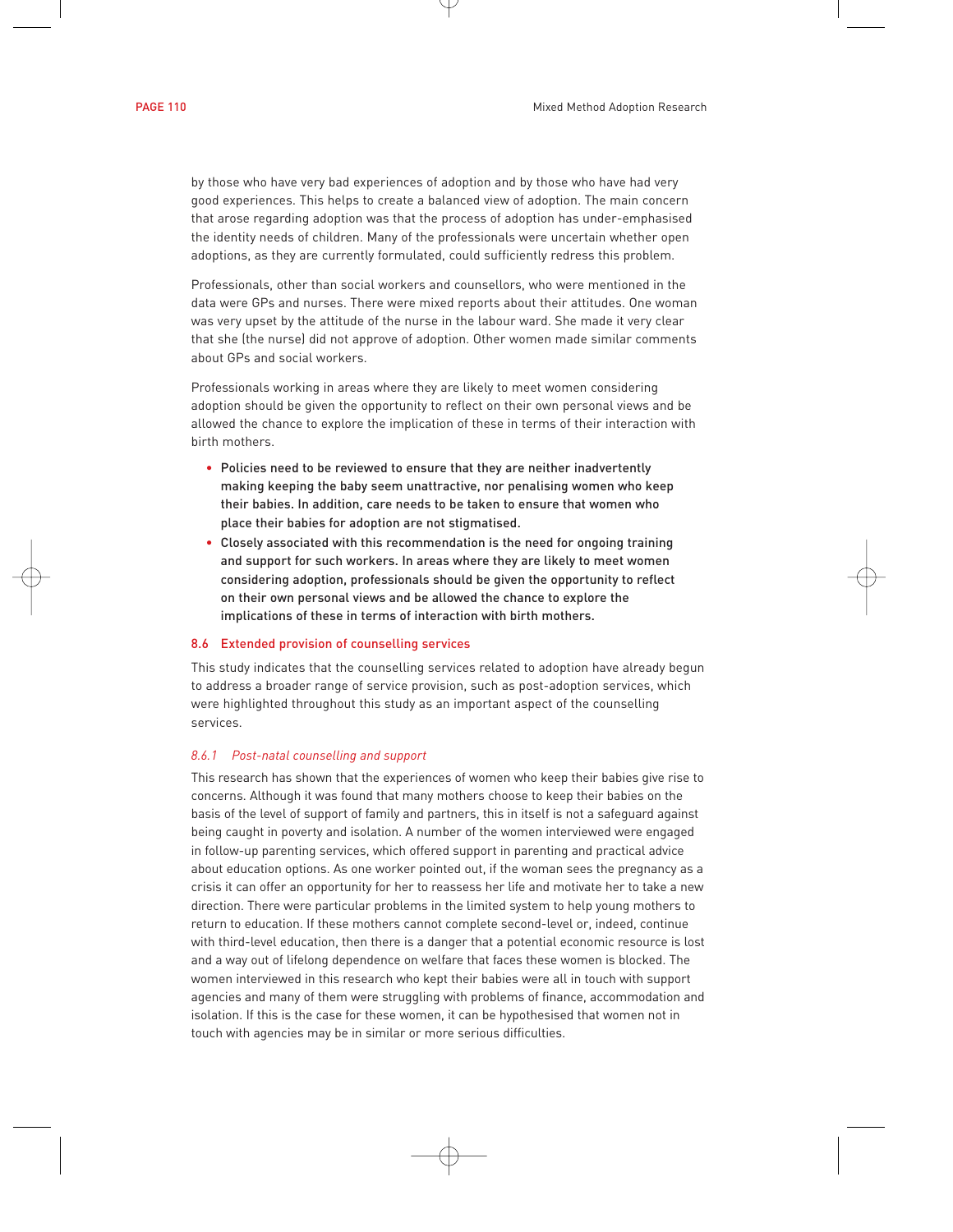by those who have very bad experiences of adoption and by those who have had very good experiences. This helps to create a balanced view of adoption. The main concern that arose regarding adoption was that the process of adoption has under-emphasised the identity needs of children. Many of the professionals were uncertain whether open adoptions, as they are currently formulated, could sufficiently redress this problem.

Professionals, other than social workers and counsellors, who were mentioned in the data were GPs and nurses. There were mixed reports about their attitudes. One woman was very upset by the attitude of the nurse in the labour ward. She made it very clear that she (the nurse) did not approve of adoption. Other women made similar comments about GPs and social workers.

Professionals working in areas where they are likely to meet women considering adoption should be given the opportunity to reflect on their own personal views and be allowed the chance to explore the implication of these in terms of their interaction with birth mothers.

- **Policies need to be reviewed to ensure that they are neither inadvertently making keeping the baby seem unattractive, nor penalising women who keep their babies. In addition, care needs to be taken to ensure that women who place their babies for adoption are not stigmatised.**
- **Closely associated with this recommendation is the need for ongoing training and support for such workers. In areas where they are likely to meet women considering adoption, professionals should be given the opportunity to reflect on their own personal views and be allowed the chance to explore the implications of these in terms of interaction with birth mothers.**

## 8.6 Extended provision of counselling services

This study indicates that the counselling services related to adoption have already begun to address a broader range of service provision, such as post-adoption services, which were highlighted throughout this study as an important aspect of the counselling services.

### *8.6.1 Post-natal counselling and support*

This research has shown that the experiences of women who keep their babies give rise to concerns. Although it was found that many mothers choose to keep their babies on the basis of the level of support of family and partners, this in itself is not a safeguard against being caught in poverty and isolation. A number of the women interviewed were engaged in follow-up parenting services, which offered support in parenting and practical advice about education options. As one worker pointed out, if the woman sees the pregnancy as a crisis it can offer an opportunity for her to reassess her life and motivate her to take a new direction. There were particular problems in the limited system to help young mothers to return to education. If these mothers cannot complete second-level or, indeed, continue with third-level education, then there is a danger that a potential economic resource is lost and a way out of lifelong dependence on welfare that faces these women is blocked. The women interviewed in this research who kept their babies were all in touch with support agencies and many of them were struggling with problems of finance, accommodation and isolation. If this is the case for these women, it can be hypothesised that women not in touch with agencies may be in similar or more serious difficulties.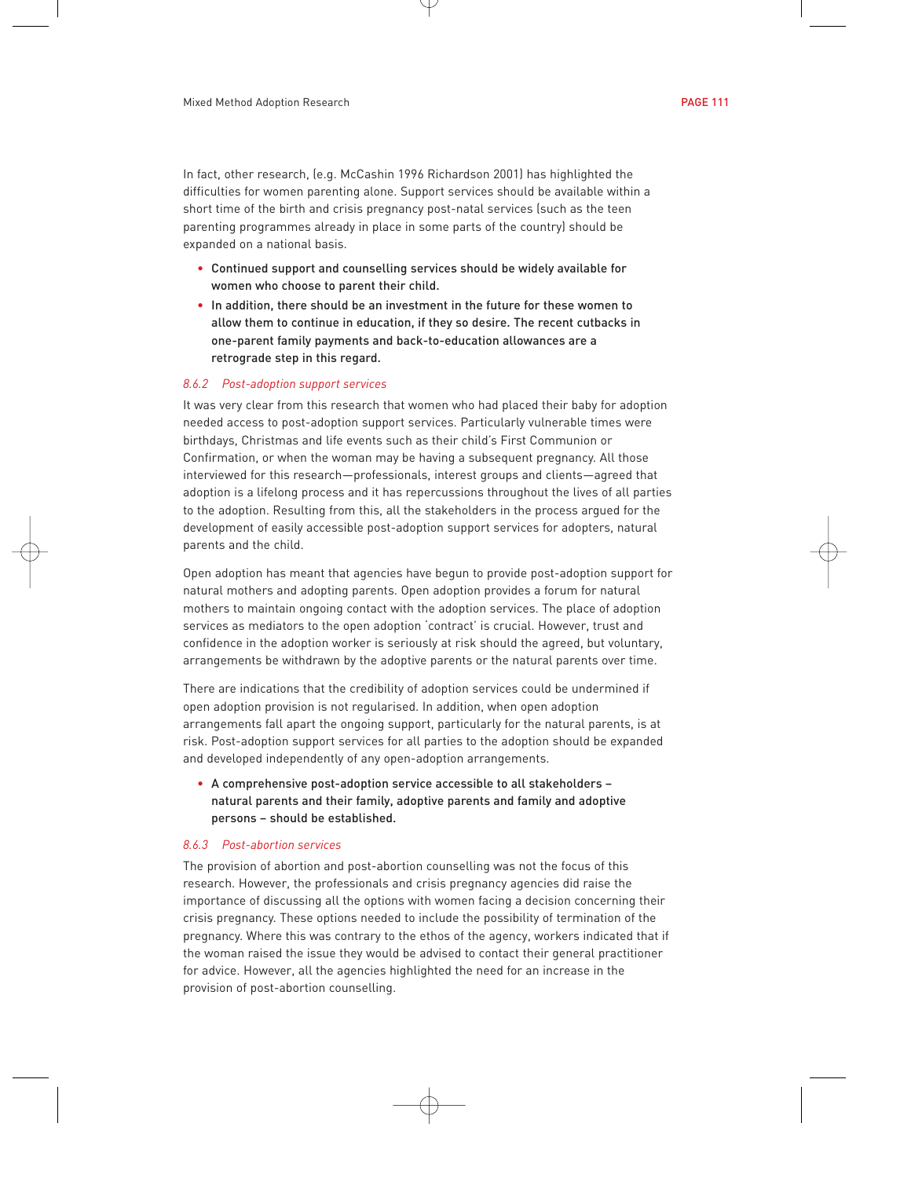In fact, other research, (e.g. McCashin 1996 Richardson 2001) has highlighted the difficulties for women parenting alone. Support services should be available within a short time of the birth and crisis pregnancy post-natal services (such as the teen parenting programmes already in place in some parts of the country) should be expanded on a national basis.

- Continued support and counselling services should be widely available for women who choose to parent their child.
- In addition, there should be an investment in the future for these women to allow them to continue in education, if they so desire. The recent cutbacks in one-parent family payments and back-to-education allowances are a retrograde step in this regard.

### *8.6.2 Post-adoption support services*

It was very clear from this research that women who had placed their baby for adoption needed access to post-adoption support services. Particularly vulnerable times were birthdays, Christmas and life events such as their child's First Communion or Confirmation, or when the woman may be having a subsequent pregnancy. All those interviewed for this research—professionals, interest groups and clients—agreed that adoption is a lifelong process and it has repercussions throughout the lives of all parties to the adoption. Resulting from this, all the stakeholders in the process argued for the development of easily accessible post-adoption support services for adopters, natural parents and the child.

Open adoption has meant that agencies have begun to provide post-adoption support for natural mothers and adopting parents. Open adoption provides a forum for natural mothers to maintain ongoing contact with the adoption services. The place of adoption services as mediators to the open adoption 'contract' is crucial. However, trust and confidence in the adoption worker is seriously at risk should the agreed, but voluntary, arrangements be withdrawn by the adoptive parents or the natural parents over time.

There are indications that the credibility of adoption services could be undermined if open adoption provision is not regularised. In addition, when open adoption arrangements fall apart the ongoing support, particularly for the natural parents, is at risk. Post-adoption support services for all parties to the adoption should be expanded and developed independently of any open-adoption arrangements.

- A comprehensive post-adoption service accessible to all stakeholders – natural parents and their family, adoptive parents and family and adoptive persons – should be established.

### *8.6.3 Post-abortion services*

The provision of abortion and post-abortion counselling was not the focus of this research. However, the professionals and crisis pregnancy agencies did raise the importance of discussing all the options with women facing a decision concerning their crisis pregnancy. These options needed to include the possibility of termination of the pregnancy. Where this was contrary to the ethos of the agency, workers indicated that if the woman raised the issue they would be advised to contact their general practitioner for advice. However, all the agencies highlighted the need for an increase in the provision of post-abortion counselling.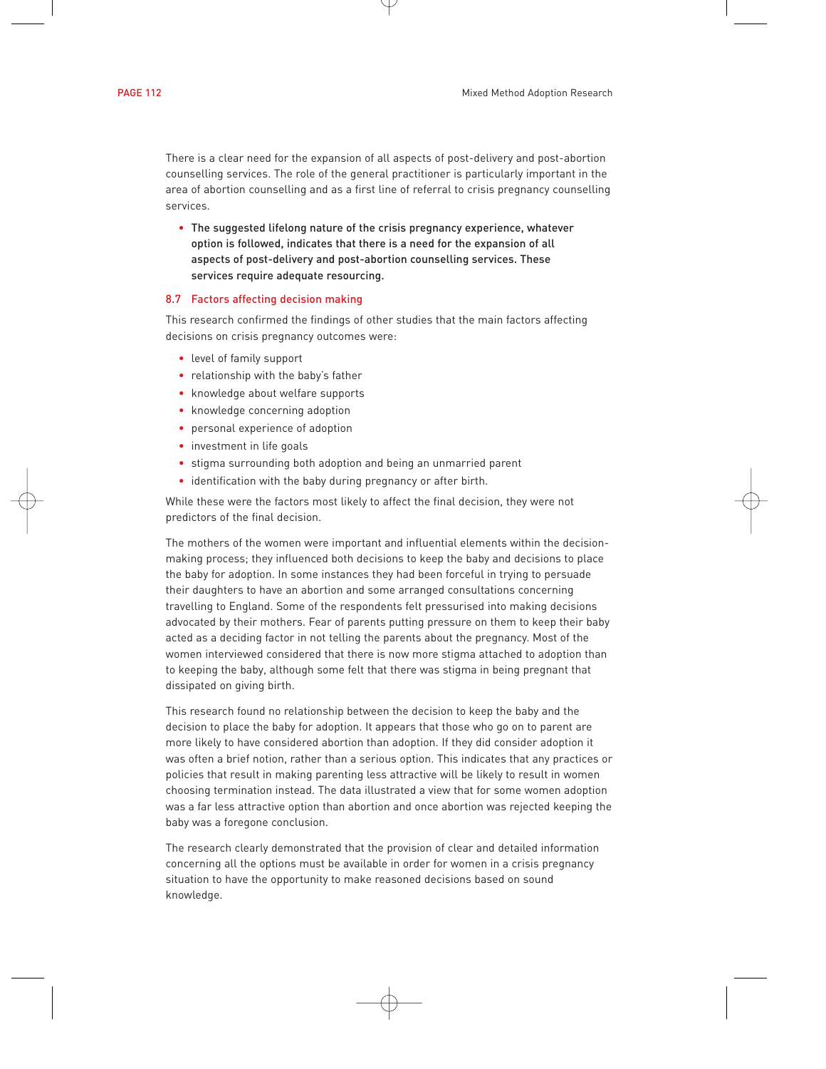There is a clear need for the expansion of all aspects of post-delivery and post-abortion counselling services. The role of the general practitioner is particularly important in the area of abortion counselling and as a first line of referral to crisis pregnancy counselling services.

- **The suggested lifelong nature of the crisis pregnancy experience, whatever option is followed, indicates that there is a need for the expansion of all aspects of post-delivery and post-abortion counselling services. These services require adequate resourcing.**

### 8.7 Factors affecting decision making

This research confirmed the findings of other studies that the main factors affecting decisions on crisis pregnancy outcomes were:

- level of family support
- relationship with the baby's father
- knowledge about welfare supports
- knowledge concerning adoption
- personal experience of adoption
- investment in life goals
- stigma surrounding both adoption and being an unmarried parent
- identification with the baby during pregnancy or after birth.

While these were the factors most likely to affect the final decision, they were not predictors of the final decision.

The mothers of the women were important and influential elements within the decision-making process; they influenced both decisions to keep the baby and decisions to place the baby for adoption. In some instances they had been forceful in trying to persuade their daughters to have an abortion and some arranged consultations concerning travelling to England. Some of the respondents felt pressurised into making decisions advocated by their mothers. Fear of parents putting pressure on them to keep their baby acted as a deciding factor in not telling the parents about the pregnancy. Most of the women interviewed considered that there is now more stigma attached to adoption than to keeping the baby, although some felt that there was stigma in being pregnant that dissipated on giving birth.

This research found no relationship between the decision to keep the baby and the decision to place the baby for adoption. It appears that those who go on to parent are more likely to have considered abortion than adoption. If they did consider adoption it was often a brief notion, rather than a serious option. This indicates that any practices or policies that result in making parenting less attractive will be likely to result in women choosing termination instead. The data illustrated a view that for some women adoption was a far less attractive option than abortion and once abortion was rejected keeping the baby was a foregone conclusion.

The research clearly demonstrated that the provision of clear and detailed information concerning all the options must be available in order for women in a crisis pregnancy situation to have the opportunity to make reasoned decisions based on sound knowledge.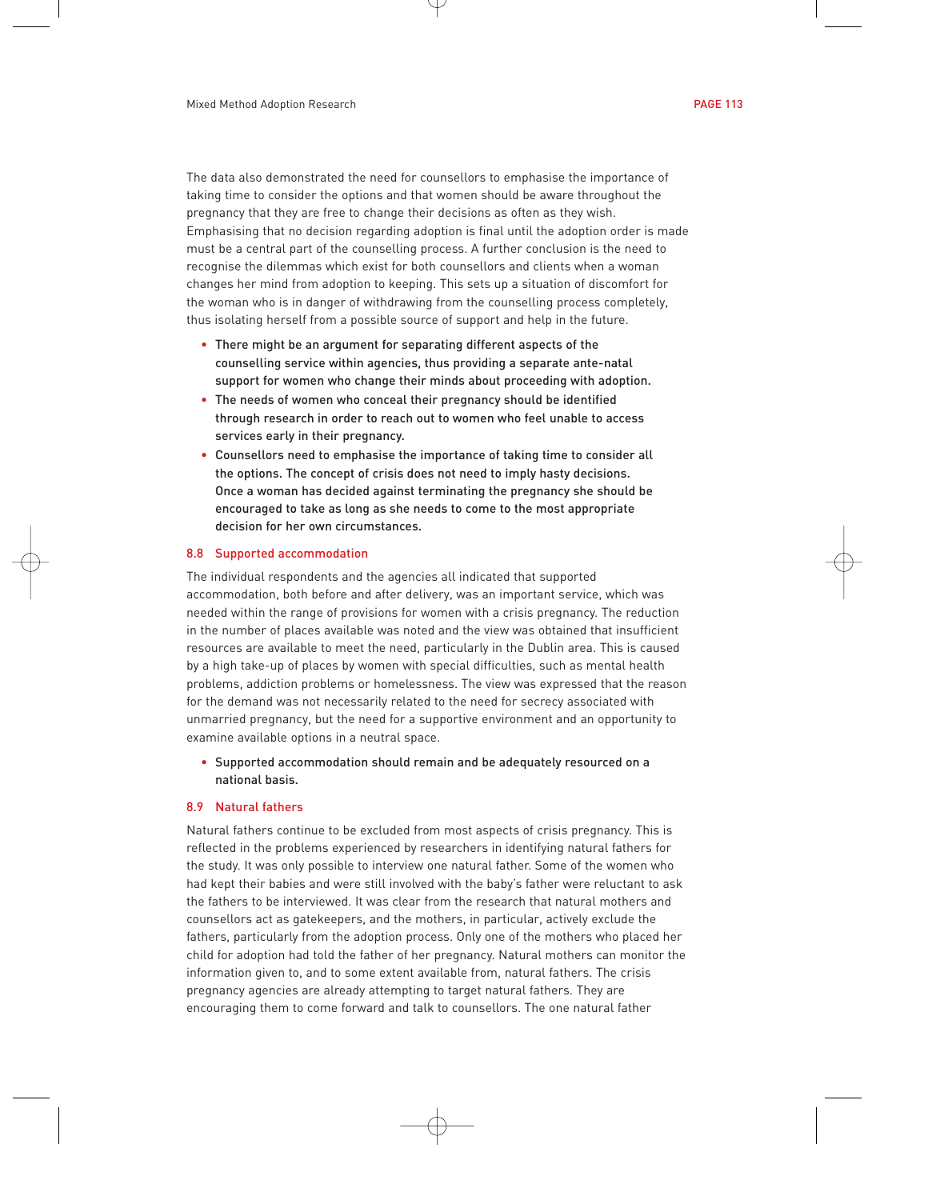The data also demonstrated the need for counsellors to emphasise the importance of taking time to consider the options and that women should be aware throughout the pregnancy that they are free to change their decisions as often as they wish. Emphasising that no decision regarding adoption is final until the adoption order is made must be a central part of the counselling process. A further conclusion is the need to recognise the dilemmas which exist for both counsellors and clients when a woman changes her mind from adoption to keeping. This sets up a situation of discomfort for the woman who is in danger of withdrawing from the counselling process completely, thus isolating herself from a possible source of support and help in the future.

- There might be an argument for separating different aspects of the counselling service within agencies, thus providing a separate ante-natal support for women who change their minds about proceeding with adoption.
- The needs of women who conceal their pregnancy should be identified through research in order to reach out to women who feel unable to access services early in their pregnancy.
- Counsellors need to emphasise the importance of taking time to consider all the options. The concept of crisis does not need to imply hasty decisions. Once a woman has decided against terminating the pregnancy she should be encouraged to take as long as she needs to come to the most appropriate decision for her own circumstances.

### 8.8 Supported accommodation

The individual respondents and the agencies all indicated that supported accommodation, both before and after delivery, was an important service, which was needed within the range of provisions for women with a crisis pregnancy. The reduction in the number of places available was noted and the view was obtained that insufficient resources are available to meet the need, particularly in the Dublin area. This is caused by a high take-up of places by women with special difficulties, such as mental health problems, addiction problems or homelessness. The view was expressed that the reason for the demand was not necessarily related to the need for secrecy associated with unmarried pregnancy, but the need for a supportive environment and an opportunity to examine available options in a neutral space.

- Supported accommodation should remain and be adequately resourced on a national basis.

### 8.9 Natural fathers

Natural fathers continue to be excluded from most aspects of crisis pregnancy. This is reflected in the problems experienced by researchers in identifying natural fathers for the study. It was only possible to interview one natural father. Some of the women who had kept their babies and were still involved with the baby's father were reluctant to ask the fathers to be interviewed. It was clear from the research that natural mothers and counsellors act as gatekeepers, and the mothers, in particular, actively exclude the fathers, particularly from the adoption process. Only one of the mothers who placed her child for adoption had told the father of her pregnancy. Natural mothers can monitor the information given to, and to some extent available from, natural fathers. The crisis pregnancy agencies are already attempting to target natural fathers. They are encouraging them to come forward and talk to counsellors. The one natural father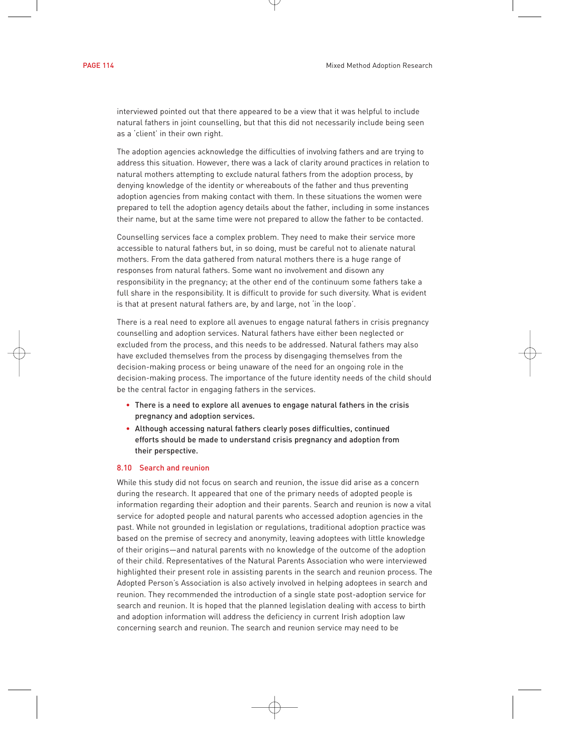interviewed pointed out that there appeared to be a view that it was helpful to include natural fathers in joint counselling, but that this did not necessarily include being seen as a 'client' in their own right.

The adoption agencies acknowledge the difficulties of involving fathers and are trying to address this situation. However, there was a lack of clarity around practices in relation to natural mothers attempting to exclude natural fathers from the adoption process, by denying knowledge of the identity or whereabouts of the father and thus preventing adoption agencies from making contact with them. In these situations the women were prepared to tell the adoption agency details about the father, including in some instances their name, but at the same time were not prepared to allow the father to be contacted.

Counselling services face a complex problem. They need to make their service more accessible to natural fathers but, in so doing, must be careful not to alienate natural mothers. From the data gathered from natural mothers there is a huge range of responses from natural fathers. Some want no involvement and disown any responsibility in the pregnancy; at the other end of the continuum some fathers take a full share in the responsibility. It is difficult to provide for such diversity. What is evident is that at present natural fathers are, by and large, not 'in the loop'.

There is a real need to explore all avenues to engage natural fathers in crisis pregnancy counselling and adoption services. Natural fathers have either been neglected or excluded from the process, and this needs to be addressed. Natural fathers may also have excluded themselves from the process by disengaging themselves from the decision-making process or being unaware of the need for an ongoing role in the decision-making process. The importance of the future identity needs of the child should be the central factor in engaging fathers in the services.

- **There is a need to explore all avenues to engage natural fathers in the crisis pregnancy and adoption services.**
- **Although accessing natural fathers clearly poses difficulties, continued efforts should be made to understand crisis pregnancy and adoption from their perspective.**

### 8.10 Search and reunion

While this study did not focus on search and reunion, the issue did arise as a concern during the research. It appeared that one of the primary needs of adopted people is information regarding their adoption and their parents. Search and reunion is now a vital service for adopted people and natural parents who accessed adoption agencies in the past. While not grounded in legislation or regulations, traditional adoption practice was based on the premise of secrecy and anonymity, leaving adoptees with little knowledge of their origins—and natural parents with no knowledge of the outcome of the adoption of their child. Representatives of the Natural Parents Association who were interviewed highlighted their present role in assisting parents in the search and reunion process. The Adopted Person's Association is also actively involved in helping adoptees in search and reunion. They recommended the introduction of a single state post-adoption service for search and reunion. It is hoped that the planned legislation dealing with access to birth and adoption information will address the deficiency in current Irish adoption law concerning search and reunion. The search and reunion service may need to be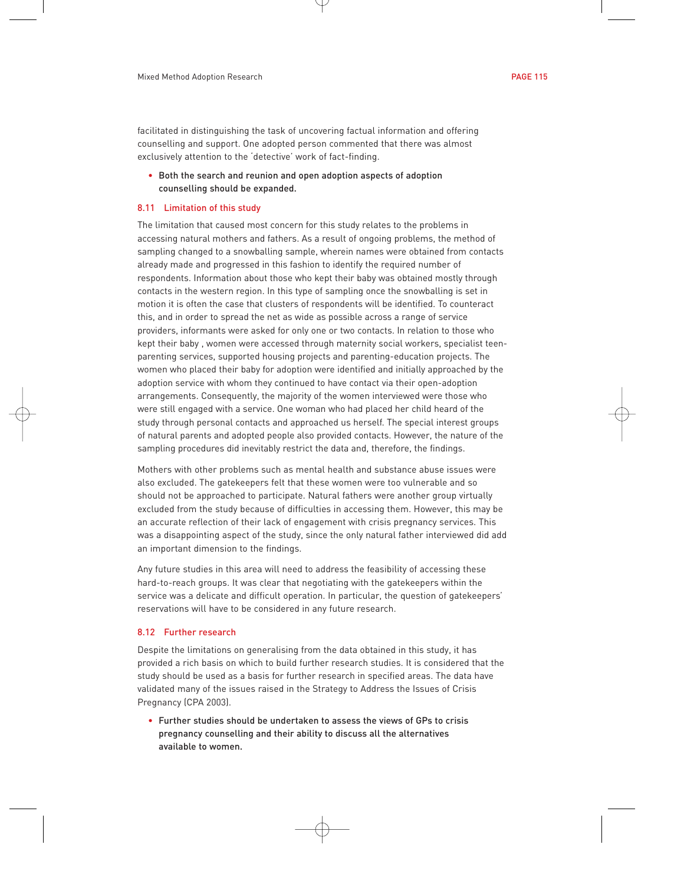facilitated in distinguishing the task of uncovering factual information and offering counselling and support. One adopted person commented that there was almost exclusively attention to the 'detective' work of fact-finding.

- **Both the search and reunion and open adoption aspects of adoption counselling should be expanded.**

## 8.11 Limitation of this study

The limitation that caused most concern for this study relates to the problems in accessing natural mothers and fathers. As a result of ongoing problems, the method of sampling changed to a snowballing sample, wherein names were obtained from contacts already made and progressed in this fashion to identify the required number of respondents. Information about those who kept their baby was obtained mostly through contacts in the western region. In this type of sampling once the snowballing is set in motion it is often the case that clusters of respondents will be identified. To counteract this, and in order to spread the net as wide as possible across a range of service providers, informants were asked for only one or two contacts. In relation to those who kept their baby , women were accessed through maternity social workers, specialist teen-parenting services, supported housing projects and parenting-education projects. The women who placed their baby for adoption were identified and initially approached by the adoption service with whom they continued to have contact via their open-adoption arrangements. Consequently, the majority of the women interviewed were those who were still engaged with a service. One woman who had placed her child heard of the study through personal contacts and approached us herself. The special interest groups of natural parents and adopted people also provided contacts. However, the nature of the sampling procedures did inevitably restrict the data and, therefore, the findings.

Mothers with other problems such as mental health and substance abuse issues were also excluded. The gatekeepers felt that these women were too vulnerable and so should not be approached to participate. Natural fathers were another group virtually excluded from the study because of difficulties in accessing them. However, this may be an accurate reflection of their lack of engagement with crisis pregnancy services. This was a disappointing aspect of the study, since the only natural father interviewed did add an important dimension to the findings.

Any future studies in this area will need to address the feasibility of accessing these hard-to-reach groups. It was clear that negotiating with the gatekeepers within the service was a delicate and difficult operation. In particular, the question of gatekeepers' reservations will have to be considered in any future research.

## 8.12 Further research

Despite the limitations on generalising from the data obtained in this study, it has provided a rich basis on which to build further research studies. It is considered that the study should be used as a basis for further research in specified areas. The data have validated many of the issues raised in the Strategy to Address the Issues of Crisis Pregnancy (CPA 2003).

- **Further studies should be undertaken to assess the views of GPs to crisis pregnancy counselling and their ability to discuss all the alternatives available to women.**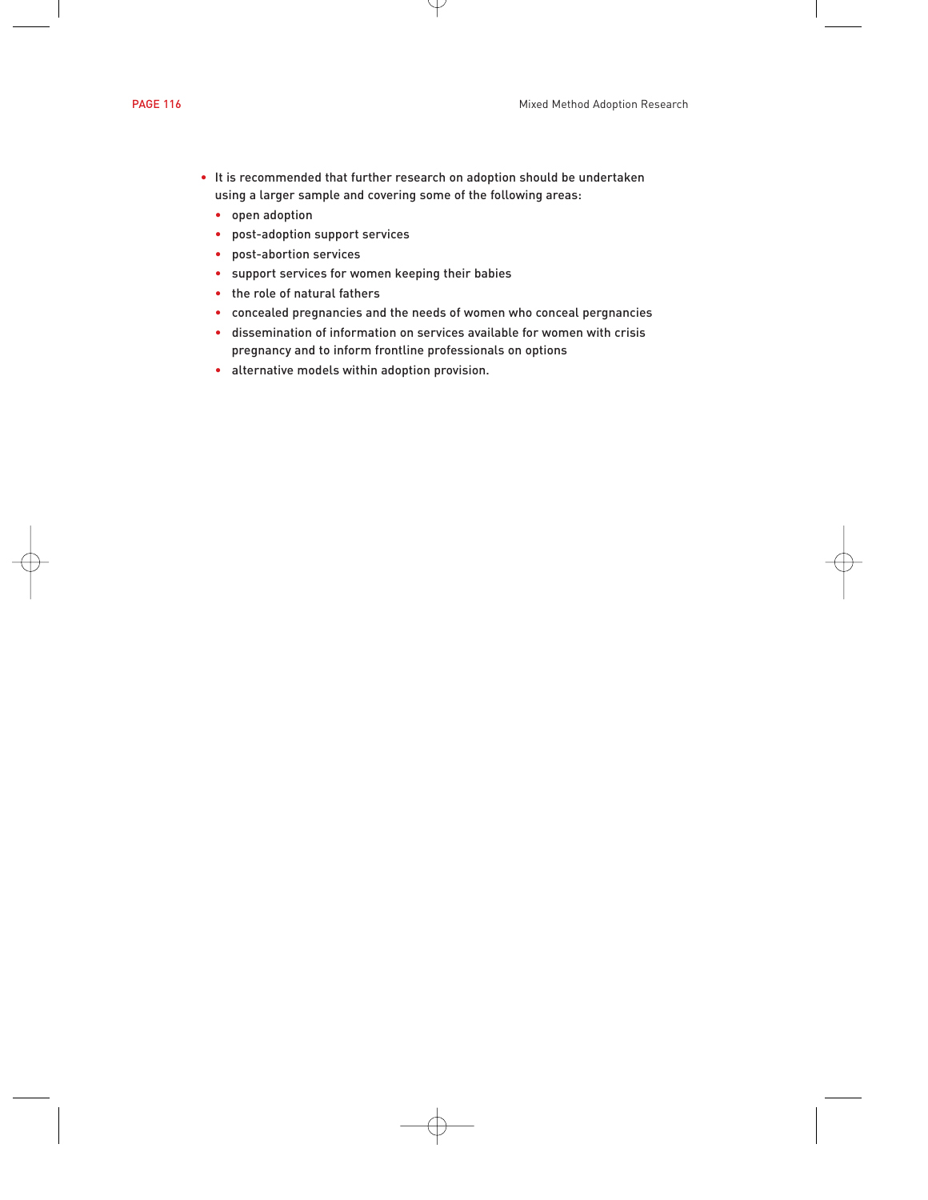- It is recommended that further research on adoption should be undertaken using a larger sample and covering some of the following areas:
  - open adoption
  - post-adoption support services
  - post-abortion services
  - support services for women keeping their babies
  - the role of natural fathers
  - concealed pregnancies and the needs of women who conceal pergnancies
  - dissemination of information on services available for women with crisis pregnancy and to inform frontline professionals on options
  - alternative models within adoption provision.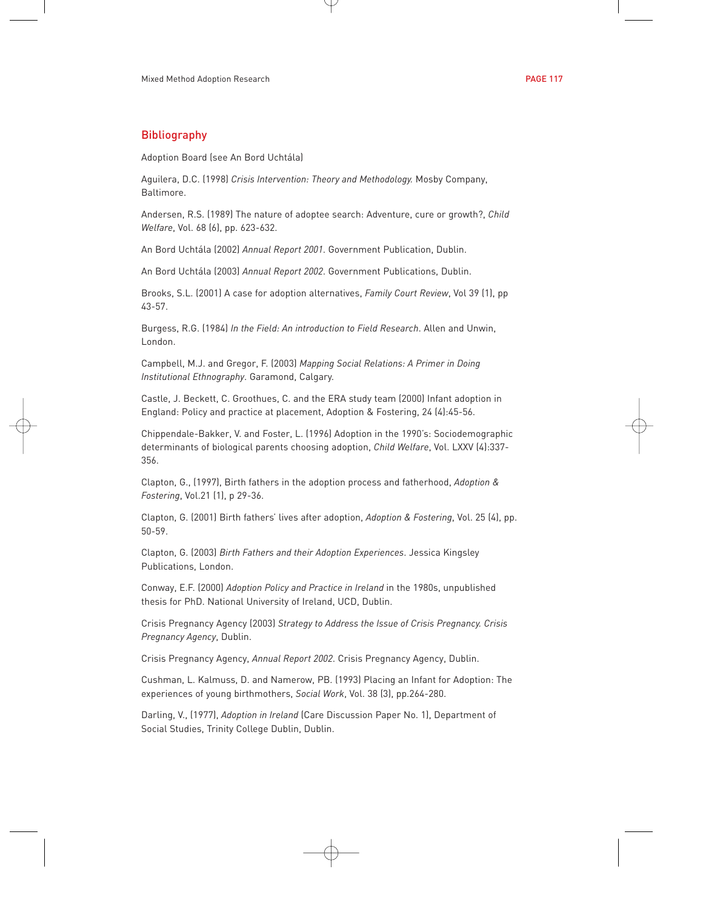## Bibliography

Adoption Board (see An Bord Uchtála)

Aguilera, D.C. (1998) *Crisis Intervention: Theory and Methodology.* Mosby Company, Baltimore.

Andersen, R.S. (1989) The nature of adoptee search: Adventure, cure or growth?, *Child Welfare*, Vol. 68 (6), pp. 623-632.

An Bord Uchtála (2002) *Annual Report 2001.* Government Publication, Dublin.

An Bord Uchtála (2003) *Annual Report 2002.* Government Publications, Dublin.

Brooks, S.L. (2001) A case for adoption alternatives, *Family Court Review*, Vol 39 (1), pp 43-57.

Burgess, R.G. (1984) *In the Field: An introduction to Field Research*. Allen and Unwin, London.

Campbell, M.J. and Gregor, F. (2003) *Mapping Social Relations: A Primer in Doing Institutional Ethnography*. Garamond, Calgary.

Castle, J. Beckett, C. Groothues, C. and the ERA study team (2000) Infant adoption in England: Policy and practice at placement, Adoption & Fostering, 24 (4):45-56.

Chippendale-Bakker, V. and Foster, L. (1996) Adoption in the 1990's: Sociodemographic determinants of biological parents choosing adoption, *Child Welfare*, Vol. LXXV (4):337-356.

Clapton, G., (1997), Birth fathers in the adoption process and fatherhood, *Adoption & Fostering*, Vol.21 (1), p 29-36.

Clapton, G. (2001) Birth fathers' lives after adoption, *Adoption & Fostering*, Vol. 25 (4), pp. 50-59.

Clapton, G. (2003) *Birth Fathers and their Adoption Experiences*. Jessica Kingsley Publications, London.

Conway, E.F. (2000) *Adoption Policy and Practice in Ireland* in the 1980s, unpublished thesis for PhD. National University of Ireland, UCD, Dublin.

Crisis Pregnancy Agency (2003) *Strategy to Address the Issue of Crisis Pregnancy. Crisis Pregnancy Agency*, Dublin.

Crisis Pregnancy Agency, *Annual Report 2002.* Crisis Pregnancy Agency, Dublin.

Cushman, L. Kalmuss, D. and Namerow, PB. (1993) Placing an Infant for Adoption: The experiences of young birthmothers, *Social Work*, Vol. 38 (3), pp.264-280.

Darling, V., (1977), *Adoption in Ireland* (Care Discussion Paper No. 1), Department of Social Studies, Trinity College Dublin, Dublin.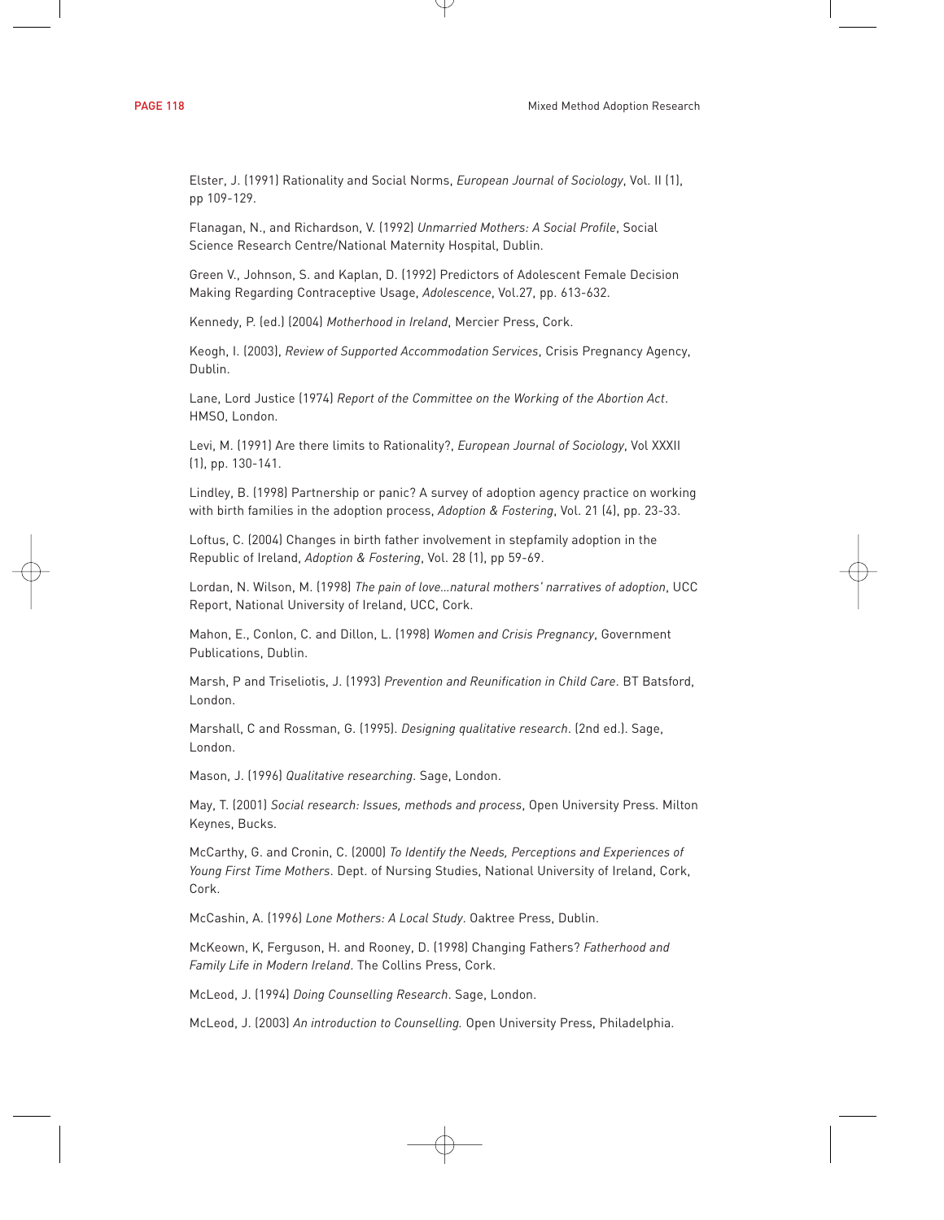Elster, J. (1991) Rationality and Social Norms, *European Journal of Sociology*, Vol. II (1), pp 109-129.

Flanagan, N., and Richardson, V. (1992) *Unmarried Mothers: A Social Profile*, Social Science Research Centre/National Maternity Hospital, Dublin.

Green V., Johnson, S. and Kaplan, D. (1992) Predictors of Adolescent Female Decision Making Regarding Contraceptive Usage, *Adolescence*, Vol.27, pp. 613-632.

Kennedy, P. (ed.) (2004) *Motherhood in Ireland*, Mercier Press, Cork.

Keogh, I. (2003), *Review of Supported Accommodation Services*, Crisis Pregnancy Agency, Dublin.

Lane, Lord Justice (1974) *Report of the Committee on the Working of the Abortion Act*. HMSO, London.

Levi, M. (1991) Are there limits to Rationality?, *European Journal of Sociology*, Vol XXXII (1), pp. 130-141.

Lindley, B. (1998) Partnership or panic? A survey of adoption agency practice on working with birth families in the adoption process, *Adoption & Fostering*, Vol. 21 (4), pp. 23-33.

Loftus, C. (2004) Changes in birth father involvement in stepfamily adoption in the Republic of Ireland, *Adoption & Fostering*, Vol. 28 (1), pp 59-69.

Lordan, N. Wilson, M. (1998) *The pain of love...natural mothers' narratives of adoption*, UCC Report, National University of Ireland, UCC, Cork.

Mahon, E., Conlon, C. and Dillon, L. (1998) *Women and Crisis Pregnancy*, Government Publications, Dublin.

Marsh, P and Triseliotis, J. (1993) *Prevention and Reunification in Child Care*. BT Batsford, London.

Marshall, C and Rossman, G. (1995). *Designing qualitative research*. (2nd ed.). Sage, London.

Mason, J. (1996) *Qualitative researching*. Sage, London.

May, T. (2001) *Social research: Issues, methods and process*, Open University Press. Milton Keynes, Bucks.

McCarthy, G. and Cronin, C. (2000) *To Identify the Needs, Perceptions and Experiences of Young First Time Mothers*. Dept. of Nursing Studies, National University of Ireland, Cork, Cork.

McCashin, A. (1996) *Lone Mothers: A Local Study*. Oaktree Press, Dublin.

McKeown, K, Ferguson, H. and Rooney, D. (1998) Changing Fathers? *Fatherhood and Family Life in Modern Ireland*. The Collins Press, Cork.

McLeod, J. (1994) *Doing Counselling Research*. Sage, London.

McLeod, J. (2003) *An introduction to Counselling.* Open University Press, Philadelphia.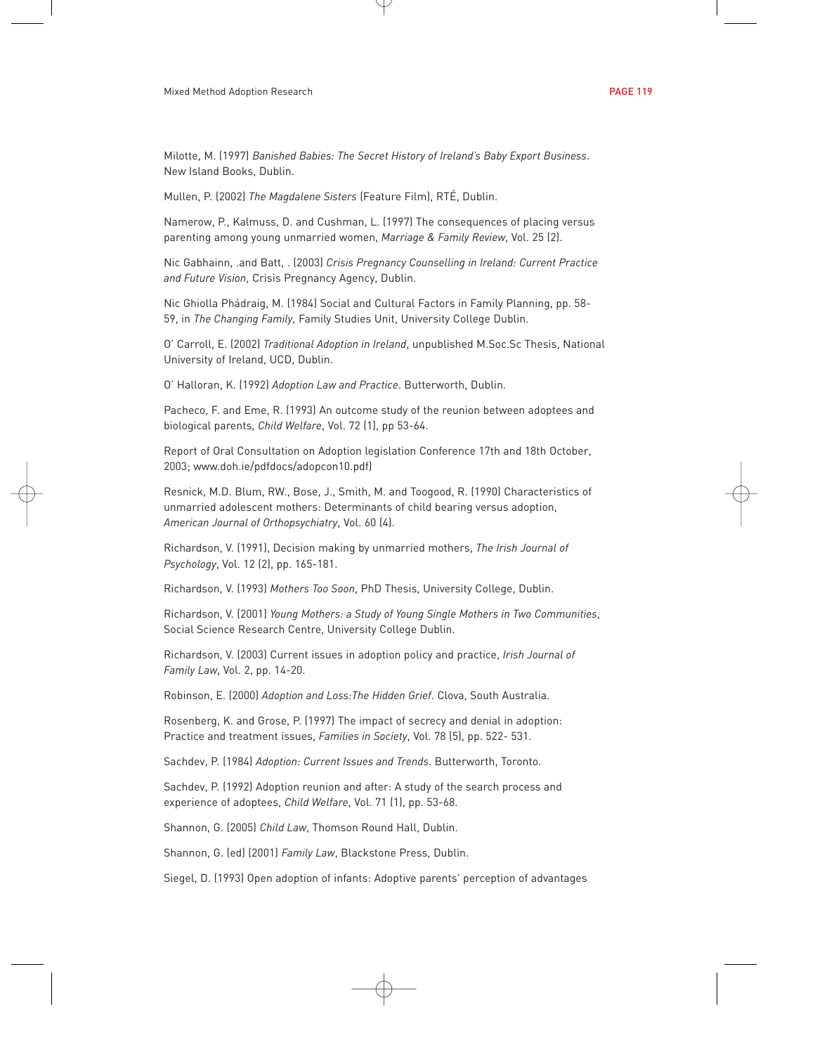Milotte, M. (1997) *Banished Babies: The Secret History of Ireland's Baby Export Business*. New Island Books, Dublin.

Mullen, P. (2002) *The Magdalene Sisters* (Feature Film), RTÉ, Dublin.

Namerow, P., Kalmuss, D. and Cushman, L. (1997) The consequences of placing versus parenting among young unmarried women, *Marriage & Family Review*, Vol. 25 (2).

Nic Gabhainn, .and Batt, . (2003) *Crisis Pregnancy Counselling in Ireland: Current Practice and Future Vision*, Crisis Pregnancy Agency, Dublin.

Nic Ghiolla Phádraig, M. (1984) Social and Cultural Factors in Family Planning, pp. 58-59, in *The Changing Family*, Family Studies Unit, University College Dublin.

O' Carroll, E. (2002) *Traditional Adoption in Ireland*, unpublished M.Soc.Sc Thesis, National University of Ireland, UCD, Dublin.

O' Halloran, K. (1992) *Adoption Law and Practice*. Butterworth, Dublin.

Pacheco, F. and Eme, R. (1993) An outcome study of the reunion between adoptees and biological parents, *Child Welfare*, Vol. 72 (1), pp 53-64.

Report of Oral Consultation on Adoption legislation Conference 17th and 18th October, 2003; www.doh.ie/pdfdocs/adopcon10.pdf)

Resnick, M.D. Blum, RW., Bose, J., Smith, M. and Toogood, R. (1990) Characteristics of unmarried adolescent mothers: Determinants of child bearing versus adoption, *American Journal of Orthopsychiatry*, Vol. 60 (4).

Richardson, V. (1991), Decision making by unmarried mothers, *The Irish Journal of Psychology*, Vol. 12 (2), pp. 165-181.

Richardson, V. (1993) *Mothers Too Soon*, PhD Thesis, University College, Dublin.

Richardson, V. (2001) *Young Mothers: a Study of Young Single Mothers in Two Communities*, Social Science Research Centre, University College Dublin.

Richardson, V. (2003) Current issues in adoption policy and practice, *Irish Journal of Family Law*, Vol. 2, pp. 14-20.

Robinson, E. (2000) *Adoption and Loss:The Hidden Grief*. Clova, South Australia.

Rosenberg, K. and Grose, P. (1997) The impact of secrecy and denial in adoption: Practice and treatment issues, *Families in Society*, Vol. 78 (5), pp. 522- 531.

Sachdev, P. (1984) *Adoption: Current Issues and Trends*. Butterworth, Toronto.

Sachdev, P. (1992) Adoption reunion and after: A study of the search process and experience of adoptees, *Child Welfare*, Vol. 71 (1), pp. 53-68.

Shannon, G. (2005) *Child Law*, Thomson Round Hall, Dublin.

Shannon, G. (ed) (2001) *Family Law*, Blackstone Press, Dublin.

Siegel, D. (1993) Open adoption of infants: Adoptive parents' perception of advantages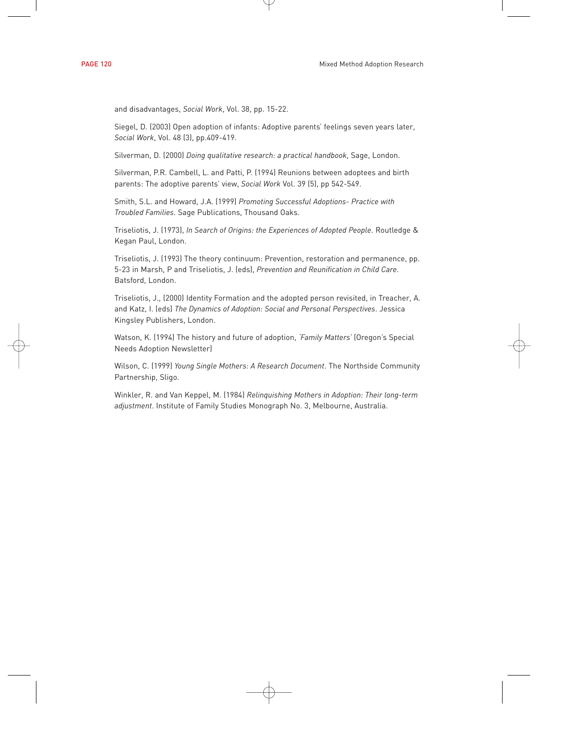and disadvantages, *Social Work*, Vol. 38, pp. 15-22.

Siegel, D. (2003) Open adoption of infants: Adoptive parents' feelings seven years later, *Social Work*, Vol. 48 (3), pp.409-419.

Silverman, D. (2000) *Doing qualitative research: a practical handbook*, Sage, London.

Silverman, P.R. Cambell, L. and Patti, P. (1994) Reunions between adoptees and birth parents: The adoptive parents' view, *Social Work* Vol. 39 (5), pp 542-549.

Smith, S.L. and Howard, J.A. (1999) *Promoting Successful Adoptions- Practice with Troubled Families*. Sage Publications, Thousand Oaks.

Triseliotis, J. (1973), *In Search of Origins: the Experiences of Adopted People*. Routledge & Kegan Paul, London.

Triseliotis, J. (1993) The theory continuum: Prevention, restoration and permanence, pp. 5-23 in Marsh, P and Triseliotis, J. (eds), *Prevention and Reunification in Child Care*. Batsford, London.

Triseliotis, J., (2000) Identity Formation and the adopted person revisited, in Treacher, A. and Katz, I. (eds) *The Dynamics of Adoption: Social and Personal Perspectives*. Jessica Kingsley Publishers, London.

Watson, K. (1994) The history and future of adoption, *'Family Matters'* (Oregon's Special Needs Adoption Newsletter)

Wilson, C. (1999) *Young Single Mothers: A Research Document*. The Northside Community Partnership, Sligo.

Winkler, R. and Van Keppel, M. (1984) *Relinquishing Mothers in Adoption: Their long-term adjustment*. Institute of Family Studies Monograph No. 3, Melbourne, Australia.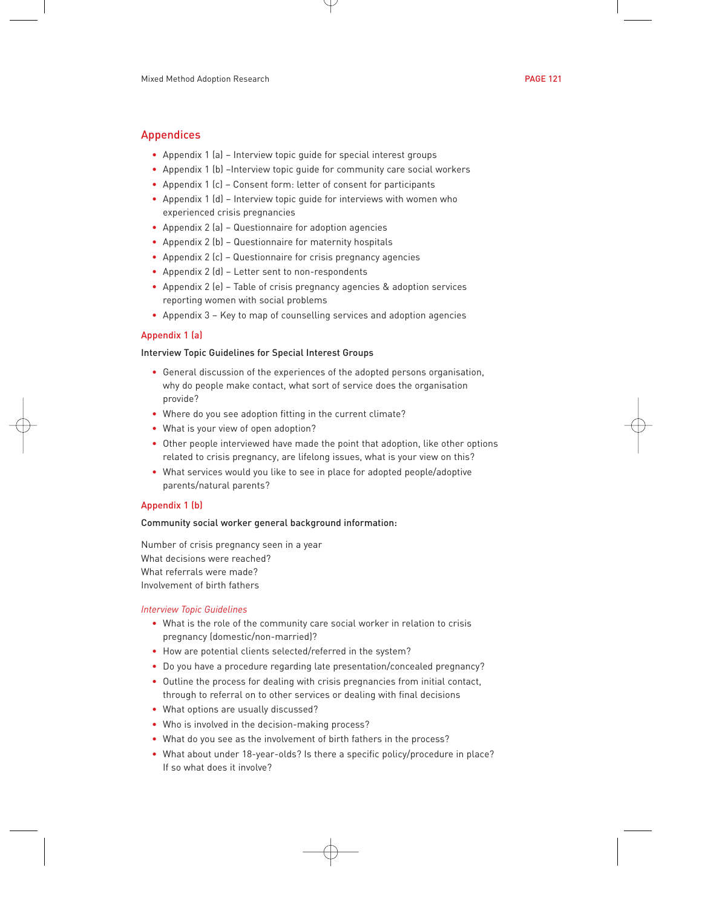## Appendices

- Appendix 1 (a) – Interview topic guide for special interest groups
- Appendix 1 (b) –Interview topic guide for community care social workers
- Appendix 1 (c) – Consent form: letter of consent for participants
- Appendix 1 (d) – Interview topic guide for interviews with women who experienced crisis pregnancies
- Appendix 2 (a) – Questionnaire for adoption agencies
- Appendix 2 (b) – Questionnaire for maternity hospitals
- Appendix 2 (c) – Questionnaire for crisis pregnancy agencies
- Appendix 2 (d) – Letter sent to non-respondents
- Appendix 2 (e) – Table of crisis pregnancy agencies & adoption services reporting women with social problems
- Appendix 3 – Key to map of counselling services and adoption agencies

### Appendix 1 (a)

#### Interview Topic Guidelines for Special Interest Groups

- General discussion of the experiences of the adopted persons organisation, why do people make contact, what sort of service does the organisation provide?
- Where do you see adoption fitting in the current climate?
- What is your view of open adoption?
- Other people interviewed have made the point that adoption, like other options related to crisis pregnancy, are lifelong issues, what is your view on this?
- What services would you like to see in place for adopted people/adoptive parents/natural parents?

### Appendix 1 (b)

#### Community social worker general background information:

Number of crisis pregnancy seen in a year
What decisions were reached?
What referrals were made?
Involvement of birth fathers

*Interview Topic Guidelines*

- What is the role of the community care social worker in relation to crisis pregnancy (domestic/non-married)?
- How are potential clients selected/referred in the system?
- Do you have a procedure regarding late presentation/concealed pregnancy?
- Outline the process for dealing with crisis pregnancies from initial contact, through to referral on to other services or dealing with final decisions
- What options are usually discussed?
- Who is involved in the decision-making process?
- What do you see as the involvement of birth fathers in the process?
- What about under 18-year-olds? Is there a specific policy/procedure in place? If so what does it involve?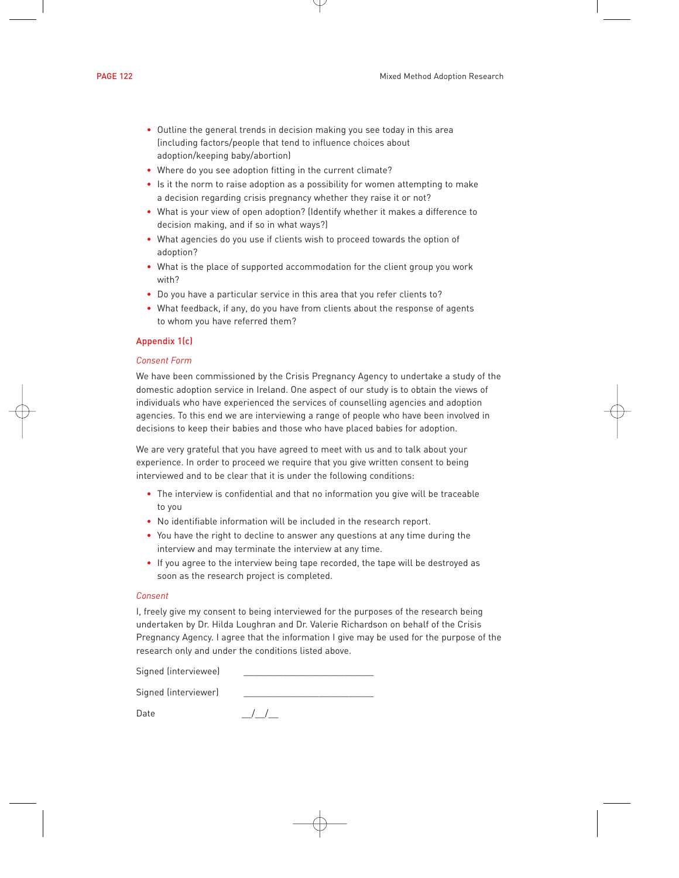- Outline the general trends in decision making you see today in this area (including factors/people that tend to influence choices about adoption/keeping baby/abortion)
- Where do you see adoption fitting in the current climate?
- Is it the norm to raise adoption as a possibility for women attempting to make a decision regarding crisis pregnancy whether they raise it or not?
- What is your view of open adoption? (Identify whether it makes a difference to decision making, and if so in what ways?)
- What agencies do you use if clients wish to proceed towards the option of adoption?
- What is the place of supported accommodation for the client group you work with?
- Do you have a particular service in this area that you refer clients to?
- What feedback, if any, do you have from clients about the response of agents to whom you have referred them?

## Appendix 1(c)

*Consent Form*

We have been commissioned by the Crisis Pregnancy Agency to undertake a study of the domestic adoption service in Ireland. One aspect of our study is to obtain the views of individuals who have experienced the services of counselling agencies and adoption agencies. To this end we are interviewing a range of people who have been involved in decisions to keep their babies and those who have placed babies for adoption.

We are very grateful that you have agreed to meet with us and to talk about your experience. In order to proceed we require that you give written consent to being interviewed and to be clear that it is under the following conditions:

- The interview is confidential and that no information you give will be traceable to you
- No identifiable information will be included in the research report.
- You have the right to decline to answer any questions at any time during the interview and may terminate the interview at any time.
- If you agree to the interview being tape recorded, the tape will be destroyed as soon as the research project is completed.

*Consent*

I, freely give my consent to being interviewed for the purposes of the research being undertaken by Dr. Hilda Loughran and Dr. Valerie Richardson on behalf of the Crisis Pregnancy Agency. I agree that the information I give may be used for the purpose of the research only and under the conditions listed above.

Signed (interviewee) ___________________________

Signed (interviewer) ___________________________

Date __/__/__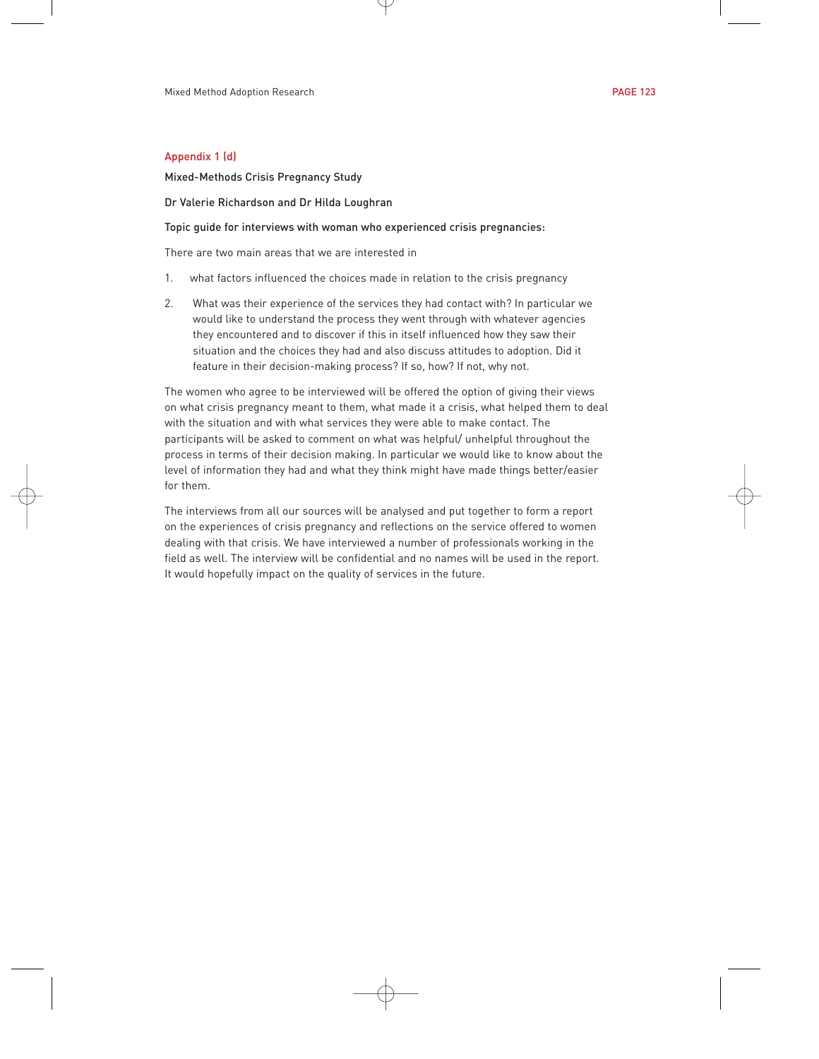## Appendix 1 (d)

Mixed-Methods Crisis Pregnancy Study

Dr Valerie Richardson and Dr Hilda Loughran

Topic guide for interviews with woman who experienced crisis pregnancies:

There are two main areas that we are interested in

1. what factors influenced the choices made in relation to the crisis pregnancy
2. What was their experience of the services they had contact with? In particular we would like to understand the process they went through with whatever agencies they encountered and to discover if this in itself influenced how they saw their situation and the choices they had and also discuss attitudes to adoption. Did it feature in their decision-making process? If so, how? If not, why not.

The women who agree to be interviewed will be offered the option of giving their views on what crisis pregnancy meant to them, what made it a crisis, what helped them to deal with the situation and with what services they were able to make contact. The participants will be asked to comment on what was helpful/ unhelpful throughout the process in terms of their decision making. In particular we would like to know about the level of information they had and what they think might have made things better/easier for them.

The interviews from all our sources will be analysed and put together to form a report on the experiences of crisis pregnancy and reflections on the service offered to women dealing with that crisis. We have interviewed a number of professionals working in the field as well. The interview will be confidential and no names will be used in the report. It would hopefully impact on the quality of services in the future.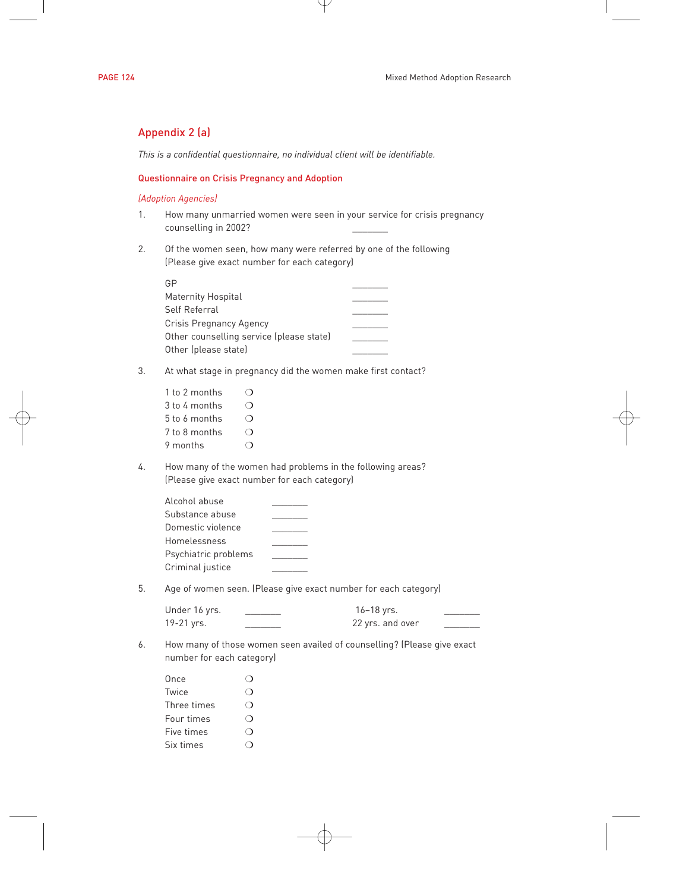## Appendix 2 (a)

*This is a confidential questionnaire, no individual client will be identifiable.*

### Questionnaire on Crisis Pregnancy and Adoption

*(Adoption Agencies)*

1. How many unmarried women were seen in your service for crisis pregnancy counselling in 2002? \_\_\_\_\_\_\_\_

2. Of the women seen, how many were referred by one of the following (Please give exact number for each category)

   GP \_\_\_\_\_\_\_\_
   Maternity Hospital \_\_\_\_\_\_\_\_
   Self Referral \_\_\_\_\_\_\_\_
   Crisis Pregnancy Agency \_\_\_\_\_\_\_\_
   Other counselling service (please state) \_\_\_\_\_\_\_\_
   Other (please state) \_\_\_\_\_\_\_\_

3. At what stage in pregnancy did the women make first contact?

   1 to 2 months ❍
   3 to 4 months ❍
   5 to 6 months ❍
   7 to 8 months ❍
   9 months ❍

4. How many of the women had problems in the following areas? (Please give exact number for each category)

   Alcohol abuse \_\_\_\_\_\_\_\_
   Substance abuse \_\_\_\_\_\_\_\_
   Domestic violence \_\_\_\_\_\_\_\_
   Homelessness \_\_\_\_\_\_\_\_
   Psychiatric problems \_\_\_\_\_\_\_\_
   Criminal justice \_\_\_\_\_\_\_\_

5. Age of women seen. (Please give exact number for each category)

   Under 16 yrs. \_\_\_\_\_\_\_\_ 16–18 yrs. \_\_\_\_\_\_\_\_
   19-21 yrs. \_\_\_\_\_\_\_\_ 22 yrs. and over \_\_\_\_\_\_\_\_

6. How many of those women seen availed of counselling? (Please give exact number for each category)

   Once ❍
   Twice ❍
   Three times ❍
   Four times ❍
   Five times ❍
   Six times ❍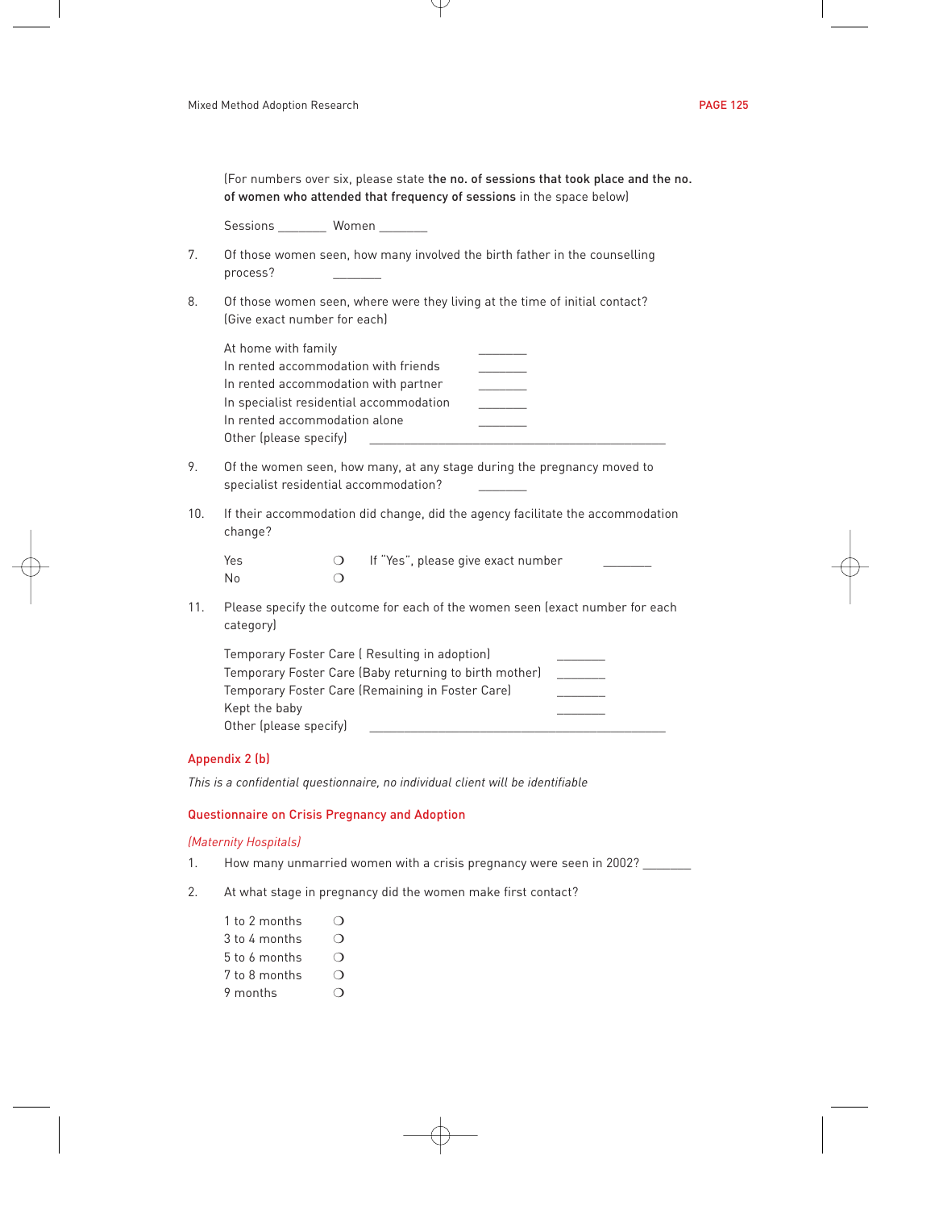(For numbers over six, please state **the no. of sessions that took place and the no. of women who attended that frequency of sessions** in the space below)

Sessions _______ Women _______

7. Of those women seen, how many involved the birth father in the counselling process? _______

8. Of those women seen, where were they living at the time of initial contact? (Give exact number for each)

   At home with family _______
   In rented accommodation with friends _______
   In rented accommodation with partner _______
   In specialist residential accommodation _______
   In rented accommodation alone _______
   Other (please specify) _______________________________________

9. Of the women seen, how many, at any stage during the pregnancy moved to specialist residential accommodation? _______

10. If their accommodation did change, did the agency facilitate the accommodation change?

    Yes ❍ If "Yes", please give exact number _______
    No ❍

11. Please specify the outcome for each of the women seen (exact number for each category)

    Temporary Foster Care ( Resulting in adoption) _______
    Temporary Foster Care (Baby returning to birth mother) _______
    Temporary Foster Care (Remaining in Foster Care) _______
    Kept the baby _______
    Other (please specify) _______________________________________

## Appendix 2 (b)

*This is a confidential questionnaire, no individual client will be identifiable*

### Questionnaire on Crisis Pregnancy and Adoption

*(Maternity Hospitals)*

1. How many unmarried women with a crisis pregnancy were seen in 2002? _______

2. At what stage in pregnancy did the women make first contact?

   1 to 2 months ❍
   3 to 4 months ❍
   5 to 6 months ❍
   7 to 8 months ❍
   9 months ❍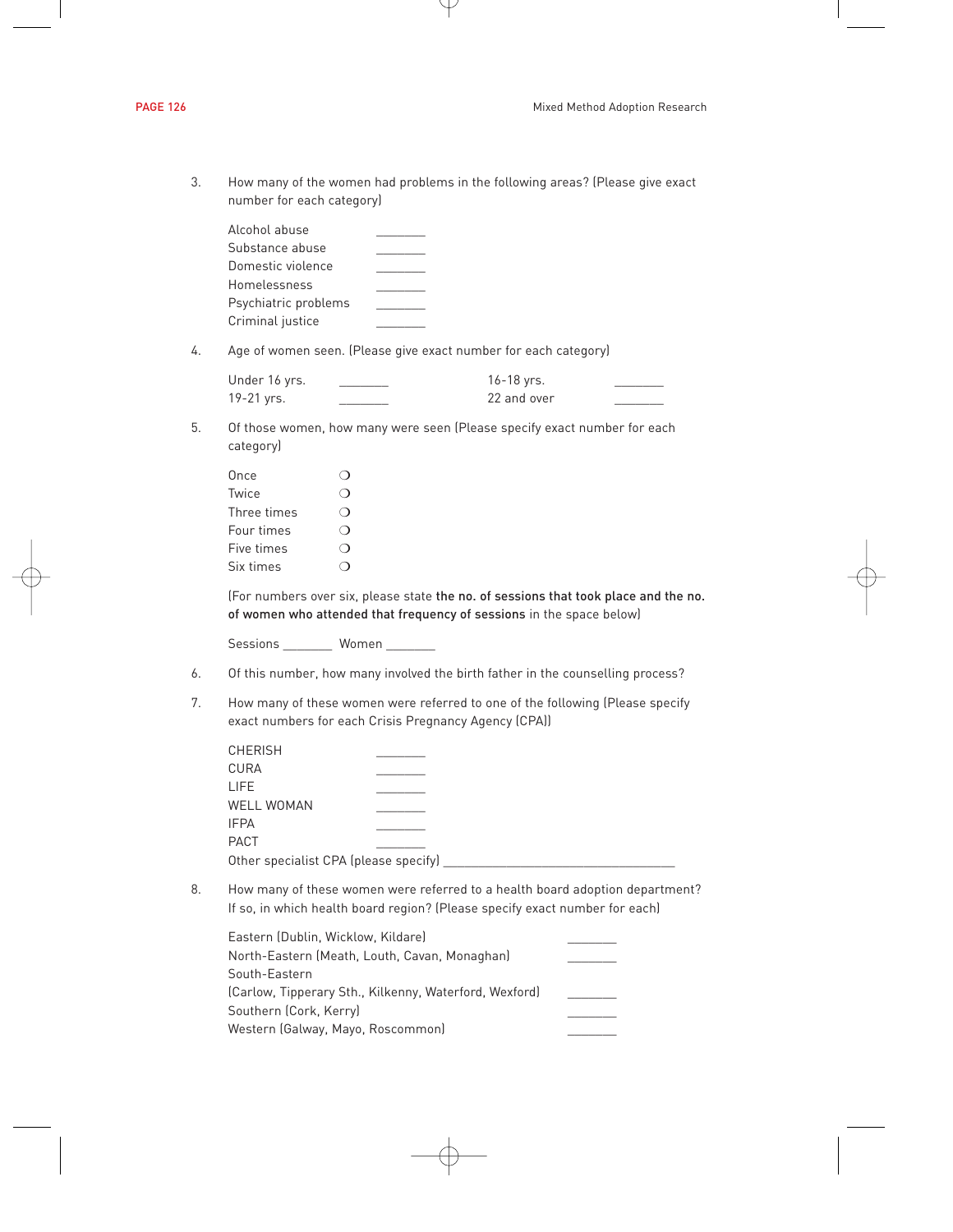3. How many of the women had problems in the following areas? (Please give exact number for each category)

   | | |
   |---|---|
   | Alcohol abuse | _______ |
   | Substance abuse | _______ |
   | Domestic violence | _______ |
   | Homelessness | _______ |
   | Psychiatric problems | _______ |
   | Criminal justice | _______ |

4. Age of women seen. (Please give exact number for each category)

   | | | | |
   |---|---|---|---|
   | Under 16 yrs. | _______ | 16-18 yrs. | _______ |
   | 19-21 yrs. | _______ | 22 and over | _______ |

5. Of those women, how many were seen (Please specify exact number for each category)

   - Once ❍
   - Twice ❍
   - Three times ❍
   - Four times ❍
   - Five times ❍
   - Six times ❍

   (For numbers over six, please state **the no. of sessions that took place and the no. of women who attended that frequency of sessions** in the space below)

   Sessions _______ Women _______

6. Of this number, how many involved the birth father in the counselling process?

7. How many of these women were referred to one of the following (Please specify exact numbers for each Crisis Pregnancy Agency (CPA))

   | | |
   |---|---|
   | CHERISH | _______ |
   | CURA | _______ |
   | LIFE | _______ |
   | WELL WOMAN | _______ |
   | IFPA | _______ |
   | PACT | _______ |

   Other specialist CPA (please specify) _________________________________

8. How many of these women were referred to a health board adoption department? If so, in which health board region? (Please specify exact number for each)

   | | |
   |---|---|
   | Eastern (Dublin, Wicklow, Kildare) | _______ |
   | North-Eastern (Meath, Louth, Cavan, Monaghan) | _______ |
   | South-Eastern (Carlow, Tipperary Sth., Kilkenny, Waterford, Wexford) | _______ |
   | Southern (Cork, Kerry) | _______ |
   | Western (Galway, Mayo, Roscommon) | _______ |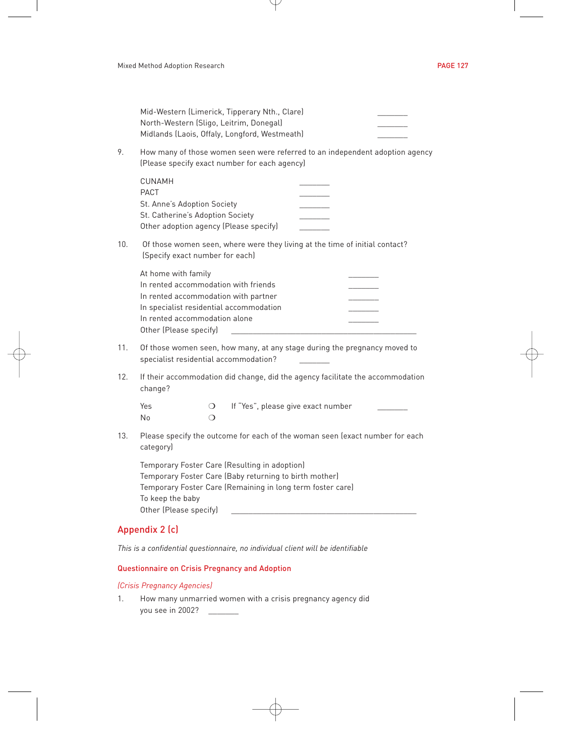Mid-Western (Limerick, Tipperary Nth., Clare) \_\_\_\_\_\_\_
North-Western (Sligo, Leitrim, Donegal) \_\_\_\_\_\_\_
Midlands (Laois, Offaly, Longford, Westmeath) \_\_\_\_\_\_\_

9. How many of those women seen were referred to an independent adoption agency (Please specify exact number for each agency)

   CUNAMH \_\_\_\_\_\_\_
   PACT \_\_\_\_\_\_\_
   St. Anne's Adoption Society \_\_\_\_\_\_\_
   St. Catherine's Adoption Society \_\_\_\_\_\_\_
   Other adoption agency (Please specify) \_\_\_\_\_\_\_

10. Of those women seen, where were they living at the time of initial contact? (Specify exact number for each)

    At home with family \_\_\_\_\_\_\_
    In rented accommodation with friends \_\_\_\_\_\_\_
    In rented accommodation with partner \_\_\_\_\_\_\_
    In specialist residential accommodation \_\_\_\_\_\_\_
    In rented accommodation alone \_\_\_\_\_\_\_
    Other (Please specify) \_\_\_\_\_\_\_\_\_\_\_\_\_\_\_\_\_\_\_\_\_\_\_\_\_\_\_\_\_\_\_\_\_\_\_\_\_\_\_\_\_\_

11. Of those women seen, how many, at any stage during the pregnancy moved to specialist residential accommodation? \_\_\_\_\_\_\_

12. If their accommodation did change, did the agency facilitate the accommodation change?

    Yes ❍ If "Yes", please give exact number \_\_\_\_\_\_\_
    No ❍

13. Please specify the outcome for each of the woman seen (exact number for each category)

    Temporary Foster Care (Resulting in adoption)
    Temporary Foster Care (Baby returning to birth mother)
    Temporary Foster Care (Remaining in long term foster care)
    To keep the baby
    Other (Please specify) \_\_\_\_\_\_\_\_\_\_\_\_\_\_\_\_\_\_\_\_\_\_\_\_\_\_\_\_\_\_\_\_\_\_\_\_\_\_\_\_\_\_

## Appendix 2 (c)

*This is a confidential questionnaire, no individual client will be identifiable*

### Questionnaire on Crisis Pregnancy and Adoption

*(Crisis Pregnancy Agencies)*

1. How many unmarried women with a crisis pregnancy agency did you see in 2002? \_\_\_\_\_\_\_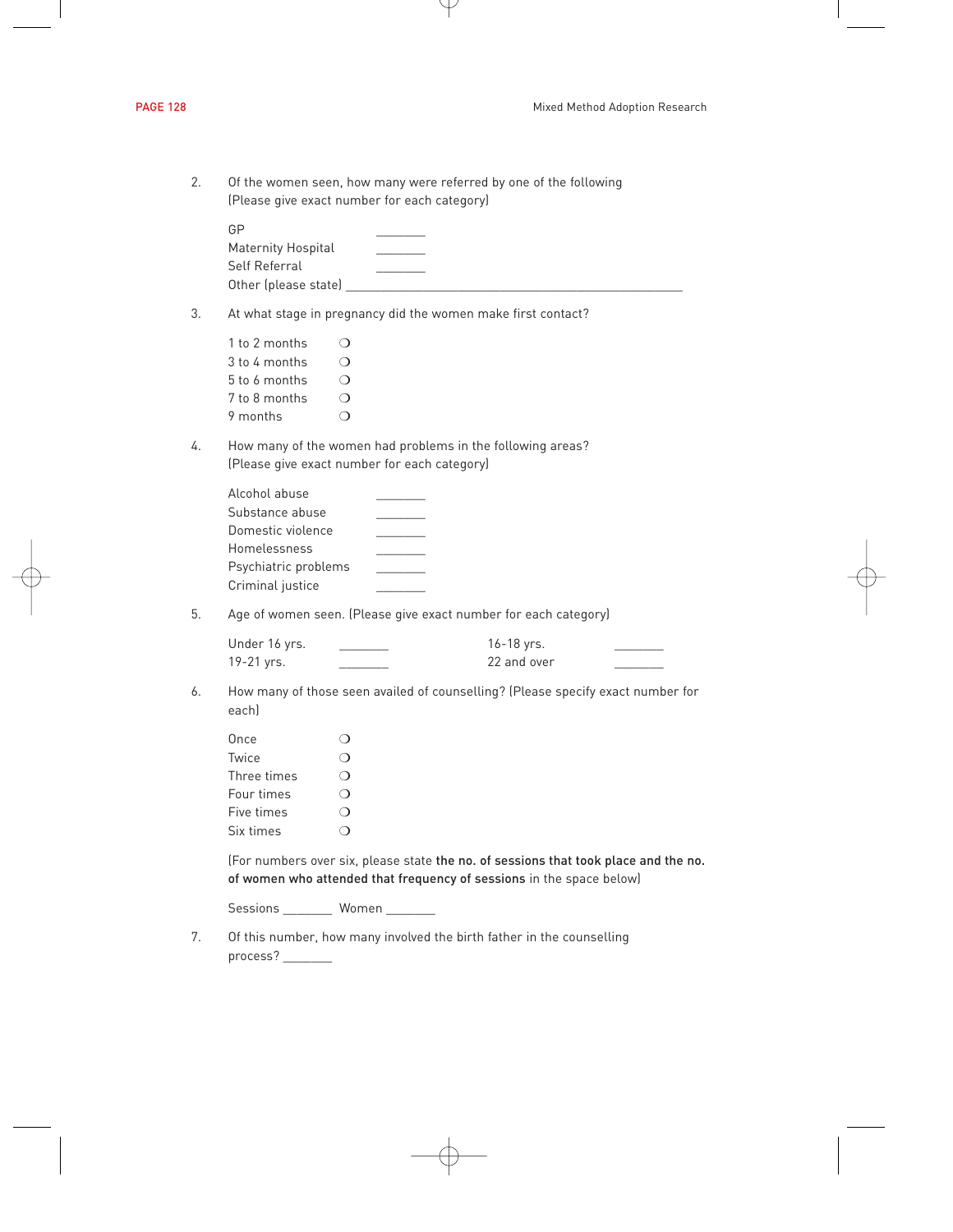2. Of the women seen, how many were referred by one of the following (Please give exact number for each category)

   GP _______
   Maternity Hospital _______
   Self Referral _______
   Other (please state) _______________________________________________

3. At what stage in pregnancy did the women make first contact?

   1 to 2 months ❍
   3 to 4 months ❍
   5 to 6 months ❍
   7 to 8 months ❍
   9 months ❍

4. How many of the women had problems in the following areas? (Please give exact number for each category)

   Alcohol abuse _______
   Substance abuse _______
   Domestic violence _______
   Homelessness _______
   Psychiatric problems _______
   Criminal justice _______

5. Age of women seen. (Please give exact number for each category)

   Under 16 yrs. _______ 16-18 yrs. _______
   19-21 yrs. _______ 22 and over _______

6. How many of those seen availed of counselling? (Please specify exact number for each)

   Once ❍
   Twice ❍
   Three times ❍
   Four times ❍
   Five times ❍
   Six times ❍

   (For numbers over six, please state the no. of sessions that took place and the no. of women who attended that frequency of sessions in the space below)

   Sessions _______ Women _______

7. Of this number, how many involved the birth father in the counselling process? _______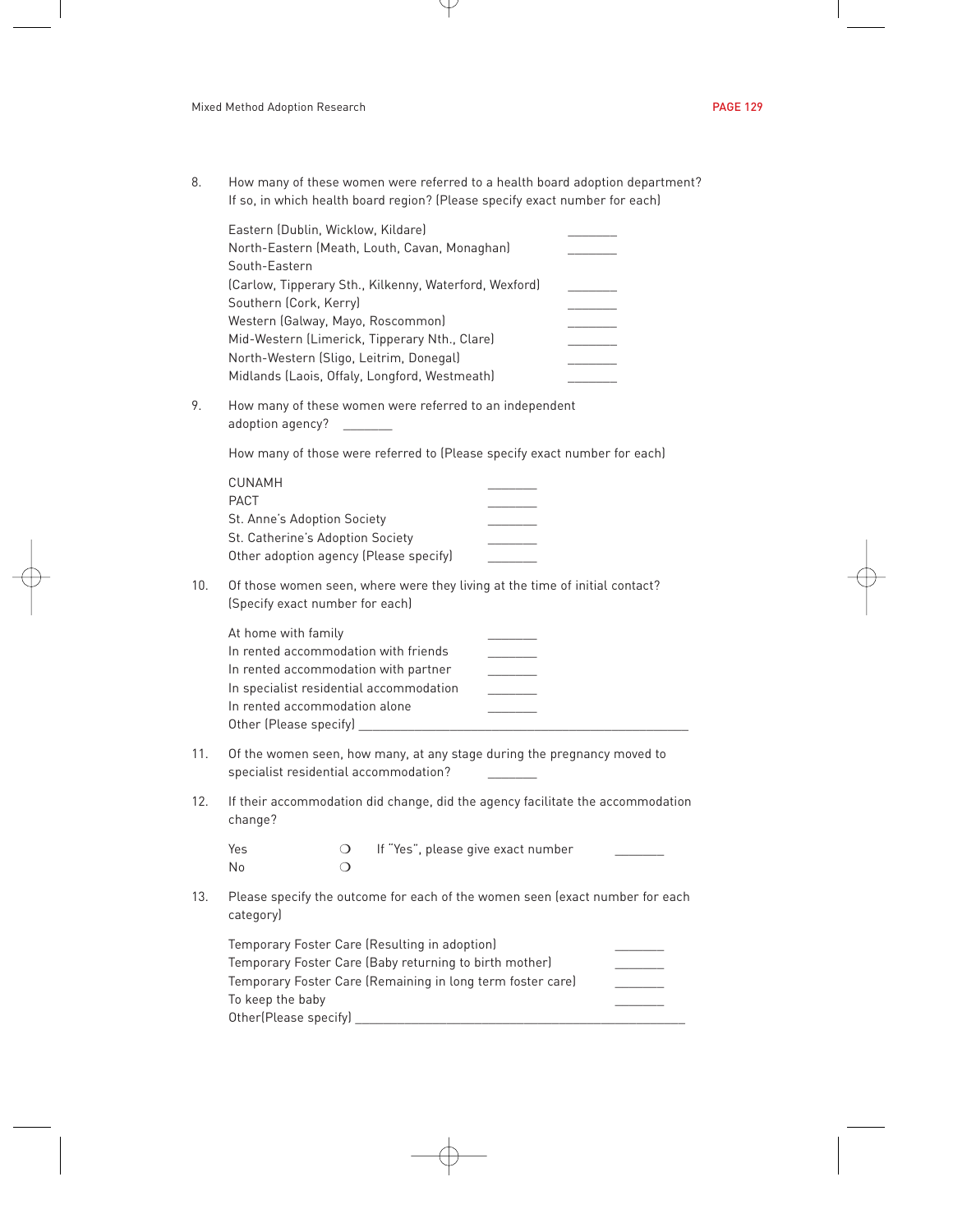8. How many of these women were referred to a health board adoption department? If so, in which health board region? (Please specify exact number for each)

| | |
|---|---|
| Eastern (Dublin, Wicklow, Kildare) | _______ |
| North-Eastern (Meath, Louth, Cavan, Monaghan) | _______ |
| South-Eastern (Carlow, Tipperary Sth., Kilkenny, Waterford, Wexford) | _______ |
| Southern (Cork, Kerry) | _______ |
| Western (Galway, Mayo, Roscommon) | _______ |
| Mid-Western (Limerick, Tipperary Nth., Clare) | _______ |
| North-Western (Sligo, Leitrim, Donegal) | _______ |
| Midlands (Laois, Offaly, Longford, Westmeath) | _______ |

9. How many of these women were referred to an independent adoption agency? _______

   How many of those were referred to (Please specify exact number for each)

| | |
|---|---|
| CUNAMH | _______ |
| PACT | _______ |
| St. Anne's Adoption Society | _______ |
| St. Catherine's Adoption Society | _______ |
| Other adoption agency (Please specify) | _______ |

10. Of those women seen, where were they living at the time of initial contact? (Specify exact number for each)

| | |
|---|---|
| At home with family | _______ |
| In rented accommodation with friends | _______ |
| In rented accommodation with partner | _______ |
| In specialist residential accommodation | _______ |
| In rented accommodation alone | _______ |

   Other (Please specify) _______________________________________________

11. Of the women seen, how many, at any stage during the pregnancy moved to specialist residential accommodation? _______

12. If their accommodation did change, did the agency facilitate the accommodation change?

   Yes ❍ If "Yes", please give exact number _______
   
   No ❍

13. Please specify the outcome for each of the women seen (exact number for each category)

| | |
|---|---|
| Temporary Foster Care (Resulting in adoption) | _______ |
| Temporary Foster Care (Baby returning to birth mother) | _______ |
| Temporary Foster Care (Remaining in long term foster care) | _______ |
| To keep the baby | _______ |

   Other(Please specify) _______________________________________________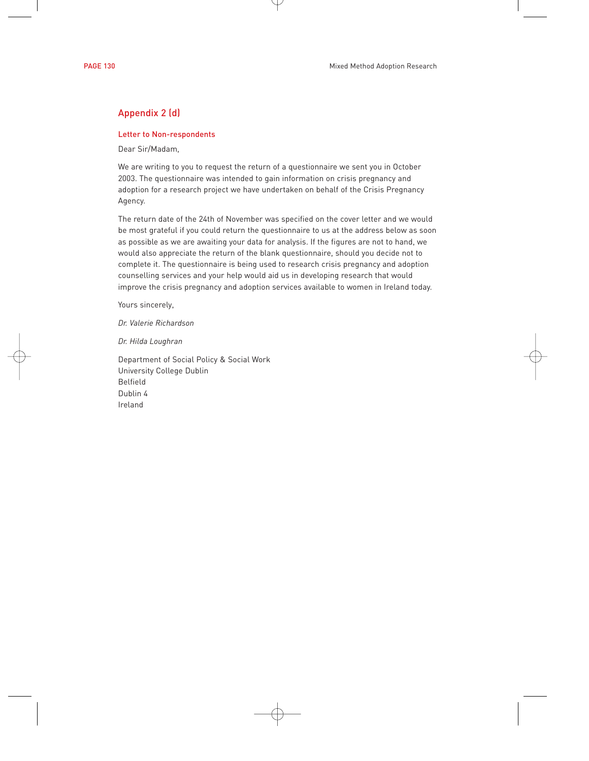## Appendix 2 (d)

### Letter to Non-respondents

Dear Sir/Madam,

We are writing to you to request the return of a questionnaire we sent you in October 2003. The questionnaire was intended to gain information on crisis pregnancy and adoption for a research project we have undertaken on behalf of the Crisis Pregnancy Agency.

The return date of the 24th of November was specified on the cover letter and we would be most grateful if you could return the questionnaire to us at the address below as soon as possible as we are awaiting your data for analysis. If the figures are not to hand, we would also appreciate the return of the blank questionnaire, should you decide not to complete it. The questionnaire is being used to research crisis pregnancy and adoption counselling services and your help would aid us in developing research that would improve the crisis pregnancy and adoption services available to women in Ireland today.

Yours sincerely,

*Dr. Valerie Richardson*

*Dr. Hilda Loughran*

Department of Social Policy & Social Work
University College Dublin
Belfield
Dublin 4
Ireland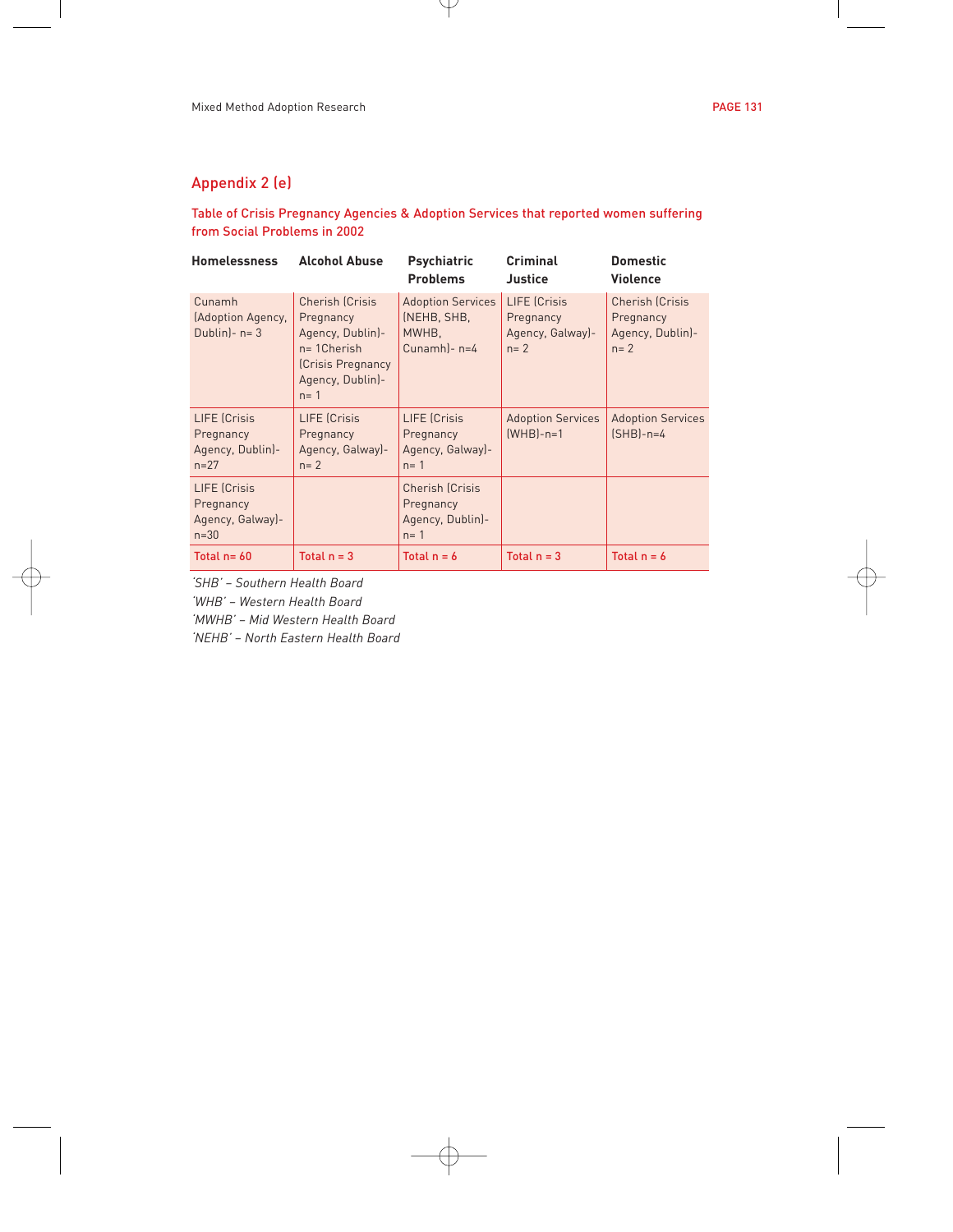## Appendix 2 (e)

### Table of Crisis Pregnancy Agencies & Adoption Services that reported women suffering from Social Problems in 2002

| Homelessness | Alcohol Abuse | Psychiatric Problems | Criminal Justice | Domestic Violence |
|---|---|---|---|---|
| Cunamh (Adoption Agency, Dublin)- n= 3 | Cherish (Crisis Pregnancy Agency, Dublin)- n= 1Cherish (Crisis Pregnancy Agency, Dublin)- n= 1 | Adoption Services (NEHB, SHB, MWHB, Cunamh)- n=4 | LIFE (Crisis Pregnancy Agency, Galway)- n= 2 | Cherish (Crisis Pregnancy Agency, Dublin)- n= 2 |
| LIFE (Crisis Pregnancy Agency, Dublin)- n=27 | LIFE (Crisis Pregnancy Agency, Galway)- n= 2 | LIFE (Crisis Pregnancy Agency, Galway)- n= 1 | Adoption Services (WHB)-n=1 | Adoption Services (SHB)-n=4 |
| LIFE (Crisis Pregnancy Agency, Galway)- n=30 | | Cherish (Crisis Pregnancy Agency, Dublin)- n= 1 | | |
| Total n= 60 | Total n = 3 | Total n = 6 | Total n = 3 | Total n = 6 |

*'SHB' – Southern Health Board*
*'WHB' – Western Health Board*
*'MWHB' – Mid Western Health Board*
*'NEHB' – North Eastern Health Board*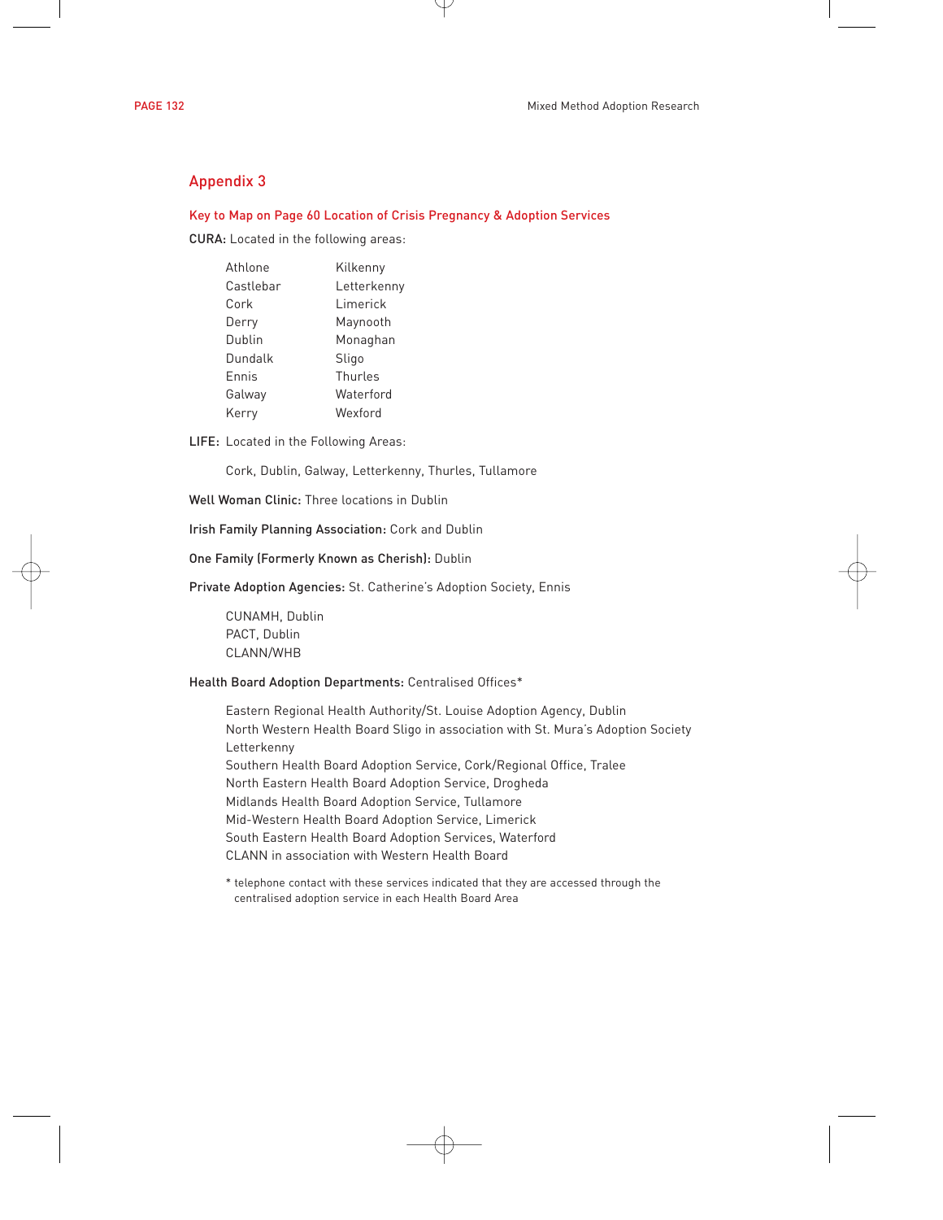## Appendix 3

### Key to Map on Page 60 Location of Crisis Pregnancy & Adoption Services

**CURA:** Located in the following areas:

| | |
|---|---|
| Athlone | Kilkenny |
| Castlebar | Letterkenny |
| Cork | Limerick |
| Derry | Maynooth |
| Dublin | Monaghan |
| Dundalk | Sligo |
| Ennis | Thurles |
| Galway | Waterford |
| Kerry | Wexford |

**LIFE:** Located in the Following Areas:

Cork, Dublin, Galway, Letterkenny, Thurles, Tullamore

**Well Woman Clinic:** Three locations in Dublin

**Irish Family Planning Association:** Cork and Dublin

**One Family (Formerly Known as Cherish):** Dublin

**Private Adoption Agencies:** St. Catherine's Adoption Society, Ennis

CUNAMH, Dublin
PACT, Dublin
CLANN/WHB

**Health Board Adoption Departments:** Centralised Offices*

Eastern Regional Health Authority/St. Louise Adoption Agency, Dublin
North Western Health Board Sligo in association with St. Mura's Adoption Society Letterkenny
Southern Health Board Adoption Service, Cork/Regional Office, Tralee
North Eastern Health Board Adoption Service, Drogheda
Midlands Health Board Adoption Service, Tullamore
Mid-Western Health Board Adoption Service, Limerick
South Eastern Health Board Adoption Services, Waterford
CLANN in association with Western Health Board

* telephone contact with these services indicated that they are accessed through the centralised adoption service in each Health Board Area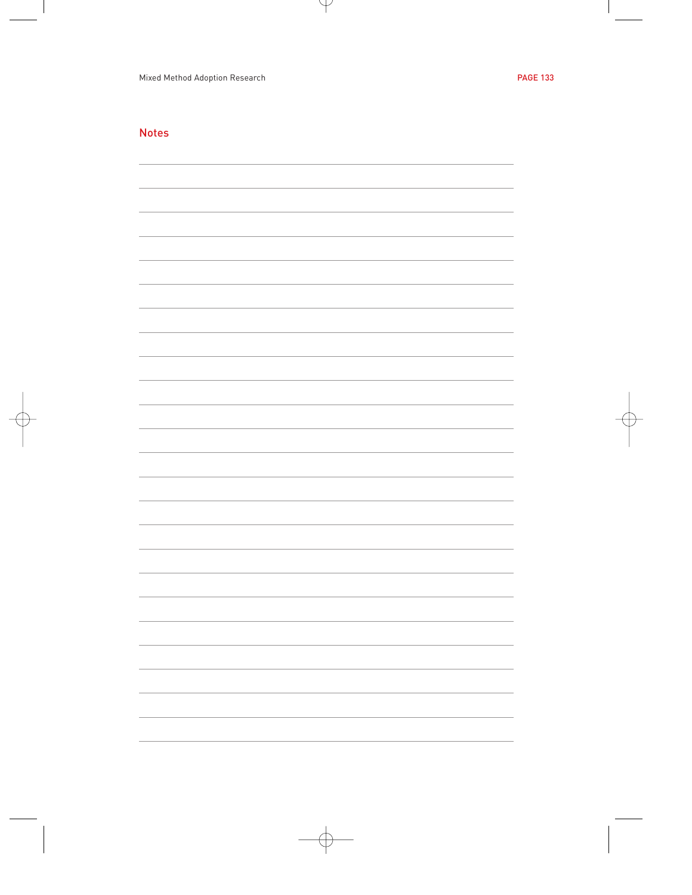## Notes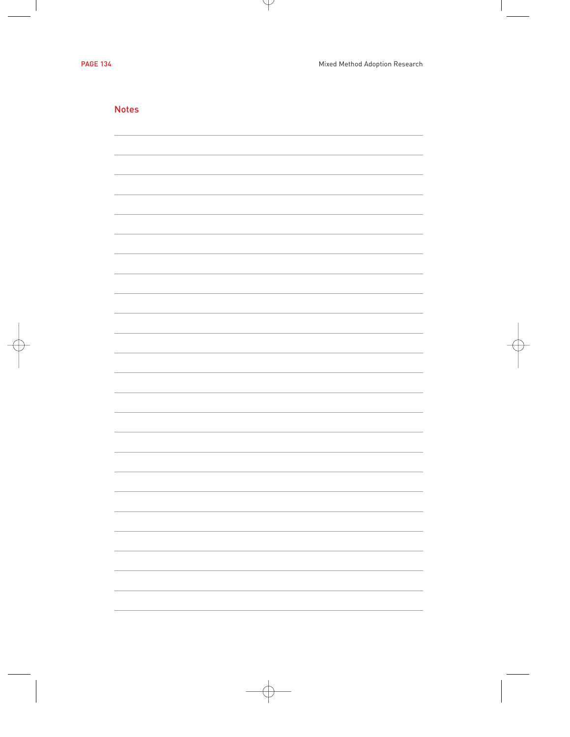## Notes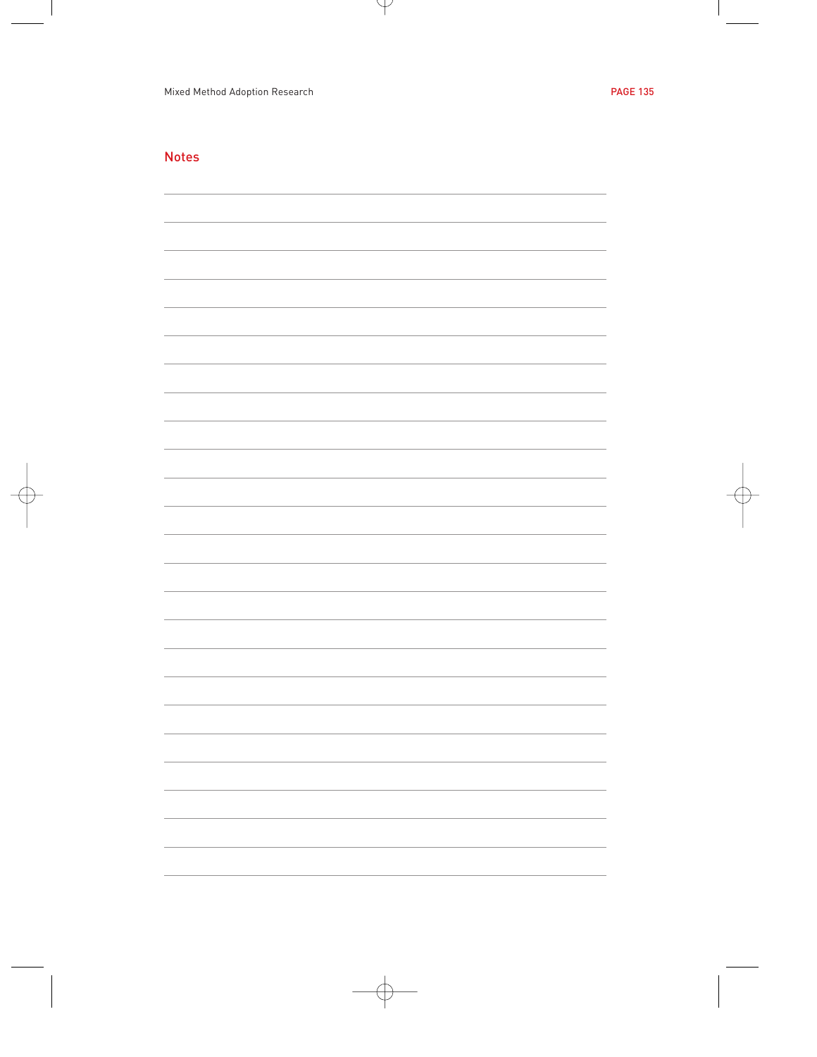## Notes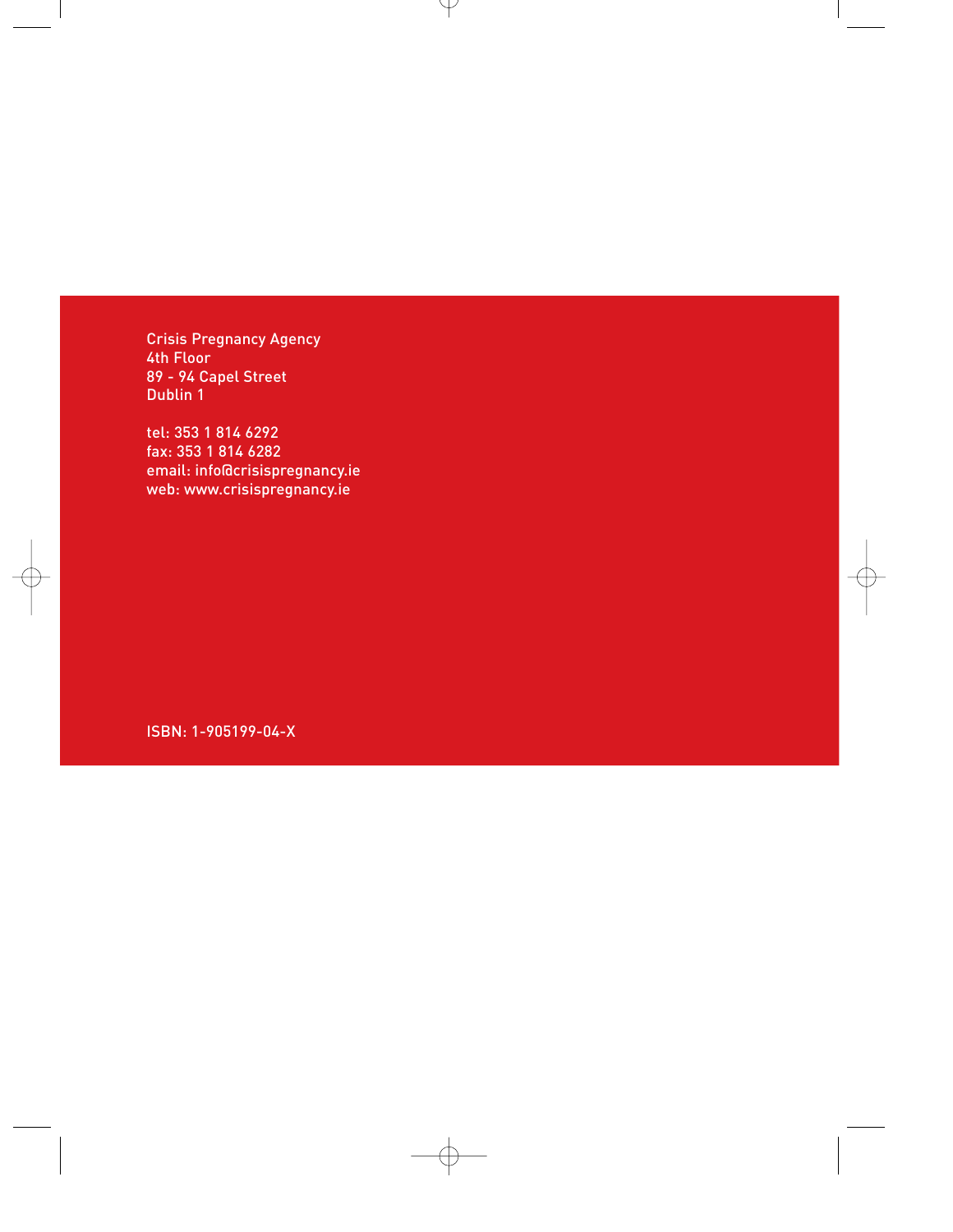Crisis Pregnancy Agency
4th Floor
89 - 94 Capel Street
Dublin 1

tel: 353 1 814 6292
fax: 353 1 814 6282
email: info@crisispregnancy.ie
web: www.crisispregnancy.ie

ISBN: 1-905199-04-X